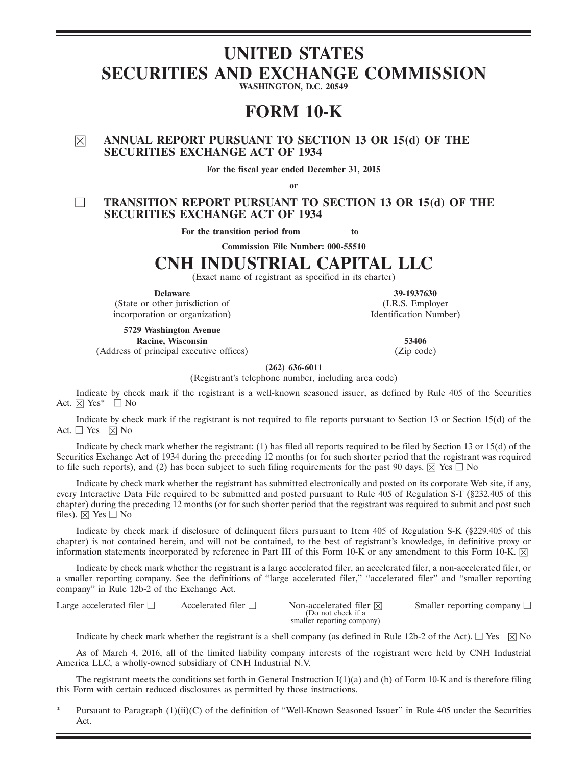# UNITED STATES
# SECURITIES AND EXCHANGE COMMISSION

**WASHINGTON, D.C. 20549**

# FORM 10-K

☒ **ANNUAL REPORT PURSUANT TO SECTION 13 OR 15(d) OF THE SECURITIES EXCHANGE ACT OF 1934**

**For the fiscal year ended December 31, 2015**

**or**

☐ **TRANSITION REPORT PURSUANT TO SECTION 13 OR 15(d) OF THE SECURITIES EXCHANGE ACT OF 1934**

**For the transition period from to**

**Commission File Number: 000-55510**

# CNH INDUSTRIAL CAPITAL LLC

(Exact name of registrant as specified in its charter)

| | |
|---|---|
| **Delaware** | **39-1937630** |
| (State or other jurisdiction of incorporation or organization) | (I.R.S. Employer Identification Number) |
| **5729 Washington Avenue** **Racine, Wisconsin** | **53406** |
| (Address of principal executive offices) | (Zip code) |

**(262) 636-6011**

(Registrant's telephone number, including area code)

Indicate by check mark if the registrant is a well-known seasoned issuer, as defined by Rule 405 of the Securities Act. ☒ Yes* ☐ No

Indicate by check mark if the registrant is not required to file reports pursuant to Section 13 or Section 15(d) of the Act. ☐ Yes ☒ No

Indicate by check mark whether the registrant: (1) has filed all reports required to be filed by Section 13 or 15(d) of the Securities Exchange Act of 1934 during the preceding 12 months (or for such shorter period that the registrant was required to file such reports), and (2) has been subject to such filing requirements for the past 90 days. ☒ Yes ☐ No

Indicate by check mark whether the registrant has submitted electronically and posted on its corporate Web site, if any, every Interactive Data File required to be submitted and posted pursuant to Rule 405 of Regulation S-T (§232.405 of this chapter) during the preceding 12 months (or for such shorter period that the registrant was required to submit and post such files). ☒ Yes ☐ No

Indicate by check mark if disclosure of delinquent filers pursuant to Item 405 of Regulation S-K (§229.405 of this chapter) is not contained herein, and will not be contained, to the best of registrant's knowledge, in definitive proxy or information statements incorporated by reference in Part III of this Form 10-K or any amendment to this Form 10-K. ☒

Indicate by check mark whether the registrant is a large accelerated filer, an accelerated filer, a non-accelerated filer, or a smaller reporting company. See the definitions of "large accelerated filer," "accelerated filer" and "smaller reporting company" in Rule 12b-2 of the Exchange Act.

Large accelerated filer ☐ Accelerated filer ☐ Non-accelerated filer ☒ (Do not check if a smaller reporting company) Smaller reporting company ☐

Indicate by check mark whether the registrant is a shell company (as defined in Rule 12b-2 of the Act). ☐ Yes ☒ No

As of March 4, 2016, all of the limited liability company interests of the registrant were held by CNH Industrial America LLC, a wholly-owned subsidiary of CNH Industrial N.V.

The registrant meets the conditions set forth in General Instruction I(1)(a) and (b) of Form 10-K and is therefore filing this Form with certain reduced disclosures as permitted by those instructions.

* Pursuant to Paragraph (1)(ii)(C) of the definition of "Well-Known Seasoned Issuer" in Rule 405 under the Securities Act.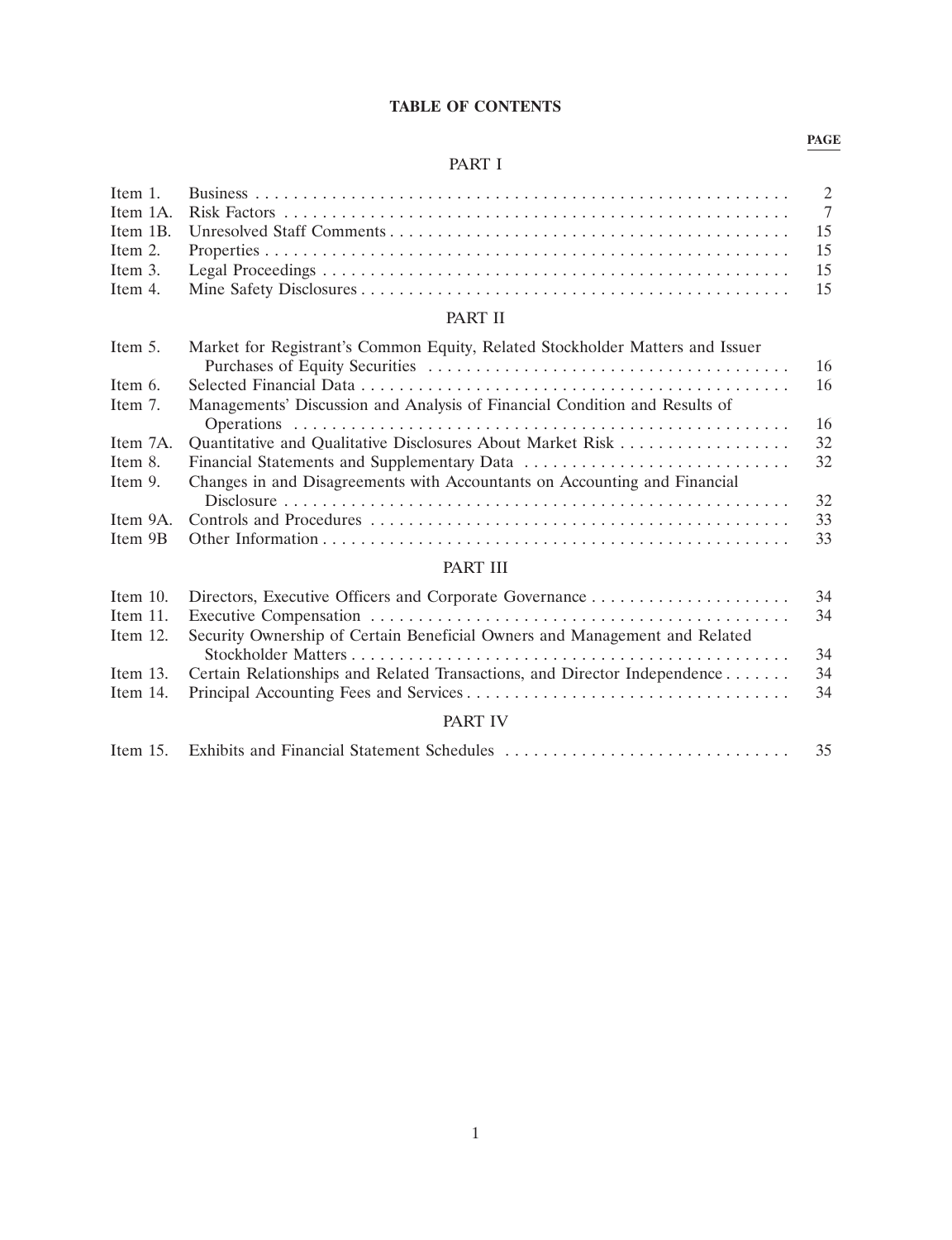# TABLE OF CONTENTS

| | | PAGE |
|---|---|---|
| **PART I** | | |
| Item 1. | Business | 2 |
| Item 1A. | Risk Factors | 7 |
| Item 1B. | Unresolved Staff Comments | 15 |
| Item 2. | Properties | 15 |
| Item 3. | Legal Proceedings | 15 |
| Item 4. | Mine Safety Disclosures | 15 |
| **PART II** | | |
| Item 5. | Market for Registrant's Common Equity, Related Stockholder Matters and Issuer Purchases of Equity Securities | 16 |
| Item 6. | Selected Financial Data | 16 |
| Item 7. | Managements' Discussion and Analysis of Financial Condition and Results of Operations | 16 |
| Item 7A. | Quantitative and Qualitative Disclosures About Market Risk | 32 |
| Item 8. | Financial Statements and Supplementary Data | 32 |
| Item 9. | Changes in and Disagreements with Accountants on Accounting and Financial Disclosure | 32 |
| Item 9A. | Controls and Procedures | 33 |
| Item 9B | Other Information | 33 |
| **PART III** | | |
| Item 10. | Directors, Executive Officers and Corporate Governance | 34 |
| Item 11. | Executive Compensation | 34 |
| Item 12. | Security Ownership of Certain Beneficial Owners and Management and Related Stockholder Matters | 34 |
| Item 13. | Certain Relationships and Related Transactions, and Director Independence | 34 |
| Item 14. | Principal Accounting Fees and Services | 34 |
| **PART IV** | | |
| Item 15. | Exhibits and Financial Statement Schedules | 35 |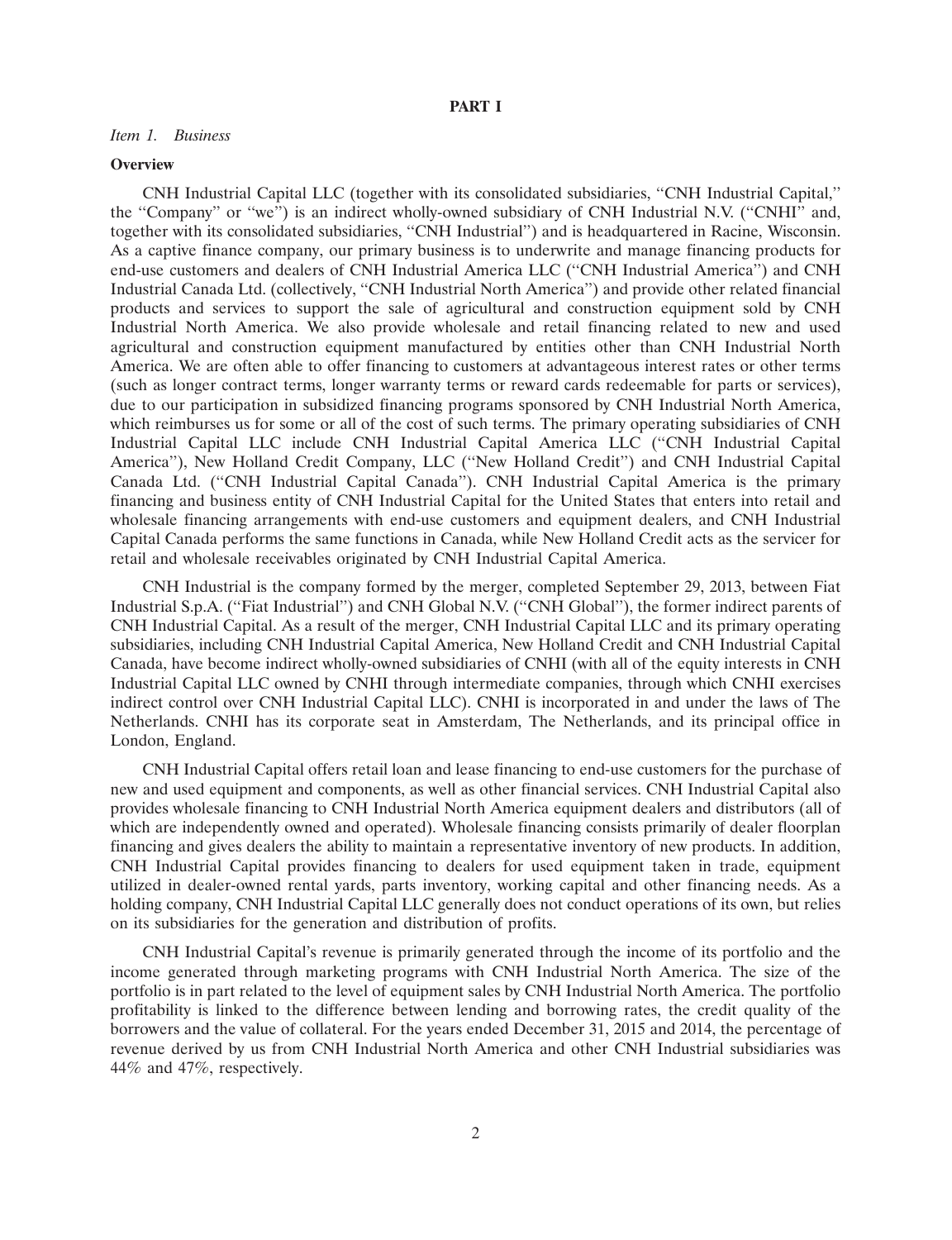# PART I

*Item 1. Business*

## Overview

CNH Industrial Capital LLC (together with its consolidated subsidiaries, "CNH Industrial Capital," the "Company" or "we") is an indirect wholly-owned subsidiary of CNH Industrial N.V. ("CNHI" and, together with its consolidated subsidiaries, "CNH Industrial") and is headquartered in Racine, Wisconsin. As a captive finance company, our primary business is to underwrite and manage financing products for end-use customers and dealers of CNH Industrial America LLC ("CNH Industrial America") and CNH Industrial Canada Ltd. (collectively, "CNH Industrial North America") and provide other related financial products and services to support the sale of agricultural and construction equipment sold by CNH Industrial North America. We also provide wholesale and retail financing related to new and used agricultural and construction equipment manufactured by entities other than CNH Industrial North America. We are often able to offer financing to customers at advantageous interest rates or other terms (such as longer contract terms, longer warranty terms or reward cards redeemable for parts or services), due to our participation in subsidized financing programs sponsored by CNH Industrial North America, which reimburses us for some or all of the cost of such terms. The primary operating subsidiaries of CNH Industrial Capital LLC include CNH Industrial Capital America LLC ("CNH Industrial Capital America"), New Holland Credit Company, LLC ("New Holland Credit") and CNH Industrial Capital Canada Ltd. ("CNH Industrial Capital Canada"). CNH Industrial Capital America is the primary financing and business entity of CNH Industrial Capital for the United States that enters into retail and wholesale financing arrangements with end-use customers and equipment dealers, and CNH Industrial Capital Canada performs the same functions in Canada, while New Holland Credit acts as the servicer for retail and wholesale receivables originated by CNH Industrial Capital America.

CNH Industrial is the company formed by the merger, completed September 29, 2013, between Fiat Industrial S.p.A. ("Fiat Industrial") and CNH Global N.V. ("CNH Global"), the former indirect parents of CNH Industrial Capital. As a result of the merger, CNH Industrial Capital LLC and its primary operating subsidiaries, including CNH Industrial Capital America, New Holland Credit and CNH Industrial Capital Canada, have become indirect wholly-owned subsidiaries of CNHI (with all of the equity interests in CNH Industrial Capital LLC owned by CNHI through intermediate companies, through which CNHI exercises indirect control over CNH Industrial Capital LLC). CNHI is incorporated in and under the laws of The Netherlands. CNHI has its corporate seat in Amsterdam, The Netherlands, and its principal office in London, England.

CNH Industrial Capital offers retail loan and lease financing to end-use customers for the purchase of new and used equipment and components, as well as other financial services. CNH Industrial Capital also provides wholesale financing to CNH Industrial North America equipment dealers and distributors (all of which are independently owned and operated). Wholesale financing consists primarily of dealer floorplan financing and gives dealers the ability to maintain a representative inventory of new products. In addition, CNH Industrial Capital provides financing to dealers for used equipment taken in trade, equipment utilized in dealer-owned rental yards, parts inventory, working capital and other financing needs. As a holding company, CNH Industrial Capital LLC generally does not conduct operations of its own, but relies on its subsidiaries for the generation and distribution of profits.

CNH Industrial Capital's revenue is primarily generated through the income of its portfolio and the income generated through marketing programs with CNH Industrial North America. The size of the portfolio is in part related to the level of equipment sales by CNH Industrial North America. The portfolio profitability is linked to the difference between lending and borrowing rates, the credit quality of the borrowers and the value of collateral. For the years ended December 31, 2015 and 2014, the percentage of revenue derived by us from CNH Industrial North America and other CNH Industrial subsidiaries was 44% and 47%, respectively.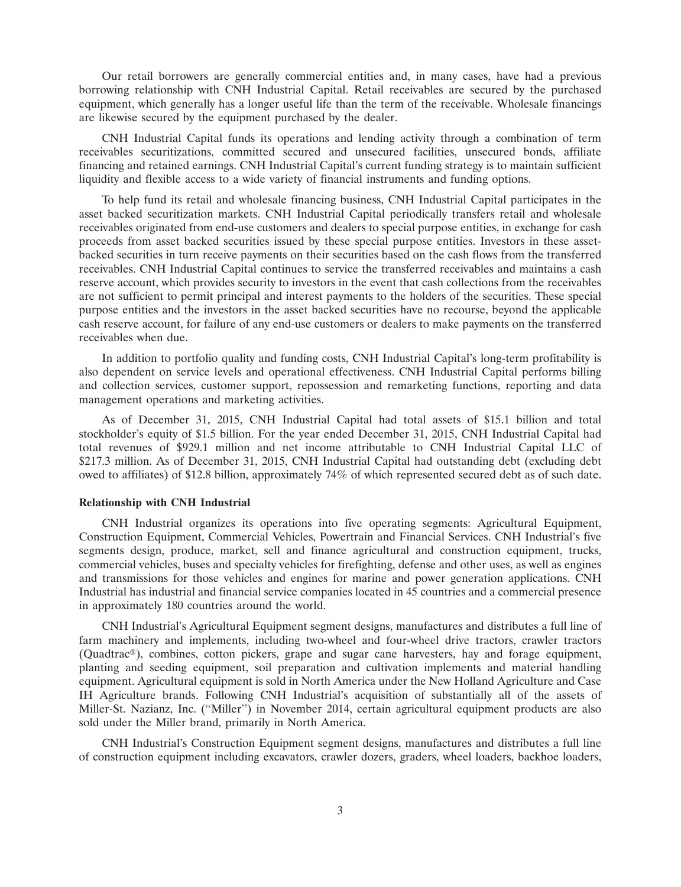Our retail borrowers are generally commercial entities and, in many cases, have had a previous borrowing relationship with CNH Industrial Capital. Retail receivables are secured by the purchased equipment, which generally has a longer useful life than the term of the receivable. Wholesale financings are likewise secured by the equipment purchased by the dealer.

CNH Industrial Capital funds its operations and lending activity through a combination of term receivables securitizations, committed secured and unsecured facilities, unsecured bonds, affiliate financing and retained earnings. CNH Industrial Capital's current funding strategy is to maintain sufficient liquidity and flexible access to a wide variety of financial instruments and funding options.

To help fund its retail and wholesale financing business, CNH Industrial Capital participates in the asset backed securitization markets. CNH Industrial Capital periodically transfers retail and wholesale receivables originated from end-use customers and dealers to special purpose entities, in exchange for cash proceeds from asset backed securities issued by these special purpose entities. Investors in these asset-backed securities in turn receive payments on their securities based on the cash flows from the transferred receivables. CNH Industrial Capital continues to service the transferred receivables and maintains a cash reserve account, which provides security to investors in the event that cash collections from the receivables are not sufficient to permit principal and interest payments to the holders of the securities. These special purpose entities and the investors in the asset backed securities have no recourse, beyond the applicable cash reserve account, for failure of any end-use customers or dealers to make payments on the transferred receivables when due.

In addition to portfolio quality and funding costs, CNH Industrial Capital's long-term profitability is also dependent on service levels and operational effectiveness. CNH Industrial Capital performs billing and collection services, customer support, repossession and remarketing functions, reporting and data management operations and marketing activities.

As of December 31, 2015, CNH Industrial Capital had total assets of $15.1 billion and total stockholder's equity of $1.5 billion. For the year ended December 31, 2015, CNH Industrial Capital had total revenues of $929.1 million and net income attributable to CNH Industrial Capital LLC of $217.3 million. As of December 31, 2015, CNH Industrial Capital had outstanding debt (excluding debt owed to affiliates) of $12.8 billion, approximately 74% of which represented secured debt as of such date.

**Relationship with CNH Industrial**

CNH Industrial organizes its operations into five operating segments: Agricultural Equipment, Construction Equipment, Commercial Vehicles, Powertrain and Financial Services. CNH Industrial's five segments design, produce, market, sell and finance agricultural and construction equipment, trucks, commercial vehicles, buses and specialty vehicles for firefighting, defense and other uses, as well as engines and transmissions for those vehicles and engines for marine and power generation applications. CNH Industrial has industrial and financial service companies located in 45 countries and a commercial presence in approximately 180 countries around the world.

CNH Industrial's Agricultural Equipment segment designs, manufactures and distributes a full line of farm machinery and implements, including two-wheel and four-wheel drive tractors, crawler tractors (Quadtrac®), combines, cotton pickers, grape and sugar cane harvesters, hay and forage equipment, planting and seeding equipment, soil preparation and cultivation implements and material handling equipment. Agricultural equipment is sold in North America under the New Holland Agriculture and Case IH Agriculture brands. Following CNH Industrial's acquisition of substantially all of the assets of Miller-St. Nazianz, Inc. ("Miller") in November 2014, certain agricultural equipment products are also sold under the Miller brand, primarily in North America.

CNH Industrial's Construction Equipment segment designs, manufactures and distributes a full line of construction equipment including excavators, crawler dozers, graders, wheel loaders, backhoe loaders,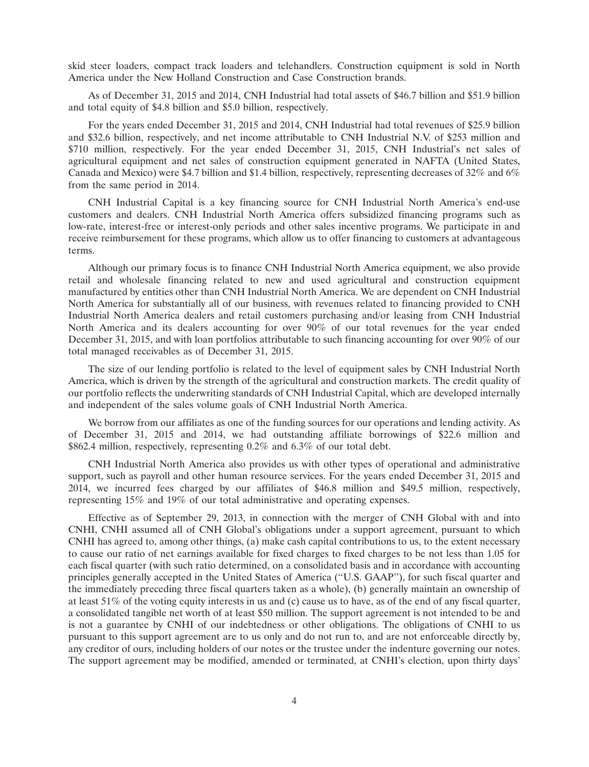skid steer loaders, compact track loaders and telehandlers. Construction equipment is sold in North America under the New Holland Construction and Case Construction brands.

As of December 31, 2015 and 2014, CNH Industrial had total assets of $46.7 billion and $51.9 billion and total equity of $4.8 billion and $5.0 billion, respectively.

For the years ended December 31, 2015 and 2014, CNH Industrial had total revenues of $25.9 billion and $32.6 billion, respectively, and net income attributable to CNH Industrial N.V. of $253 million and $710 million, respectively. For the year ended December 31, 2015, CNH Industrial's net sales of agricultural equipment and net sales of construction equipment generated in NAFTA (United States, Canada and Mexico) were $4.7 billion and $1.4 billion, respectively, representing decreases of 32% and 6% from the same period in 2014.

CNH Industrial Capital is a key financing source for CNH Industrial North America's end-use customers and dealers. CNH Industrial North America offers subsidized financing programs such as low-rate, interest-free or interest-only periods and other sales incentive programs. We participate in and receive reimbursement for these programs, which allow us to offer financing to customers at advantageous terms.

Although our primary focus is to finance CNH Industrial North America equipment, we also provide retail and wholesale financing related to new and used agricultural and construction equipment manufactured by entities other than CNH Industrial North America. We are dependent on CNH Industrial North America for substantially all of our business, with revenues related to financing provided to CNH Industrial North America dealers and retail customers purchasing and/or leasing from CNH Industrial North America and its dealers accounting for over 90% of our total revenues for the year ended December 31, 2015, and with loan portfolios attributable to such financing accounting for over 90% of our total managed receivables as of December 31, 2015.

The size of our lending portfolio is related to the level of equipment sales by CNH Industrial North America, which is driven by the strength of the agricultural and construction markets. The credit quality of our portfolio reflects the underwriting standards of CNH Industrial Capital, which are developed internally and independent of the sales volume goals of CNH Industrial North America.

We borrow from our affiliates as one of the funding sources for our operations and lending activity. As of December 31, 2015 and 2014, we had outstanding affiliate borrowings of $22.6 million and $862.4 million, respectively, representing 0.2% and 6.3% of our total debt.

CNH Industrial North America also provides us with other types of operational and administrative support, such as payroll and other human resource services. For the years ended December 31, 2015 and 2014, we incurred fees charged by our affiliates of $46.8 million and $49.5 million, respectively, representing 15% and 19% of our total administrative and operating expenses.

Effective as of September 29, 2013, in connection with the merger of CNH Global with and into CNHI, CNHI assumed all of CNH Global's obligations under a support agreement, pursuant to which CNHI has agreed to, among other things, (a) make cash capital contributions to us, to the extent necessary to cause our ratio of net earnings available for fixed charges to fixed charges to be not less than 1.05 for each fiscal quarter (with such ratio determined, on a consolidated basis and in accordance with accounting principles generally accepted in the United States of America ("U.S. GAAP"), for such fiscal quarter and the immediately preceding three fiscal quarters taken as a whole), (b) generally maintain an ownership of at least 51% of the voting equity interests in us and (c) cause us to have, as of the end of any fiscal quarter, a consolidated tangible net worth of at least $50 million. The support agreement is not intended to be and is not a guarantee by CNHI of our indebtedness or other obligations. The obligations of CNHI to us pursuant to this support agreement are to us only and do not run to, and are not enforceable directly by, any creditor of ours, including holders of our notes or the trustee under the indenture governing our notes. The support agreement may be modified, amended or terminated, at CNHI's election, upon thirty days'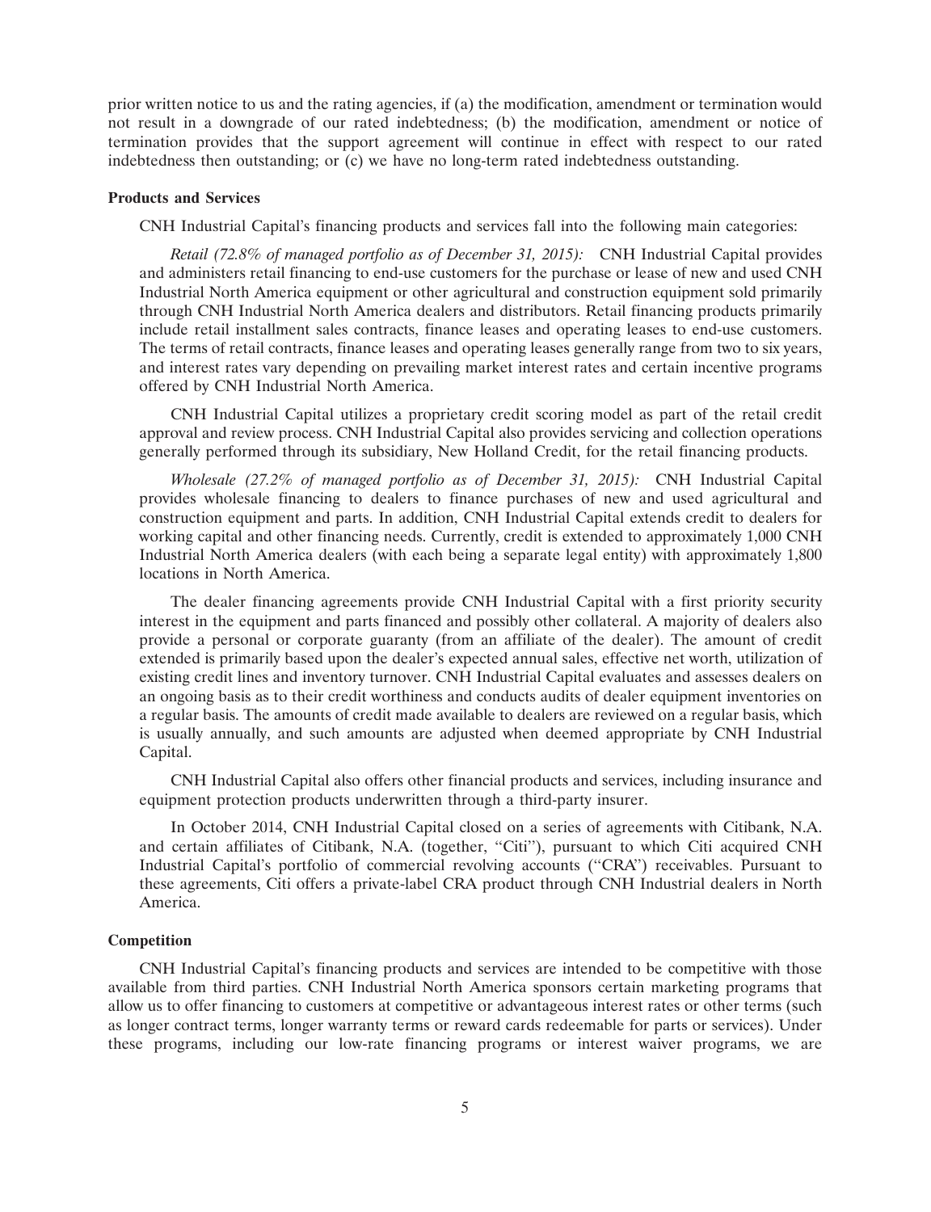prior written notice to us and the rating agencies, if (a) the modification, amendment or termination would not result in a downgrade of our rated indebtedness; (b) the modification, amendment or notice of termination provides that the support agreement will continue in effect with respect to our rated indebtedness then outstanding; or (c) we have no long-term rated indebtedness outstanding.

**Products and Services**

CNH Industrial Capital's financing products and services fall into the following main categories:

*Retail (72.8% of managed portfolio as of December 31, 2015):* CNH Industrial Capital provides and administers retail financing to end-use customers for the purchase or lease of new and used CNH Industrial North America equipment or other agricultural and construction equipment sold primarily through CNH Industrial North America dealers and distributors. Retail financing products primarily include retail installment sales contracts, finance leases and operating leases to end-use customers. The terms of retail contracts, finance leases and operating leases generally range from two to six years, and interest rates vary depending on prevailing market interest rates and certain incentive programs offered by CNH Industrial North America.

CNH Industrial Capital utilizes a proprietary credit scoring model as part of the retail credit approval and review process. CNH Industrial Capital also provides servicing and collection operations generally performed through its subsidiary, New Holland Credit, for the retail financing products.

*Wholesale (27.2% of managed portfolio as of December 31, 2015):* CNH Industrial Capital provides wholesale financing to dealers to finance purchases of new and used agricultural and construction equipment and parts. In addition, CNH Industrial Capital extends credit to dealers for working capital and other financing needs. Currently, credit is extended to approximately 1,000 CNH Industrial North America dealers (with each being a separate legal entity) with approximately 1,800 locations in North America.

The dealer financing agreements provide CNH Industrial Capital with a first priority security interest in the equipment and parts financed and possibly other collateral. A majority of dealers also provide a personal or corporate guaranty (from an affiliate of the dealer). The amount of credit extended is primarily based upon the dealer's expected annual sales, effective net worth, utilization of existing credit lines and inventory turnover. CNH Industrial Capital evaluates and assesses dealers on an ongoing basis as to their credit worthiness and conducts audits of dealer equipment inventories on a regular basis. The amounts of credit made available to dealers are reviewed on a regular basis, which is usually annually, and such amounts are adjusted when deemed appropriate by CNH Industrial Capital.

CNH Industrial Capital also offers other financial products and services, including insurance and equipment protection products underwritten through a third-party insurer.

In October 2014, CNH Industrial Capital closed on a series of agreements with Citibank, N.A. and certain affiliates of Citibank, N.A. (together, "Citi"), pursuant to which Citi acquired CNH Industrial Capital's portfolio of commercial revolving accounts ("CRA") receivables. Pursuant to these agreements, Citi offers a private-label CRA product through CNH Industrial dealers in North America.

**Competition**

CNH Industrial Capital's financing products and services are intended to be competitive with those available from third parties. CNH Industrial North America sponsors certain marketing programs that allow us to offer financing to customers at competitive or advantageous interest rates or other terms (such as longer contract terms, longer warranty terms or reward cards redeemable for parts or services). Under these programs, including our low-rate financing programs or interest waiver programs, we are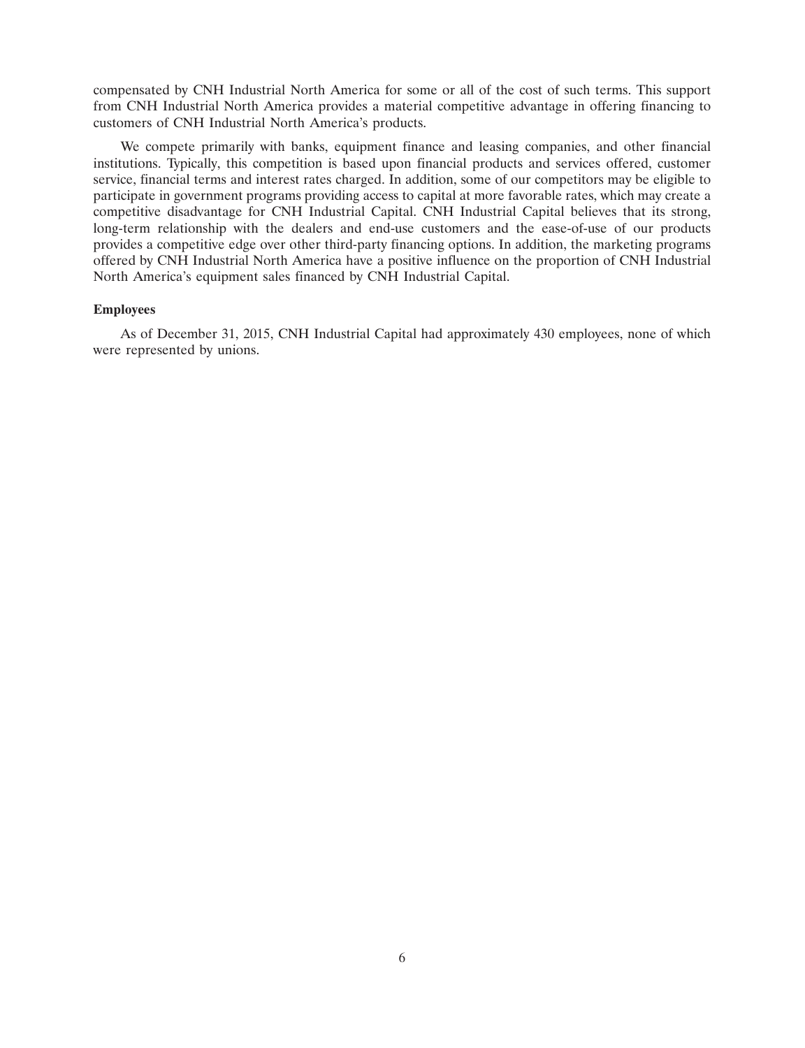compensated by CNH Industrial North America for some or all of the cost of such terms. This support from CNH Industrial North America provides a material competitive advantage in offering financing to customers of CNH Industrial North America's products.

We compete primarily with banks, equipment finance and leasing companies, and other financial institutions. Typically, this competition is based upon financial products and services offered, customer service, financial terms and interest rates charged. In addition, some of our competitors may be eligible to participate in government programs providing access to capital at more favorable rates, which may create a competitive disadvantage for CNH Industrial Capital. CNH Industrial Capital believes that its strong, long-term relationship with the dealers and end-use customers and the ease-of-use of our products provides a competitive edge over other third-party financing options. In addition, the marketing programs offered by CNH Industrial North America have a positive influence on the proportion of CNH Industrial North America's equipment sales financed by CNH Industrial Capital.

**Employees**

As of December 31, 2015, CNH Industrial Capital had approximately 430 employees, none of which were represented by unions.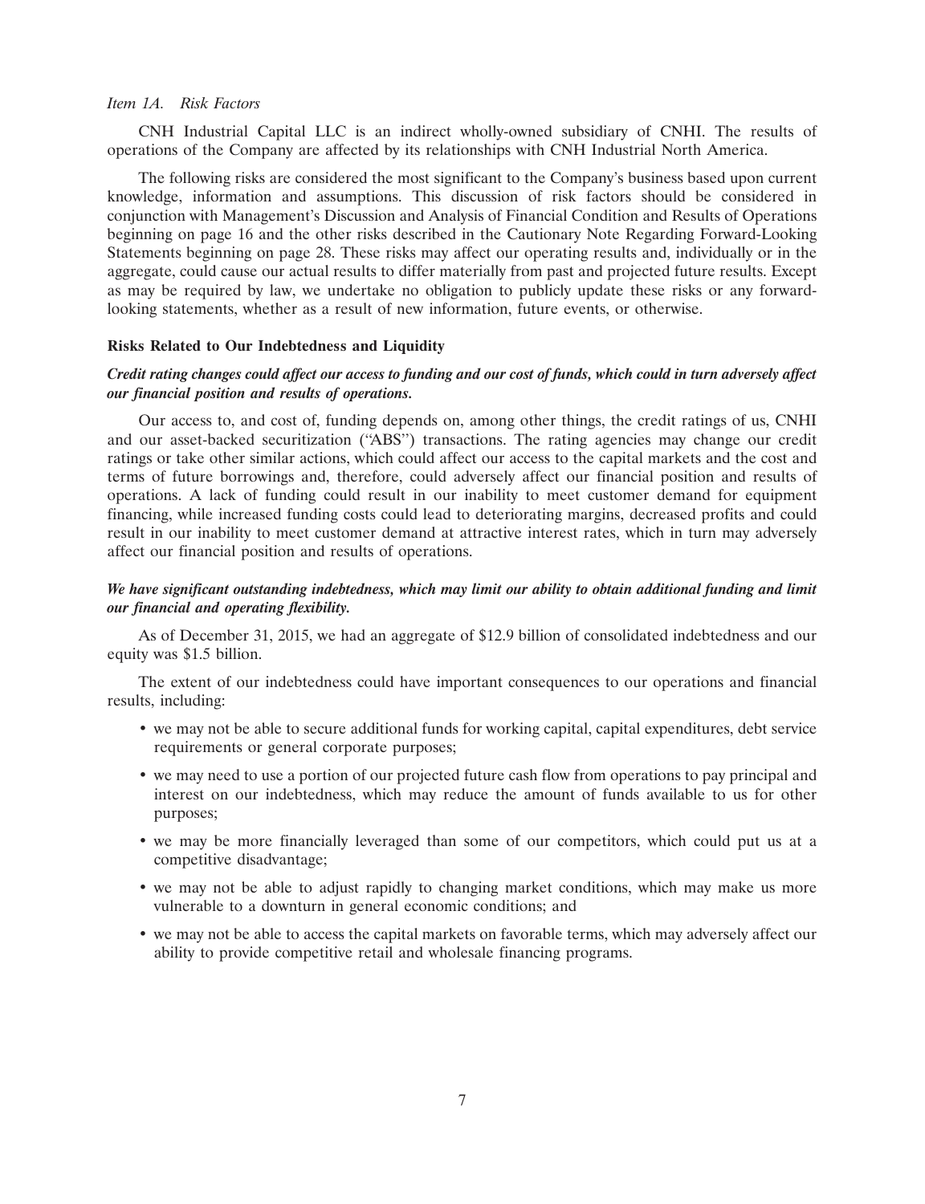*Item 1A. Risk Factors*

CNH Industrial Capital LLC is an indirect wholly-owned subsidiary of CNHI. The results of operations of the Company are affected by its relationships with CNH Industrial North America.

The following risks are considered the most significant to the Company's business based upon current knowledge, information and assumptions. This discussion of risk factors should be considered in conjunction with Management's Discussion and Analysis of Financial Condition and Results of Operations beginning on page 16 and the other risks described in the Cautionary Note Regarding Forward-Looking Statements beginning on page 28. These risks may affect our operating results and, individually or in the aggregate, could cause our actual results to differ materially from past and projected future results. Except as may be required by law, we undertake no obligation to publicly update these risks or any forward-looking statements, whether as a result of new information, future events, or otherwise.

**Risks Related to Our Indebtedness and Liquidity**

***Credit rating changes could affect our access to funding and our cost of funds, which could in turn adversely affect our financial position and results of operations.***

Our access to, and cost of, funding depends on, among other things, the credit ratings of us, CNHI and our asset-backed securitization (''ABS'') transactions. The rating agencies may change our credit ratings or take other similar actions, which could affect our access to the capital markets and the cost and terms of future borrowings and, therefore, could adversely affect our financial position and results of operations. A lack of funding could result in our inability to meet customer demand for equipment financing, while increased funding costs could lead to deteriorating margins, decreased profits and could result in our inability to meet customer demand at attractive interest rates, which in turn may adversely affect our financial position and results of operations.

***We have significant outstanding indebtedness, which may limit our ability to obtain additional funding and limit our financial and operating flexibility.***

As of December 31, 2015, we had an aggregate of $12.9 billion of consolidated indebtedness and our equity was $1.5 billion.

The extent of our indebtedness could have important consequences to our operations and financial results, including:

- we may not be able to secure additional funds for working capital, capital expenditures, debt service requirements or general corporate purposes;
- we may need to use a portion of our projected future cash flow from operations to pay principal and interest on our indebtedness, which may reduce the amount of funds available to us for other purposes;
- we may be more financially leveraged than some of our competitors, which could put us at a competitive disadvantage;
- we may not be able to adjust rapidly to changing market conditions, which may make us more vulnerable to a downturn in general economic conditions; and
- we may not be able to access the capital markets on favorable terms, which may adversely affect our ability to provide competitive retail and wholesale financing programs.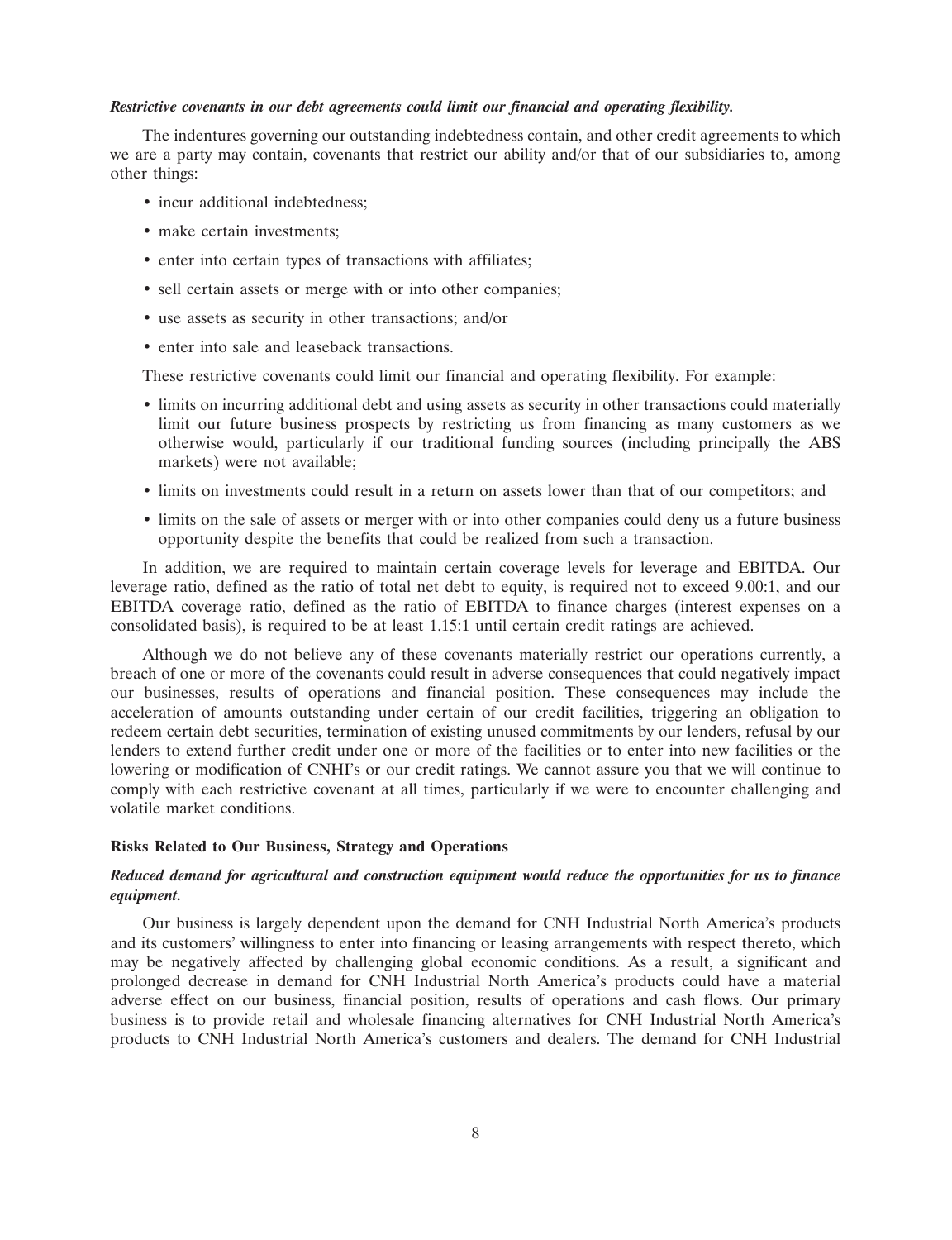***Restrictive covenants in our debt agreements could limit our financial and operating flexibility.***

The indentures governing our outstanding indebtedness contain, and other credit agreements to which we are a party may contain, covenants that restrict our ability and/or that of our subsidiaries to, among other things:

- incur additional indebtedness;
- make certain investments;
- enter into certain types of transactions with affiliates;
- sell certain assets or merge with or into other companies;
- use assets as security in other transactions; and/or
- enter into sale and leaseback transactions.

These restrictive covenants could limit our financial and operating flexibility. For example:

- limits on incurring additional debt and using assets as security in other transactions could materially limit our future business prospects by restricting us from financing as many customers as we otherwise would, particularly if our traditional funding sources (including principally the ABS markets) were not available;
- limits on investments could result in a return on assets lower than that of our competitors; and
- limits on the sale of assets or merger with or into other companies could deny us a future business opportunity despite the benefits that could be realized from such a transaction.

In addition, we are required to maintain certain coverage levels for leverage and EBITDA. Our leverage ratio, defined as the ratio of total net debt to equity, is required not to exceed 9.00:1, and our EBITDA coverage ratio, defined as the ratio of EBITDA to finance charges (interest expenses on a consolidated basis), is required to be at least 1.15:1 until certain credit ratings are achieved.

Although we do not believe any of these covenants materially restrict our operations currently, a breach of one or more of the covenants could result in adverse consequences that could negatively impact our businesses, results of operations and financial position. These consequences may include the acceleration of amounts outstanding under certain of our credit facilities, triggering an obligation to redeem certain debt securities, termination of existing unused commitments by our lenders, refusal by our lenders to extend further credit under one or more of the facilities or to enter into new facilities or the lowering or modification of CNHI's or our credit ratings. We cannot assure you that we will continue to comply with each restrictive covenant at all times, particularly if we were to encounter challenging and volatile market conditions.

**Risks Related to Our Business, Strategy and Operations**

***Reduced demand for agricultural and construction equipment would reduce the opportunities for us to finance equipment.***

Our business is largely dependent upon the demand for CNH Industrial North America's products and its customers' willingness to enter into financing or leasing arrangements with respect thereto, which may be negatively affected by challenging global economic conditions. As a result, a significant and prolonged decrease in demand for CNH Industrial North America's products could have a material adverse effect on our business, financial position, results of operations and cash flows. Our primary business is to provide retail and wholesale financing alternatives for CNH Industrial North America's products to CNH Industrial North America's customers and dealers. The demand for CNH Industrial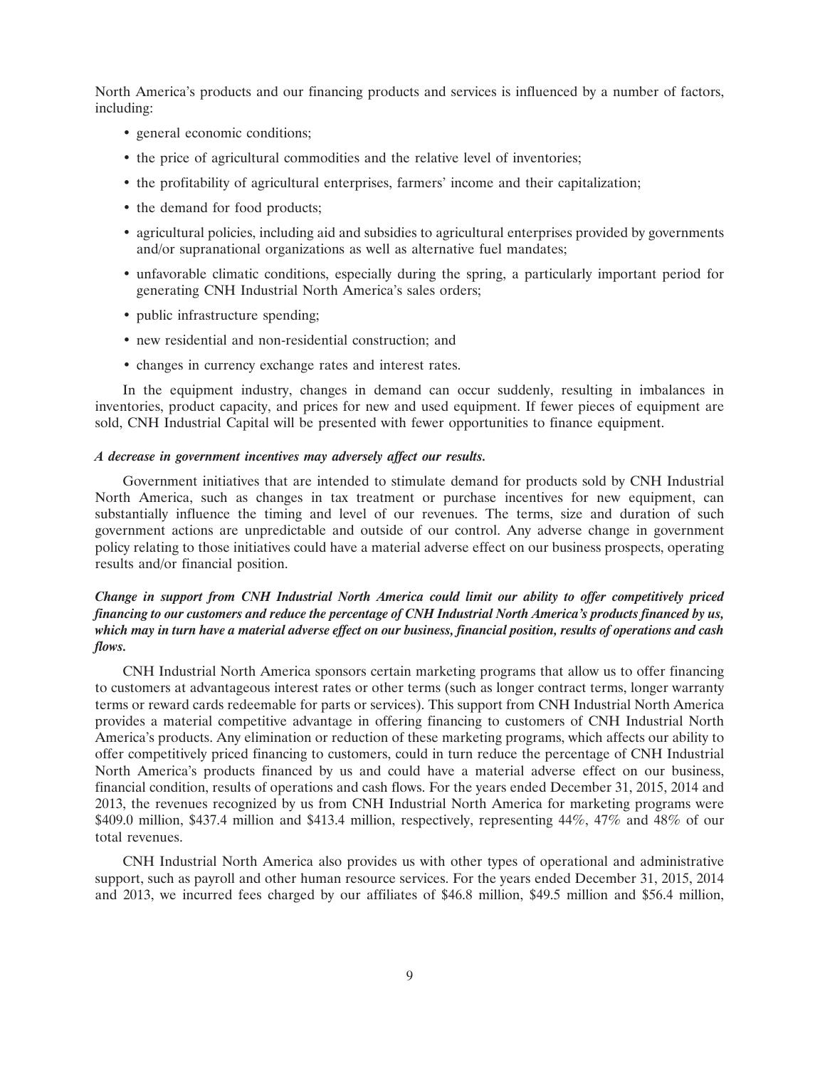North America's products and our financing products and services is influenced by a number of factors, including:

- general economic conditions;
- the price of agricultural commodities and the relative level of inventories;
- the profitability of agricultural enterprises, farmers' income and their capitalization;
- the demand for food products;
- agricultural policies, including aid and subsidies to agricultural enterprises provided by governments and/or supranational organizations as well as alternative fuel mandates;
- unfavorable climatic conditions, especially during the spring, a particularly important period for generating CNH Industrial North America's sales orders;
- public infrastructure spending;
- new residential and non-residential construction; and
- changes in currency exchange rates and interest rates.

In the equipment industry, changes in demand can occur suddenly, resulting in imbalances in inventories, product capacity, and prices for new and used equipment. If fewer pieces of equipment are sold, CNH Industrial Capital will be presented with fewer opportunities to finance equipment.

***A decrease in government incentives may adversely affect our results.***

Government initiatives that are intended to stimulate demand for products sold by CNH Industrial North America, such as changes in tax treatment or purchase incentives for new equipment, can substantially influence the timing and level of our revenues. The terms, size and duration of such government actions are unpredictable and outside of our control. Any adverse change in government policy relating to those initiatives could have a material adverse effect on our business prospects, operating results and/or financial position.

***Change in support from CNH Industrial North America could limit our ability to offer competitively priced financing to our customers and reduce the percentage of CNH Industrial North America's products financed by us, which may in turn have a material adverse effect on our business, financial position, results of operations and cash flows.***

CNH Industrial North America sponsors certain marketing programs that allow us to offer financing to customers at advantageous interest rates or other terms (such as longer contract terms, longer warranty terms or reward cards redeemable for parts or services). This support from CNH Industrial North America provides a material competitive advantage in offering financing to customers of CNH Industrial North America's products. Any elimination or reduction of these marketing programs, which affects our ability to offer competitively priced financing to customers, could in turn reduce the percentage of CNH Industrial North America's products financed by us and could have a material adverse effect on our business, financial condition, results of operations and cash flows. For the years ended December 31, 2015, 2014 and 2013, the revenues recognized by us from CNH Industrial North America for marketing programs were $409.0 million, $437.4 million and $413.4 million, respectively, representing 44%, 47% and 48% of our total revenues.

CNH Industrial North America also provides us with other types of operational and administrative support, such as payroll and other human resource services. For the years ended December 31, 2015, 2014 and 2013, we incurred fees charged by our affiliates of $46.8 million, $49.5 million and $56.4 million,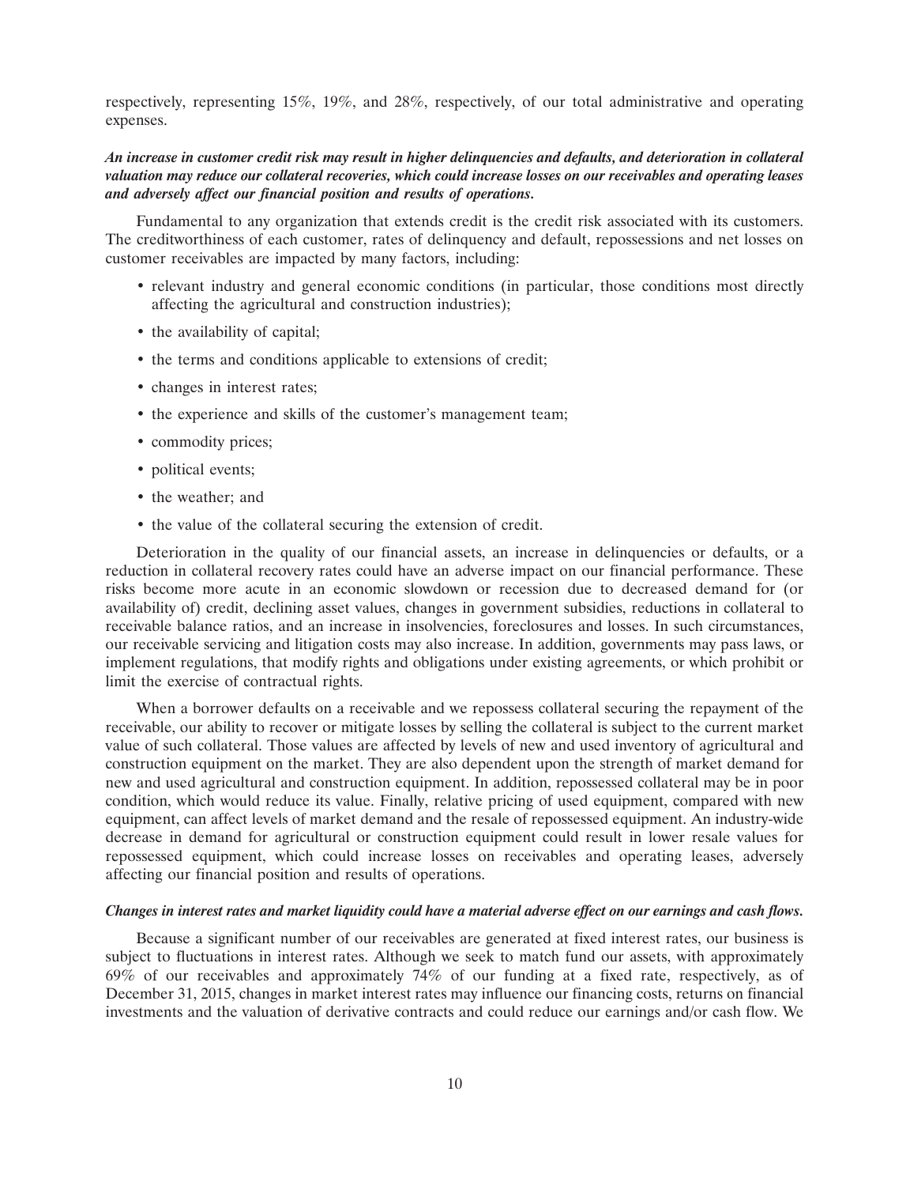respectively, representing 15%, 19%, and 28%, respectively, of our total administrative and operating expenses.

***An increase in customer credit risk may result in higher delinquencies and defaults, and deterioration in collateral valuation may reduce our collateral recoveries, which could increase losses on our receivables and operating leases and adversely affect our financial position and results of operations.***

Fundamental to any organization that extends credit is the credit risk associated with its customers. The creditworthiness of each customer, rates of delinquency and default, repossessions and net losses on customer receivables are impacted by many factors, including:

- relevant industry and general economic conditions (in particular, those conditions most directly affecting the agricultural and construction industries);
- the availability of capital;
- the terms and conditions applicable to extensions of credit;
- changes in interest rates;
- the experience and skills of the customer's management team;
- commodity prices;
- political events;
- the weather; and
- the value of the collateral securing the extension of credit.

Deterioration in the quality of our financial assets, an increase in delinquencies or defaults, or a reduction in collateral recovery rates could have an adverse impact on our financial performance. These risks become more acute in an economic slowdown or recession due to decreased demand for (or availability of) credit, declining asset values, changes in government subsidies, reductions in collateral to receivable balance ratios, and an increase in insolvencies, foreclosures and losses. In such circumstances, our receivable servicing and litigation costs may also increase. In addition, governments may pass laws, or implement regulations, that modify rights and obligations under existing agreements, or which prohibit or limit the exercise of contractual rights.

When a borrower defaults on a receivable and we repossess collateral securing the repayment of the receivable, our ability to recover or mitigate losses by selling the collateral is subject to the current market value of such collateral. Those values are affected by levels of new and used inventory of agricultural and construction equipment on the market. They are also dependent upon the strength of market demand for new and used agricultural and construction equipment. In addition, repossessed collateral may be in poor condition, which would reduce its value. Finally, relative pricing of used equipment, compared with new equipment, can affect levels of market demand and the resale of repossessed equipment. An industry-wide decrease in demand for agricultural or construction equipment could result in lower resale values for repossessed equipment, which could increase losses on receivables and operating leases, adversely affecting our financial position and results of operations.

***Changes in interest rates and market liquidity could have a material adverse effect on our earnings and cash flows.***

Because a significant number of our receivables are generated at fixed interest rates, our business is subject to fluctuations in interest rates. Although we seek to match fund our assets, with approximately 69% of our receivables and approximately 74% of our funding at a fixed rate, respectively, as of December 31, 2015, changes in market interest rates may influence our financing costs, returns on financial investments and the valuation of derivative contracts and could reduce our earnings and/or cash flow. We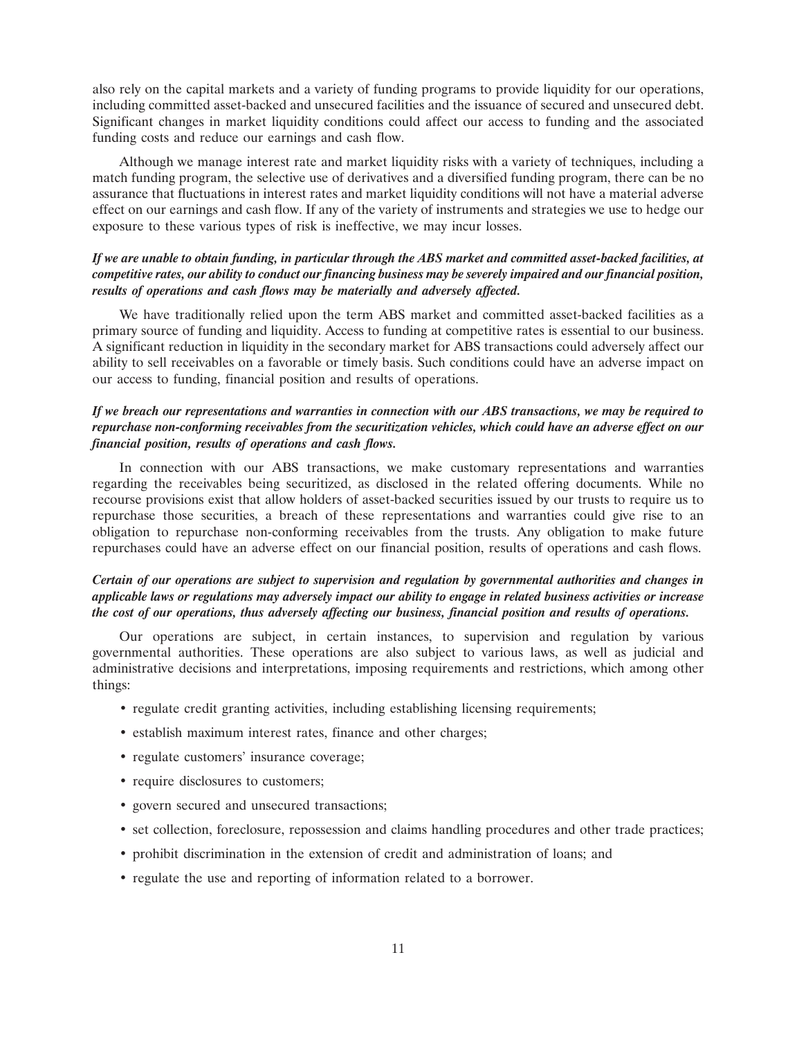also rely on the capital markets and a variety of funding programs to provide liquidity for our operations, including committed asset-backed and unsecured facilities and the issuance of secured and unsecured debt. Significant changes in market liquidity conditions could affect our access to funding and the associated funding costs and reduce our earnings and cash flow.

Although we manage interest rate and market liquidity risks with a variety of techniques, including a match funding program, the selective use of derivatives and a diversified funding program, there can be no assurance that fluctuations in interest rates and market liquidity conditions will not have a material adverse effect on our earnings and cash flow. If any of the variety of instruments and strategies we use to hedge our exposure to these various types of risk is ineffective, we may incur losses.

***If we are unable to obtain funding, in particular through the ABS market and committed asset-backed facilities, at competitive rates, our ability to conduct our financing business may be severely impaired and our financial position, results of operations and cash flows may be materially and adversely affected.***

We have traditionally relied upon the term ABS market and committed asset-backed facilities as a primary source of funding and liquidity. Access to funding at competitive rates is essential to our business. A significant reduction in liquidity in the secondary market for ABS transactions could adversely affect our ability to sell receivables on a favorable or timely basis. Such conditions could have an adverse impact on our access to funding, financial position and results of operations.

***If we breach our representations and warranties in connection with our ABS transactions, we may be required to repurchase non-conforming receivables from the securitization vehicles, which could have an adverse effect on our financial position, results of operations and cash flows.***

In connection with our ABS transactions, we make customary representations and warranties regarding the receivables being securitized, as disclosed in the related offering documents. While no recourse provisions exist that allow holders of asset-backed securities issued by our trusts to require us to repurchase those securities, a breach of these representations and warranties could give rise to an obligation to repurchase non-conforming receivables from the trusts. Any obligation to make future repurchases could have an adverse effect on our financial position, results of operations and cash flows.

***Certain of our operations are subject to supervision and regulation by governmental authorities and changes in applicable laws or regulations may adversely impact our ability to engage in related business activities or increase the cost of our operations, thus adversely affecting our business, financial position and results of operations.***

Our operations are subject, in certain instances, to supervision and regulation by various governmental authorities. These operations are also subject to various laws, as well as judicial and administrative decisions and interpretations, imposing requirements and restrictions, which among other things:

- regulate credit granting activities, including establishing licensing requirements;
- establish maximum interest rates, finance and other charges;
- regulate customers' insurance coverage;
- require disclosures to customers;
- govern secured and unsecured transactions;
- set collection, foreclosure, repossession and claims handling procedures and other trade practices;
- prohibit discrimination in the extension of credit and administration of loans; and
- regulate the use and reporting of information related to a borrower.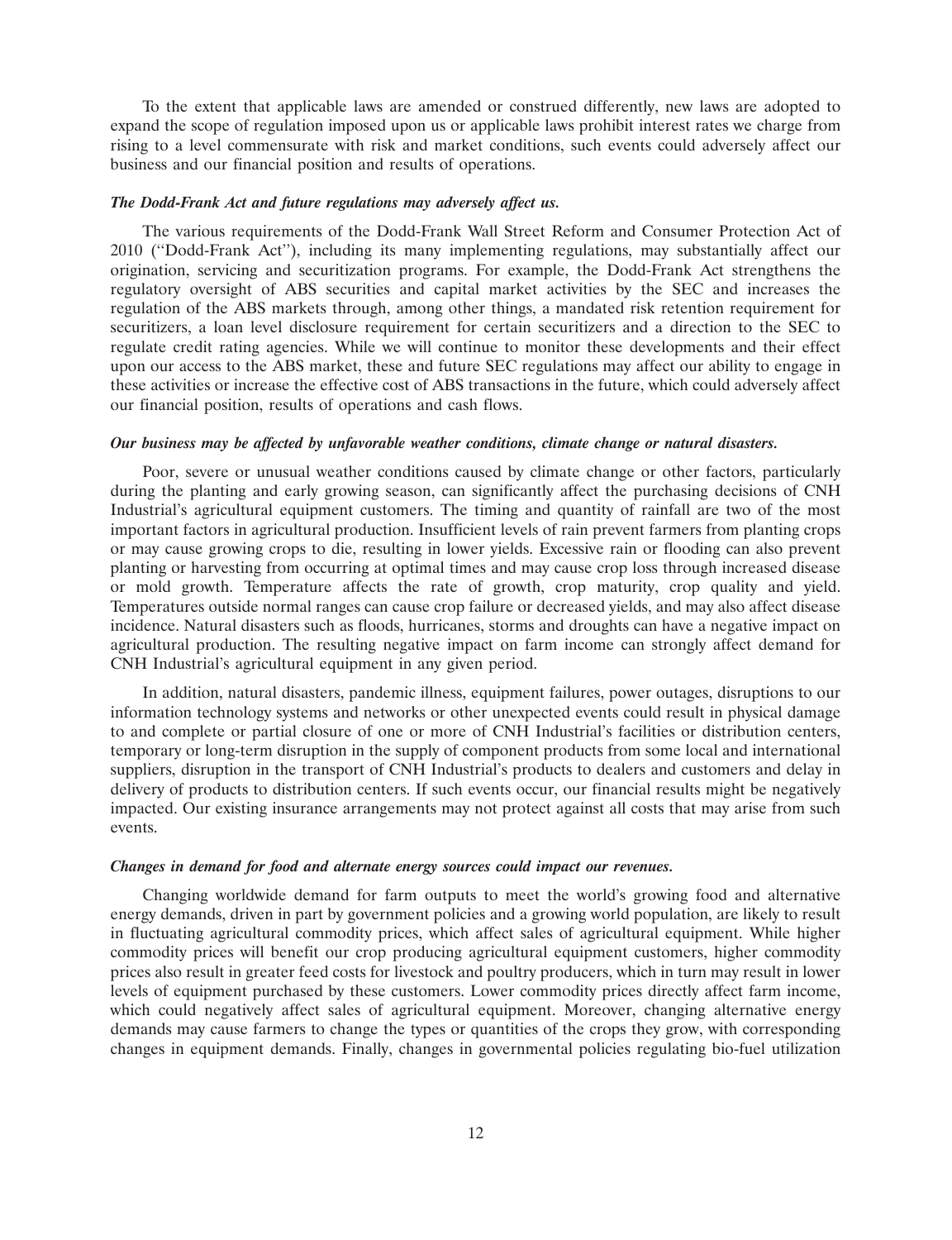To the extent that applicable laws are amended or construed differently, new laws are adopted to expand the scope of regulation imposed upon us or applicable laws prohibit interest rates we charge from rising to a level commensurate with risk and market conditions, such events could adversely affect our business and our financial position and results of operations.

***The Dodd-Frank Act and future regulations may adversely affect us.***

The various requirements of the Dodd-Frank Wall Street Reform and Consumer Protection Act of 2010 (''Dodd-Frank Act''), including its many implementing regulations, may substantially affect our origination, servicing and securitization programs. For example, the Dodd-Frank Act strengthens the regulatory oversight of ABS securities and capital market activities by the SEC and increases the regulation of the ABS markets through, among other things, a mandated risk retention requirement for securitizers, a loan level disclosure requirement for certain securitizers and a direction to the SEC to regulate credit rating agencies. While we will continue to monitor these developments and their effect upon our access to the ABS market, these and future SEC regulations may affect our ability to engage in these activities or increase the effective cost of ABS transactions in the future, which could adversely affect our financial position, results of operations and cash flows.

***Our business may be affected by unfavorable weather conditions, climate change or natural disasters.***

Poor, severe or unusual weather conditions caused by climate change or other factors, particularly during the planting and early growing season, can significantly affect the purchasing decisions of CNH Industrial's agricultural equipment customers. The timing and quantity of rainfall are two of the most important factors in agricultural production. Insufficient levels of rain prevent farmers from planting crops or may cause growing crops to die, resulting in lower yields. Excessive rain or flooding can also prevent planting or harvesting from occurring at optimal times and may cause crop loss through increased disease or mold growth. Temperature affects the rate of growth, crop maturity, crop quality and yield. Temperatures outside normal ranges can cause crop failure or decreased yields, and may also affect disease incidence. Natural disasters such as floods, hurricanes, storms and droughts can have a negative impact on agricultural production. The resulting negative impact on farm income can strongly affect demand for CNH Industrial's agricultural equipment in any given period.

In addition, natural disasters, pandemic illness, equipment failures, power outages, disruptions to our information technology systems and networks or other unexpected events could result in physical damage to and complete or partial closure of one or more of CNH Industrial's facilities or distribution centers, temporary or long-term disruption in the supply of component products from some local and international suppliers, disruption in the transport of CNH Industrial's products to dealers and customers and delay in delivery of products to distribution centers. If such events occur, our financial results might be negatively impacted. Our existing insurance arrangements may not protect against all costs that may arise from such events.

***Changes in demand for food and alternate energy sources could impact our revenues.***

Changing worldwide demand for farm outputs to meet the world's growing food and alternative energy demands, driven in part by government policies and a growing world population, are likely to result in fluctuating agricultural commodity prices, which affect sales of agricultural equipment. While higher commodity prices will benefit our crop producing agricultural equipment customers, higher commodity prices also result in greater feed costs for livestock and poultry producers, which in turn may result in lower levels of equipment purchased by these customers. Lower commodity prices directly affect farm income, which could negatively affect sales of agricultural equipment. Moreover, changing alternative energy demands may cause farmers to change the types or quantities of the crops they grow, with corresponding changes in equipment demands. Finally, changes in governmental policies regulating bio-fuel utilization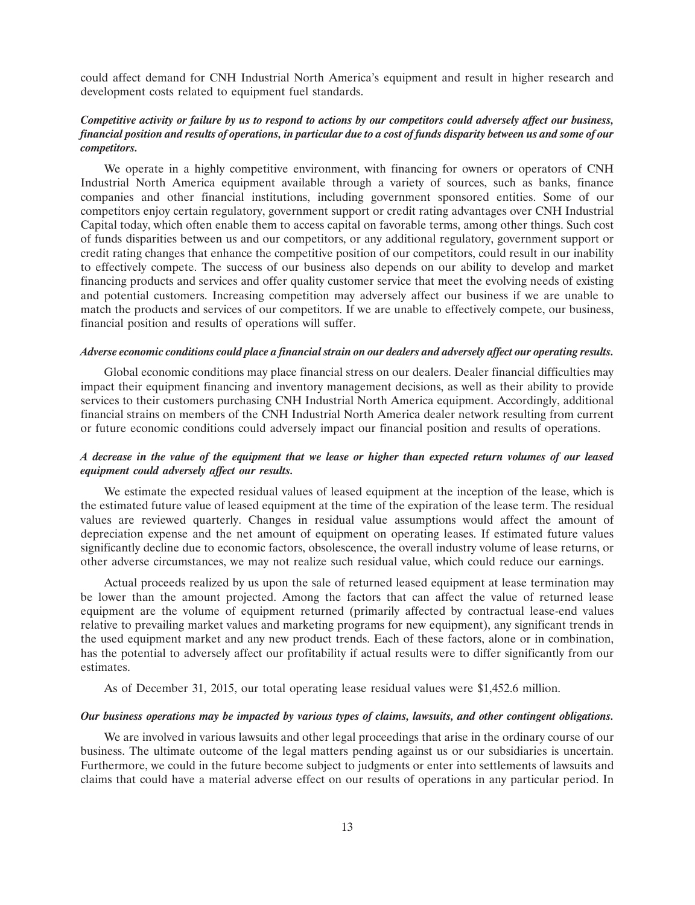could affect demand for CNH Industrial North America's equipment and result in higher research and development costs related to equipment fuel standards.

***Competitive activity or failure by us to respond to actions by our competitors could adversely affect our business, financial position and results of operations, in particular due to a cost of funds disparity between us and some of our competitors.***

We operate in a highly competitive environment, with financing for owners or operators of CNH Industrial North America equipment available through a variety of sources, such as banks, finance companies and other financial institutions, including government sponsored entities. Some of our competitors enjoy certain regulatory, government support or credit rating advantages over CNH Industrial Capital today, which often enable them to access capital on favorable terms, among other things. Such cost of funds disparities between us and our competitors, or any additional regulatory, government support or credit rating changes that enhance the competitive position of our competitors, could result in our inability to effectively compete. The success of our business also depends on our ability to develop and market financing products and services and offer quality customer service that meet the evolving needs of existing and potential customers. Increasing competition may adversely affect our business if we are unable to match the products and services of our competitors. If we are unable to effectively compete, our business, financial position and results of operations will suffer.

***Adverse economic conditions could place a financial strain on our dealers and adversely affect our operating results.***

Global economic conditions may place financial stress on our dealers. Dealer financial difficulties may impact their equipment financing and inventory management decisions, as well as their ability to provide services to their customers purchasing CNH Industrial North America equipment. Accordingly, additional financial strains on members of the CNH Industrial North America dealer network resulting from current or future economic conditions could adversely impact our financial position and results of operations.

***A decrease in the value of the equipment that we lease or higher than expected return volumes of our leased equipment could adversely affect our results.***

We estimate the expected residual values of leased equipment at the inception of the lease, which is the estimated future value of leased equipment at the time of the expiration of the lease term. The residual values are reviewed quarterly. Changes in residual value assumptions would affect the amount of depreciation expense and the net amount of equipment on operating leases. If estimated future values significantly decline due to economic factors, obsolescence, the overall industry volume of lease returns, or other adverse circumstances, we may not realize such residual value, which could reduce our earnings.

Actual proceeds realized by us upon the sale of returned leased equipment at lease termination may be lower than the amount projected. Among the factors that can affect the value of returned lease equipment are the volume of equipment returned (primarily affected by contractual lease-end values relative to prevailing market values and marketing programs for new equipment), any significant trends in the used equipment market and any new product trends. Each of these factors, alone or in combination, has the potential to adversely affect our profitability if actual results were to differ significantly from our estimates.

As of December 31, 2015, our total operating lease residual values were $1,452.6 million.

***Our business operations may be impacted by various types of claims, lawsuits, and other contingent obligations.***

We are involved in various lawsuits and other legal proceedings that arise in the ordinary course of our business. The ultimate outcome of the legal matters pending against us or our subsidiaries is uncertain. Furthermore, we could in the future become subject to judgments or enter into settlements of lawsuits and claims that could have a material adverse effect on our results of operations in any particular period. In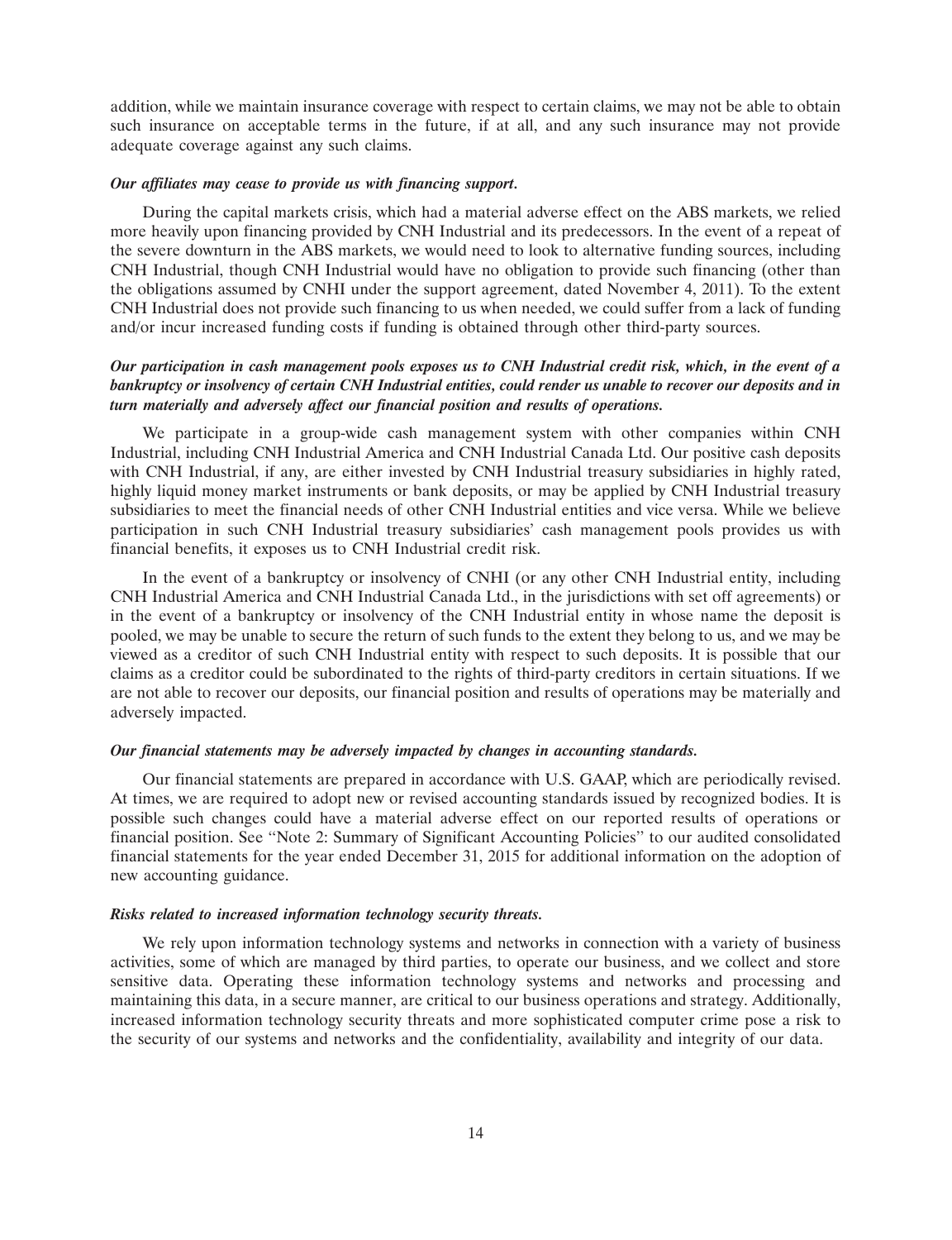addition, while we maintain insurance coverage with respect to certain claims, we may not be able to obtain such insurance on acceptable terms in the future, if at all, and any such insurance may not provide adequate coverage against any such claims.

***Our affiliates may cease to provide us with financing support.***

During the capital markets crisis, which had a material adverse effect on the ABS markets, we relied more heavily upon financing provided by CNH Industrial and its predecessors. In the event of a repeat of the severe downturn in the ABS markets, we would need to look to alternative funding sources, including CNH Industrial, though CNH Industrial would have no obligation to provide such financing (other than the obligations assumed by CNHI under the support agreement, dated November 4, 2011). To the extent CNH Industrial does not provide such financing to us when needed, we could suffer from a lack of funding and/or incur increased funding costs if funding is obtained through other third-party sources.

***Our participation in cash management pools exposes us to CNH Industrial credit risk, which, in the event of a bankruptcy or insolvency of certain CNH Industrial entities, could render us unable to recover our deposits and in turn materially and adversely affect our financial position and results of operations.***

We participate in a group-wide cash management system with other companies within CNH Industrial, including CNH Industrial America and CNH Industrial Canada Ltd. Our positive cash deposits with CNH Industrial, if any, are either invested by CNH Industrial treasury subsidiaries in highly rated, highly liquid money market instruments or bank deposits, or may be applied by CNH Industrial treasury subsidiaries to meet the financial needs of other CNH Industrial entities and vice versa. While we believe participation in such CNH Industrial treasury subsidiaries' cash management pools provides us with financial benefits, it exposes us to CNH Industrial credit risk.

In the event of a bankruptcy or insolvency of CNHI (or any other CNH Industrial entity, including CNH Industrial America and CNH Industrial Canada Ltd., in the jurisdictions with set off agreements) or in the event of a bankruptcy or insolvency of the CNH Industrial entity in whose name the deposit is pooled, we may be unable to secure the return of such funds to the extent they belong to us, and we may be viewed as a creditor of such CNH Industrial entity with respect to such deposits. It is possible that our claims as a creditor could be subordinated to the rights of third-party creditors in certain situations. If we are not able to recover our deposits, our financial position and results of operations may be materially and adversely impacted.

***Our financial statements may be adversely impacted by changes in accounting standards.***

Our financial statements are prepared in accordance with U.S. GAAP, which are periodically revised. At times, we are required to adopt new or revised accounting standards issued by recognized bodies. It is possible such changes could have a material adverse effect on our reported results of operations or financial position. See "Note 2: Summary of Significant Accounting Policies" to our audited consolidated financial statements for the year ended December 31, 2015 for additional information on the adoption of new accounting guidance.

***Risks related to increased information technology security threats.***

We rely upon information technology systems and networks in connection with a variety of business activities, some of which are managed by third parties, to operate our business, and we collect and store sensitive data. Operating these information technology systems and networks and processing and maintaining this data, in a secure manner, are critical to our business operations and strategy. Additionally, increased information technology security threats and more sophisticated computer crime pose a risk to the security of our systems and networks and the confidentiality, availability and integrity of our data.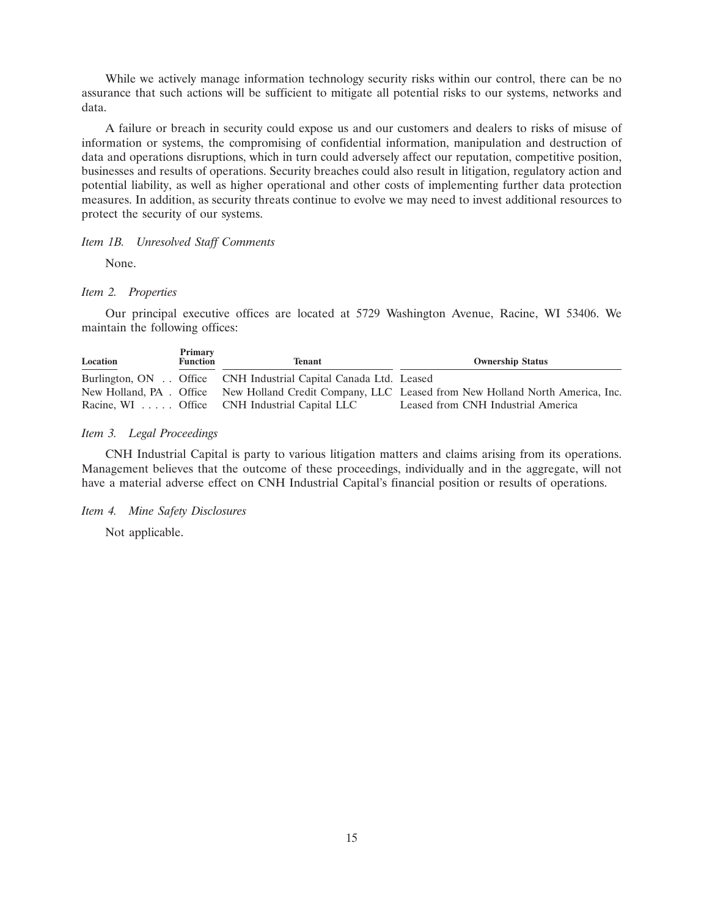While we actively manage information technology security risks within our control, there can be no assurance that such actions will be sufficient to mitigate all potential risks to our systems, networks and data.

A failure or breach in security could expose us and our customers and dealers to risks of misuse of information or systems, the compromising of confidential information, manipulation and destruction of data and operations disruptions, which in turn could adversely affect our reputation, competitive position, businesses and results of operations. Security breaches could also result in litigation, regulatory action and potential liability, as well as higher operational and other costs of implementing further data protection measures. In addition, as security threats continue to evolve we may need to invest additional resources to protect the security of our systems.

### *Item 1B. Unresolved Staff Comments*

None.

### *Item 2. Properties*

Our principal executive offices are located at 5729 Washington Avenue, Racine, WI 53406. We maintain the following offices:

| Location | Primary Function | Tenant | Ownership Status |
|---|---|---|---|
| Burlington, ON | Office | CNH Industrial Capital Canada Ltd. | Leased |
| New Holland, PA | Office | New Holland Credit Company, LLC | Leased from New Holland North America, Inc. |
| Racine, WI | Office | CNH Industrial Capital LLC | Leased from CNH Industrial America |

### *Item 3. Legal Proceedings*

CNH Industrial Capital is party to various litigation matters and claims arising from its operations. Management believes that the outcome of these proceedings, individually and in the aggregate, will not have a material adverse effect on CNH Industrial Capital's financial position or results of operations.

### *Item 4. Mine Safety Disclosures*

Not applicable.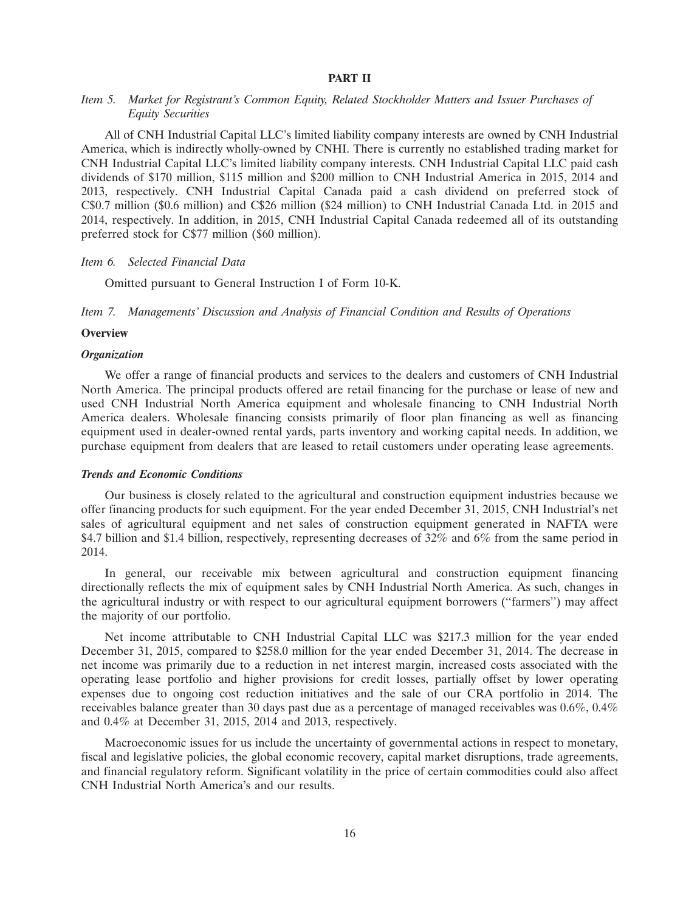## PART II

### *Item 5. Market for Registrant's Common Equity, Related Stockholder Matters and Issuer Purchases of Equity Securities*

All of CNH Industrial Capital LLC's limited liability company interests are owned by CNH Industrial America, which is indirectly wholly-owned by CNHI. There is currently no established trading market for CNH Industrial Capital LLC's limited liability company interests. CNH Industrial Capital LLC paid cash dividends of $170 million, $115 million and $200 million to CNH Industrial America in 2015, 2014 and 2013, respectively. CNH Industrial Capital Canada paid a cash dividend on preferred stock of C$0.7 million ($0.6 million) and C$26 million ($24 million) to CNH Industrial Canada Ltd. in 2015 and 2014, respectively. In addition, in 2015, CNH Industrial Capital Canada redeemed all of its outstanding preferred stock for C$77 million ($60 million).

### *Item 6. Selected Financial Data*

Omitted pursuant to General Instruction I of Form 10-K.

### *Item 7. Managements' Discussion and Analysis of Financial Condition and Results of Operations*

**Overview**

***Organization***

We offer a range of financial products and services to the dealers and customers of CNH Industrial North America. The principal products offered are retail financing for the purchase or lease of new and used CNH Industrial North America equipment and wholesale financing to CNH Industrial North America dealers. Wholesale financing consists primarily of floor plan financing as well as financing equipment used in dealer-owned rental yards, parts inventory and working capital needs. In addition, we purchase equipment from dealers that are leased to retail customers under operating lease agreements.

***Trends and Economic Conditions***

Our business is closely related to the agricultural and construction equipment industries because we offer financing products for such equipment. For the year ended December 31, 2015, CNH Industrial's net sales of agricultural equipment and net sales of construction equipment generated in NAFTA were $4.7 billion and $1.4 billion, respectively, representing decreases of 32% and 6% from the same period in 2014.

In general, our receivable mix between agricultural and construction equipment financing directionally reflects the mix of equipment sales by CNH Industrial North America. As such, changes in the agricultural industry or with respect to our agricultural equipment borrowers (''farmers'') may affect the majority of our portfolio.

Net income attributable to CNH Industrial Capital LLC was $217.3 million for the year ended December 31, 2015, compared to $258.0 million for the year ended December 31, 2014. The decrease in net income was primarily due to a reduction in net interest margin, increased costs associated with the operating lease portfolio and higher provisions for credit losses, partially offset by lower operating expenses due to ongoing cost reduction initiatives and the sale of our CRA portfolio in 2014. The receivables balance greater than 30 days past due as a percentage of managed receivables was 0.6%, 0.4% and 0.4% at December 31, 2015, 2014 and 2013, respectively.

Macroeconomic issues for us include the uncertainty of governmental actions in respect to monetary, fiscal and legislative policies, the global economic recovery, capital market disruptions, trade agreements, and financial regulatory reform. Significant volatility in the price of certain commodities could also affect CNH Industrial North America's and our results.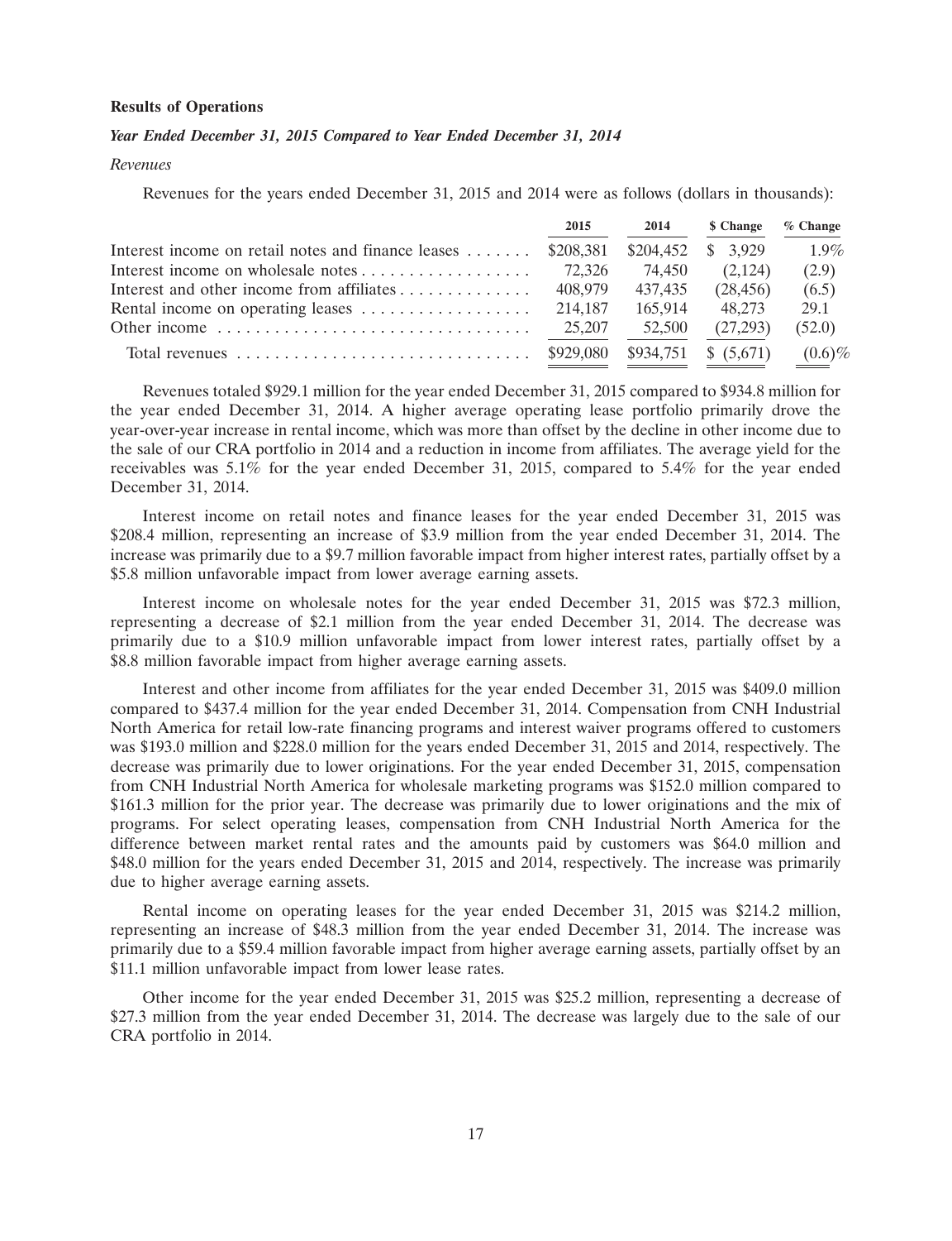**Results of Operations**

***Year Ended December 31, 2015 Compared to Year Ended December 31, 2014***

*Revenues*

Revenues for the years ended December 31, 2015 and 2014 were as follows (dollars in thousands):

| | 2015 | 2014 | $ Change | % Change |
|---|---|---|---|---|
| Interest income on retail notes and finance leases | $208,381 | $204,452 | $ 3,929 | 1.9% |
| Interest income on wholesale notes | 72,326 | 74,450 | (2,124) | (2.9) |
| Interest and other income from affiliates | 408,979 | 437,435 | (28,456) | (6.5) |
| Rental income on operating leases | 214,187 | 165,914 | 48,273 | 29.1 |
| Other income | 25,207 | 52,500 | (27,293) | (52.0) |
| Total revenues | $929,080 | $934,751 | $ (5,671) | (0.6)% |

Revenues totaled $929.1 million for the year ended December 31, 2015 compared to $934.8 million for the year ended December 31, 2014. A higher average operating lease portfolio primarily drove the year-over-year increase in rental income, which was more than offset by the decline in other income due to the sale of our CRA portfolio in 2014 and a reduction in income from affiliates. The average yield for the receivables was 5.1% for the year ended December 31, 2015, compared to 5.4% for the year ended December 31, 2014.

Interest income on retail notes and finance leases for the year ended December 31, 2015 was $208.4 million, representing an increase of $3.9 million from the year ended December 31, 2014. The increase was primarily due to a $9.7 million favorable impact from higher interest rates, partially offset by a $5.8 million unfavorable impact from lower average earning assets.

Interest income on wholesale notes for the year ended December 31, 2015 was $72.3 million, representing a decrease of $2.1 million from the year ended December 31, 2014. The decrease was primarily due to a $10.9 million unfavorable impact from lower interest rates, partially offset by a $8.8 million favorable impact from higher average earning assets.

Interest and other income from affiliates for the year ended December 31, 2015 was $409.0 million compared to $437.4 million for the year ended December 31, 2014. Compensation from CNH Industrial North America for retail low-rate financing programs and interest waiver programs offered to customers was $193.0 million and $228.0 million for the years ended December 31, 2015 and 2014, respectively. The decrease was primarily due to lower originations. For the year ended December 31, 2015, compensation from CNH Industrial North America for wholesale marketing programs was $152.0 million compared to $161.3 million for the prior year. The decrease was primarily due to lower originations and the mix of programs. For select operating leases, compensation from CNH Industrial North America for the difference between market rental rates and the amounts paid by customers was $64.0 million and $48.0 million for the years ended December 31, 2015 and 2014, respectively. The increase was primarily due to higher average earning assets.

Rental income on operating leases for the year ended December 31, 2015 was $214.2 million, representing an increase of $48.3 million from the year ended December 31, 2014. The increase was primarily due to a $59.4 million favorable impact from higher average earning assets, partially offset by an $11.1 million unfavorable impact from lower lease rates.

Other income for the year ended December 31, 2015 was $25.2 million, representing a decrease of $27.3 million from the year ended December 31, 2014. The decrease was largely due to the sale of our CRA portfolio in 2014.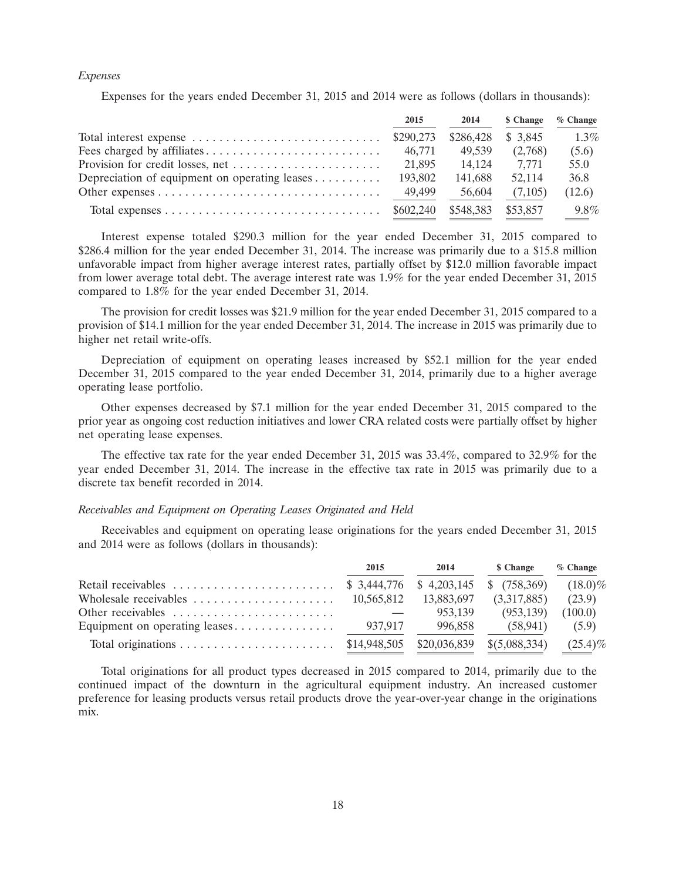*Expenses*

Expenses for the years ended December 31, 2015 and 2014 were as follows (dollars in thousands):

| | 2015 | 2014 | $ Change | % Change |
|---|---|---|---|---|
| Total interest expense | $290,273 | $286,428 | $ 3,845 | 1.3% |
| Fees charged by affiliates | 46,771 | 49,539 | (2,768) | (5.6) |
| Provision for credit losses, net | 21,895 | 14,124 | 7,771 | 55.0 |
| Depreciation of equipment on operating leases | 193,802 | 141,688 | 52,114 | 36.8 |
| Other expenses | 49,499 | 56,604 | (7,105) | (12.6) |
| Total expenses | $602,240 | $548,383 | $53,857 | 9.8% |

Interest expense totaled $290.3 million for the year ended December 31, 2015 compared to $286.4 million for the year ended December 31, 2014. The increase was primarily due to a $15.8 million unfavorable impact from higher average interest rates, partially offset by $12.0 million favorable impact from lower average total debt. The average interest rate was 1.9% for the year ended December 31, 2015 compared to 1.8% for the year ended December 31, 2014.

The provision for credit losses was $21.9 million for the year ended December 31, 2015 compared to a provision of $14.1 million for the year ended December 31, 2014. The increase in 2015 was primarily due to higher net retail write-offs.

Depreciation of equipment on operating leases increased by $52.1 million for the year ended December 31, 2015 compared to the year ended December 31, 2014, primarily due to a higher average operating lease portfolio.

Other expenses decreased by $7.1 million for the year ended December 31, 2015 compared to the prior year as ongoing cost reduction initiatives and lower CRA related costs were partially offset by higher net operating lease expenses.

The effective tax rate for the year ended December 31, 2015 was 33.4%, compared to 32.9% for the year ended December 31, 2014. The increase in the effective tax rate in 2015 was primarily due to a discrete tax benefit recorded in 2014.

*Receivables and Equipment on Operating Leases Originated and Held*

Receivables and equipment on operating lease originations for the years ended December 31, 2015 and 2014 were as follows (dollars in thousands):

| | 2015 | 2014 | $ Change | % Change |
|---|---|---|---|---|
| Retail receivables | $ 3,444,776 | $ 4,203,145 | $ (758,369) | (18.0)% |
| Wholesale receivables | 10,565,812 | 13,883,697 | (3,317,885) | (23.9) |
| Other receivables | — | 953,139 | (953,139) | (100.0) |
| Equipment on operating leases | 937,917 | 996,858 | (58,941) | (5.9) |
| Total originations | $14,948,505 | $20,036,839 | $(5,088,334) | (25.4)% |

Total originations for all product types decreased in 2015 compared to 2014, primarily due to the continued impact of the downturn in the agricultural equipment industry. An increased customer preference for leasing products versus retail products drove the year-over-year change in the originations mix.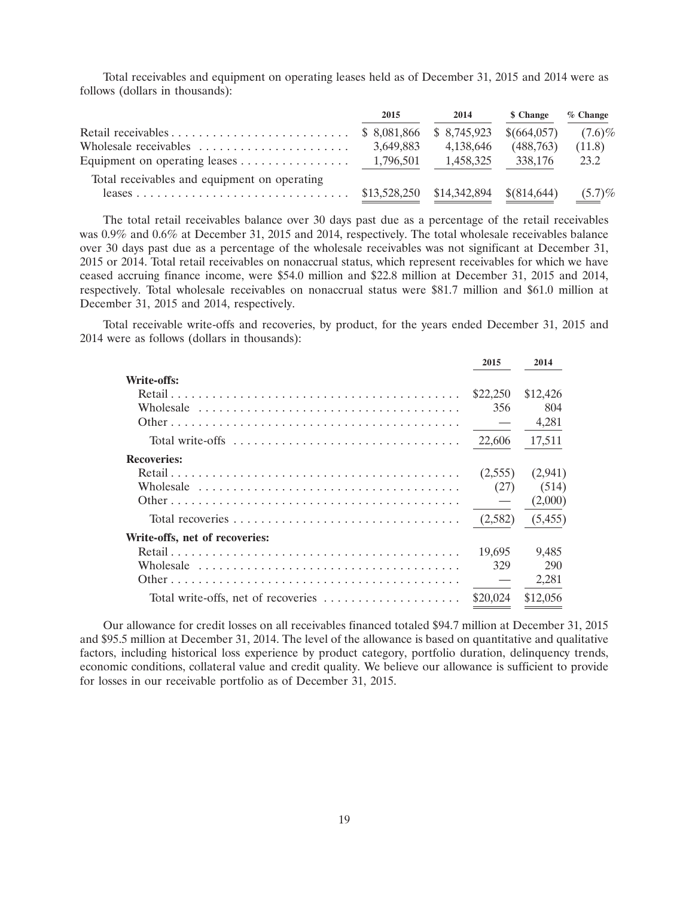Total receivables and equipment on operating leases held as of December 31, 2015 and 2014 were as follows (dollars in thousands):

| | 2015 | 2014 | $ Change | % Change |
|---|---|---|---|---|
| Retail receivables | $ 8,081,866 | $ 8,745,923 | $(664,057) | (7.6)% |
| Wholesale receivables | 3,649,883 | 4,138,646 | (488,763) | (11.8) |
| Equipment on operating leases | 1,796,501 | 1,458,325 | 338,176 | 23.2 |
| Total receivables and equipment on operating leases | $13,528,250 | $14,342,894 | $(814,644) | (5.7)% |

The total retail receivables balance over 30 days past due as a percentage of the retail receivables was 0.9% and 0.6% at December 31, 2015 and 2014, respectively. The total wholesale receivables balance over 30 days past due as a percentage of the wholesale receivables was not significant at December 31, 2015 or 2014. Total retail receivables on nonaccrual status, which represent receivables for which we have ceased accruing finance income, were $54.0 million and $22.8 million at December 31, 2015 and 2014, respectively. Total wholesale receivables on nonaccrual status were $81.7 million and $61.0 million at December 31, 2015 and 2014, respectively.

Total receivable write-offs and recoveries, by product, for the years ended December 31, 2015 and 2014 were as follows (dollars in thousands):

| | 2015 | 2014 |
|---|---|---|
| **Write-offs:** | | |
| Retail | $22,250 | $12,426 |
| Wholesale | 356 | 804 |
| Other | — | 4,281 |
| Total write-offs | 22,606 | 17,511 |
| **Recoveries:** | | |
| Retail | (2,555) | (2,941) |
| Wholesale | (27) | (514) |
| Other | — | (2,000) |
| Total recoveries | (2,582) | (5,455) |
| **Write-offs, net of recoveries:** | | |
| Retail | 19,695 | 9,485 |
| Wholesale | 329 | 290 |
| Other | — | 2,281 |
| Total write-offs, net of recoveries | $20,024 | $12,056 |

Our allowance for credit losses on all receivables financed totaled $94.7 million at December 31, 2015 and $95.5 million at December 31, 2014. The level of the allowance is based on quantitative and qualitative factors, including historical loss experience by product category, portfolio duration, delinquency trends, economic conditions, collateral value and credit quality. We believe our allowance is sufficient to provide for losses in our receivable portfolio as of December 31, 2015.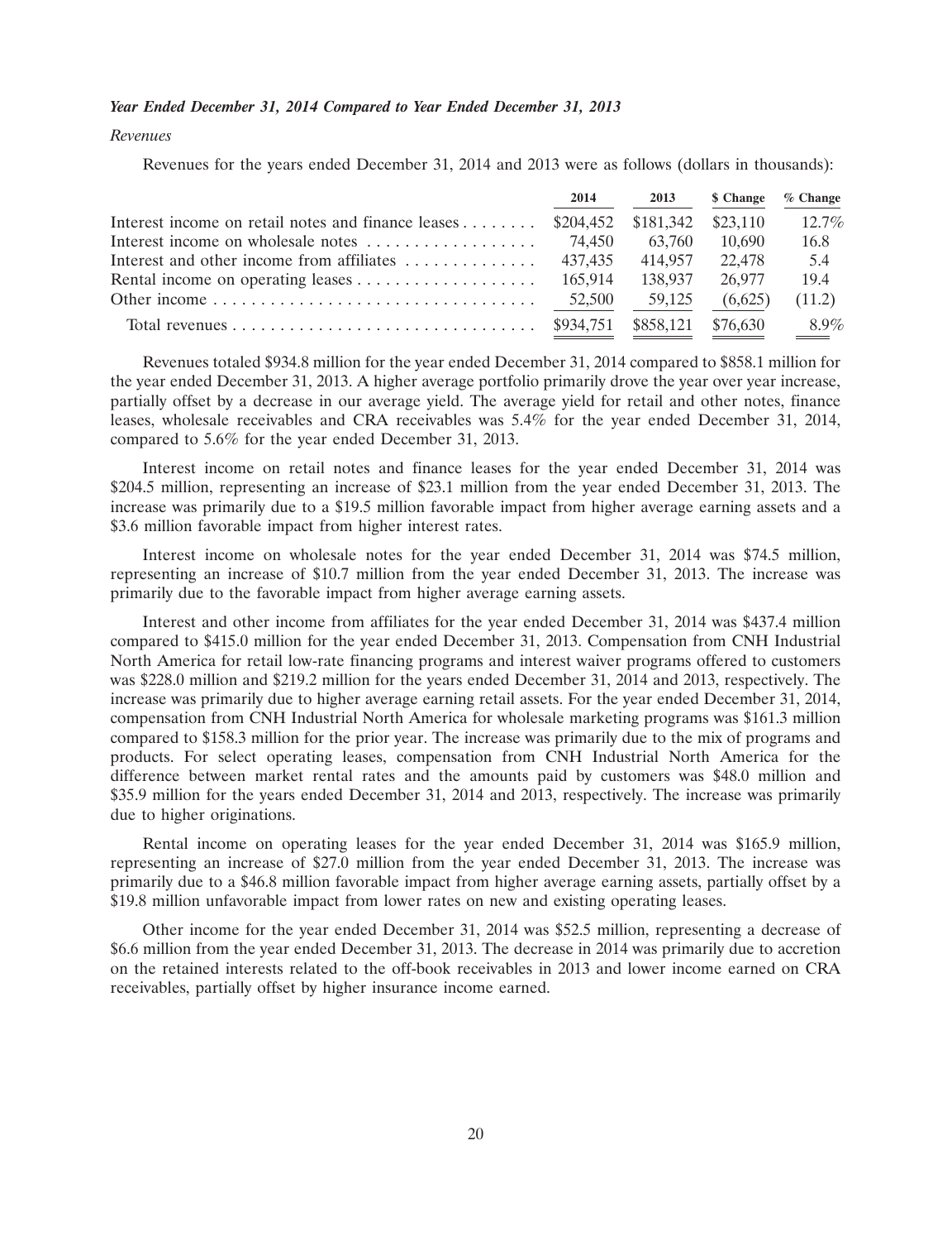***Year Ended December 31, 2014 Compared to Year Ended December 31, 2013***

*Revenues*

Revenues for the years ended December 31, 2014 and 2013 were as follows (dollars in thousands):

| | 2014 | 2013 | $ Change | % Change |
|---|---|---|---|---|
| Interest income on retail notes and finance leases | $204,452 | $181,342 | $23,110 | 12.7% |
| Interest income on wholesale notes | 74,450 | 63,760 | 10,690 | 16.8 |
| Interest and other income from affiliates | 437,435 | 414,957 | 22,478 | 5.4 |
| Rental income on operating leases | 165,914 | 138,937 | 26,977 | 19.4 |
| Other income | 52,500 | 59,125 | (6,625) | (11.2) |
| Total revenues | $934,751 | $858,121 | $76,630 | 8.9% |

Revenues totaled $934.8 million for the year ended December 31, 2014 compared to $858.1 million for the year ended December 31, 2013. A higher average portfolio primarily drove the year over year increase, partially offset by a decrease in our average yield. The average yield for retail and other notes, finance leases, wholesale receivables and CRA receivables was 5.4% for the year ended December 31, 2014, compared to 5.6% for the year ended December 31, 2013.

Interest income on retail notes and finance leases for the year ended December 31, 2014 was $204.5 million, representing an increase of $23.1 million from the year ended December 31, 2013. The increase was primarily due to a $19.5 million favorable impact from higher average earning assets and a $3.6 million favorable impact from higher interest rates.

Interest income on wholesale notes for the year ended December 31, 2014 was $74.5 million, representing an increase of $10.7 million from the year ended December 31, 2013. The increase was primarily due to the favorable impact from higher average earning assets.

Interest and other income from affiliates for the year ended December 31, 2014 was $437.4 million compared to $415.0 million for the year ended December 31, 2013. Compensation from CNH Industrial North America for retail low-rate financing programs and interest waiver programs offered to customers was $228.0 million and $219.2 million for the years ended December 31, 2014 and 2013, respectively. The increase was primarily due to higher average earning retail assets. For the year ended December 31, 2014, compensation from CNH Industrial North America for wholesale marketing programs was $161.3 million compared to $158.3 million for the prior year. The increase was primarily due to the mix of programs and products. For select operating leases, compensation from CNH Industrial North America for the difference between market rental rates and the amounts paid by customers was $48.0 million and $35.9 million for the years ended December 31, 2014 and 2013, respectively. The increase was primarily due to higher originations.

Rental income on operating leases for the year ended December 31, 2014 was $165.9 million, representing an increase of $27.0 million from the year ended December 31, 2013. The increase was primarily due to a $46.8 million favorable impact from higher average earning assets, partially offset by a $19.8 million unfavorable impact from lower rates on new and existing operating leases.

Other income for the year ended December 31, 2014 was $52.5 million, representing a decrease of $6.6 million from the year ended December 31, 2013. The decrease in 2014 was primarily due to accretion on the retained interests related to the off-book receivables in 2013 and lower income earned on CRA receivables, partially offset by higher insurance income earned.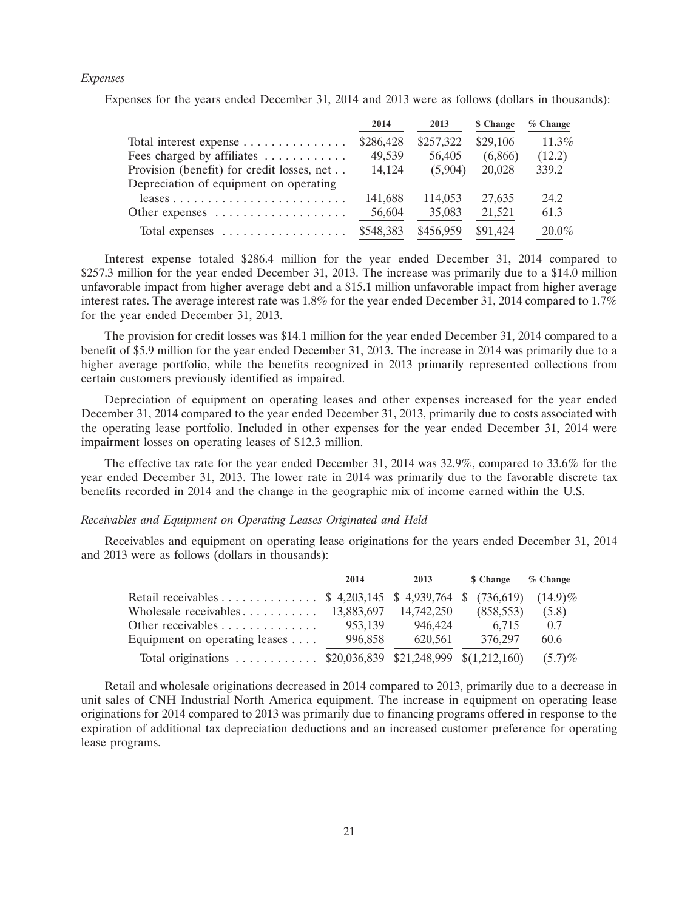*Expenses*

Expenses for the years ended December 31, 2014 and 2013 were as follows (dollars in thousands):

| | 2014 | 2013 | $ Change | % Change |
|---|---|---|---|---|
| Total interest expense | $286,428 | $257,322 | $29,106 | 11.3% |
| Fees charged by affiliates | 49,539 | 56,405 | (6,866) | (12.2) |
| Provision (benefit) for credit losses, net | 14,124 | (5,904) | 20,028 | 339.2 |
| Depreciation of equipment on operating leases | 141,688 | 114,053 | 27,635 | 24.2 |
| Other expenses | 56,604 | 35,083 | 21,521 | 61.3 |
| Total expenses | $548,383 | $456,959 | $91,424 | 20.0% |

Interest expense totaled $286.4 million for the year ended December 31, 2014 compared to $257.3 million for the year ended December 31, 2013. The increase was primarily due to a $14.0 million unfavorable impact from higher average debt and a $15.1 million unfavorable impact from higher average interest rates. The average interest rate was 1.8% for the year ended December 31, 2014 compared to 1.7% for the year ended December 31, 2013.

The provision for credit losses was $14.1 million for the year ended December 31, 2014 compared to a benefit of $5.9 million for the year ended December 31, 2013. The increase in 2014 was primarily due to a higher average portfolio, while the benefits recognized in 2013 primarily represented collections from certain customers previously identified as impaired.

Depreciation of equipment on operating leases and other expenses increased for the year ended December 31, 2014 compared to the year ended December 31, 2013, primarily due to costs associated with the operating lease portfolio. Included in other expenses for the year ended December 31, 2014 were impairment losses on operating leases of $12.3 million.

The effective tax rate for the year ended December 31, 2014 was 32.9%, compared to 33.6% for the year ended December 31, 2013. The lower rate in 2014 was primarily due to the favorable discrete tax benefits recorded in 2014 and the change in the geographic mix of income earned within the U.S.

*Receivables and Equipment on Operating Leases Originated and Held*

Receivables and equipment on operating lease originations for the years ended December 31, 2014 and 2013 were as follows (dollars in thousands):

| | 2014 | 2013 | $ Change | % Change |
|---|---|---|---|---|
| Retail receivables | $ 4,203,145 | $ 4,939,764 | $ (736,619) | (14.9)% |
| Wholesale receivables | 13,883,697 | 14,742,250 | (858,553) | (5.8) |
| Other receivables | 953,139 | 946,424 | 6,715 | 0.7 |
| Equipment on operating leases | 996,858 | 620,561 | 376,297 | 60.6 |
| Total originations | $20,036,839 | $21,248,999 | $(1,212,160) | (5.7)% |

Retail and wholesale originations decreased in 2014 compared to 2013, primarily due to a decrease in unit sales of CNH Industrial North America equipment. The increase in equipment on operating lease originations for 2014 compared to 2013 was primarily due to financing programs offered in response to the expiration of additional tax depreciation deductions and an increased customer preference for operating lease programs.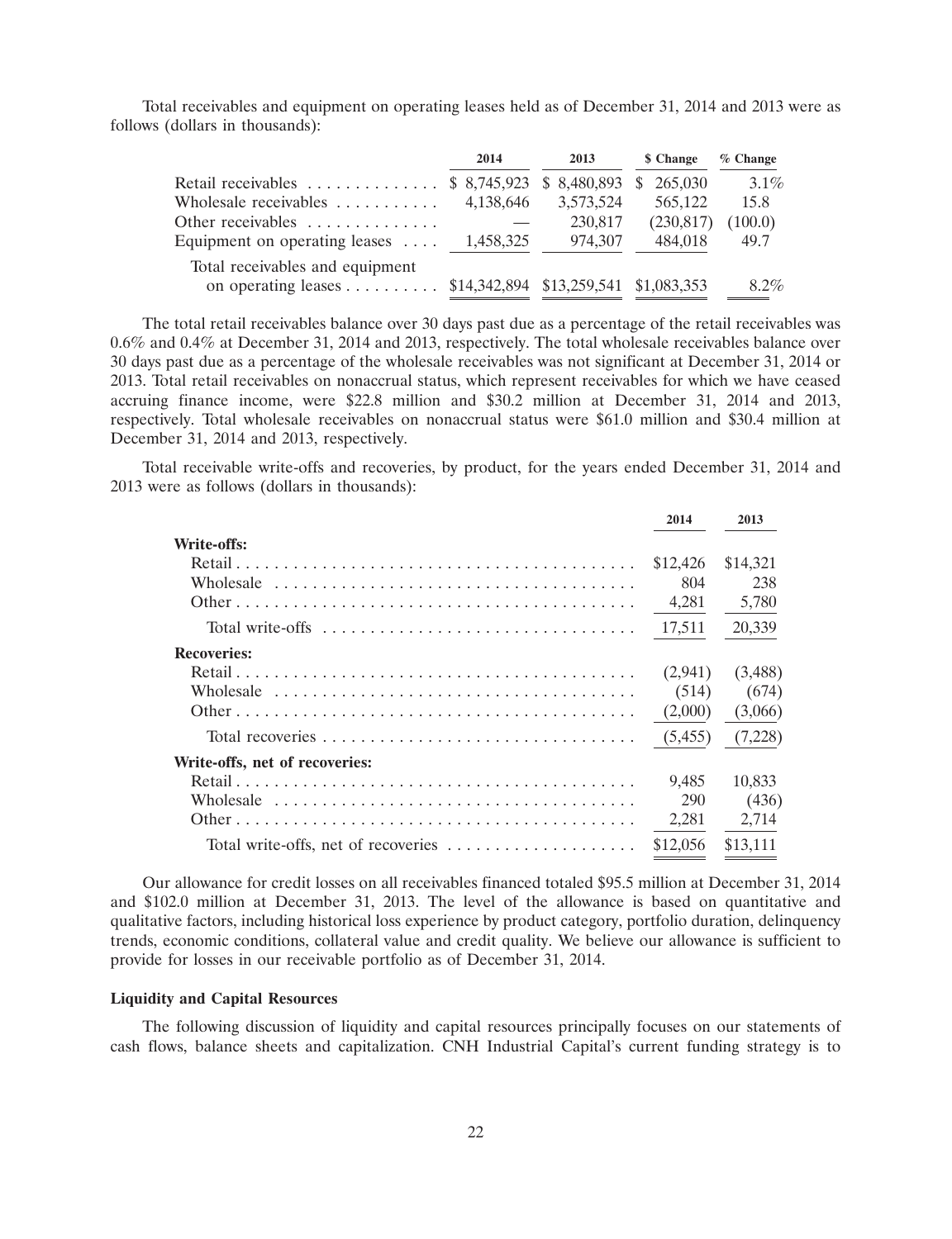Total receivables and equipment on operating leases held as of December 31, 2014 and 2013 were as follows (dollars in thousands):

| | 2014 | 2013 | $ Change | % Change |
|---|---|---|---|---|
| Retail receivables | $ 8,745,923 | $ 8,480,893 | $ 265,030 | 3.1% |
| Wholesale receivables | 4,138,646 | 3,573,524 | 565,122 | 15.8 |
| Other receivables | — | 230,817 | (230,817) | (100.0) |
| Equipment on operating leases | 1,458,325 | 974,307 | 484,018 | 49.7 |
| Total receivables and equipment on operating leases | $14,342,894 | $13,259,541 | $1,083,353 | 8.2% |

The total retail receivables balance over 30 days past due as a percentage of the retail receivables was 0.6% and 0.4% at December 31, 2014 and 2013, respectively. The total wholesale receivables balance over 30 days past due as a percentage of the wholesale receivables was not significant at December 31, 2014 or 2013. Total retail receivables on nonaccrual status, which represent receivables for which we have ceased accruing finance income, were $22.8 million and $30.2 million at December 31, 2014 and 2013, respectively. Total wholesale receivables on nonaccrual status were $61.0 million and $30.4 million at December 31, 2014 and 2013, respectively.

Total receivable write-offs and recoveries, by product, for the years ended December 31, 2014 and 2013 were as follows (dollars in thousands):

| | 2014 | 2013 |
|---|---|---|
| **Write-offs:** | | |
| Retail | $12,426 | $14,321 |
| Wholesale | 804 | 238 |
| Other | 4,281 | 5,780 |
| Total write-offs | 17,511 | 20,339 |
| **Recoveries:** | | |
| Retail | (2,941) | (3,488) |
| Wholesale | (514) | (674) |
| Other | (2,000) | (3,066) |
| Total recoveries | (5,455) | (7,228) |
| **Write-offs, net of recoveries:** | | |
| Retail | 9,485 | 10,833 |
| Wholesale | 290 | (436) |
| Other | 2,281 | 2,714 |
| Total write-offs, net of recoveries | $12,056 | $13,111 |

Our allowance for credit losses on all receivables financed totaled $95.5 million at December 31, 2014 and $102.0 million at December 31, 2013. The level of the allowance is based on quantitative and qualitative factors, including historical loss experience by product category, portfolio duration, delinquency trends, economic conditions, collateral value and credit quality. We believe our allowance is sufficient to provide for losses in our receivable portfolio as of December 31, 2014.

**Liquidity and Capital Resources**

The following discussion of liquidity and capital resources principally focuses on our statements of cash flows, balance sheets and capitalization. CNH Industrial Capital's current funding strategy is to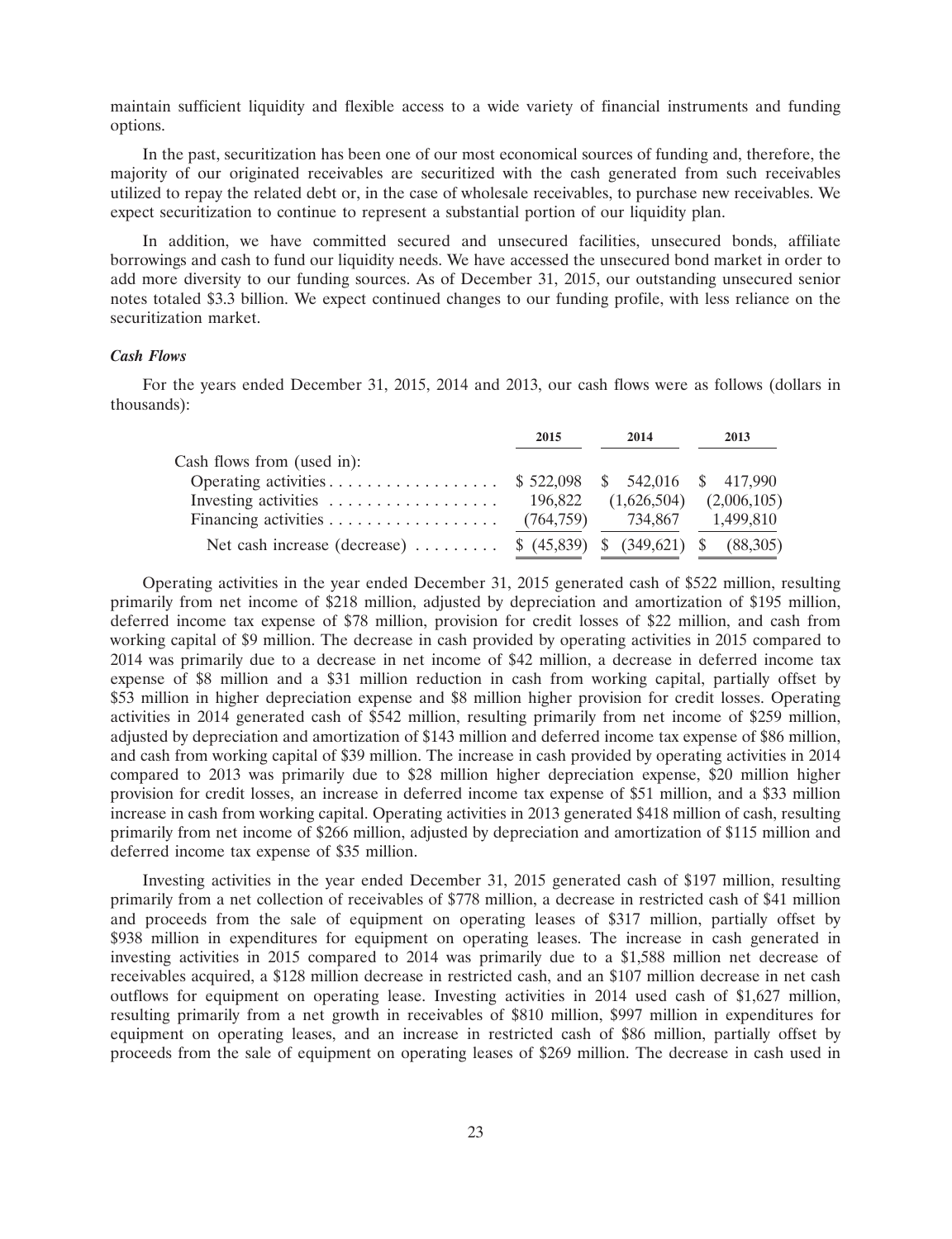maintain sufficient liquidity and flexible access to a wide variety of financial instruments and funding options.

In the past, securitization has been one of our most economical sources of funding and, therefore, the majority of our originated receivables are securitized with the cash generated from such receivables utilized to repay the related debt or, in the case of wholesale receivables, to purchase new receivables. We expect securitization to continue to represent a substantial portion of our liquidity plan.

In addition, we have committed secured and unsecured facilities, unsecured bonds, affiliate borrowings and cash to fund our liquidity needs. We have accessed the unsecured bond market in order to add more diversity to our funding sources. As of December 31, 2015, our outstanding unsecured senior notes totaled $3.3 billion. We expect continued changes to our funding profile, with less reliance on the securitization market.

***Cash Flows***

For the years ended December 31, 2015, 2014 and 2013, our cash flows were as follows (dollars in thousands):

| | 2015 | 2014 | 2013 |
|---|---|---|---|
| Cash flows from (used in): | | | |
| Operating activities | $ 522,098 | $ 542,016 | $ 417,990 |
| Investing activities | 196,822 | (1,626,504) | (2,006,105) |
| Financing activities | (764,759) | 734,867 | 1,499,810 |
| Net cash increase (decrease) | $ (45,839) | $ (349,621) | $ (88,305) |

Operating activities in the year ended December 31, 2015 generated cash of $522 million, resulting primarily from net income of $218 million, adjusted by depreciation and amortization of $195 million, deferred income tax expense of $78 million, provision for credit losses of $22 million, and cash from working capital of $9 million. The decrease in cash provided by operating activities in 2015 compared to 2014 was primarily due to a decrease in net income of $42 million, a decrease in deferred income tax expense of $8 million and a $31 million reduction in cash from working capital, partially offset by $53 million in higher depreciation expense and $8 million higher provision for credit losses. Operating activities in 2014 generated cash of $542 million, resulting primarily from net income of $259 million, adjusted by depreciation and amortization of $143 million and deferred income tax expense of $86 million, and cash from working capital of $39 million. The increase in cash provided by operating activities in 2014 compared to 2013 was primarily due to $28 million higher depreciation expense, $20 million higher provision for credit losses, an increase in deferred income tax expense of $51 million, and a $33 million increase in cash from working capital. Operating activities in 2013 generated $418 million of cash, resulting primarily from net income of $266 million, adjusted by depreciation and amortization of $115 million and deferred income tax expense of $35 million.

Investing activities in the year ended December 31, 2015 generated cash of $197 million, resulting primarily from a net collection of receivables of $778 million, a decrease in restricted cash of $41 million and proceeds from the sale of equipment on operating leases of $317 million, partially offset by $938 million in expenditures for equipment on operating leases. The increase in cash generated in investing activities in 2015 compared to 2014 was primarily due to a $1,588 million net decrease of receivables acquired, a $128 million decrease in restricted cash, and an $107 million decrease in net cash outflows for equipment on operating lease. Investing activities in 2014 used cash of $1,627 million, resulting primarily from a net growth in receivables of $810 million, $997 million in expenditures for equipment on operating leases, and an increase in restricted cash of $86 million, partially offset by proceeds from the sale of equipment on operating leases of $269 million. The decrease in cash used in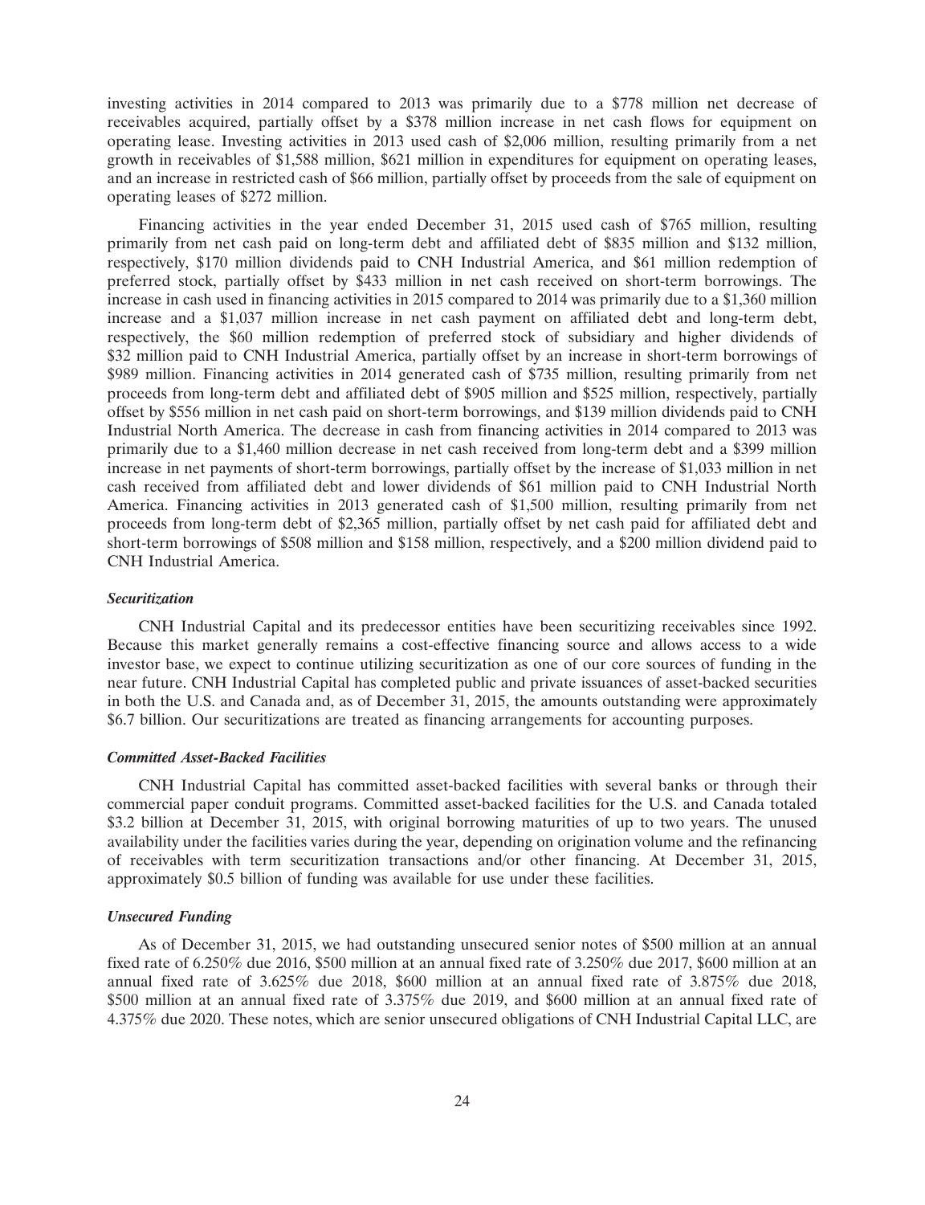investing activities in 2014 compared to 2013 was primarily due to a $778 million net decrease of receivables acquired, partially offset by a $378 million increase in net cash flows for equipment on operating lease. Investing activities in 2013 used cash of $2,006 million, resulting primarily from a net growth in receivables of $1,588 million, $621 million in expenditures for equipment on operating leases, and an increase in restricted cash of $66 million, partially offset by proceeds from the sale of equipment on operating leases of $272 million.

Financing activities in the year ended December 31, 2015 used cash of $765 million, resulting primarily from net cash paid on long-term debt and affiliated debt of $835 million and $132 million, respectively, $170 million dividends paid to CNH Industrial America, and $61 million redemption of preferred stock, partially offset by $433 million in net cash received on short-term borrowings. The increase in cash used in financing activities in 2015 compared to 2014 was primarily due to a $1,360 million increase and a $1,037 million increase in net cash payment on affiliated debt and long-term debt, respectively, the $60 million redemption of preferred stock of subsidiary and higher dividends of $32 million paid to CNH Industrial America, partially offset by an increase in short-term borrowings of $989 million. Financing activities in 2014 generated cash of $735 million, resulting primarily from net proceeds from long-term debt and affiliated debt of $905 million and $525 million, respectively, partially offset by $556 million in net cash paid on short-term borrowings, and $139 million dividends paid to CNH Industrial North America. The decrease in cash from financing activities in 2014 compared to 2013 was primarily due to a $1,460 million decrease in net cash received from long-term debt and a $399 million increase in net payments of short-term borrowings, partially offset by the increase of $1,033 million in net cash received from affiliated debt and lower dividends of $61 million paid to CNH Industrial North America. Financing activities in 2013 generated cash of $1,500 million, resulting primarily from net proceeds from long-term debt of $2,365 million, partially offset by net cash paid for affiliated debt and short-term borrowings of $508 million and $158 million, respectively, and a $200 million dividend paid to CNH Industrial America.

***Securitization***

CNH Industrial Capital and its predecessor entities have been securitizing receivables since 1992. Because this market generally remains a cost-effective financing source and allows access to a wide investor base, we expect to continue utilizing securitization as one of our core sources of funding in the near future. CNH Industrial Capital has completed public and private issuances of asset-backed securities in both the U.S. and Canada and, as of December 31, 2015, the amounts outstanding were approximately $6.7 billion. Our securitizations are treated as financing arrangements for accounting purposes.

***Committed Asset-Backed Facilities***

CNH Industrial Capital has committed asset-backed facilities with several banks or through their commercial paper conduit programs. Committed asset-backed facilities for the U.S. and Canada totaled $3.2 billion at December 31, 2015, with original borrowing maturities of up to two years. The unused availability under the facilities varies during the year, depending on origination volume and the refinancing of receivables with term securitization transactions and/or other financing. At December 31, 2015, approximately $0.5 billion of funding was available for use under these facilities.

***Unsecured Funding***

As of December 31, 2015, we had outstanding unsecured senior notes of $500 million at an annual fixed rate of 6.250% due 2016, $500 million at an annual fixed rate of 3.250% due 2017, $600 million at an annual fixed rate of 3.625% due 2018, $600 million at an annual fixed rate of 3.875% due 2018, $500 million at an annual fixed rate of 3.375% due 2019, and $600 million at an annual fixed rate of 4.375% due 2020. These notes, which are senior unsecured obligations of CNH Industrial Capital LLC, are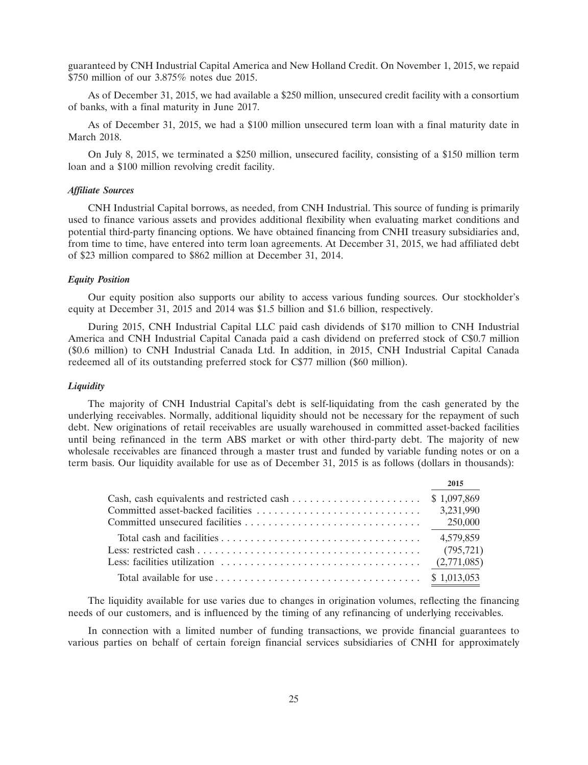guaranteed by CNH Industrial Capital America and New Holland Credit. On November 1, 2015, we repaid $750 million of our 3.875% notes due 2015.

As of December 31, 2015, we had available a $250 million, unsecured credit facility with a consortium of banks, with a final maturity in June 2017.

As of December 31, 2015, we had a $100 million unsecured term loan with a final maturity date in March 2018.

On July 8, 2015, we terminated a $250 million, unsecured facility, consisting of a $150 million term loan and a $100 million revolving credit facility.

***Affiliate Sources***

CNH Industrial Capital borrows, as needed, from CNH Industrial. This source of funding is primarily used to finance various assets and provides additional flexibility when evaluating market conditions and potential third-party financing options. We have obtained financing from CNHI treasury subsidiaries and, from time to time, have entered into term loan agreements. At December 31, 2015, we had affiliated debt of $23 million compared to $862 million at December 31, 2014.

***Equity Position***

Our equity position also supports our ability to access various funding sources. Our stockholder's equity at December 31, 2015 and 2014 was $1.5 billion and $1.6 billion, respectively.

During 2015, CNH Industrial Capital LLC paid cash dividends of $170 million to CNH Industrial America and CNH Industrial Capital Canada paid a cash dividend on preferred stock of C$0.7 million ($0.6 million) to CNH Industrial Canada Ltd. In addition, in 2015, CNH Industrial Capital Canada redeemed all of its outstanding preferred stock for C$77 million ($60 million).

***Liquidity***

The majority of CNH Industrial Capital's debt is self-liquidating from the cash generated by the underlying receivables. Normally, additional liquidity should not be necessary for the repayment of such debt. New originations of retail receivables are usually warehoused in committed asset-backed facilities until being refinanced in the term ABS market or with other third-party debt. The majority of new wholesale receivables are financed through a master trust and funded by variable funding notes or on a term basis. Our liquidity available for use as of December 31, 2015 is as follows (dollars in thousands):

| | 2015 |
|---|---|
| Cash, cash equivalents and restricted cash | $ 1,097,869 |
| Committed asset-backed facilities | 3,231,990 |
| Committed unsecured facilities | 250,000 |
| Total cash and facilities | 4,579,859 |
| Less: restricted cash | (795,721) |
| Less: facilities utilization | (2,771,085) |
| Total available for use | $ 1,013,053 |

The liquidity available for use varies due to changes in origination volumes, reflecting the financing needs of our customers, and is influenced by the timing of any refinancing of underlying receivables.

In connection with a limited number of funding transactions, we provide financial guarantees to various parties on behalf of certain foreign financial services subsidiaries of CNHI for approximately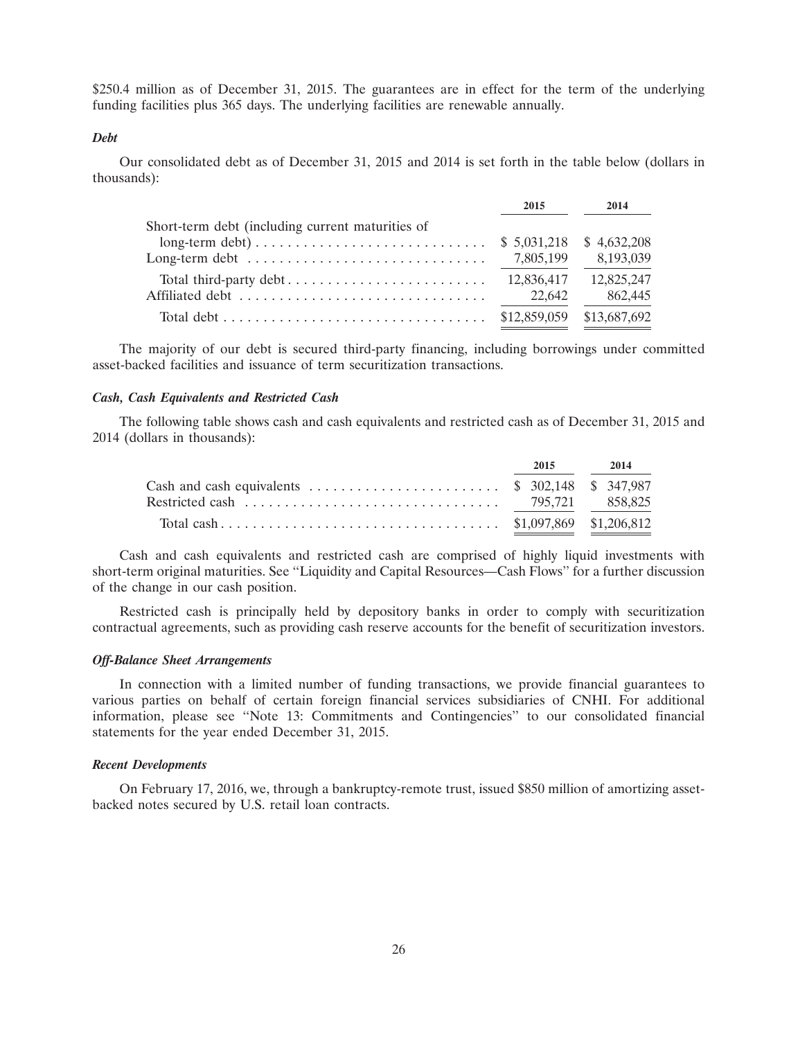$250.4 million as of December 31, 2015. The guarantees are in effect for the term of the underlying funding facilities plus 365 days. The underlying facilities are renewable annually.

***Debt***

Our consolidated debt as of December 31, 2015 and 2014 is set forth in the table below (dollars in thousands):

| | 2015 | 2014 |
|---|---|---|
| Short-term debt (including current maturities of long-term debt) | $ 5,031,218 | $ 4,632,208 |
| Long-term debt | 7,805,199 | 8,193,039 |
| Total third-party debt | 12,836,417 | 12,825,247 |
| Affiliated debt | 22,642 | 862,445 |
| Total debt | $12,859,059 | $13,687,692 |

The majority of our debt is secured third-party financing, including borrowings under committed asset-backed facilities and issuance of term securitization transactions.

***Cash, Cash Equivalents and Restricted Cash***

The following table shows cash and cash equivalents and restricted cash as of December 31, 2015 and 2014 (dollars in thousands):

| | 2015 | 2014 |
|---|---|---|
| Cash and cash equivalents | $ 302,148 | $ 347,987 |
| Restricted cash | 795,721 | 858,825 |
| Total cash | $1,097,869 | $1,206,812 |

Cash and cash equivalents and restricted cash are comprised of highly liquid investments with short-term original maturities. See "Liquidity and Capital Resources—Cash Flows" for a further discussion of the change in our cash position.

Restricted cash is principally held by depository banks in order to comply with securitization contractual agreements, such as providing cash reserve accounts for the benefit of securitization investors.

***Off-Balance Sheet Arrangements***

In connection with a limited number of funding transactions, we provide financial guarantees to various parties on behalf of certain foreign financial services subsidiaries of CNHI. For additional information, please see "Note 13: Commitments and Contingencies" to our consolidated financial statements for the year ended December 31, 2015.

***Recent Developments***

On February 17, 2016, we, through a bankruptcy-remote trust, issued $850 million of amortizing asset-backed notes secured by U.S. retail loan contracts.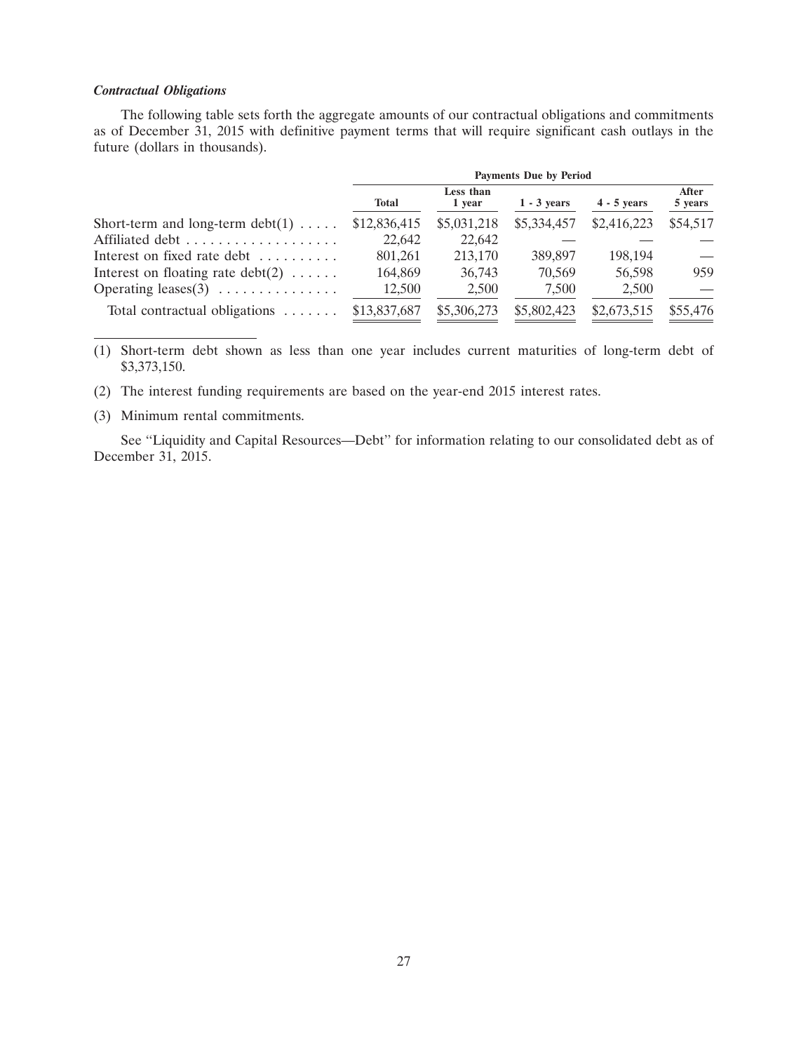### *Contractual Obligations*

The following table sets forth the aggregate amounts of our contractual obligations and commitments as of December 31, 2015 with definitive payment terms that will require significant cash outlays in the future (dollars in thousands).

| | Payments Due by Period | | | | |
|---|---|---|---|---|---|
| | Total | Less than 1 year | 1 - 3 years | 4 - 5 years | After 5 years |
| Short-term and long-term debt(1) | $12,836,415 | $5,031,218 | $5,334,457 | $2,416,223 | $54,517 |
| Affiliated debt | 22,642 | 22,642 | — | — | — |
| Interest on fixed rate debt | 801,261 | 213,170 | 389,897 | 198,194 | — |
| Interest on floating rate debt(2) | 164,869 | 36,743 | 70,569 | 56,598 | 959 |
| Operating leases(3) | 12,500 | 2,500 | 7,500 | 2,500 | — |
| Total contractual obligations | $13,837,687 | $5,306,273 | $5,802,423 | $2,673,515 | $55,476 |

(1) Short-term debt shown as less than one year includes current maturities of long-term debt of $3,373,150.

(2) The interest funding requirements are based on the year-end 2015 interest rates.

(3) Minimum rental commitments.

See "Liquidity and Capital Resources—Debt" for information relating to our consolidated debt as of December 31, 2015.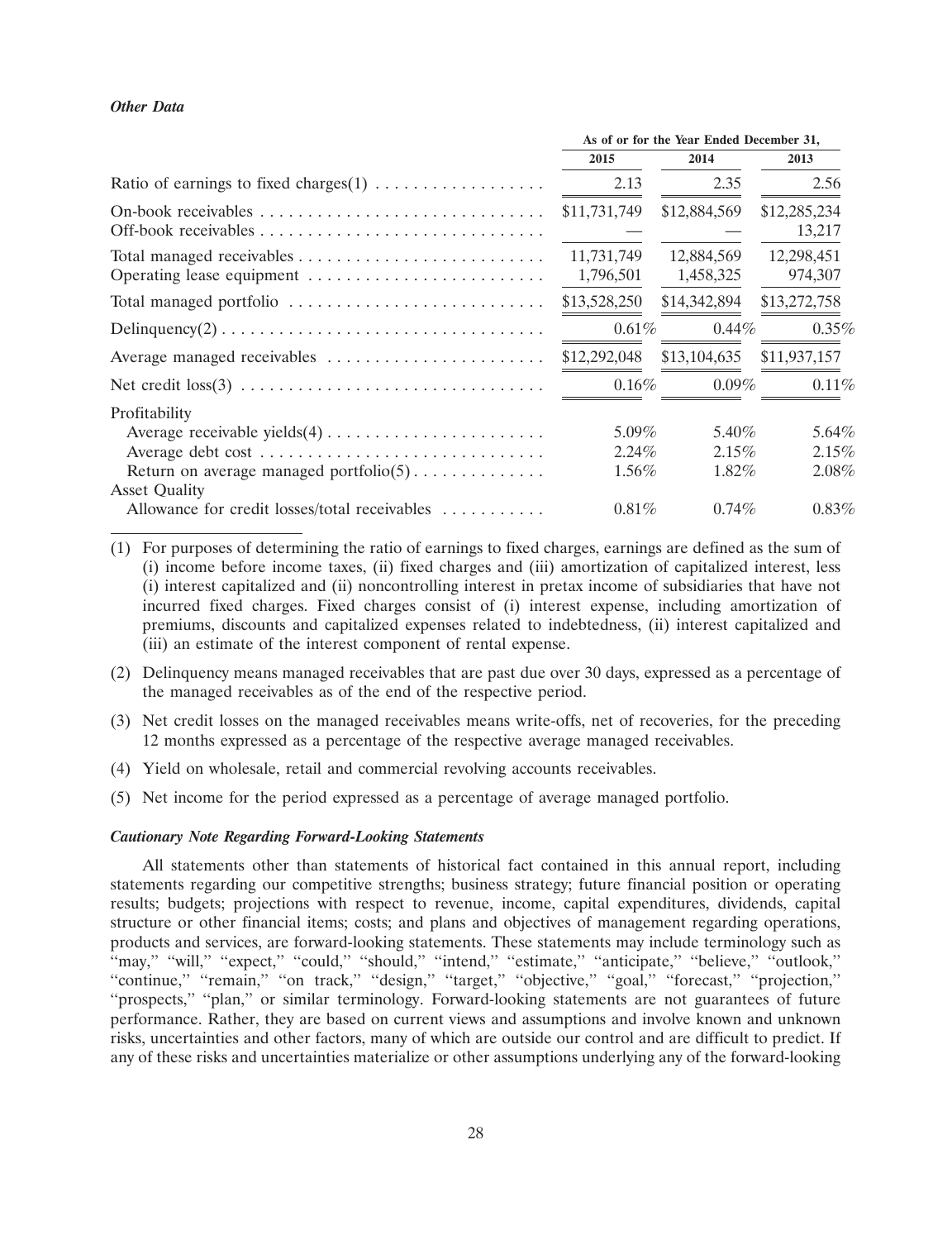### *Other Data*

| | As of or for the Year Ended December 31, | | |
|---|---|---|---|
| | 2015 | 2014 | 2013 |
| Ratio of earnings to fixed charges(1) | 2.13 | 2.35 | 2.56 |
| On-book receivables | $11,731,749 | $12,884,569 | $12,285,234 |
| Off-book receivables | — | — | 13,217 |
| Total managed receivables | 11,731,749 | 12,884,569 | 12,298,451 |
| Operating lease equipment | 1,796,501 | 1,458,325 | 974,307 |
| Total managed portfolio | $13,528,250 | $14,342,894 | $13,272,758 |
| Delinquency(2) | 0.61% | 0.44% | 0.35% |
| Average managed receivables | $12,292,048 | $13,104,635 | $11,937,157 |
| Net credit loss(3) | 0.16% | 0.09% | 0.11% |
| Profitability | | | |
| Average receivable yields(4) | 5.09% | 5.40% | 5.64% |
| Average debt cost | 2.24% | 2.15% | 2.15% |
| Return on average managed portfolio(5) | 1.56% | 1.82% | 2.08% |
| Asset Quality | | | |
| Allowance for credit losses/total receivables | 0.81% | 0.74% | 0.83% |

(1) For purposes of determining the ratio of earnings to fixed charges, earnings are defined as the sum of (i) income before income taxes, (ii) fixed charges and (iii) amortization of capitalized interest, less (i) interest capitalized and (ii) noncontrolling interest in pretax income of subsidiaries that have not incurred fixed charges. Fixed charges consist of (i) interest expense, including amortization of premiums, discounts and capitalized expenses related to indebtedness, (ii) interest capitalized and (iii) an estimate of the interest component of rental expense.

(2) Delinquency means managed receivables that are past due over 30 days, expressed as a percentage of the managed receivables as of the end of the respective period.

(3) Net credit losses on the managed receivables means write-offs, net of recoveries, for the preceding 12 months expressed as a percentage of the respective average managed receivables.

(4) Yield on wholesale, retail and commercial revolving accounts receivables.

(5) Net income for the period expressed as a percentage of average managed portfolio.

### *Cautionary Note Regarding Forward-Looking Statements*

All statements other than statements of historical fact contained in this annual report, including statements regarding our competitive strengths; business strategy; future financial position or operating results; budgets; projections with respect to revenue, income, capital expenditures, dividends, capital structure or other financial items; costs; and plans and objectives of management regarding operations, products and services, are forward-looking statements. These statements may include terminology such as "may," "will," "expect," "could," "should," "intend," "estimate," "anticipate," "believe," "outlook," "continue," "remain," "on track," "design," "target," "objective," "goal," "forecast," "projection," "prospects," "plan," or similar terminology. Forward-looking statements are not guarantees of future performance. Rather, they are based on current views and assumptions and involve known and unknown risks, uncertainties and other factors, many of which are outside our control and are difficult to predict. If any of these risks and uncertainties materialize or other assumptions underlying any of the forward-looking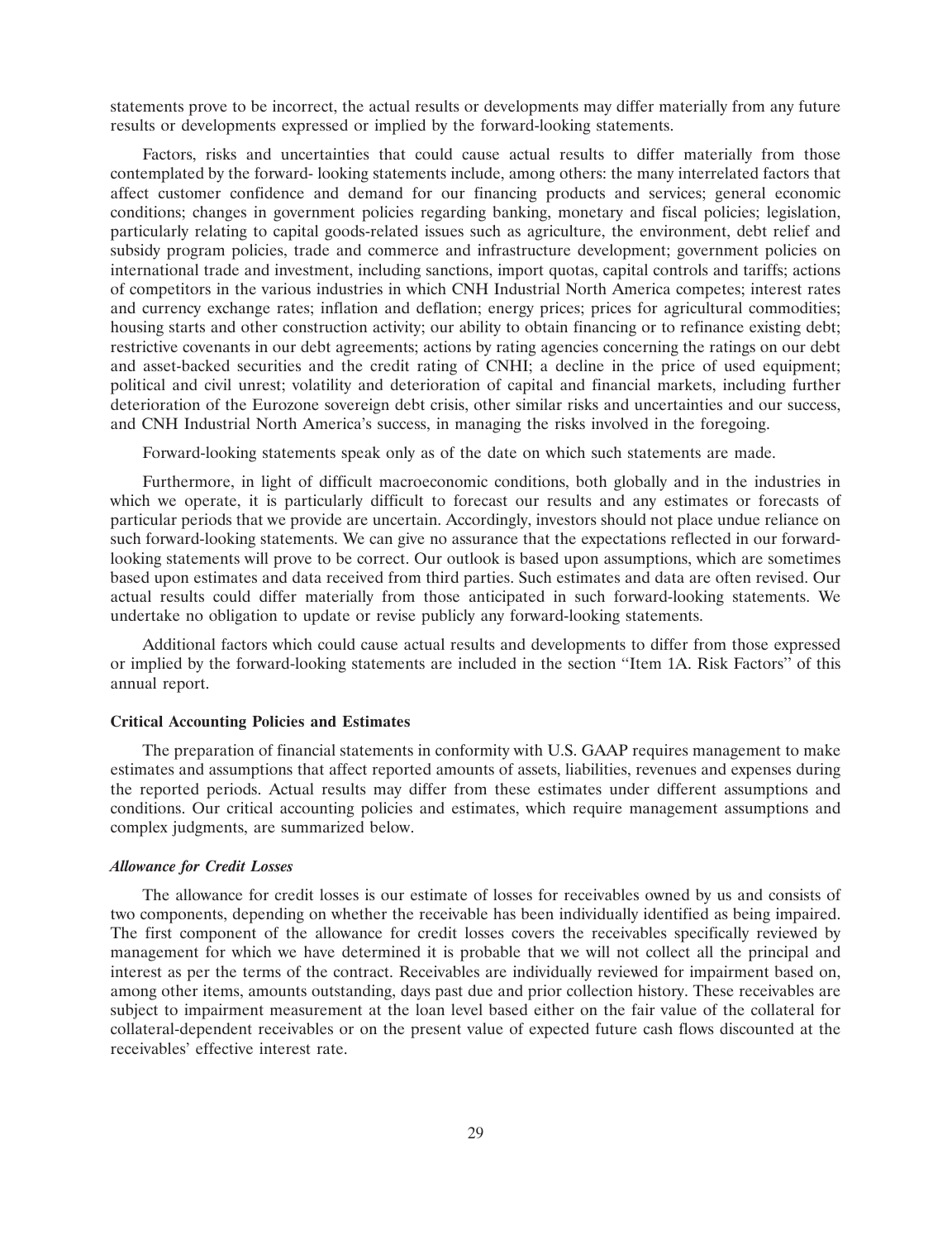statements prove to be incorrect, the actual results or developments may differ materially from any future results or developments expressed or implied by the forward-looking statements.

Factors, risks and uncertainties that could cause actual results to differ materially from those contemplated by the forward- looking statements include, among others: the many interrelated factors that affect customer confidence and demand for our financing products and services; general economic conditions; changes in government policies regarding banking, monetary and fiscal policies; legislation, particularly relating to capital goods-related issues such as agriculture, the environment, debt relief and subsidy program policies, trade and commerce and infrastructure development; government policies on international trade and investment, including sanctions, import quotas, capital controls and tariffs; actions of competitors in the various industries in which CNH Industrial North America competes; interest rates and currency exchange rates; inflation and deflation; energy prices; prices for agricultural commodities; housing starts and other construction activity; our ability to obtain financing or to refinance existing debt; restrictive covenants in our debt agreements; actions by rating agencies concerning the ratings on our debt and asset-backed securities and the credit rating of CNHI; a decline in the price of used equipment; political and civil unrest; volatility and deterioration of capital and financial markets, including further deterioration of the Eurozone sovereign debt crisis, other similar risks and uncertainties and our success, and CNH Industrial North America's success, in managing the risks involved in the foregoing.

Forward-looking statements speak only as of the date on which such statements are made.

Furthermore, in light of difficult macroeconomic conditions, both globally and in the industries in which we operate, it is particularly difficult to forecast our results and any estimates or forecasts of particular periods that we provide are uncertain. Accordingly, investors should not place undue reliance on such forward-looking statements. We can give no assurance that the expectations reflected in our forward-looking statements will prove to be correct. Our outlook is based upon assumptions, which are sometimes based upon estimates and data received from third parties. Such estimates and data are often revised. Our actual results could differ materially from those anticipated in such forward-looking statements. We undertake no obligation to update or revise publicly any forward-looking statements.

Additional factors which could cause actual results and developments to differ from those expressed or implied by the forward-looking statements are included in the section "Item 1A. Risk Factors" of this annual report.

**Critical Accounting Policies and Estimates**

The preparation of financial statements in conformity with U.S. GAAP requires management to make estimates and assumptions that affect reported amounts of assets, liabilities, revenues and expenses during the reported periods. Actual results may differ from these estimates under different assumptions and conditions. Our critical accounting policies and estimates, which require management assumptions and complex judgments, are summarized below.

***Allowance for Credit Losses***

The allowance for credit losses is our estimate of losses for receivables owned by us and consists of two components, depending on whether the receivable has been individually identified as being impaired. The first component of the allowance for credit losses covers the receivables specifically reviewed by management for which we have determined it is probable that we will not collect all the principal and interest as per the terms of the contract. Receivables are individually reviewed for impairment based on, among other items, amounts outstanding, days past due and prior collection history. These receivables are subject to impairment measurement at the loan level based either on the fair value of the collateral for collateral-dependent receivables or on the present value of expected future cash flows discounted at the receivables' effective interest rate.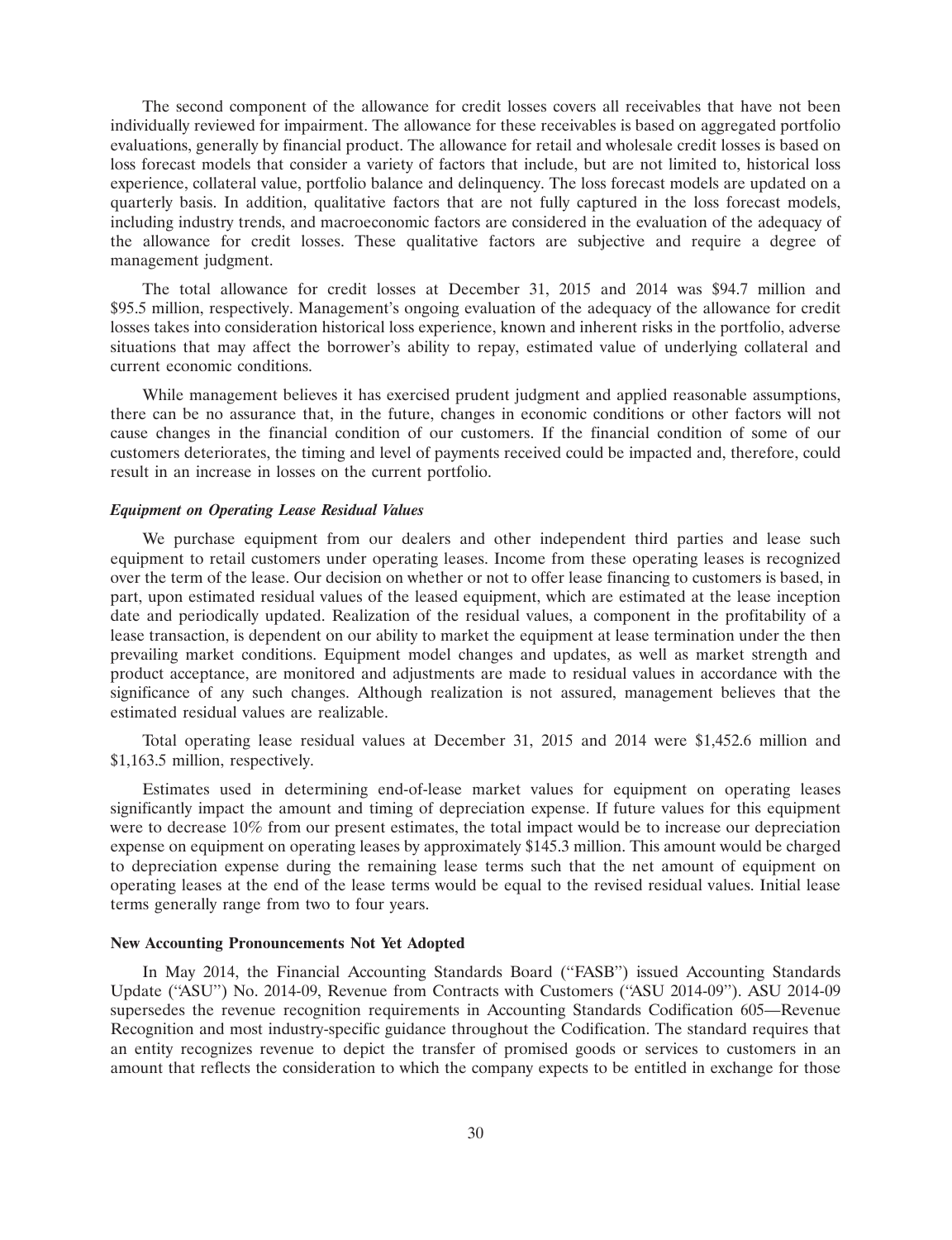The second component of the allowance for credit losses covers all receivables that have not been individually reviewed for impairment. The allowance for these receivables is based on aggregated portfolio evaluations, generally by financial product. The allowance for retail and wholesale credit losses is based on loss forecast models that consider a variety of factors that include, but are not limited to, historical loss experience, collateral value, portfolio balance and delinquency. The loss forecast models are updated on a quarterly basis. In addition, qualitative factors that are not fully captured in the loss forecast models, including industry trends, and macroeconomic factors are considered in the evaluation of the adequacy of the allowance for credit losses. These qualitative factors are subjective and require a degree of management judgment.

The total allowance for credit losses at December 31, 2015 and 2014 was $94.7 million and $95.5 million, respectively. Management's ongoing evaluation of the adequacy of the allowance for credit losses takes into consideration historical loss experience, known and inherent risks in the portfolio, adverse situations that may affect the borrower's ability to repay, estimated value of underlying collateral and current economic conditions.

While management believes it has exercised prudent judgment and applied reasonable assumptions, there can be no assurance that, in the future, changes in economic conditions or other factors will not cause changes in the financial condition of our customers. If the financial condition of some of our customers deteriorates, the timing and level of payments received could be impacted and, therefore, could result in an increase in losses on the current portfolio.

***Equipment on Operating Lease Residual Values***

We purchase equipment from our dealers and other independent third parties and lease such equipment to retail customers under operating leases. Income from these operating leases is recognized over the term of the lease. Our decision on whether or not to offer lease financing to customers is based, in part, upon estimated residual values of the leased equipment, which are estimated at the lease inception date and periodically updated. Realization of the residual values, a component in the profitability of a lease transaction, is dependent on our ability to market the equipment at lease termination under the then prevailing market conditions. Equipment model changes and updates, as well as market strength and product acceptance, are monitored and adjustments are made to residual values in accordance with the significance of any such changes. Although realization is not assured, management believes that the estimated residual values are realizable.

Total operating lease residual values at December 31, 2015 and 2014 were $1,452.6 million and $1,163.5 million, respectively.

Estimates used in determining end-of-lease market values for equipment on operating leases significantly impact the amount and timing of depreciation expense. If future values for this equipment were to decrease 10% from our present estimates, the total impact would be to increase our depreciation expense on equipment on operating leases by approximately $145.3 million. This amount would be charged to depreciation expense during the remaining lease terms such that the net amount of equipment on operating leases at the end of the lease terms would be equal to the revised residual values. Initial lease terms generally range from two to four years.

**New Accounting Pronouncements Not Yet Adopted**

In May 2014, the Financial Accounting Standards Board ("FASB") issued Accounting Standards Update ("ASU") No. 2014-09, Revenue from Contracts with Customers ("ASU 2014-09"). ASU 2014-09 supersedes the revenue recognition requirements in Accounting Standards Codification 605—Revenue Recognition and most industry-specific guidance throughout the Codification. The standard requires that an entity recognizes revenue to depict the transfer of promised goods or services to customers in an amount that reflects the consideration to which the company expects to be entitled in exchange for those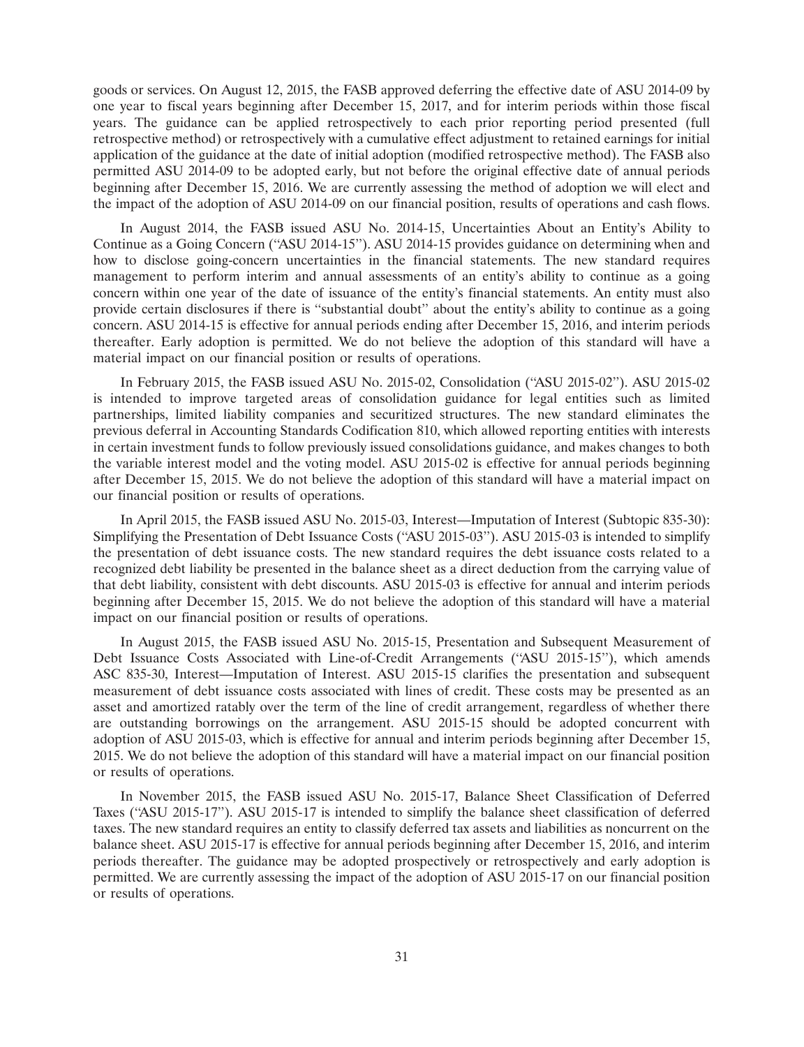goods or services. On August 12, 2015, the FASB approved deferring the effective date of ASU 2014-09 by one year to fiscal years beginning after December 15, 2017, and for interim periods within those fiscal years. The guidance can be applied retrospectively to each prior reporting period presented (full retrospective method) or retrospectively with a cumulative effect adjustment to retained earnings for initial application of the guidance at the date of initial adoption (modified retrospective method). The FASB also permitted ASU 2014-09 to be adopted early, but not before the original effective date of annual periods beginning after December 15, 2016. We are currently assessing the method of adoption we will elect and the impact of the adoption of ASU 2014-09 on our financial position, results of operations and cash flows.

In August 2014, the FASB issued ASU No. 2014-15, Uncertainties About an Entity's Ability to Continue as a Going Concern ("ASU 2014-15"). ASU 2014-15 provides guidance on determining when and how to disclose going-concern uncertainties in the financial statements. The new standard requires management to perform interim and annual assessments of an entity's ability to continue as a going concern within one year of the date of issuance of the entity's financial statements. An entity must also provide certain disclosures if there is "substantial doubt" about the entity's ability to continue as a going concern. ASU 2014-15 is effective for annual periods ending after December 15, 2016, and interim periods thereafter. Early adoption is permitted. We do not believe the adoption of this standard will have a material impact on our financial position or results of operations.

In February 2015, the FASB issued ASU No. 2015-02, Consolidation ("ASU 2015-02"). ASU 2015-02 is intended to improve targeted areas of consolidation guidance for legal entities such as limited partnerships, limited liability companies and securitized structures. The new standard eliminates the previous deferral in Accounting Standards Codification 810, which allowed reporting entities with interests in certain investment funds to follow previously issued consolidations guidance, and makes changes to both the variable interest model and the voting model. ASU 2015-02 is effective for annual periods beginning after December 15, 2015. We do not believe the adoption of this standard will have a material impact on our financial position or results of operations.

In April 2015, the FASB issued ASU No. 2015-03, Interest—Imputation of Interest (Subtopic 835-30): Simplifying the Presentation of Debt Issuance Costs ("ASU 2015-03"). ASU 2015-03 is intended to simplify the presentation of debt issuance costs. The new standard requires the debt issuance costs related to a recognized debt liability be presented in the balance sheet as a direct deduction from the carrying value of that debt liability, consistent with debt discounts. ASU 2015-03 is effective for annual and interim periods beginning after December 15, 2015. We do not believe the adoption of this standard will have a material impact on our financial position or results of operations.

In August 2015, the FASB issued ASU No. 2015-15, Presentation and Subsequent Measurement of Debt Issuance Costs Associated with Line-of-Credit Arrangements ("ASU 2015-15"), which amends ASC 835-30, Interest—Imputation of Interest. ASU 2015-15 clarifies the presentation and subsequent measurement of debt issuance costs associated with lines of credit. These costs may be presented as an asset and amortized ratably over the term of the line of credit arrangement, regardless of whether there are outstanding borrowings on the arrangement. ASU 2015-15 should be adopted concurrent with adoption of ASU 2015-03, which is effective for annual and interim periods beginning after December 15, 2015. We do not believe the adoption of this standard will have a material impact on our financial position or results of operations.

In November 2015, the FASB issued ASU No. 2015-17, Balance Sheet Classification of Deferred Taxes ("ASU 2015-17"). ASU 2015-17 is intended to simplify the balance sheet classification of deferred taxes. The new standard requires an entity to classify deferred tax assets and liabilities as noncurrent on the balance sheet. ASU 2015-17 is effective for annual periods beginning after December 15, 2016, and interim periods thereafter. The guidance may be adopted prospectively or retrospectively and early adoption is permitted. We are currently assessing the impact of the adoption of ASU 2015-17 on our financial position or results of operations.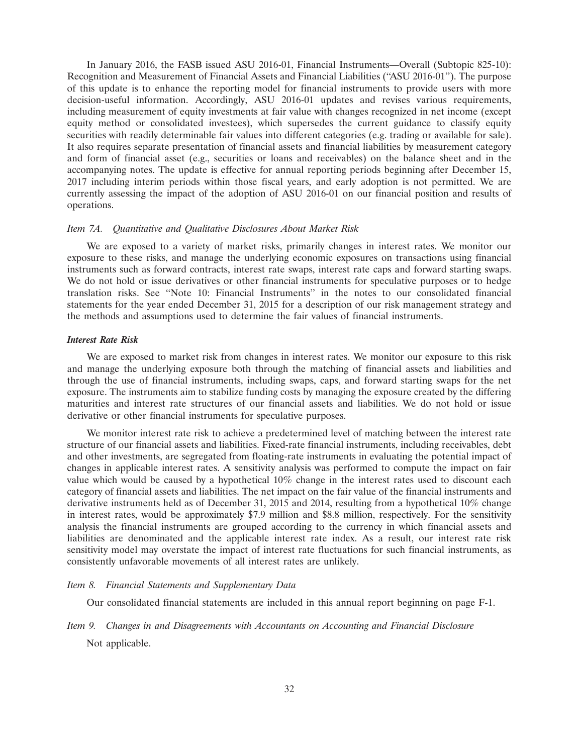In January 2016, the FASB issued ASU 2016-01, Financial Instruments—Overall (Subtopic 825-10): Recognition and Measurement of Financial Assets and Financial Liabilities (''ASU 2016-01''). The purpose of this update is to enhance the reporting model for financial instruments to provide users with more decision-useful information. Accordingly, ASU 2016-01 updates and revises various requirements, including measurement of equity investments at fair value with changes recognized in net income (except equity method or consolidated investees), which supersedes the current guidance to classify equity securities with readily determinable fair values into different categories (e.g. trading or available for sale). It also requires separate presentation of financial assets and financial liabilities by measurement category and form of financial asset (e.g., securities or loans and receivables) on the balance sheet and in the accompanying notes. The update is effective for annual reporting periods beginning after December 15, 2017 including interim periods within those fiscal years, and early adoption is not permitted. We are currently assessing the impact of the adoption of ASU 2016-01 on our financial position and results of operations.

*Item 7A. Quantitative and Qualitative Disclosures About Market Risk*

We are exposed to a variety of market risks, primarily changes in interest rates. We monitor our exposure to these risks, and manage the underlying economic exposures on transactions using financial instruments such as forward contracts, interest rate swaps, interest rate caps and forward starting swaps. We do not hold or issue derivatives or other financial instruments for speculative purposes or to hedge translation risks. See ''Note 10: Financial Instruments'' in the notes to our consolidated financial statements for the year ended December 31, 2015 for a description of our risk management strategy and the methods and assumptions used to determine the fair values of financial instruments.

***Interest Rate Risk***

We are exposed to market risk from changes in interest rates. We monitor our exposure to this risk and manage the underlying exposure both through the matching of financial assets and liabilities and through the use of financial instruments, including swaps, caps, and forward starting swaps for the net exposure. The instruments aim to stabilize funding costs by managing the exposure created by the differing maturities and interest rate structures of our financial assets and liabilities. We do not hold or issue derivative or other financial instruments for speculative purposes.

We monitor interest rate risk to achieve a predetermined level of matching between the interest rate structure of our financial assets and liabilities. Fixed-rate financial instruments, including receivables, debt and other investments, are segregated from floating-rate instruments in evaluating the potential impact of changes in applicable interest rates. A sensitivity analysis was performed to compute the impact on fair value which would be caused by a hypothetical 10% change in the interest rates used to discount each category of financial assets and liabilities. The net impact on the fair value of the financial instruments and derivative instruments held as of December 31, 2015 and 2014, resulting from a hypothetical 10% change in interest rates, would be approximately $7.9 million and $8.8 million, respectively. For the sensitivity analysis the financial instruments are grouped according to the currency in which financial assets and liabilities are denominated and the applicable interest rate index. As a result, our interest rate risk sensitivity model may overstate the impact of interest rate fluctuations for such financial instruments, as consistently unfavorable movements of all interest rates are unlikely.

*Item 8. Financial Statements and Supplementary Data*

Our consolidated financial statements are included in this annual report beginning on page F-1.

*Item 9. Changes in and Disagreements with Accountants on Accounting and Financial Disclosure*

Not applicable.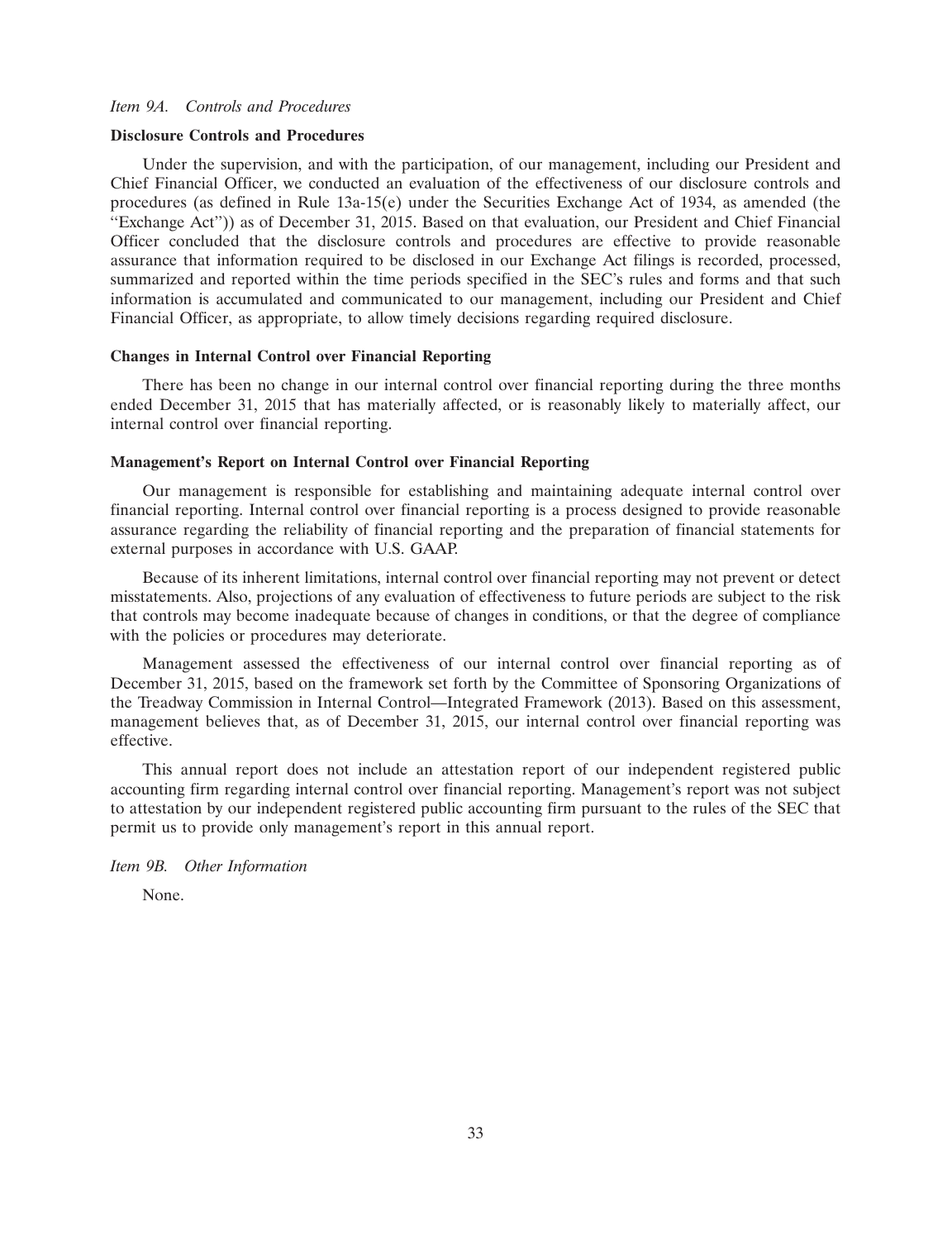### *Item 9A. Controls and Procedures*

**Disclosure Controls and Procedures**

Under the supervision, and with the participation, of our management, including our President and Chief Financial Officer, we conducted an evaluation of the effectiveness of our disclosure controls and procedures (as defined in Rule 13a-15(e) under the Securities Exchange Act of 1934, as amended (the "Exchange Act")) as of December 31, 2015. Based on that evaluation, our President and Chief Financial Officer concluded that the disclosure controls and procedures are effective to provide reasonable assurance that information required to be disclosed in our Exchange Act filings is recorded, processed, summarized and reported within the time periods specified in the SEC's rules and forms and that such information is accumulated and communicated to our management, including our President and Chief Financial Officer, as appropriate, to allow timely decisions regarding required disclosure.

**Changes in Internal Control over Financial Reporting**

There has been no change in our internal control over financial reporting during the three months ended December 31, 2015 that has materially affected, or is reasonably likely to materially affect, our internal control over financial reporting.

**Management's Report on Internal Control over Financial Reporting**

Our management is responsible for establishing and maintaining adequate internal control over financial reporting. Internal control over financial reporting is a process designed to provide reasonable assurance regarding the reliability of financial reporting and the preparation of financial statements for external purposes in accordance with U.S. GAAP.

Because of its inherent limitations, internal control over financial reporting may not prevent or detect misstatements. Also, projections of any evaluation of effectiveness to future periods are subject to the risk that controls may become inadequate because of changes in conditions, or that the degree of compliance with the policies or procedures may deteriorate.

Management assessed the effectiveness of our internal control over financial reporting as of December 31, 2015, based on the framework set forth by the Committee of Sponsoring Organizations of the Treadway Commission in Internal Control—Integrated Framework (2013). Based on this assessment, management believes that, as of December 31, 2015, our internal control over financial reporting was effective.

This annual report does not include an attestation report of our independent registered public accounting firm regarding internal control over financial reporting. Management's report was not subject to attestation by our independent registered public accounting firm pursuant to the rules of the SEC that permit us to provide only management's report in this annual report.

### *Item 9B. Other Information*

None.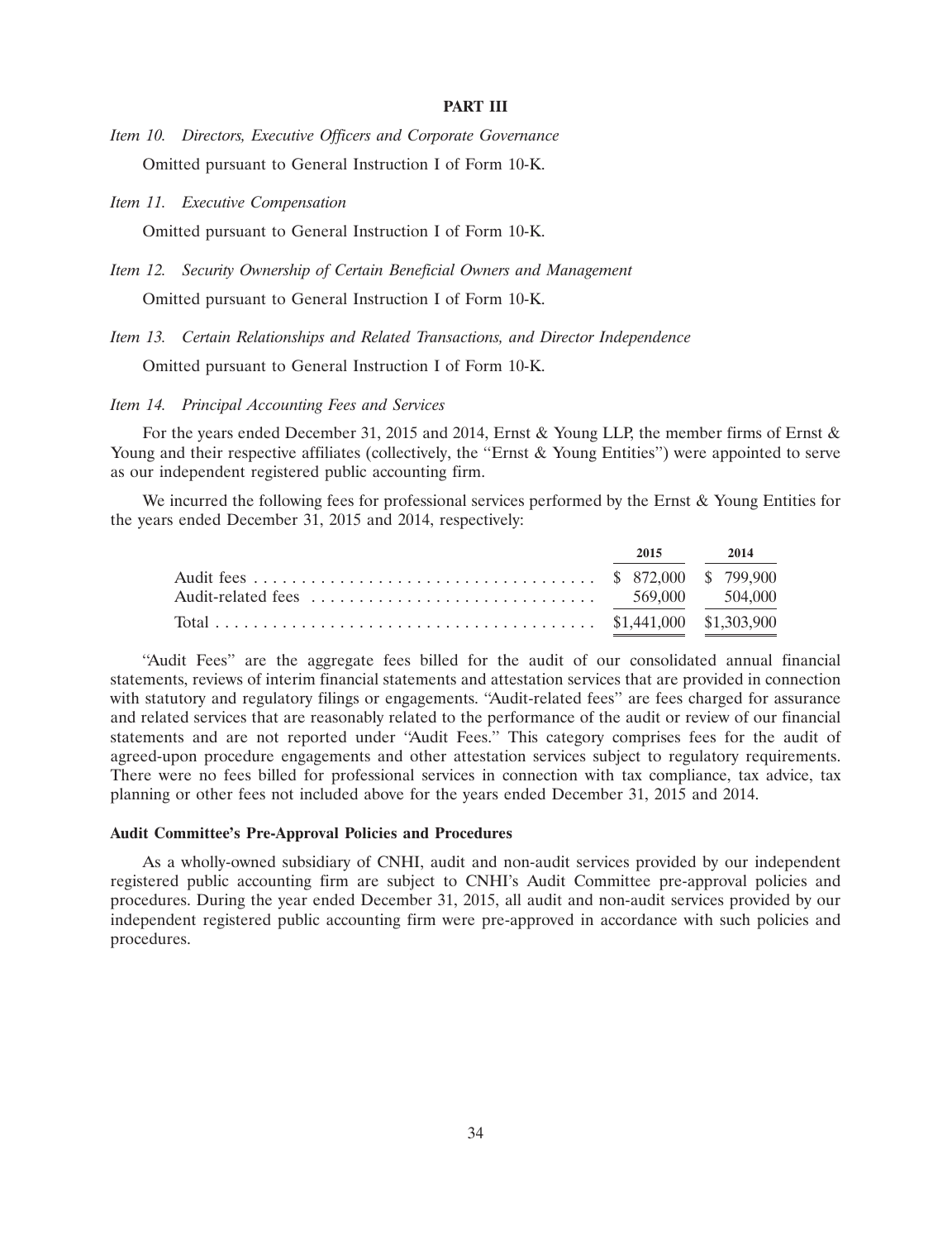## PART III

*Item 10. Directors, Executive Officers and Corporate Governance*

Omitted pursuant to General Instruction I of Form 10-K.

*Item 11. Executive Compensation*

Omitted pursuant to General Instruction I of Form 10-K.

*Item 12. Security Ownership of Certain Beneficial Owners and Management*

Omitted pursuant to General Instruction I of Form 10-K.

*Item 13. Certain Relationships and Related Transactions, and Director Independence*

Omitted pursuant to General Instruction I of Form 10-K.

*Item 14. Principal Accounting Fees and Services*

For the years ended December 31, 2015 and 2014, Ernst & Young LLP, the member firms of Ernst & Young and their respective affiliates (collectively, the ''Ernst & Young Entities'') were appointed to serve as our independent registered public accounting firm.

We incurred the following fees for professional services performed by the Ernst & Young Entities for the years ended December 31, 2015 and 2014, respectively:

| | 2015 | 2014 |
|---|---|---|
| Audit fees | $ 872,000 | $ 799,900 |
| Audit-related fees | 569,000 | 504,000 |
| Total | $1,441,000 | $1,303,900 |

''Audit Fees'' are the aggregate fees billed for the audit of our consolidated annual financial statements, reviews of interim financial statements and attestation services that are provided in connection with statutory and regulatory filings or engagements. ''Audit-related fees'' are fees charged for assurance and related services that are reasonably related to the performance of the audit or review of our financial statements and are not reported under ''Audit Fees.'' This category comprises fees for the audit of agreed-upon procedure engagements and other attestation services subject to regulatory requirements. There were no fees billed for professional services in connection with tax compliance, tax advice, tax planning or other fees not included above for the years ended December 31, 2015 and 2014.

### Audit Committee's Pre-Approval Policies and Procedures

As a wholly-owned subsidiary of CNHI, audit and non-audit services provided by our independent registered public accounting firm are subject to CNHI's Audit Committee pre-approval policies and procedures. During the year ended December 31, 2015, all audit and non-audit services provided by our independent registered public accounting firm were pre-approved in accordance with such policies and procedures.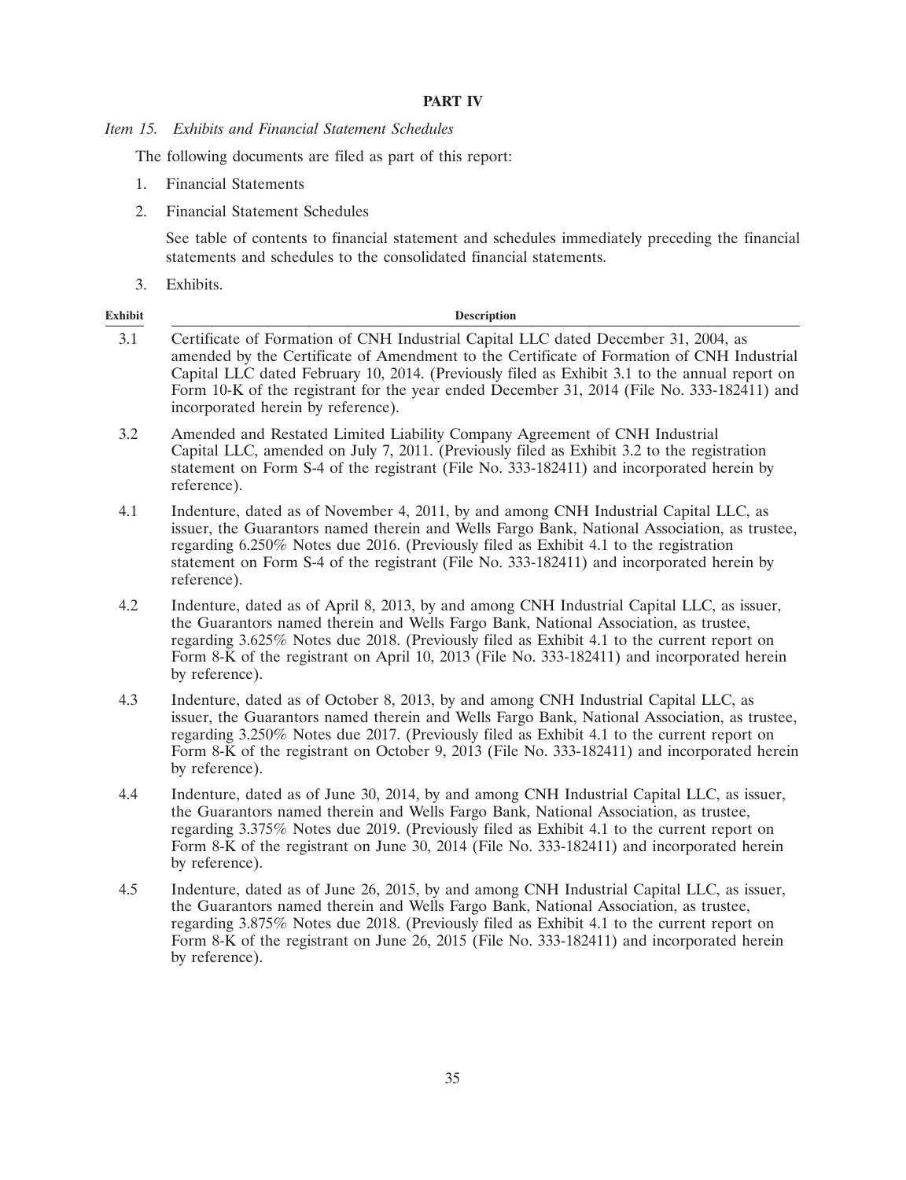# PART IV

*Item 15. Exhibits and Financial Statement Schedules*

The following documents are filed as part of this report:

1. Financial Statements
2. Financial Statement Schedules

   See table of contents to financial statement and schedules immediately preceding the financial statements and schedules to the consolidated financial statements.

3. Exhibits.

| Exhibit | Description |
| --- | --- |
| 3.1 | Certificate of Formation of CNH Industrial Capital LLC dated December 31, 2004, as amended by the Certificate of Amendment to the Certificate of Formation of CNH Industrial Capital LLC dated February 10, 2014. (Previously filed as Exhibit 3.1 to the annual report on Form 10-K of the registrant for the year ended December 31, 2014 (File No. 333-182411) and incorporated herein by reference). |
| 3.2 | Amended and Restated Limited Liability Company Agreement of CNH Industrial Capital LLC, amended on July 7, 2011. (Previously filed as Exhibit 3.2 to the registration statement on Form S-4 of the registrant (File No. 333-182411) and incorporated herein by reference). |
| 4.1 | Indenture, dated as of November 4, 2011, by and among CNH Industrial Capital LLC, as issuer, the Guarantors named therein and Wells Fargo Bank, National Association, as trustee, regarding 6.250% Notes due 2016. (Previously filed as Exhibit 4.1 to the registration statement on Form S-4 of the registrant (File No. 333-182411) and incorporated herein by reference). |
| 4.2 | Indenture, dated as of April 8, 2013, by and among CNH Industrial Capital LLC, as issuer, the Guarantors named therein and Wells Fargo Bank, National Association, as trustee, regarding 3.625% Notes due 2018. (Previously filed as Exhibit 4.1 to the current report on Form 8-K of the registrant on April 10, 2013 (File No. 333-182411) and incorporated herein by reference). |
| 4.3 | Indenture, dated as of October 8, 2013, by and among CNH Industrial Capital LLC, as issuer, the Guarantors named therein and Wells Fargo Bank, National Association, as trustee, regarding 3.250% Notes due 2017. (Previously filed as Exhibit 4.1 to the current report on Form 8-K of the registrant on October 9, 2013 (File No. 333-182411) and incorporated herein by reference). |
| 4.4 | Indenture, dated as of June 30, 2014, by and among CNH Industrial Capital LLC, as issuer, the Guarantors named therein and Wells Fargo Bank, National Association, as trustee, regarding 3.375% Notes due 2019. (Previously filed as Exhibit 4.1 to the current report on Form 8-K of the registrant on June 30, 2014 (File No. 333-182411) and incorporated herein by reference). |
| 4.5 | Indenture, dated as of June 26, 2015, by and among CNH Industrial Capital LLC, as issuer, the Guarantors named therein and Wells Fargo Bank, National Association, as trustee, regarding 3.875% Notes due 2018. (Previously filed as Exhibit 4.1 to the current report on Form 8-K of the registrant on June 26, 2015 (File No. 333-182411) and incorporated herein by reference). |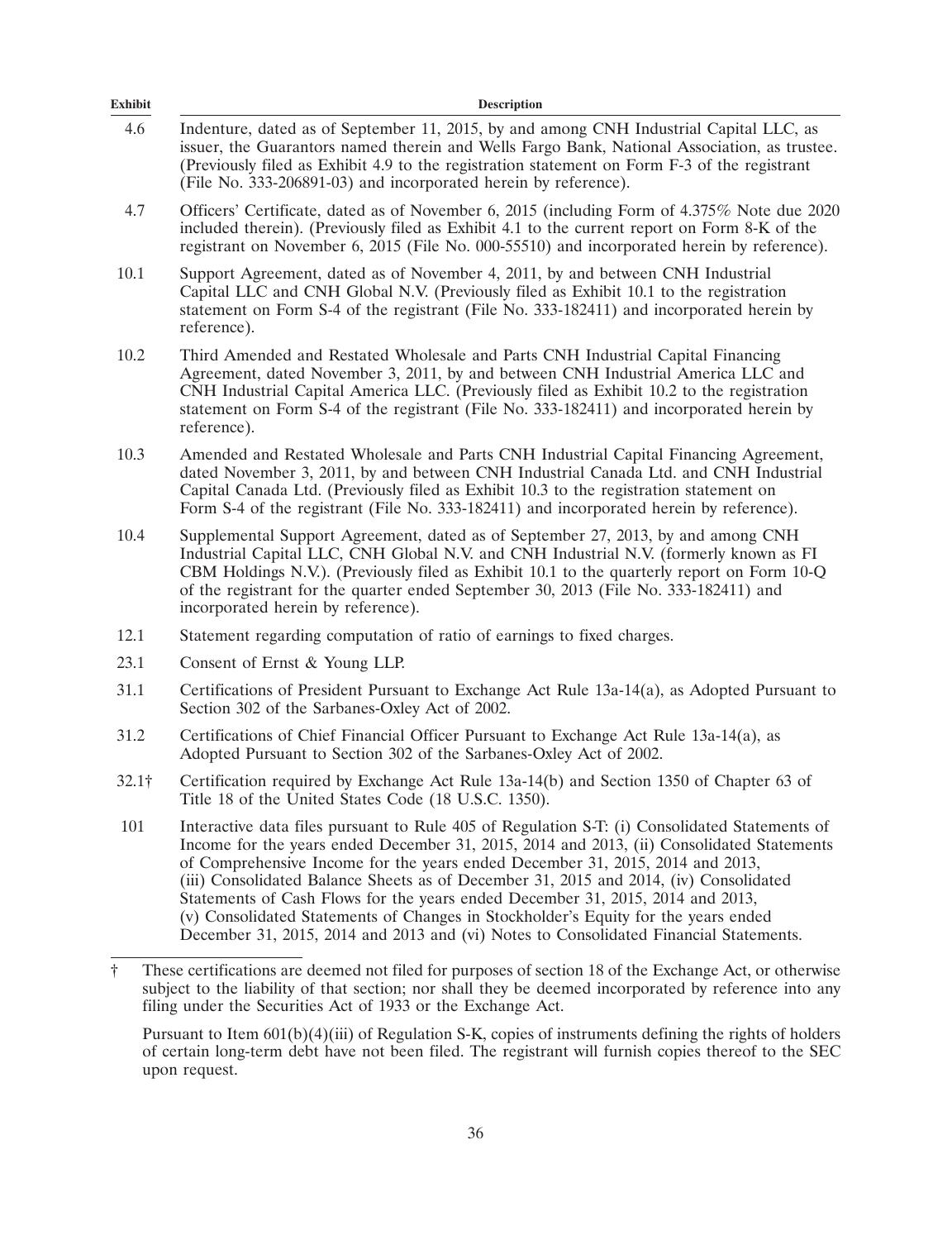| Exhibit | Description |
|---|---|
| 4.6 | Indenture, dated as of September 11, 2015, by and among CNH Industrial Capital LLC, as issuer, the Guarantors named therein and Wells Fargo Bank, National Association, as trustee. (Previously filed as Exhibit 4.9 to the registration statement on Form F-3 of the registrant (File No. 333-206891-03) and incorporated herein by reference). |
| 4.7 | Officers' Certificate, dated as of November 6, 2015 (including Form of 4.375% Note due 2020 included therein). (Previously filed as Exhibit 4.1 to the current report on Form 8-K of the registrant on November 6, 2015 (File No. 000-55510) and incorporated herein by reference). |
| 10.1 | Support Agreement, dated as of November 4, 2011, by and between CNH Industrial Capital LLC and CNH Global N.V. (Previously filed as Exhibit 10.1 to the registration statement on Form S-4 of the registrant (File No. 333-182411) and incorporated herein by reference). |
| 10.2 | Third Amended and Restated Wholesale and Parts CNH Industrial Capital Financing Agreement, dated November 3, 2011, by and between CNH Industrial America LLC and CNH Industrial Capital America LLC. (Previously filed as Exhibit 10.2 to the registration statement on Form S-4 of the registrant (File No. 333-182411) and incorporated herein by reference). |
| 10.3 | Amended and Restated Wholesale and Parts CNH Industrial Capital Financing Agreement, dated November 3, 2011, by and between CNH Industrial Canada Ltd. and CNH Industrial Capital Canada Ltd. (Previously filed as Exhibit 10.3 to the registration statement on Form S-4 of the registrant (File No. 333-182411) and incorporated herein by reference). |
| 10.4 | Supplemental Support Agreement, dated as of September 27, 2013, by and among CNH Industrial Capital LLC, CNH Global N.V. and CNH Industrial N.V. (formerly known as FI CBM Holdings N.V.). (Previously filed as Exhibit 10.1 to the quarterly report on Form 10-Q of the registrant for the quarter ended September 30, 2013 (File No. 333-182411) and incorporated herein by reference). |
| 12.1 | Statement regarding computation of ratio of earnings to fixed charges. |
| 23.1 | Consent of Ernst & Young LLP. |
| 31.1 | Certifications of President Pursuant to Exchange Act Rule 13a-14(a), as Adopted Pursuant to Section 302 of the Sarbanes-Oxley Act of 2002. |
| 31.2 | Certifications of Chief Financial Officer Pursuant to Exchange Act Rule 13a-14(a), as Adopted Pursuant to Section 302 of the Sarbanes-Oxley Act of 2002. |
| 32.1† | Certification required by Exchange Act Rule 13a-14(b) and Section 1350 of Chapter 63 of Title 18 of the United States Code (18 U.S.C. 1350). |
| 101 | Interactive data files pursuant to Rule 405 of Regulation S-T: (i) Consolidated Statements of Income for the years ended December 31, 2015, 2014 and 2013, (ii) Consolidated Statements of Comprehensive Income for the years ended December 31, 2015, 2014 and 2013, (iii) Consolidated Balance Sheets as of December 31, 2015 and 2014, (iv) Consolidated Statements of Cash Flows for the years ended December 31, 2015, 2014 and 2013, (v) Consolidated Statements of Changes in Stockholder's Equity for the years ended December 31, 2015, 2014 and 2013 and (vi) Notes to Consolidated Financial Statements. |

† These certifications are deemed not filed for purposes of section 18 of the Exchange Act, or otherwise subject to the liability of that section; nor shall they be deemed incorporated by reference into any filing under the Securities Act of 1933 or the Exchange Act.

Pursuant to Item 601(b)(4)(iii) of Regulation S-K, copies of instruments defining the rights of holders of certain long-term debt have not been filed. The registrant will furnish copies thereof to the SEC upon request.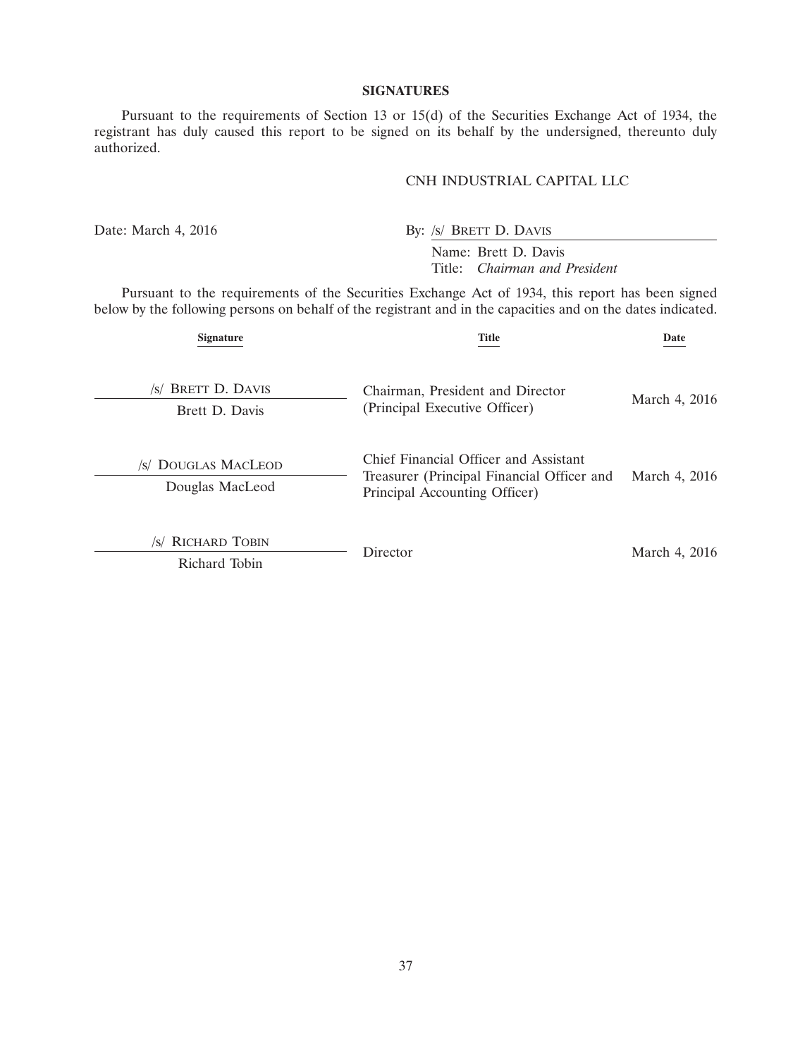## SIGNATURES

Pursuant to the requirements of Section 13 or 15(d) of the Securities Exchange Act of 1934, the registrant has duly caused this report to be signed on its behalf by the undersigned, thereunto duly authorized.

CNH INDUSTRIAL CAPITAL LLC

Date: March 4, 2016

By: /s/ BRETT D. DAVIS

Name: Brett D. Davis
Title: *Chairman and President*

Pursuant to the requirements of the Securities Exchange Act of 1934, this report has been signed below by the following persons on behalf of the registrant and in the capacities and on the dates indicated.

| Signature | Title | Date |
|---|---|---|
| /s/ BRETT D. DAVIS<br>Brett D. Davis | Chairman, President and Director (Principal Executive Officer) | March 4, 2016 |
| /s/ DOUGLAS MACLEOD<br>Douglas MacLeod | Chief Financial Officer and Assistant Treasurer (Principal Financial Officer and Principal Accounting Officer) | March 4, 2016 |
| /s/ RICHARD TOBIN<br>Richard Tobin | Director | March 4, 2016 |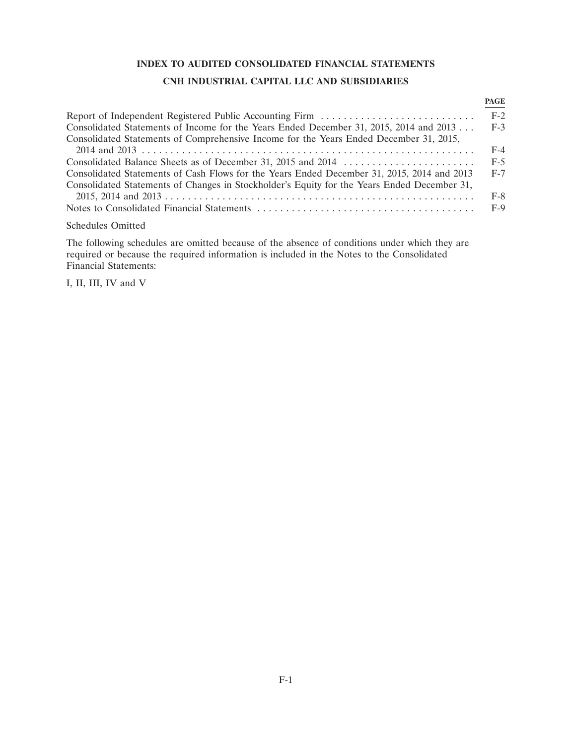# INDEX TO AUDITED CONSOLIDATED FINANCIAL STATEMENTS

## CNH INDUSTRIAL CAPITAL LLC AND SUBSIDIARIES

| | PAGE |
|---|---|
| Report of Independent Registered Public Accounting Firm | F-2 |
| Consolidated Statements of Income for the Years Ended December 31, 2015, 2014 and 2013 | F-3 |
| Consolidated Statements of Comprehensive Income for the Years Ended December 31, 2015, 2014 and 2013 | F-4 |
| Consolidated Balance Sheets as of December 31, 2015 and 2014 | F-5 |
| Consolidated Statements of Cash Flows for the Years Ended December 31, 2015, 2014 and 2013 | F-7 |
| Consolidated Statements of Changes in Stockholder's Equity for the Years Ended December 31, 2015, 2014 and 2013 | F-8 |
| Notes to Consolidated Financial Statements | F-9 |

Schedules Omitted

The following schedules are omitted because of the absence of conditions under which they are required or because the required information is included in the Notes to the Consolidated Financial Statements:

I, II, III, IV and V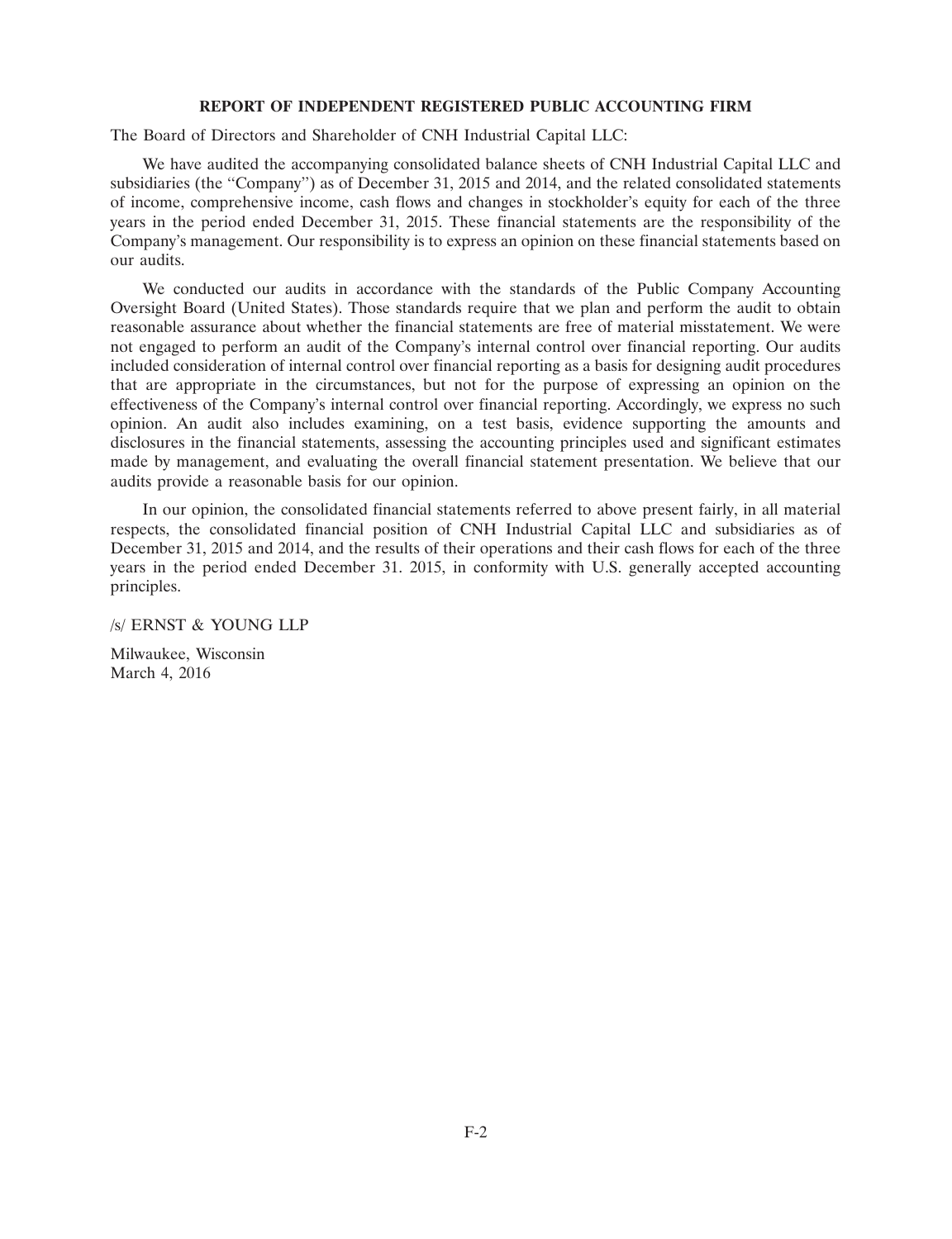## REPORT OF INDEPENDENT REGISTERED PUBLIC ACCOUNTING FIRM

The Board of Directors and Shareholder of CNH Industrial Capital LLC:

We have audited the accompanying consolidated balance sheets of CNH Industrial Capital LLC and subsidiaries (the "Company") as of December 31, 2015 and 2014, and the related consolidated statements of income, comprehensive income, cash flows and changes in stockholder's equity for each of the three years in the period ended December 31, 2015. These financial statements are the responsibility of the Company's management. Our responsibility is to express an opinion on these financial statements based on our audits.

We conducted our audits in accordance with the standards of the Public Company Accounting Oversight Board (United States). Those standards require that we plan and perform the audit to obtain reasonable assurance about whether the financial statements are free of material misstatement. We were not engaged to perform an audit of the Company's internal control over financial reporting. Our audits included consideration of internal control over financial reporting as a basis for designing audit procedures that are appropriate in the circumstances, but not for the purpose of expressing an opinion on the effectiveness of the Company's internal control over financial reporting. Accordingly, we express no such opinion. An audit also includes examining, on a test basis, evidence supporting the amounts and disclosures in the financial statements, assessing the accounting principles used and significant estimates made by management, and evaluating the overall financial statement presentation. We believe that our audits provide a reasonable basis for our opinion.

In our opinion, the consolidated financial statements referred to above present fairly, in all material respects, the consolidated financial position of CNH Industrial Capital LLC and subsidiaries as of December 31, 2015 and 2014, and the results of their operations and their cash flows for each of the three years in the period ended December 31. 2015, in conformity with U.S. generally accepted accounting principles.

/s/ ERNST & YOUNG LLP

Milwaukee, Wisconsin
March 4, 2016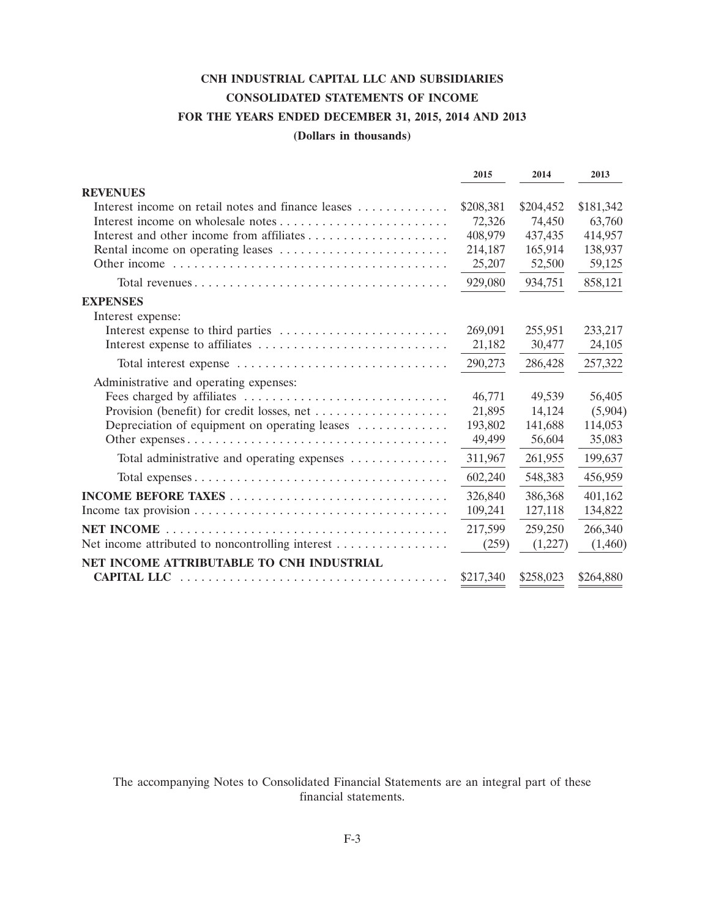# CNH INDUSTRIAL CAPITAL LLC AND SUBSIDIARIES

## CONSOLIDATED STATEMENTS OF INCOME

### FOR THE YEARS ENDED DECEMBER 31, 2015, 2014 AND 2013

**(Dollars in thousands)**

| | 2015 | 2014 | 2013 |
|---|---|---|---|
| **REVENUES** | | | |
| Interest income on retail notes and finance leases | $208,381 | $204,452 | $181,342 |
| Interest income on wholesale notes | 72,326 | 74,450 | 63,760 |
| Interest and other income from affiliates | 408,979 | 437,435 | 414,957 |
| Rental income on operating leases | 214,187 | 165,914 | 138,937 |
| Other income | 25,207 | 52,500 | 59,125 |
| Total revenues | 929,080 | 934,751 | 858,121 |
| **EXPENSES** | | | |
| Interest expense: | | | |
| Interest expense to third parties | 269,091 | 255,951 | 233,217 |
| Interest expense to affiliates | 21,182 | 30,477 | 24,105 |
| Total interest expense | 290,273 | 286,428 | 257,322 |
| Administrative and operating expenses: | | | |
| Fees charged by affiliates | 46,771 | 49,539 | 56,405 |
| Provision (benefit) for credit losses, net | 21,895 | 14,124 | (5,904) |
| Depreciation of equipment on operating leases | 193,802 | 141,688 | 114,053 |
| Other expenses | 49,499 | 56,604 | 35,083 |
| Total administrative and operating expenses | 311,967 | 261,955 | 199,637 |
| Total expenses | 602,240 | 548,383 | 456,959 |
| **INCOME BEFORE TAXES** | 326,840 | 386,368 | 401,162 |
| Income tax provision | 109,241 | 127,118 | 134,822 |
| **NET INCOME** | 217,599 | 259,250 | 266,340 |
| Net income attributed to noncontrolling interest | (259) | (1,227) | (1,460) |
| **NET INCOME ATTRIBUTABLE TO CNH INDUSTRIAL CAPITAL LLC** | $217,340 | $258,023 | $264,880 |

The accompanying Notes to Consolidated Financial Statements are an integral part of these financial statements.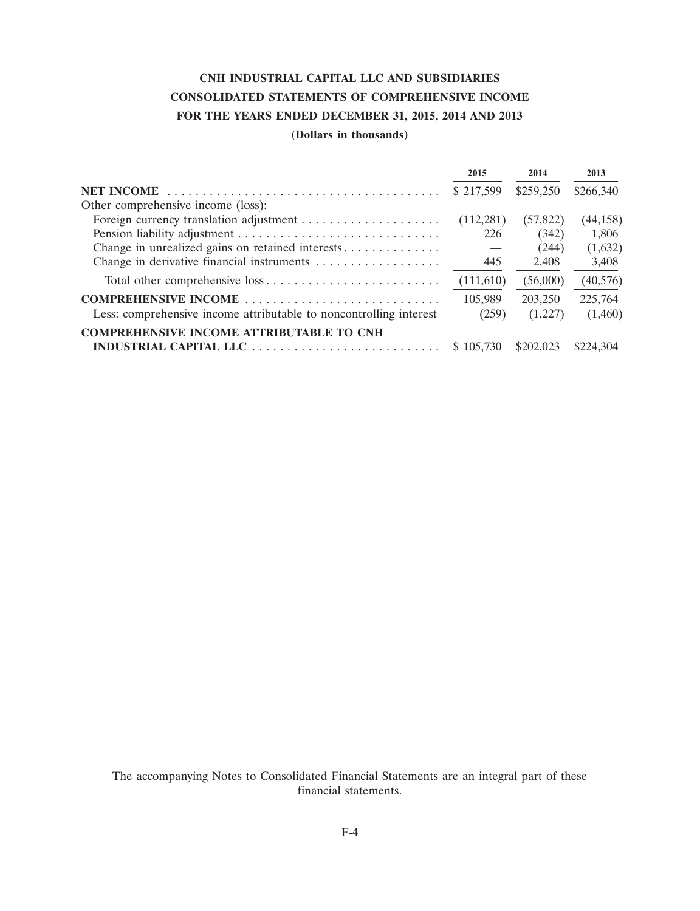# CNH INDUSTRIAL CAPITAL LLC AND SUBSIDIARIES

## CONSOLIDATED STATEMENTS OF COMPREHENSIVE INCOME

## FOR THE YEARS ENDED DECEMBER 31, 2015, 2014 AND 2013

**(Dollars in thousands)**

| | 2015 | 2014 | 2013 |
|---|---|---|---|
| **NET INCOME** | $ 217,599 | $259,250 | $266,340 |
| Other comprehensive income (loss): | | | |
| Foreign currency translation adjustment | (112,281) | (57,822) | (44,158) |
| Pension liability adjustment | 226 | (342) | 1,806 |
| Change in unrealized gains on retained interests | — | (244) | (1,632) |
| Change in derivative financial instruments | 445 | 2,408 | 3,408 |
| Total other comprehensive loss | (111,610) | (56,000) | (40,576) |
| **COMPREHENSIVE INCOME** | 105,989 | 203,250 | 225,764 |
| Less: comprehensive income attributable to noncontrolling interest | (259) | (1,227) | (1,460) |
| **COMPREHENSIVE INCOME ATTRIBUTABLE TO CNH INDUSTRIAL CAPITAL LLC** | $ 105,730 | $202,023 | $224,304 |

The accompanying Notes to Consolidated Financial Statements are an integral part of these financial statements.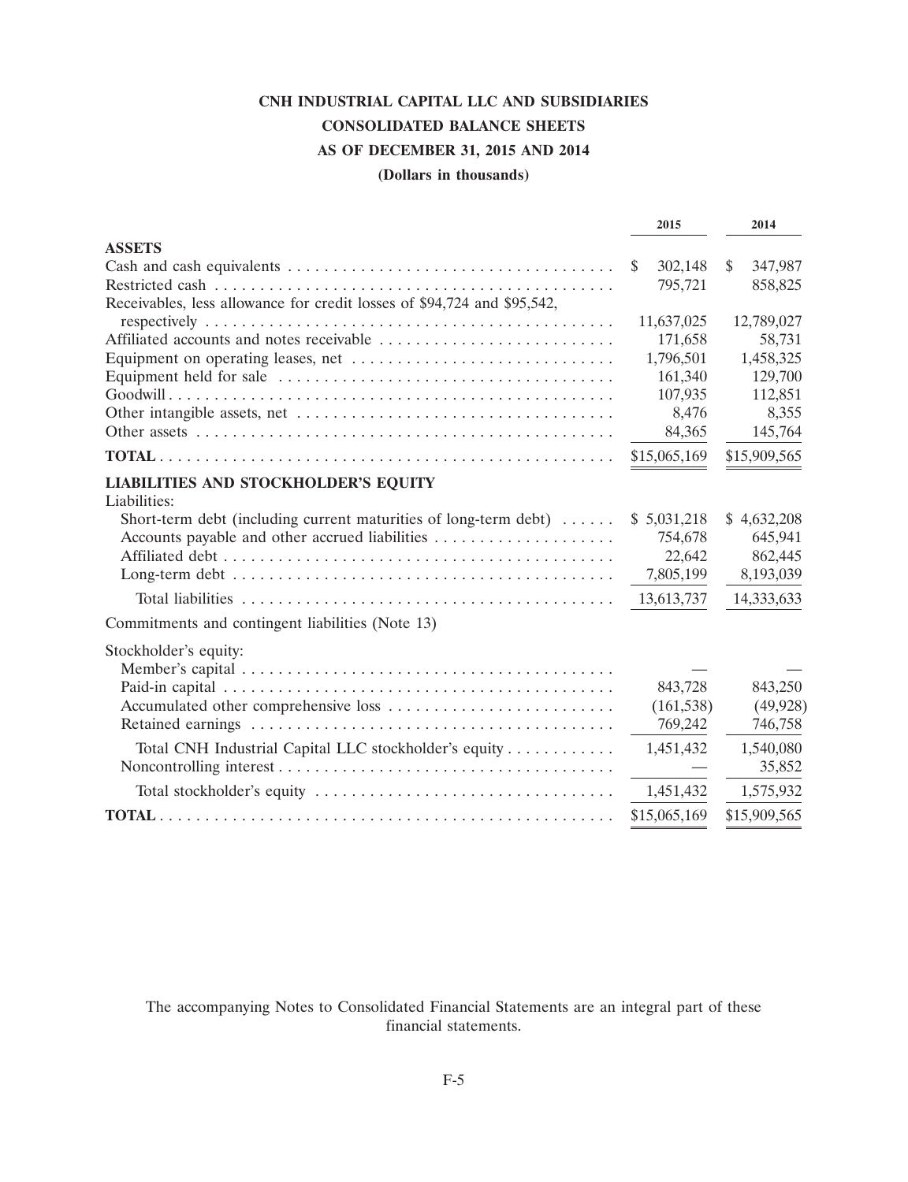# CNH INDUSTRIAL CAPITAL LLC AND SUBSIDIARIES

## CONSOLIDATED BALANCE SHEETS

## AS OF DECEMBER 31, 2015 AND 2014

**(Dollars in thousands)**

| | 2015 | 2014 |
|---|---|---|
| **ASSETS** | | |
| Cash and cash equivalents | $ 302,148 | $ 347,987 |
| Restricted cash | 795,721 | 858,825 |
| Receivables, less allowance for credit losses of $94,724 and $95,542, respectively | 11,637,025 | 12,789,027 |
| Affiliated accounts and notes receivable | 171,658 | 58,731 |
| Equipment on operating leases, net | 1,796,501 | 1,458,325 |
| Equipment held for sale | 161,340 | 129,700 |
| Goodwill | 107,935 | 112,851 |
| Other intangible assets, net | 8,476 | 8,355 |
| Other assets | 84,365 | 145,764 |
| **TOTAL** | $15,065,169 | $15,909,565 |
| **LIABILITIES AND STOCKHOLDER'S EQUITY** | | |
| Liabilities: | | |
| Short-term debt (including current maturities of long-term debt) | $ 5,031,218 | $ 4,632,208 |
| Accounts payable and other accrued liabilities | 754,678 | 645,941 |
| Affiliated debt | 22,642 | 862,445 |
| Long-term debt | 7,805,199 | 8,193,039 |
| Total liabilities | 13,613,737 | 14,333,633 |
| Commitments and contingent liabilities (Note 13) | | |
| Stockholder's equity: | | |
| Member's capital | — | — |
| Paid-in capital | 843,728 | 843,250 |
| Accumulated other comprehensive loss | (161,538) | (49,928) |
| Retained earnings | 769,242 | 746,758 |
| Total CNH Industrial Capital LLC stockholder's equity | 1,451,432 | 1,540,080 |
| Noncontrolling interest | — | 35,852 |
| Total stockholder's equity | 1,451,432 | 1,575,932 |
| **TOTAL** | $15,065,169 | $15,909,565 |

The accompanying Notes to Consolidated Financial Statements are an integral part of these financial statements.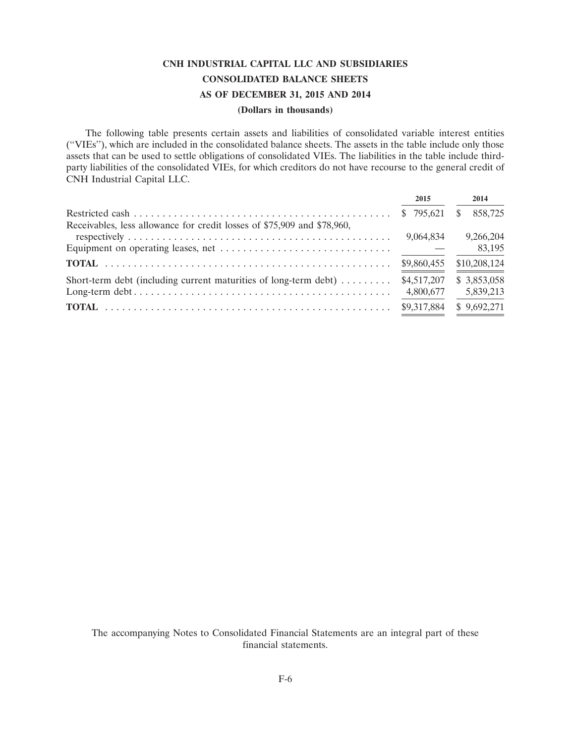# CNH INDUSTRIAL CAPITAL LLC AND SUBSIDIARIES

## CONSOLIDATED BALANCE SHEETS

## AS OF DECEMBER 31, 2015 AND 2014

**(Dollars in thousands)**

The following table presents certain assets and liabilities of consolidated variable interest entities ("VIEs"), which are included in the consolidated balance sheets. The assets in the table include only those assets that can be used to settle obligations of consolidated VIEs. The liabilities in the table include third-party liabilities of the consolidated VIEs, for which creditors do not have recourse to the general credit of CNH Industrial Capital LLC.

| | 2015 | 2014 |
|---|---|---|
| Restricted cash | $ 795,621 | $ 858,725 |
| Receivables, less allowance for credit losses of $75,909 and $78,960, respectively | 9,064,834 | 9,266,204 |
| Equipment on operating leases, net | — | 83,195 |
| **TOTAL** | $9,860,455 | $10,208,124 |
| Short-term debt (including current maturities of long-term debt) | $4,517,207 | $ 3,853,058 |
| Long-term debt | 4,800,677 | 5,839,213 |
| **TOTAL** | $9,317,884 | $ 9,692,271 |

The accompanying Notes to Consolidated Financial Statements are an integral part of these financial statements.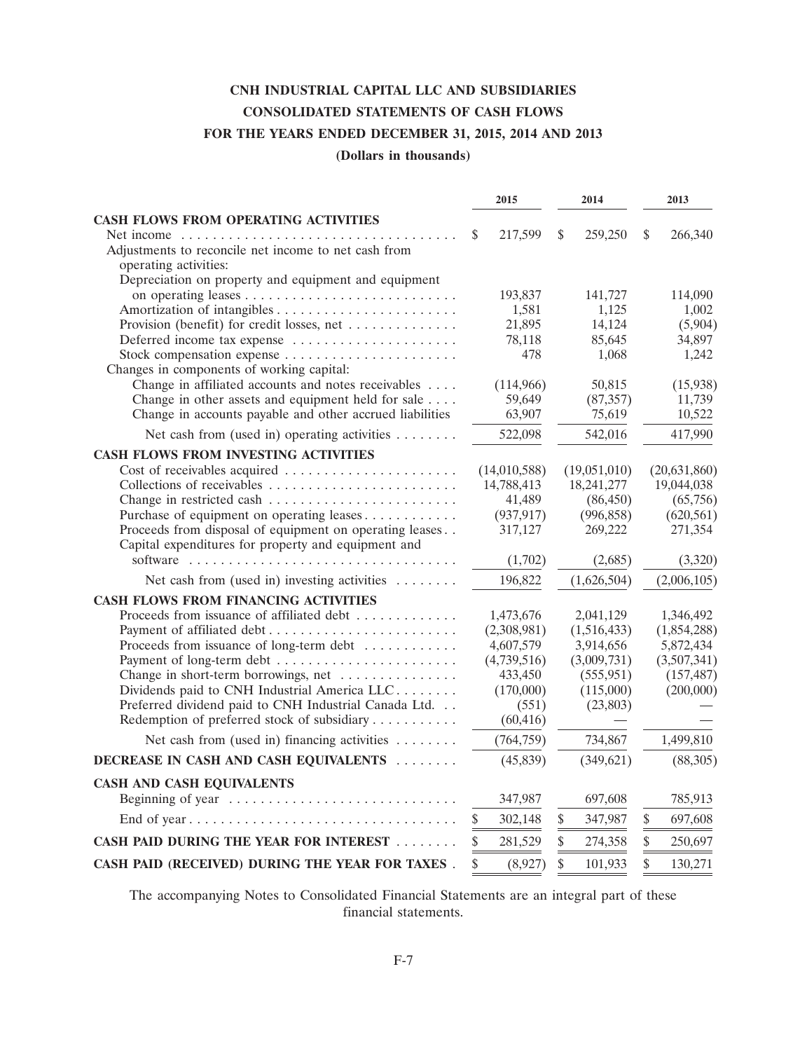# CNH INDUSTRIAL CAPITAL LLC AND SUBSIDIARIES

## CONSOLIDATED STATEMENTS OF CASH FLOWS

## FOR THE YEARS ENDED DECEMBER 31, 2015, 2014 AND 2013

**(Dollars in thousands)**

| | 2015 | 2014 | 2013 |
|---|---|---|---|
| **CASH FLOWS FROM OPERATING ACTIVITIES** | | | |
| Net income | $ 217,599 | $ 259,250 | $ 266,340 |
| Adjustments to reconcile net income to net cash from operating activities: | | | |
| Depreciation on property and equipment and equipment on operating leases | 193,837 | 141,727 | 114,090 |
| Amortization of intangibles | 1,581 | 1,125 | 1,002 |
| Provision (benefit) for credit losses, net | 21,895 | 14,124 | (5,904) |
| Deferred income tax expense | 78,118 | 85,645 | 34,897 |
| Stock compensation expense | 478 | 1,068 | 1,242 |
| Changes in components of working capital: | | | |
| Change in affiliated accounts and notes receivables | (114,966) | 50,815 | (15,938) |
| Change in other assets and equipment held for sale | 59,649 | (87,357) | 11,739 |
| Change in accounts payable and other accrued liabilities | 63,907 | 75,619 | 10,522 |
| Net cash from (used in) operating activities | 522,098 | 542,016 | 417,990 |
| **CASH FLOWS FROM INVESTING ACTIVITIES** | | | |
| Cost of receivables acquired | (14,010,588) | (19,051,010) | (20,631,860) |
| Collections of receivables | 14,788,413 | 18,241,277 | 19,044,038 |
| Change in restricted cash | 41,489 | (86,450) | (65,756) |
| Purchase of equipment on operating leases | (937,917) | (996,858) | (620,561) |
| Proceeds from disposal of equipment on operating leases | 317,127 | 269,222 | 271,354 |
| Capital expenditures for property and equipment and software | (1,702) | (2,685) | (3,320) |
| Net cash from (used in) investing activities | 196,822 | (1,626,504) | (2,006,105) |
| **CASH FLOWS FROM FINANCING ACTIVITIES** | | | |
| Proceeds from issuance of affiliated debt | 1,473,676 | 2,041,129 | 1,346,492 |
| Payment of affiliated debt | (2,308,981) | (1,516,433) | (1,854,288) |
| Proceeds from issuance of long-term debt | 4,607,579 | 3,914,656 | 5,872,434 |
| Payment of long-term debt | (4,739,516) | (3,009,731) | (3,507,341) |
| Change in short-term borrowings, net | 433,450 | (555,951) | (157,487) |
| Dividends paid to CNH Industrial America LLC | (170,000) | (115,000) | (200,000) |
| Preferred dividend paid to CNH Industrial Canada Ltd. | (551) | (23,803) | — |
| Redemption of preferred stock of subsidiary | (60,416) | — | — |
| Net cash from (used in) financing activities | (764,759) | 734,867 | 1,499,810 |
| **DECREASE IN CASH AND CASH EQUIVALENTS** | (45,839) | (349,621) | (88,305) |
| **CASH AND CASH EQUIVALENTS** | | | |
| Beginning of year | 347,987 | 697,608 | 785,913 |
| End of year | $ 302,148 | $ 347,987 | $ 697,608 |
| **CASH PAID DURING THE YEAR FOR INTEREST** | $ 281,529 | $ 274,358 | $ 250,697 |
| **CASH PAID (RECEIVED) DURING THE YEAR FOR TAXES** | $ (8,927) | $ 101,933 | $ 130,271 |

The accompanying Notes to Consolidated Financial Statements are an integral part of these financial statements.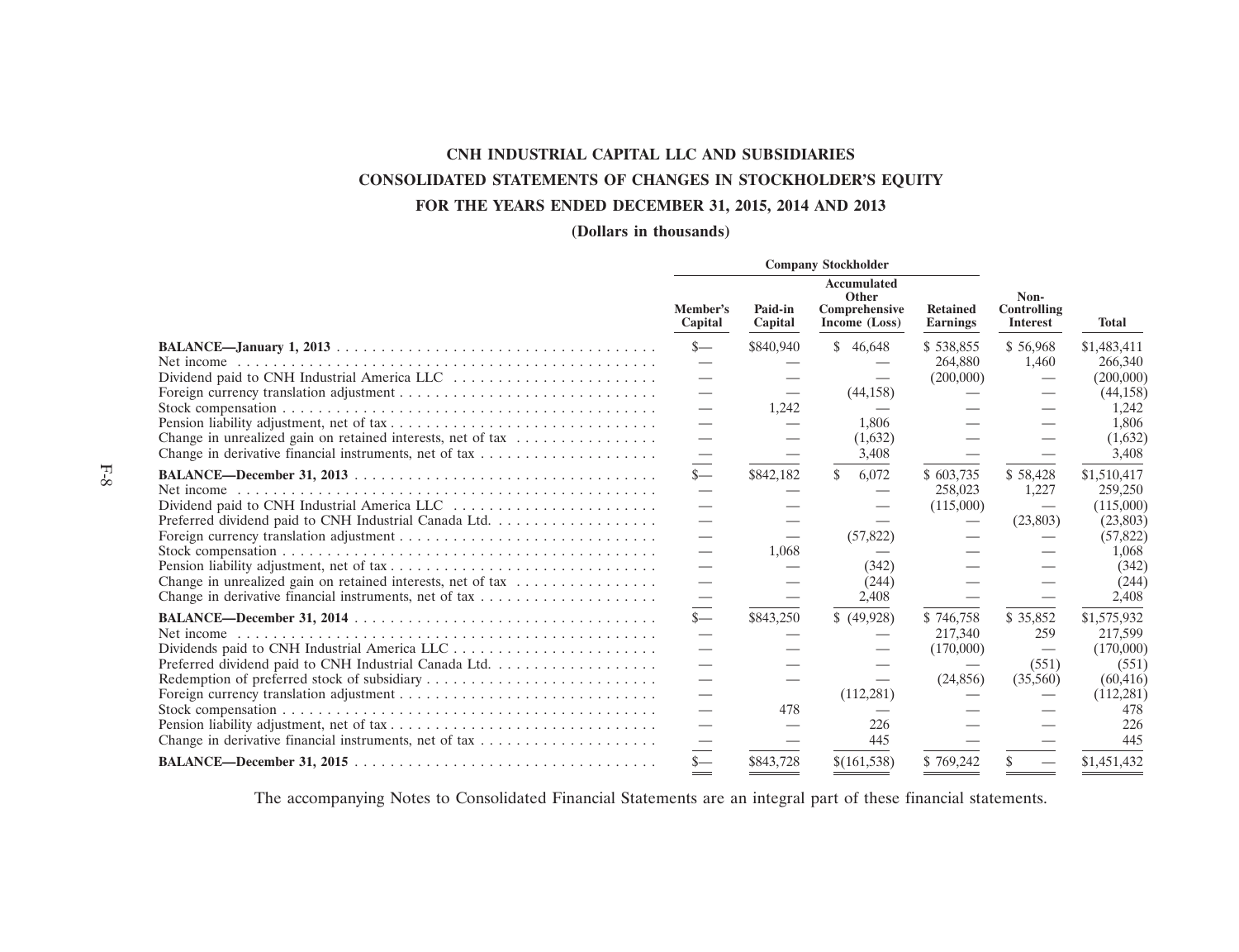# CNH INDUSTRIAL CAPITAL LLC AND SUBSIDIARIES

## CONSOLIDATED STATEMENTS OF CHANGES IN STOCKHOLDER'S EQUITY

## FOR THE YEARS ENDED DECEMBER 31, 2015, 2014 AND 2013

**(Dollars in thousands)**

| | Company Stockholder | | | | | |
|---|---|---|---|---|---|---|
| | Member's Capital | Paid-in Capital | Accumulated Other Comprehensive Income (Loss) | Retained Earnings | Non-Controlling Interest | Total |
| **BALANCE—January 1, 2013** | $— | $840,940 | $ 46,648 | $ 538,855 | $ 56,968 | $1,483,411 |
| Net income | — | — | — | 264,880 | 1,460 | 266,340 |
| Dividend paid to CNH Industrial America LLC | — | — | — | (200,000) | — | (200,000) |
| Foreign currency translation adjustment | — | — | (44,158) | — | — | (44,158) |
| Stock compensation | — | 1,242 | — | — | — | 1,242 |
| Pension liability adjustment, net of tax | — | — | 1,806 | — | — | 1,806 |
| Change in unrealized gain on retained interests, net of tax | — | — | (1,632) | — | — | (1,632) |
| Change in derivative financial instruments, net of tax | — | — | 3,408 | — | — | 3,408 |
| **BALANCE—December 31, 2013** | $— | $842,182 | $ 6,072 | $ 603,735 | $ 58,428 | $1,510,417 |
| Net income | — | — | — | 258,023 | 1,227 | 259,250 |
| Dividend paid to CNH Industrial America LLC | — | — | — | (115,000) | — | (115,000) |
| Preferred dividend paid to CNH Industrial Canada Ltd. | — | — | — | — | (23,803) | (23,803) |
| Foreign currency translation adjustment | — | — | (57,822) | — | — | (57,822) |
| Stock compensation | — | 1,068 | — | — | — | 1,068 |
| Pension liability adjustment, net of tax | — | — | (342) | — | — | (342) |
| Change in unrealized gain on retained interests, net of tax | — | — | (244) | — | — | (244) |
| Change in derivative financial instruments, net of tax | — | — | 2,408 | — | — | 2,408 |
| **BALANCE—December 31, 2014** | $— | $843,250 | $ (49,928) | $ 746,758 | $ 35,852 | $1,575,932 |
| Net income | — | — | — | 217,340 | 259 | 217,599 |
| Dividends paid to CNH Industrial America LLC | — | — | — | (170,000) | — | (170,000) |
| Preferred dividend paid to CNH Industrial Canada Ltd. | — | — | — | — | (551) | (551) |
| Redemption of preferred stock of subsidiary | — | — | — | (24,856) | (35,560) | (60,416) |
| Foreign currency translation adjustment | — | — | (112,281) | — | — | (112,281) |
| Stock compensation | — | 478 | — | — | — | 478 |
| Pension liability adjustment, net of tax | — | — | 226 | — | — | 226 |
| Change in derivative financial instruments, net of tax | — | — | 445 | — | — | 445 |
| **BALANCE—December 31, 2015** | $— | $843,728 | $(161,538) | $ 769,242 | $ — | $1,451,432 |

The accompanying Notes to Consolidated Financial Statements are an integral part of these financial statements.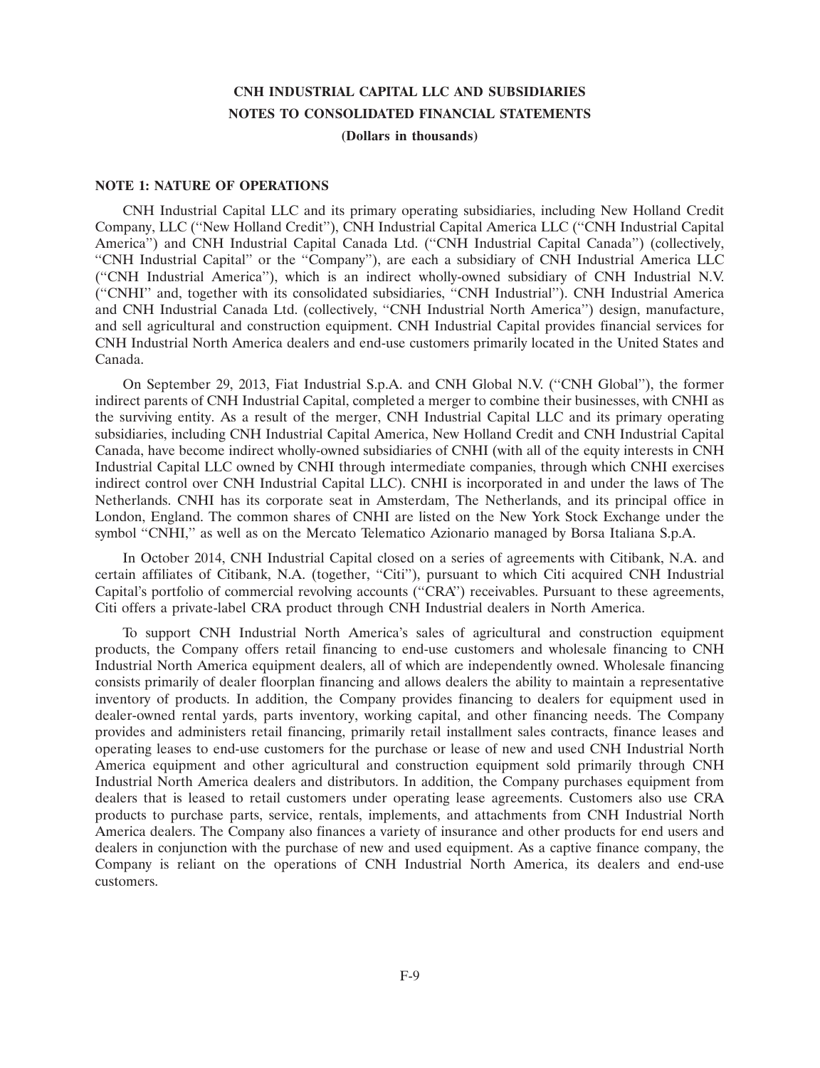# CNH INDUSTRIAL CAPITAL LLC AND SUBSIDIARIES
## NOTES TO CONSOLIDATED FINANCIAL STATEMENTS
### (Dollars in thousands)

**NOTE 1: NATURE OF OPERATIONS**

CNH Industrial Capital LLC and its primary operating subsidiaries, including New Holland Credit Company, LLC (''New Holland Credit''), CNH Industrial Capital America LLC (''CNH Industrial Capital America'') and CNH Industrial Capital Canada Ltd. (''CNH Industrial Capital Canada'') (collectively, ''CNH Industrial Capital'' or the ''Company''), are each a subsidiary of CNH Industrial America LLC (''CNH Industrial America''), which is an indirect wholly-owned subsidiary of CNH Industrial N.V. (''CNHI'' and, together with its consolidated subsidiaries, ''CNH Industrial''). CNH Industrial America and CNH Industrial Canada Ltd. (collectively, ''CNH Industrial North America'') design, manufacture, and sell agricultural and construction equipment. CNH Industrial Capital provides financial services for CNH Industrial North America dealers and end-use customers primarily located in the United States and Canada.

On September 29, 2013, Fiat Industrial S.p.A. and CNH Global N.V. (''CNH Global''), the former indirect parents of CNH Industrial Capital, completed a merger to combine their businesses, with CNHI as the surviving entity. As a result of the merger, CNH Industrial Capital LLC and its primary operating subsidiaries, including CNH Industrial Capital America, New Holland Credit and CNH Industrial Capital Canada, have become indirect wholly-owned subsidiaries of CNHI (with all of the equity interests in CNH Industrial Capital LLC owned by CNHI through intermediate companies, through which CNHI exercises indirect control over CNH Industrial Capital LLC). CNHI is incorporated in and under the laws of The Netherlands. CNHI has its corporate seat in Amsterdam, The Netherlands, and its principal office in London, England. The common shares of CNHI are listed on the New York Stock Exchange under the symbol ''CNHI,'' as well as on the Mercato Telematico Azionario managed by Borsa Italiana S.p.A.

In October 2014, CNH Industrial Capital closed on a series of agreements with Citibank, N.A. and certain affiliates of Citibank, N.A. (together, ''Citi''), pursuant to which Citi acquired CNH Industrial Capital's portfolio of commercial revolving accounts (''CRA'') receivables. Pursuant to these agreements, Citi offers a private-label CRA product through CNH Industrial dealers in North America.

To support CNH Industrial North America's sales of agricultural and construction equipment products, the Company offers retail financing to end-use customers and wholesale financing to CNH Industrial North America equipment dealers, all of which are independently owned. Wholesale financing consists primarily of dealer floorplan financing and allows dealers the ability to maintain a representative inventory of products. In addition, the Company provides financing to dealers for equipment used in dealer-owned rental yards, parts inventory, working capital, and other financing needs. The Company provides and administers retail financing, primarily retail installment sales contracts, finance leases and operating leases to end-use customers for the purchase or lease of new and used CNH Industrial North America equipment and other agricultural and construction equipment sold primarily through CNH Industrial North America dealers and distributors. In addition, the Company purchases equipment from dealers that is leased to retail customers under operating lease agreements. Customers also use CRA products to purchase parts, service, rentals, implements, and attachments from CNH Industrial North America dealers. The Company also finances a variety of insurance and other products for end users and dealers in conjunction with the purchase of new and used equipment. As a captive finance company, the Company is reliant on the operations of CNH Industrial North America, its dealers and end-use customers.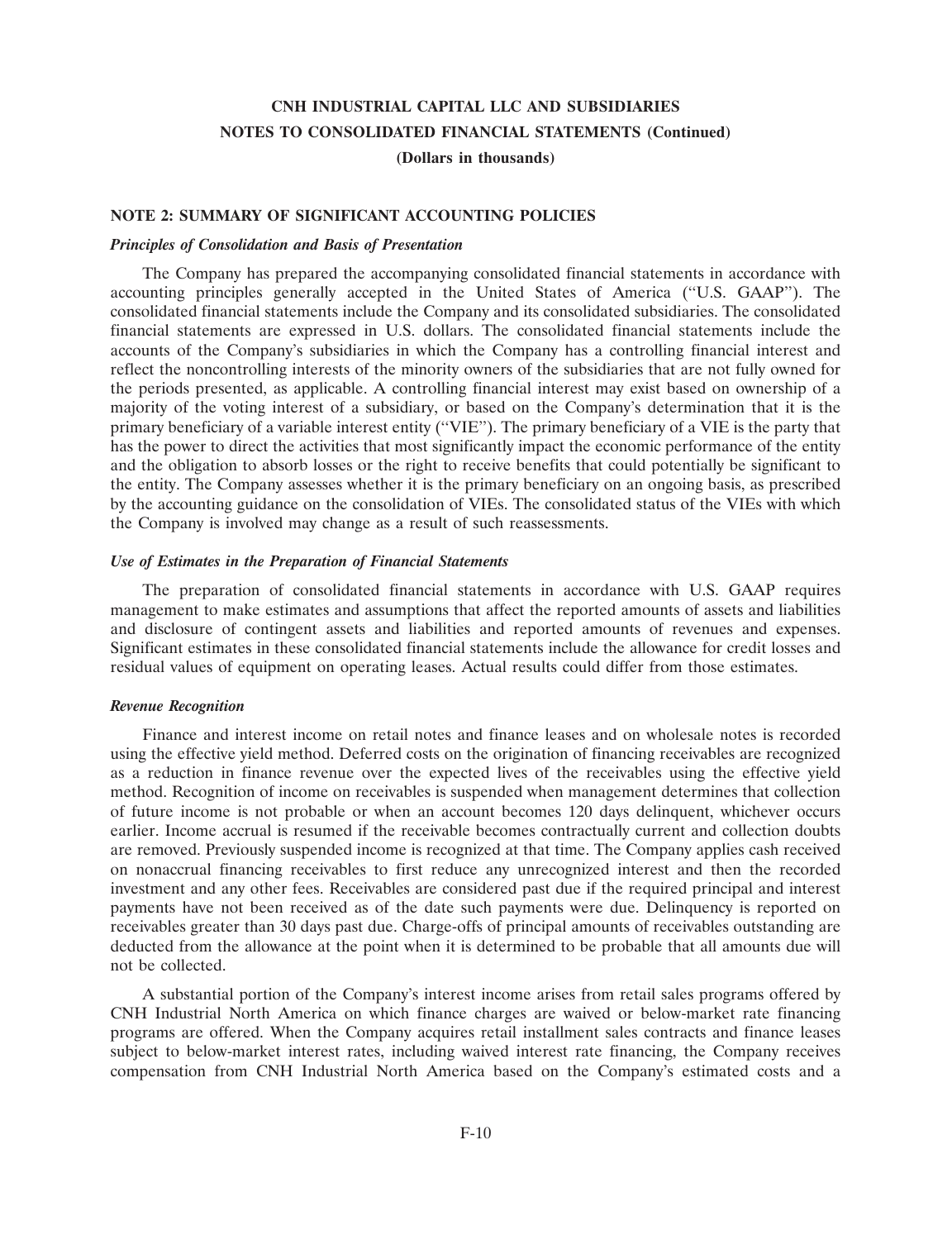# CNH INDUSTRIAL CAPITAL LLC AND SUBSIDIARIES
## NOTES TO CONSOLIDATED FINANCIAL STATEMENTS (Continued)
### (Dollars in thousands)

## NOTE 2: SUMMARY OF SIGNIFICANT ACCOUNTING POLICIES

***Principles of Consolidation and Basis of Presentation***

The Company has prepared the accompanying consolidated financial statements in accordance with accounting principles generally accepted in the United States of America (''U.S. GAAP''). The consolidated financial statements include the Company and its consolidated subsidiaries. The consolidated financial statements are expressed in U.S. dollars. The consolidated financial statements include the accounts of the Company's subsidiaries in which the Company has a controlling financial interest and reflect the noncontrolling interests of the minority owners of the subsidiaries that are not fully owned for the periods presented, as applicable. A controlling financial interest may exist based on ownership of a majority of the voting interest of a subsidiary, or based on the Company's determination that it is the primary beneficiary of a variable interest entity (''VIE''). The primary beneficiary of a VIE is the party that has the power to direct the activities that most significantly impact the economic performance of the entity and the obligation to absorb losses or the right to receive benefits that could potentially be significant to the entity. The Company assesses whether it is the primary beneficiary on an ongoing basis, as prescribed by the accounting guidance on the consolidation of VIEs. The consolidated status of the VIEs with which the Company is involved may change as a result of such reassessments.

***Use of Estimates in the Preparation of Financial Statements***

The preparation of consolidated financial statements in accordance with U.S. GAAP requires management to make estimates and assumptions that affect the reported amounts of assets and liabilities and disclosure of contingent assets and liabilities and reported amounts of revenues and expenses. Significant estimates in these consolidated financial statements include the allowance for credit losses and residual values of equipment on operating leases. Actual results could differ from those estimates.

***Revenue Recognition***

Finance and interest income on retail notes and finance leases and on wholesale notes is recorded using the effective yield method. Deferred costs on the origination of financing receivables are recognized as a reduction in finance revenue over the expected lives of the receivables using the effective yield method. Recognition of income on receivables is suspended when management determines that collection of future income is not probable or when an account becomes 120 days delinquent, whichever occurs earlier. Income accrual is resumed if the receivable becomes contractually current and collection doubts are removed. Previously suspended income is recognized at that time. The Company applies cash received on nonaccrual financing receivables to first reduce any unrecognized interest and then the recorded investment and any other fees. Receivables are considered past due if the required principal and interest payments have not been received as of the date such payments were due. Delinquency is reported on receivables greater than 30 days past due. Charge-offs of principal amounts of receivables outstanding are deducted from the allowance at the point when it is determined to be probable that all amounts due will not be collected.

A substantial portion of the Company's interest income arises from retail sales programs offered by CNH Industrial North America on which finance charges are waived or below-market rate financing programs are offered. When the Company acquires retail installment sales contracts and finance leases subject to below-market interest rates, including waived interest rate financing, the Company receives compensation from CNH Industrial North America based on the Company's estimated costs and a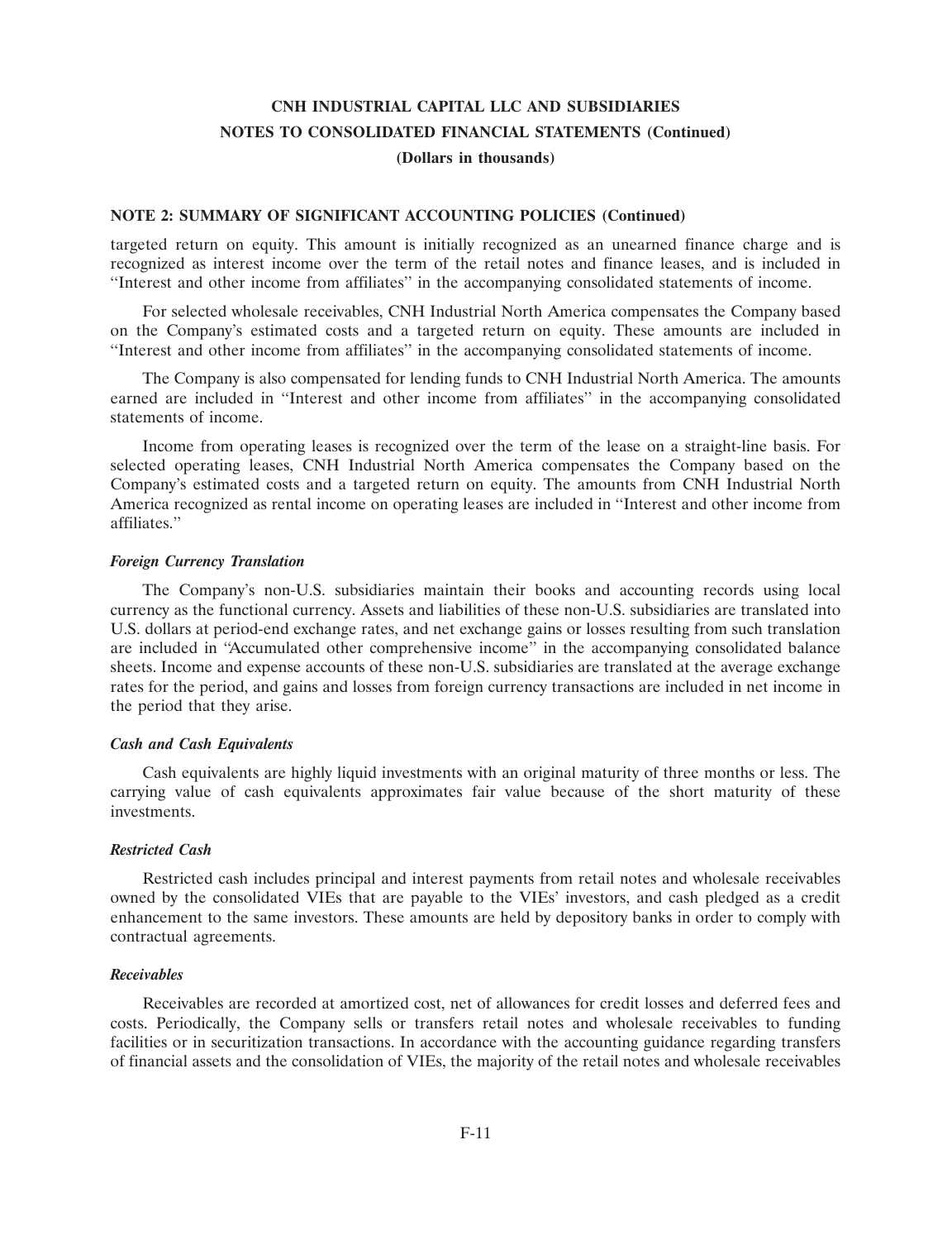## NOTE 2: SUMMARY OF SIGNIFICANT ACCOUNTING POLICIES (Continued)

targeted return on equity. This amount is initially recognized as an unearned finance charge and is recognized as interest income over the term of the retail notes and finance leases, and is included in "Interest and other income from affiliates" in the accompanying consolidated statements of income.

For selected wholesale receivables, CNH Industrial North America compensates the Company based on the Company's estimated costs and a targeted return on equity. These amounts are included in "Interest and other income from affiliates" in the accompanying consolidated statements of income.

The Company is also compensated for lending funds to CNH Industrial North America. The amounts earned are included in "Interest and other income from affiliates" in the accompanying consolidated statements of income.

Income from operating leases is recognized over the term of the lease on a straight-line basis. For selected operating leases, CNH Industrial North America compensates the Company based on the Company's estimated costs and a targeted return on equity. The amounts from CNH Industrial North America recognized as rental income on operating leases are included in "Interest and other income from affiliates."

### *Foreign Currency Translation*

The Company's non-U.S. subsidiaries maintain their books and accounting records using local currency as the functional currency. Assets and liabilities of these non-U.S. subsidiaries are translated into U.S. dollars at period-end exchange rates, and net exchange gains or losses resulting from such translation are included in "Accumulated other comprehensive income" in the accompanying consolidated balance sheets. Income and expense accounts of these non-U.S. subsidiaries are translated at the average exchange rates for the period, and gains and losses from foreign currency transactions are included in net income in the period that they arise.

### *Cash and Cash Equivalents*

Cash equivalents are highly liquid investments with an original maturity of three months or less. The carrying value of cash equivalents approximates fair value because of the short maturity of these investments.

### *Restricted Cash*

Restricted cash includes principal and interest payments from retail notes and wholesale receivables owned by the consolidated VIEs that are payable to the VIEs' investors, and cash pledged as a credit enhancement to the same investors. These amounts are held by depository banks in order to comply with contractual agreements.

### *Receivables*

Receivables are recorded at amortized cost, net of allowances for credit losses and deferred fees and costs. Periodically, the Company sells or transfers retail notes and wholesale receivables to funding facilities or in securitization transactions. In accordance with the accounting guidance regarding transfers of financial assets and the consolidation of VIEs, the majority of the retail notes and wholesale receivables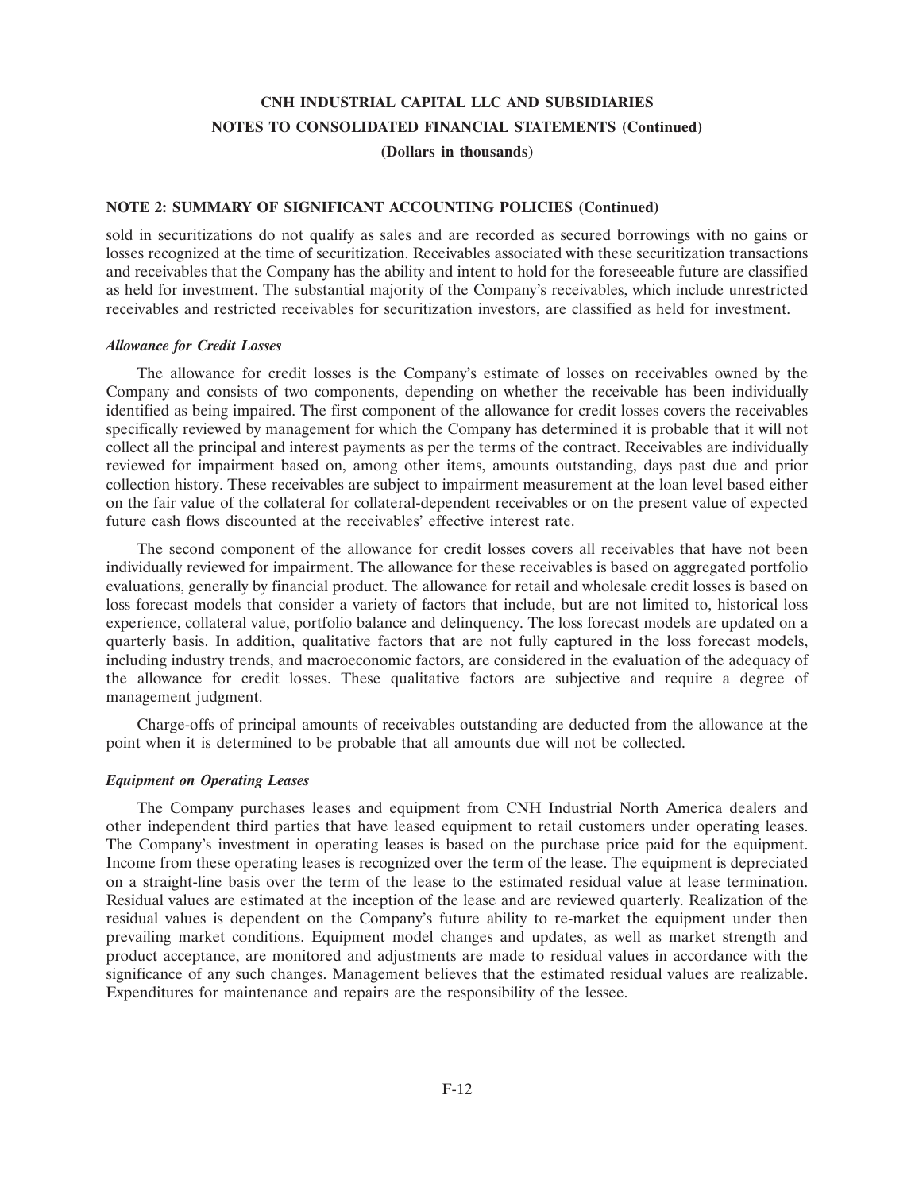### NOTE 2: SUMMARY OF SIGNIFICANT ACCOUNTING POLICIES (Continued)

sold in securitizations do not qualify as sales and are recorded as secured borrowings with no gains or losses recognized at the time of securitization. Receivables associated with these securitization transactions and receivables that the Company has the ability and intent to hold for the foreseeable future are classified as held for investment. The substantial majority of the Company's receivables, which include unrestricted receivables and restricted receivables for securitization investors, are classified as held for investment.

***Allowance for Credit Losses***

The allowance for credit losses is the Company's estimate of losses on receivables owned by the Company and consists of two components, depending on whether the receivable has been individually identified as being impaired. The first component of the allowance for credit losses covers the receivables specifically reviewed by management for which the Company has determined it is probable that it will not collect all the principal and interest payments as per the terms of the contract. Receivables are individually reviewed for impairment based on, among other items, amounts outstanding, days past due and prior collection history. These receivables are subject to impairment measurement at the loan level based either on the fair value of the collateral for collateral-dependent receivables or on the present value of expected future cash flows discounted at the receivables' effective interest rate.

The second component of the allowance for credit losses covers all receivables that have not been individually reviewed for impairment. The allowance for these receivables is based on aggregated portfolio evaluations, generally by financial product. The allowance for retail and wholesale credit losses is based on loss forecast models that consider a variety of factors that include, but are not limited to, historical loss experience, collateral value, portfolio balance and delinquency. The loss forecast models are updated on a quarterly basis. In addition, qualitative factors that are not fully captured in the loss forecast models, including industry trends, and macroeconomic factors, are considered in the evaluation of the adequacy of the allowance for credit losses. These qualitative factors are subjective and require a degree of management judgment.

Charge-offs of principal amounts of receivables outstanding are deducted from the allowance at the point when it is determined to be probable that all amounts due will not be collected.

***Equipment on Operating Leases***

The Company purchases leases and equipment from CNH Industrial North America dealers and other independent third parties that have leased equipment to retail customers under operating leases. The Company's investment in operating leases is based on the purchase price paid for the equipment. Income from these operating leases is recognized over the term of the lease. The equipment is depreciated on a straight-line basis over the term of the lease to the estimated residual value at lease termination. Residual values are estimated at the inception of the lease and are reviewed quarterly. Realization of the residual values is dependent on the Company's future ability to re-market the equipment under then prevailing market conditions. Equipment model changes and updates, as well as market strength and product acceptance, are monitored and adjustments are made to residual values in accordance with the significance of any such changes. Management believes that the estimated residual values are realizable. Expenditures for maintenance and repairs are the responsibility of the lessee.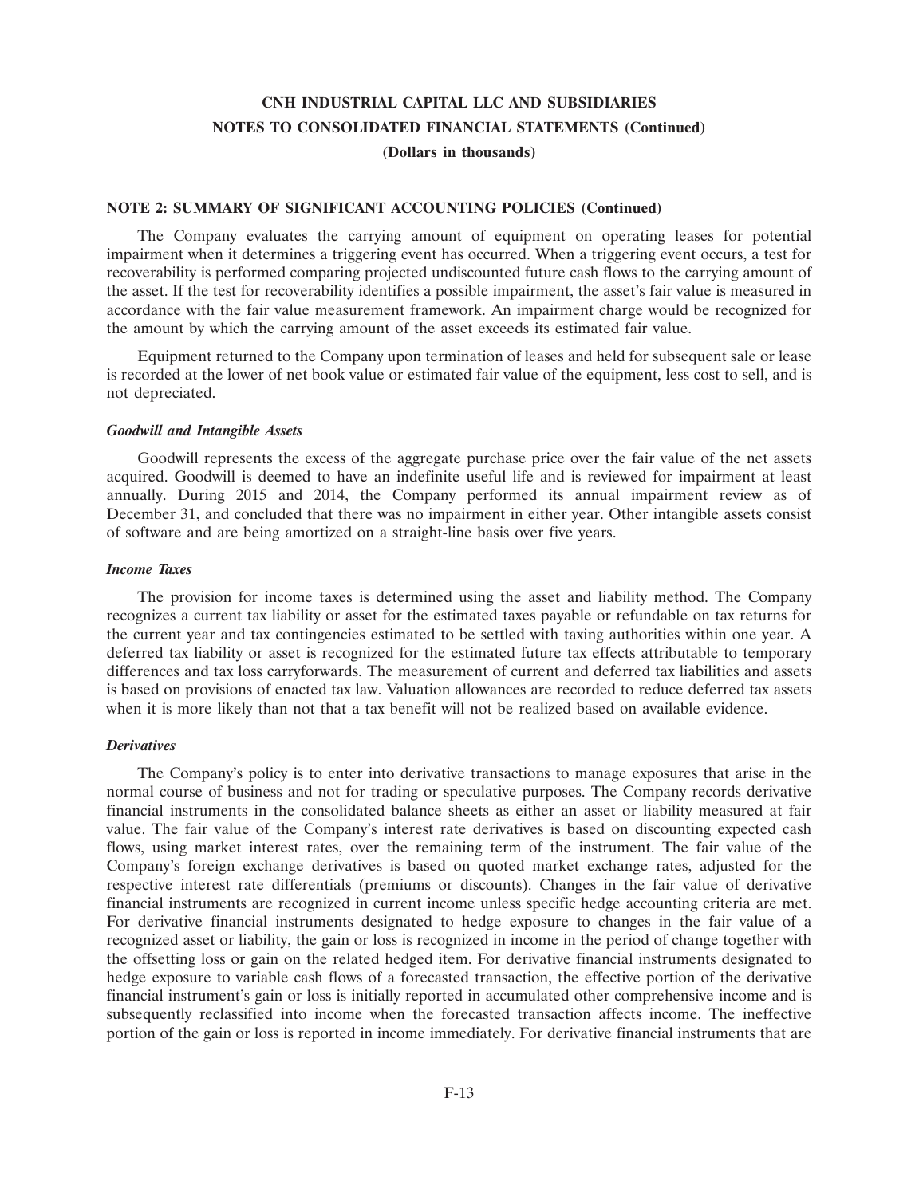**NOTE 2: SUMMARY OF SIGNIFICANT ACCOUNTING POLICIES (Continued)**

The Company evaluates the carrying amount of equipment on operating leases for potential impairment when it determines a triggering event has occurred. When a triggering event occurs, a test for recoverability is performed comparing projected undiscounted future cash flows to the carrying amount of the asset. If the test for recoverability identifies a possible impairment, the asset's fair value is measured in accordance with the fair value measurement framework. An impairment charge would be recognized for the amount by which the carrying amount of the asset exceeds its estimated fair value.

Equipment returned to the Company upon termination of leases and held for subsequent sale or lease is recorded at the lower of net book value or estimated fair value of the equipment, less cost to sell, and is not depreciated.

***Goodwill and Intangible Assets***

Goodwill represents the excess of the aggregate purchase price over the fair value of the net assets acquired. Goodwill is deemed to have an indefinite useful life and is reviewed for impairment at least annually. During 2015 and 2014, the Company performed its annual impairment review as of December 31, and concluded that there was no impairment in either year. Other intangible assets consist of software and are being amortized on a straight-line basis over five years.

***Income Taxes***

The provision for income taxes is determined using the asset and liability method. The Company recognizes a current tax liability or asset for the estimated taxes payable or refundable on tax returns for the current year and tax contingencies estimated to be settled with taxing authorities within one year. A deferred tax liability or asset is recognized for the estimated future tax effects attributable to temporary differences and tax loss carryforwards. The measurement of current and deferred tax liabilities and assets is based on provisions of enacted tax law. Valuation allowances are recorded to reduce deferred tax assets when it is more likely than not that a tax benefit will not be realized based on available evidence.

***Derivatives***

The Company's policy is to enter into derivative transactions to manage exposures that arise in the normal course of business and not for trading or speculative purposes. The Company records derivative financial instruments in the consolidated balance sheets as either an asset or liability measured at fair value. The fair value of the Company's interest rate derivatives is based on discounting expected cash flows, using market interest rates, over the remaining term of the instrument. The fair value of the Company's foreign exchange derivatives is based on quoted market exchange rates, adjusted for the respective interest rate differentials (premiums or discounts). Changes in the fair value of derivative financial instruments are recognized in current income unless specific hedge accounting criteria are met. For derivative financial instruments designated to hedge exposure to changes in the fair value of a recognized asset or liability, the gain or loss is recognized in income in the period of change together with the offsetting loss or gain on the related hedged item. For derivative financial instruments designated to hedge exposure to variable cash flows of a forecasted transaction, the effective portion of the derivative financial instrument's gain or loss is initially reported in accumulated other comprehensive income and is subsequently reclassified into income when the forecasted transaction affects income. The ineffective portion of the gain or loss is reported in income immediately. For derivative financial instruments that are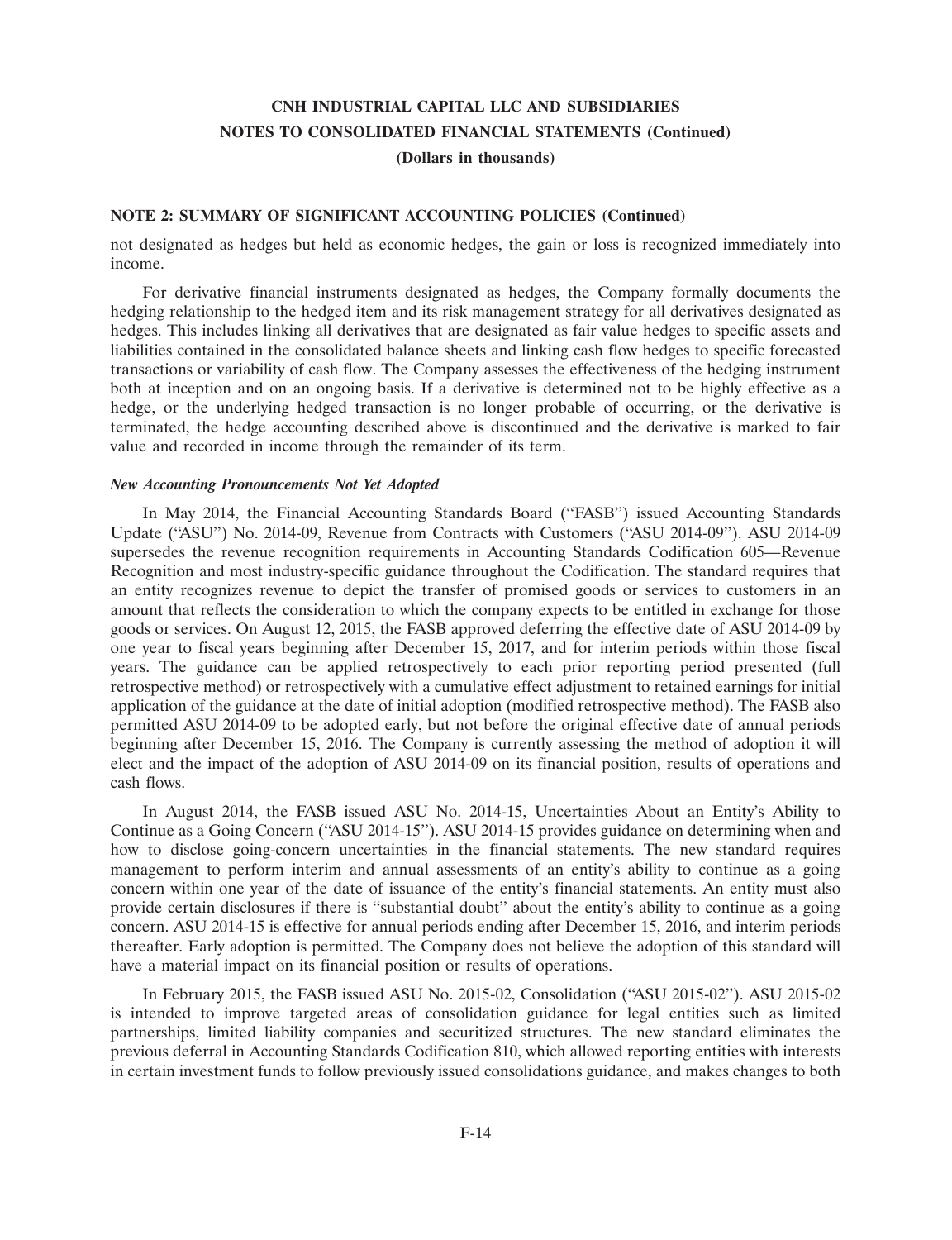**CNH INDUSTRIAL CAPITAL LLC AND SUBSIDIARIES**
**NOTES TO CONSOLIDATED FINANCIAL STATEMENTS (Continued)**
**(Dollars in thousands)**

**NOTE 2: SUMMARY OF SIGNIFICANT ACCOUNTING POLICIES (Continued)**

not designated as hedges but held as economic hedges, the gain or loss is recognized immediately into income.

For derivative financial instruments designated as hedges, the Company formally documents the hedging relationship to the hedged item and its risk management strategy for all derivatives designated as hedges. This includes linking all derivatives that are designated as fair value hedges to specific assets and liabilities contained in the consolidated balance sheets and linking cash flow hedges to specific forecasted transactions or variability of cash flow. The Company assesses the effectiveness of the hedging instrument both at inception and on an ongoing basis. If a derivative is determined not to be highly effective as a hedge, or the underlying hedged transaction is no longer probable of occurring, or the derivative is terminated, the hedge accounting described above is discontinued and the derivative is marked to fair value and recorded in income through the remainder of its term.

***New Accounting Pronouncements Not Yet Adopted***

In May 2014, the Financial Accounting Standards Board ("FASB") issued Accounting Standards Update ("ASU") No. 2014-09, Revenue from Contracts with Customers ("ASU 2014-09"). ASU 2014-09 supersedes the revenue recognition requirements in Accounting Standards Codification 605—Revenue Recognition and most industry-specific guidance throughout the Codification. The standard requires that an entity recognizes revenue to depict the transfer of promised goods or services to customers in an amount that reflects the consideration to which the company expects to be entitled in exchange for those goods or services. On August 12, 2015, the FASB approved deferring the effective date of ASU 2014-09 by one year to fiscal years beginning after December 15, 2017, and for interim periods within those fiscal years. The guidance can be applied retrospectively to each prior reporting period presented (full retrospective method) or retrospectively with a cumulative effect adjustment to retained earnings for initial application of the guidance at the date of initial adoption (modified retrospective method). The FASB also permitted ASU 2014-09 to be adopted early, but not before the original effective date of annual periods beginning after December 15, 2016. The Company is currently assessing the method of adoption it will elect and the impact of the adoption of ASU 2014-09 on its financial position, results of operations and cash flows.

In August 2014, the FASB issued ASU No. 2014-15, Uncertainties About an Entity's Ability to Continue as a Going Concern ("ASU 2014-15"). ASU 2014-15 provides guidance on determining when and how to disclose going-concern uncertainties in the financial statements. The new standard requires management to perform interim and annual assessments of an entity's ability to continue as a going concern within one year of the date of issuance of the entity's financial statements. An entity must also provide certain disclosures if there is "substantial doubt" about the entity's ability to continue as a going concern. ASU 2014-15 is effective for annual periods ending after December 15, 2016, and interim periods thereafter. Early adoption is permitted. The Company does not believe the adoption of this standard will have a material impact on its financial position or results of operations.

In February 2015, the FASB issued ASU No. 2015-02, Consolidation ("ASU 2015-02"). ASU 2015-02 is intended to improve targeted areas of consolidation guidance for legal entities such as limited partnerships, limited liability companies and securitized structures. The new standard eliminates the previous deferral in Accounting Standards Codification 810, which allowed reporting entities with interests in certain investment funds to follow previously issued consolidations guidance, and makes changes to both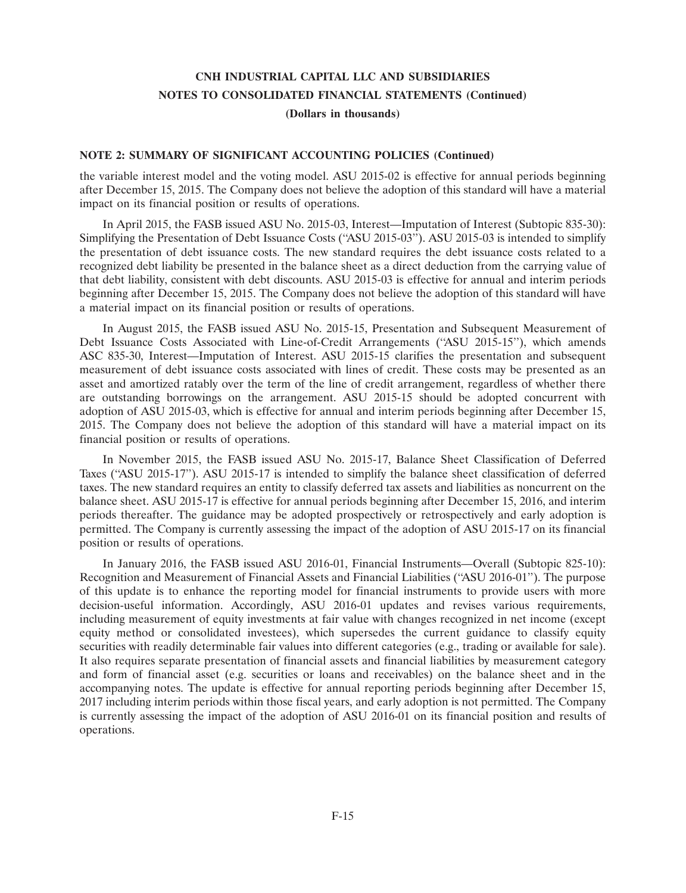**NOTE 2: SUMMARY OF SIGNIFICANT ACCOUNTING POLICIES (Continued)**

the variable interest model and the voting model. ASU 2015-02 is effective for annual periods beginning after December 15, 2015. The Company does not believe the adoption of this standard will have a material impact on its financial position or results of operations.

In April 2015, the FASB issued ASU No. 2015-03, Interest—Imputation of Interest (Subtopic 835-30): Simplifying the Presentation of Debt Issuance Costs (''ASU 2015-03''). ASU 2015-03 is intended to simplify the presentation of debt issuance costs. The new standard requires the debt issuance costs related to a recognized debt liability be presented in the balance sheet as a direct deduction from the carrying value of that debt liability, consistent with debt discounts. ASU 2015-03 is effective for annual and interim periods beginning after December 15, 2015. The Company does not believe the adoption of this standard will have a material impact on its financial position or results of operations.

In August 2015, the FASB issued ASU No. 2015-15, Presentation and Subsequent Measurement of Debt Issuance Costs Associated with Line-of-Credit Arrangements (''ASU 2015-15''), which amends ASC 835-30, Interest—Imputation of Interest. ASU 2015-15 clarifies the presentation and subsequent measurement of debt issuance costs associated with lines of credit. These costs may be presented as an asset and amortized ratably over the term of the line of credit arrangement, regardless of whether there are outstanding borrowings on the arrangement. ASU 2015-15 should be adopted concurrent with adoption of ASU 2015-03, which is effective for annual and interim periods beginning after December 15, 2015. The Company does not believe the adoption of this standard will have a material impact on its financial position or results of operations.

In November 2015, the FASB issued ASU No. 2015-17, Balance Sheet Classification of Deferred Taxes (''ASU 2015-17''). ASU 2015-17 is intended to simplify the balance sheet classification of deferred taxes. The new standard requires an entity to classify deferred tax assets and liabilities as noncurrent on the balance sheet. ASU 2015-17 is effective for annual periods beginning after December 15, 2016, and interim periods thereafter. The guidance may be adopted prospectively or retrospectively and early adoption is permitted. The Company is currently assessing the impact of the adoption of ASU 2015-17 on its financial position or results of operations.

In January 2016, the FASB issued ASU 2016-01, Financial Instruments—Overall (Subtopic 825-10): Recognition and Measurement of Financial Assets and Financial Liabilities (''ASU 2016-01''). The purpose of this update is to enhance the reporting model for financial instruments to provide users with more decision-useful information. Accordingly, ASU 2016-01 updates and revises various requirements, including measurement of equity investments at fair value with changes recognized in net income (except equity method or consolidated investees), which supersedes the current guidance to classify equity securities with readily determinable fair values into different categories (e.g., trading or available for sale). It also requires separate presentation of financial assets and financial liabilities by measurement category and form of financial asset (e.g. securities or loans and receivables) on the balance sheet and in the accompanying notes. The update is effective for annual reporting periods beginning after December 15, 2017 including interim periods within those fiscal years, and early adoption is not permitted. The Company is currently assessing the impact of the adoption of ASU 2016-01 on its financial position and results of operations.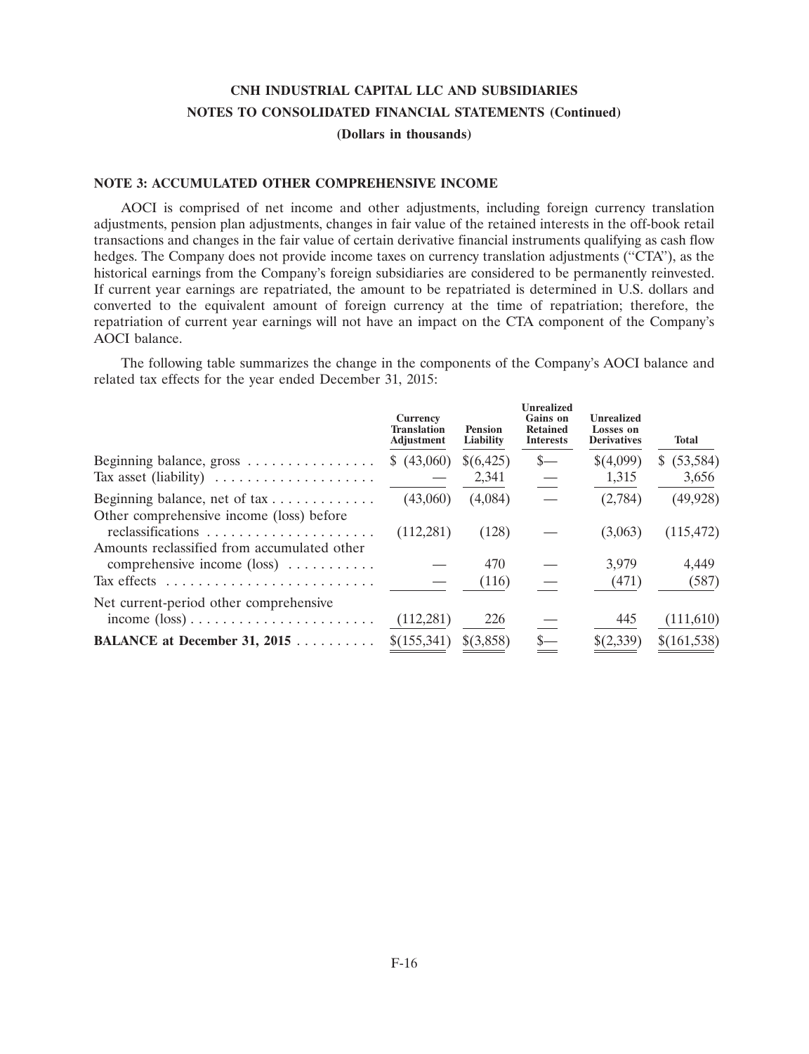**CNH INDUSTRIAL CAPITAL LLC AND SUBSIDIARIES**
**NOTES TO CONSOLIDATED FINANCIAL STATEMENTS (Continued)**
**(Dollars in thousands)**

### NOTE 3: ACCUMULATED OTHER COMPREHENSIVE INCOME

AOCI is comprised of net income and other adjustments, including foreign currency translation adjustments, pension plan adjustments, changes in fair value of the retained interests in the off-book retail transactions and changes in the fair value of certain derivative financial instruments qualifying as cash flow hedges. The Company does not provide income taxes on currency translation adjustments ("CTA"), as the historical earnings from the Company's foreign subsidiaries are considered to be permanently reinvested. If current year earnings are repatriated, the amount to be repatriated is determined in U.S. dollars and converted to the equivalent amount of foreign currency at the time of repatriation; therefore, the repatriation of current year earnings will not have an impact on the CTA component of the Company's AOCI balance.

The following table summarizes the change in the components of the Company's AOCI balance and related tax effects for the year ended December 31, 2015:

| | Currency Translation Adjustment | Pension Liability | Unrealized Gains on Retained Interests | Unrealized Losses on Derivatives | Total |
|---|---|---|---|---|---|
| Beginning balance, gross | $ (43,060) | $(6,425) | $— | $(4,099) | $ (53,584) |
| Tax asset (liability) | — | 2,341 | — | 1,315 | 3,656 |
| Beginning balance, net of tax | (43,060) | (4,084) | — | (2,784) | (49,928) |
| Other comprehensive income (loss) before reclassifications | (112,281) | (128) | — | (3,063) | (115,472) |
| Amounts reclassified from accumulated other comprehensive income (loss) | — | 470 | — | 3,979 | 4,449 |
| Tax effects | — | (116) | — | (471) | (587) |
| Net current-period other comprehensive income (loss) | (112,281) | 226 | — | 445 | (111,610) |
| **BALANCE at December 31, 2015** | $(155,341) | $(3,858) | $— | $(2,339) | $(161,538) |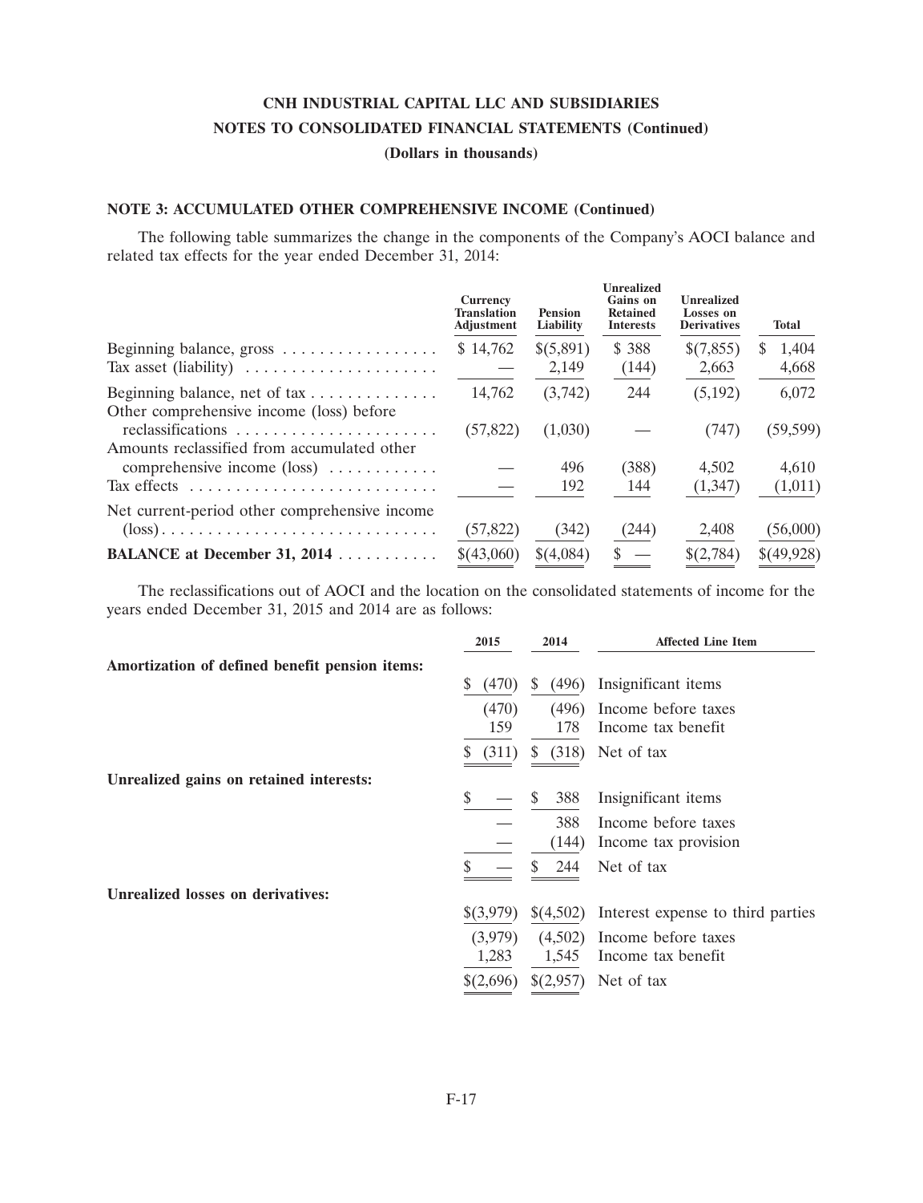# CNH INDUSTRIAL CAPITAL LLC AND SUBSIDIARIES

## NOTES TO CONSOLIDATED FINANCIAL STATEMENTS (Continued)

### (Dollars in thousands)

### NOTE 3: ACCUMULATED OTHER COMPREHENSIVE INCOME (Continued)

The following table summarizes the change in the components of the Company's AOCI balance and related tax effects for the year ended December 31, 2014:

| | Currency Translation Adjustment | Pension Liability | Unrealized Gains on Retained Interests | Unrealized Losses on Derivatives | Total |
|---|---|---|---|---|---|
| Beginning balance, gross | $ 14,762 | $(5,891) | $ 388 | $(7,855) | $ 1,404 |
| Tax asset (liability) | — | 2,149 | (144) | 2,663 | 4,668 |
| Beginning balance, net of tax | 14,762 | (3,742) | 244 | (5,192) | 6,072 |
| Other comprehensive income (loss) before reclassifications | (57,822) | (1,030) | — | (747) | (59,599) |
| Amounts reclassified from accumulated other comprehensive income (loss) | — | 496 | (388) | 4,502 | 4,610 |
| Tax effects | — | 192 | 144 | (1,347) | (1,011) |
| Net current-period other comprehensive income (loss) | (57,822) | (342) | (244) | 2,408 | (56,000) |
| **BALANCE at December 31, 2014** | $(43,060) | $(4,084) | $ — | $(2,784) | $(49,928) |

The reclassifications out of AOCI and the location on the consolidated statements of income for the years ended December 31, 2015 and 2014 are as follows:

| | 2015 | 2014 | Affected Line Item |
|---|---|---|---|
| **Amortization of defined benefit pension items:** | | | |
| | $ (470) | $ (496) | Insignificant items |
| | (470) | (496) | Income before taxes |
| | 159 | 178 | Income tax benefit |
| | $ (311) | $ (318) | Net of tax |
| **Unrealized gains on retained interests:** | | | |
| | $ — | $ 388 | Insignificant items |
| | — | 388 | Income before taxes |
| | — | (144) | Income tax provision |
| | $ — | $ 244 | Net of tax |
| **Unrealized losses on derivatives:** | | | |
| | $(3,979) | $(4,502) | Interest expense to third parties |
| | (3,979) | (4,502) | Income before taxes |
| | 1,283 | 1,545 | Income tax benefit |
| | $(2,696) | $(2,957) | Net of tax |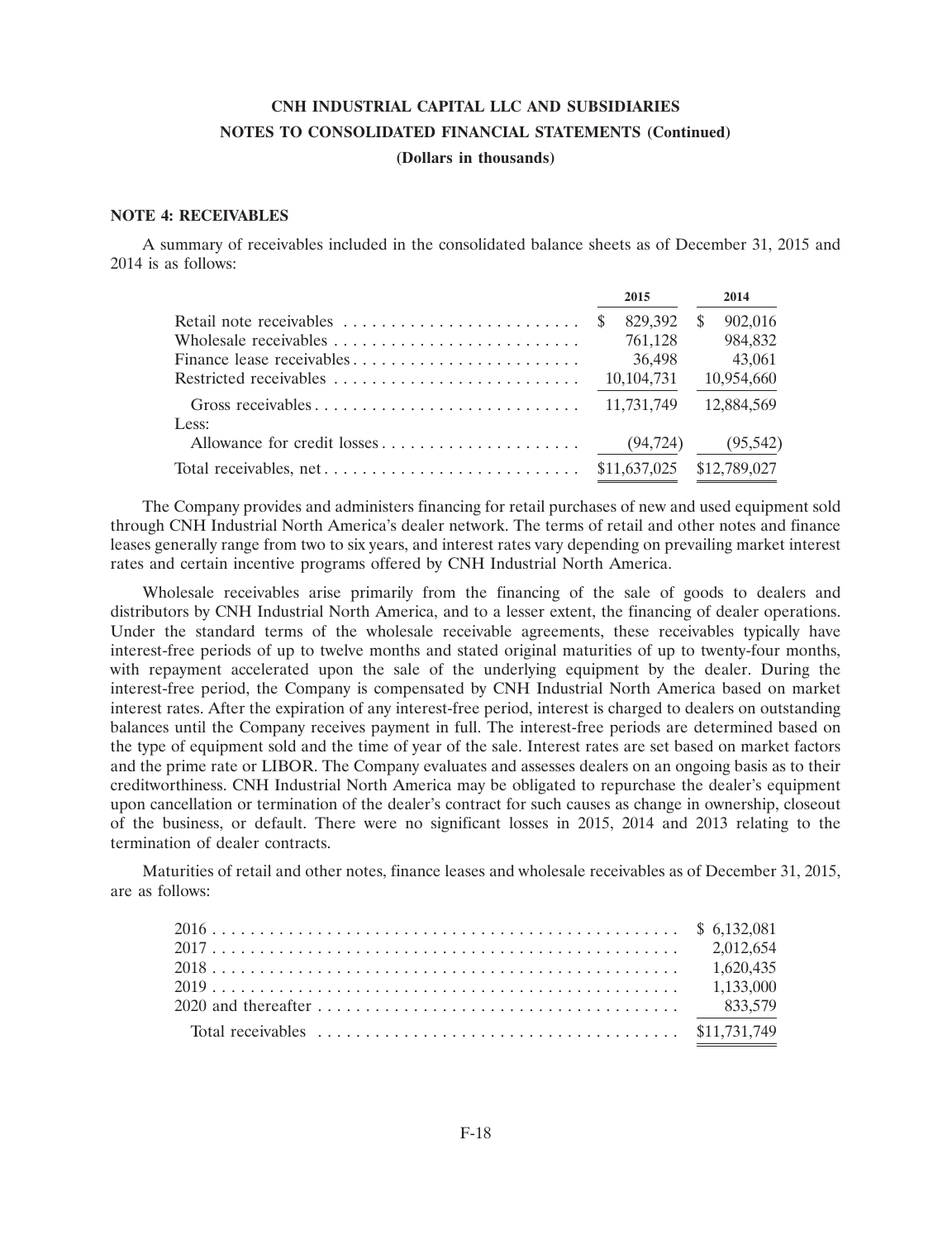# CNH INDUSTRIAL CAPITAL LLC AND SUBSIDIARIES
## NOTES TO CONSOLIDATED FINANCIAL STATEMENTS (Continued)
### (Dollars in thousands)

**NOTE 4: RECEIVABLES**

A summary of receivables included in the consolidated balance sheets as of December 31, 2015 and 2014 is as follows:

| | 2015 | 2014 |
|---|---|---|
| Retail note receivables | $ 829,392 | $ 902,016 |
| Wholesale receivables | 761,128 | 984,832 |
| Finance lease receivables | 36,498 | 43,061 |
| Restricted receivables | 10,104,731 | 10,954,660 |
| Gross receivables | 11,731,749 | 12,884,569 |
| Less: | | |
| Allowance for credit losses | (94,724) | (95,542) |
| Total receivables, net | $11,637,025 | $12,789,027 |

The Company provides and administers financing for retail purchases of new and used equipment sold through CNH Industrial North America's dealer network. The terms of retail and other notes and finance leases generally range from two to six years, and interest rates vary depending on prevailing market interest rates and certain incentive programs offered by CNH Industrial North America.

Wholesale receivables arise primarily from the financing of the sale of goods to dealers and distributors by CNH Industrial North America, and to a lesser extent, the financing of dealer operations. Under the standard terms of the wholesale receivable agreements, these receivables typically have interest-free periods of up to twelve months and stated original maturities of up to twenty-four months, with repayment accelerated upon the sale of the underlying equipment by the dealer. During the interest-free period, the Company is compensated by CNH Industrial North America based on market interest rates. After the expiration of any interest-free period, interest is charged to dealers on outstanding balances until the Company receives payment in full. The interest-free periods are determined based on the type of equipment sold and the time of year of the sale. Interest rates are set based on market factors and the prime rate or LIBOR. The Company evaluates and assesses dealers on an ongoing basis as to their creditworthiness. CNH Industrial North America may be obligated to repurchase the dealer's equipment upon cancellation or termination of the dealer's contract for such causes as change in ownership, closeout of the business, or default. There were no significant losses in 2015, 2014 and 2013 relating to the termination of dealer contracts.

Maturities of retail and other notes, finance leases and wholesale receivables as of December 31, 2015, are as follows:

| | |
|---|---|
| 2016 | $ 6,132,081 |
| 2017 | 2,012,654 |
| 2018 | 1,620,435 |
| 2019 | 1,133,000 |
| 2020 and thereafter | 833,579 |
| Total receivables | $11,731,749 |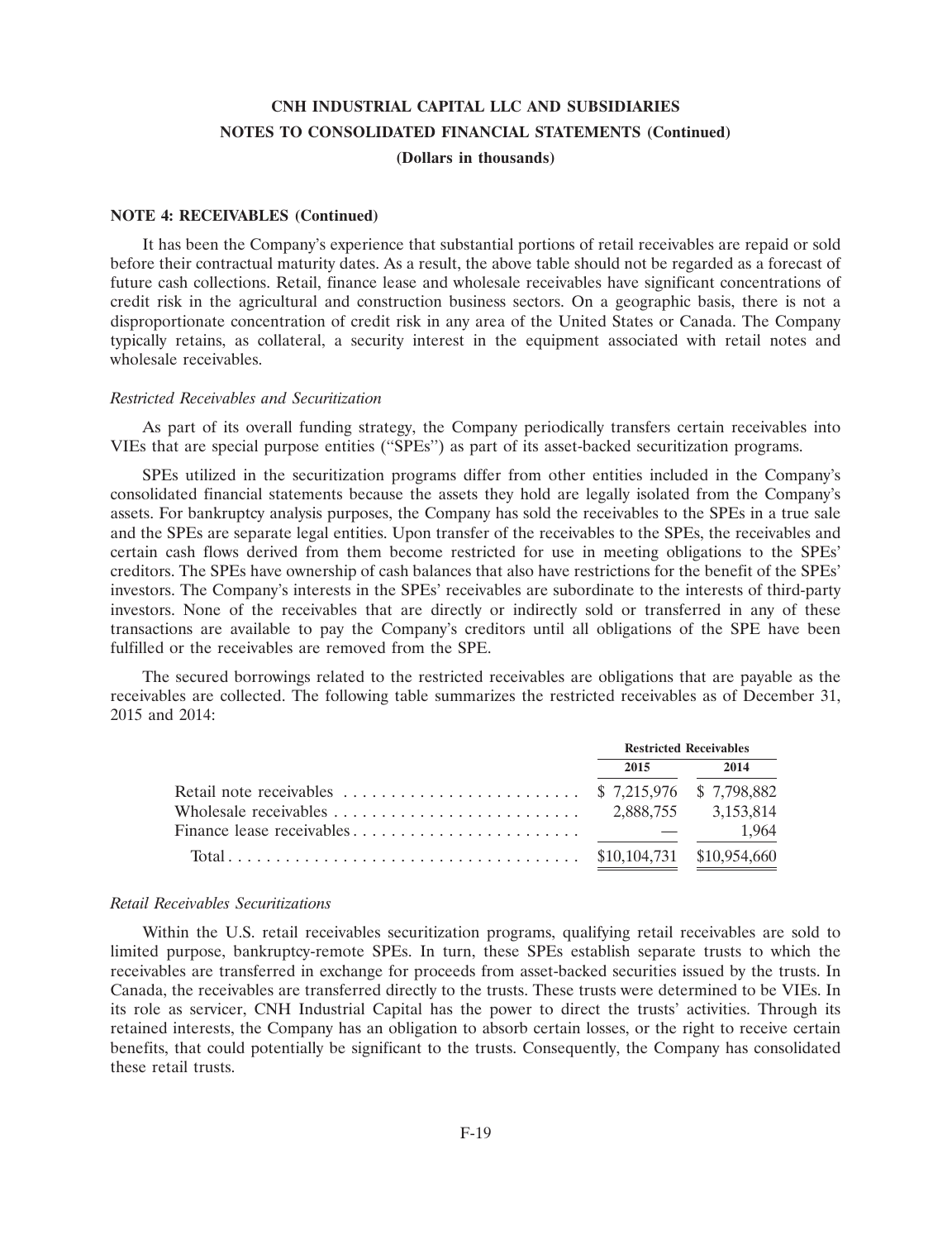**NOTE 4: RECEIVABLES (Continued)**

It has been the Company's experience that substantial portions of retail receivables are repaid or sold before their contractual maturity dates. As a result, the above table should not be regarded as a forecast of future cash collections. Retail, finance lease and wholesale receivables have significant concentrations of credit risk in the agricultural and construction business sectors. On a geographic basis, there is not a disproportionate concentration of credit risk in any area of the United States or Canada. The Company typically retains, as collateral, a security interest in the equipment associated with retail notes and wholesale receivables.

*Restricted Receivables and Securitization*

As part of its overall funding strategy, the Company periodically transfers certain receivables into VIEs that are special purpose entities (''SPEs'') as part of its asset-backed securitization programs.

SPEs utilized in the securitization programs differ from other entities included in the Company's consolidated financial statements because the assets they hold are legally isolated from the Company's assets. For bankruptcy analysis purposes, the Company has sold the receivables to the SPEs in a true sale and the SPEs are separate legal entities. Upon transfer of the receivables to the SPEs, the receivables and certain cash flows derived from them become restricted for use in meeting obligations to the SPEs' creditors. The SPEs have ownership of cash balances that also have restrictions for the benefit of the SPEs' investors. The Company's interests in the SPEs' receivables are subordinate to the interests of third-party investors. None of the receivables that are directly or indirectly sold or transferred in any of these transactions are available to pay the Company's creditors until all obligations of the SPE have been fulfilled or the receivables are removed from the SPE.

The secured borrowings related to the restricted receivables are obligations that are payable as the receivables are collected. The following table summarizes the restricted receivables as of December 31, 2015 and 2014:

| | Restricted Receivables | |
|---|---|---|
| | 2015 | 2014 |
| Retail note receivables | $ 7,215,976 | $ 7,798,882 |
| Wholesale receivables | 2,888,755 | 3,153,814 |
| Finance lease receivables | — | 1,964 |
| Total | $10,104,731 | $10,954,660 |

*Retail Receivables Securitizations*

Within the U.S. retail receivables securitization programs, qualifying retail receivables are sold to limited purpose, bankruptcy-remote SPEs. In turn, these SPEs establish separate trusts to which the receivables are transferred in exchange for proceeds from asset-backed securities issued by the trusts. In Canada, the receivables are transferred directly to the trusts. These trusts were determined to be VIEs. In its role as servicer, CNH Industrial Capital has the power to direct the trusts' activities. Through its retained interests, the Company has an obligation to absorb certain losses, or the right to receive certain benefits, that could potentially be significant to the trusts. Consequently, the Company has consolidated these retail trusts.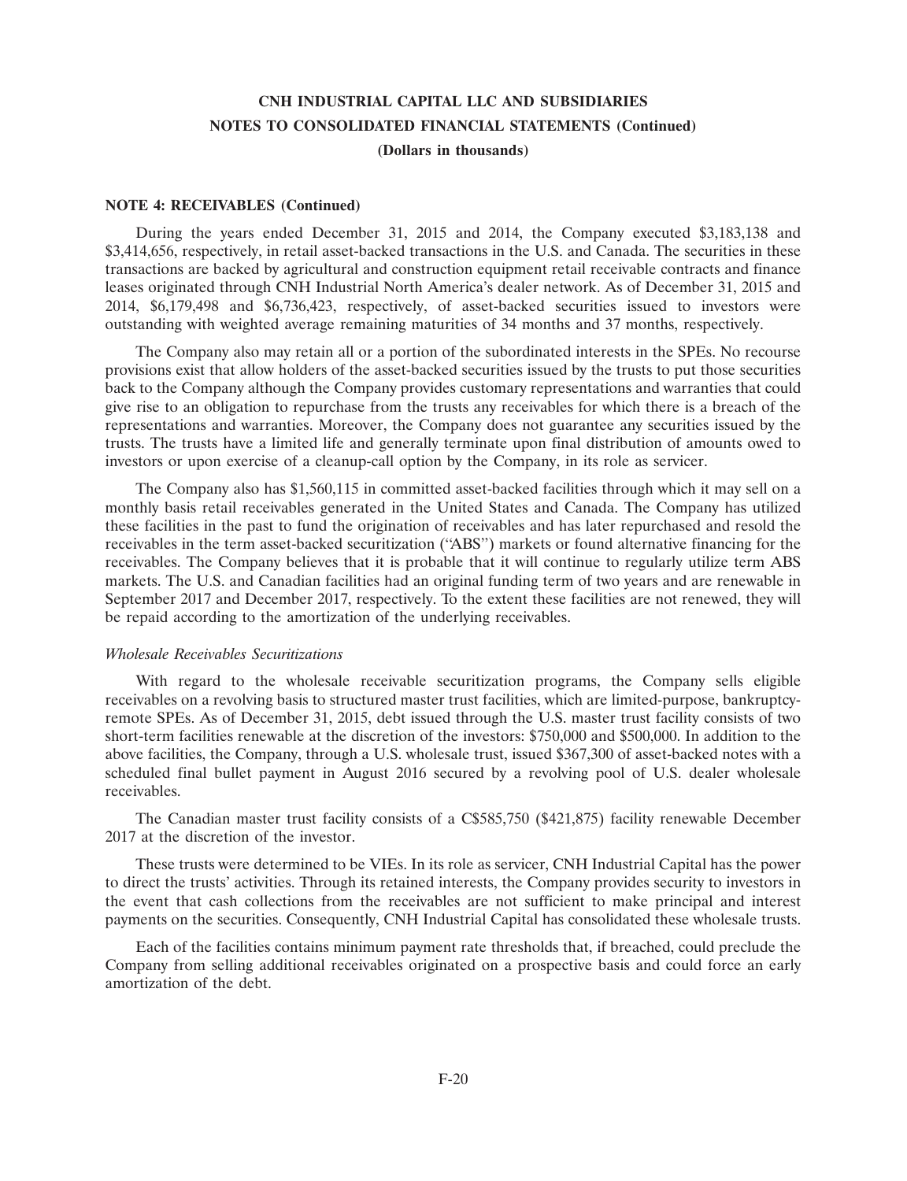### NOTE 4: RECEIVABLES (Continued)

During the years ended December 31, 2015 and 2014, the Company executed $3,183,138 and $3,414,656, respectively, in retail asset-backed transactions in the U.S. and Canada. The securities in these transactions are backed by agricultural and construction equipment retail receivable contracts and finance leases originated through CNH Industrial North America's dealer network. As of December 31, 2015 and 2014, $6,179,498 and $6,736,423, respectively, of asset-backed securities issued to investors were outstanding with weighted average remaining maturities of 34 months and 37 months, respectively.

The Company also may retain all or a portion of the subordinated interests in the SPEs. No recourse provisions exist that allow holders of the asset-backed securities issued by the trusts to put those securities back to the Company although the Company provides customary representations and warranties that could give rise to an obligation to repurchase from the trusts any receivables for which there is a breach of the representations and warranties. Moreover, the Company does not guarantee any securities issued by the trusts. The trusts have a limited life and generally terminate upon final distribution of amounts owed to investors or upon exercise of a cleanup-call option by the Company, in its role as servicer.

The Company also has $1,560,115 in committed asset-backed facilities through which it may sell on a monthly basis retail receivables generated in the United States and Canada. The Company has utilized these facilities in the past to fund the origination of receivables and has later repurchased and resold the receivables in the term asset-backed securitization ("ABS") markets or found alternative financing for the receivables. The Company believes that it is probable that it will continue to regularly utilize term ABS markets. The U.S. and Canadian facilities had an original funding term of two years and are renewable in September 2017 and December 2017, respectively. To the extent these facilities are not renewed, they will be repaid according to the amortization of the underlying receivables.

*Wholesale Receivables Securitizations*

With regard to the wholesale receivable securitization programs, the Company sells eligible receivables on a revolving basis to structured master trust facilities, which are limited-purpose, bankruptcy-remote SPEs. As of December 31, 2015, debt issued through the U.S. master trust facility consists of two short-term facilities renewable at the discretion of the investors: $750,000 and $500,000. In addition to the above facilities, the Company, through a U.S. wholesale trust, issued $367,300 of asset-backed notes with a scheduled final bullet payment in August 2016 secured by a revolving pool of U.S. dealer wholesale receivables.

The Canadian master trust facility consists of a C$585,750 ($421,875) facility renewable December 2017 at the discretion of the investor.

These trusts were determined to be VIEs. In its role as servicer, CNH Industrial Capital has the power to direct the trusts' activities. Through its retained interests, the Company provides security to investors in the event that cash collections from the receivables are not sufficient to make principal and interest payments on the securities. Consequently, CNH Industrial Capital has consolidated these wholesale trusts.

Each of the facilities contains minimum payment rate thresholds that, if breached, could preclude the Company from selling additional receivables originated on a prospective basis and could force an early amortization of the debt.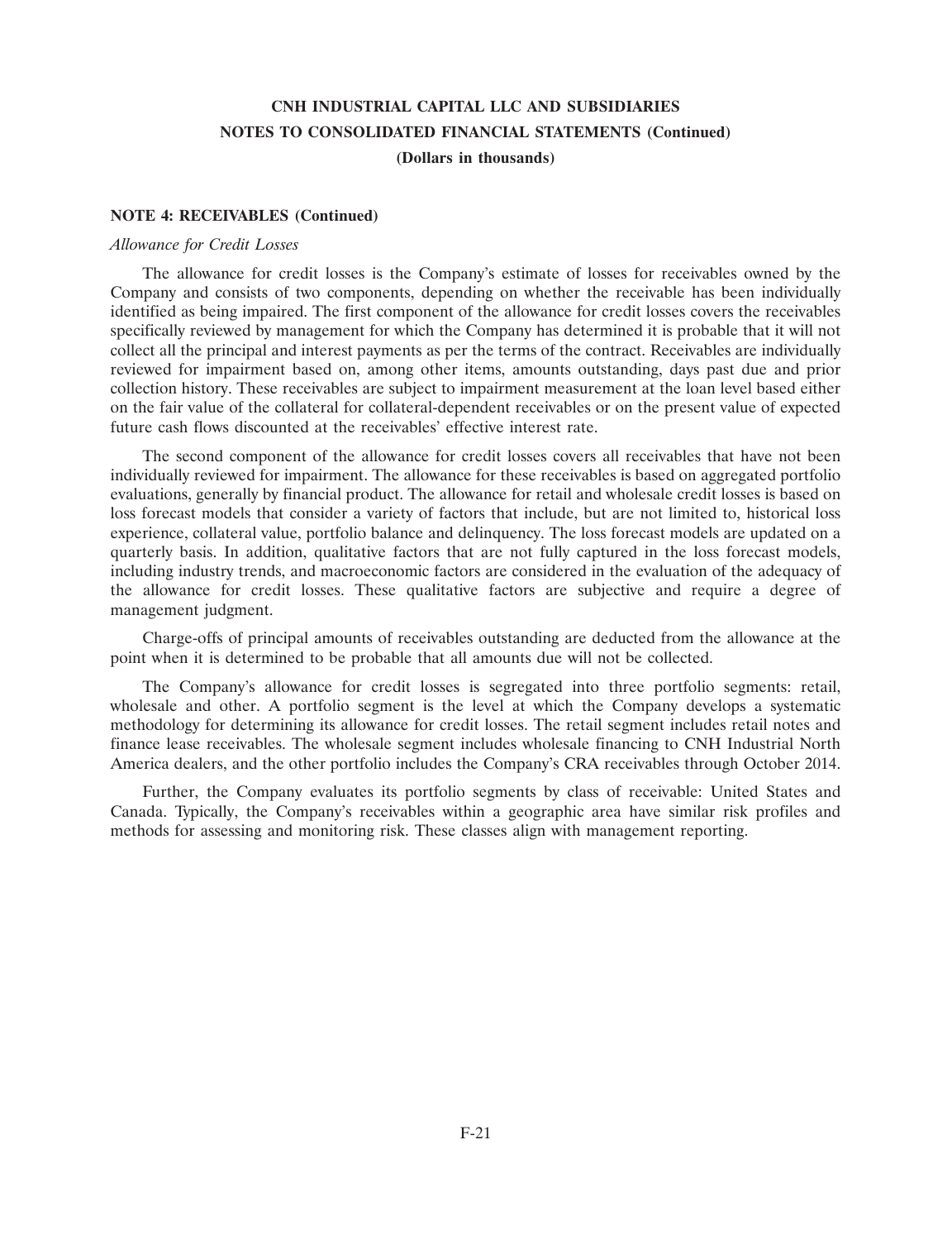**NOTE 4: RECEIVABLES (Continued)**

*Allowance for Credit Losses*

The allowance for credit losses is the Company's estimate of losses for receivables owned by the Company and consists of two components, depending on whether the receivable has been individually identified as being impaired. The first component of the allowance for credit losses covers the receivables specifically reviewed by management for which the Company has determined it is probable that it will not collect all the principal and interest payments as per the terms of the contract. Receivables are individually reviewed for impairment based on, among other items, amounts outstanding, days past due and prior collection history. These receivables are subject to impairment measurement at the loan level based either on the fair value of the collateral for collateral-dependent receivables or on the present value of expected future cash flows discounted at the receivables' effective interest rate.

The second component of the allowance for credit losses covers all receivables that have not been individually reviewed for impairment. The allowance for these receivables is based on aggregated portfolio evaluations, generally by financial product. The allowance for retail and wholesale credit losses is based on loss forecast models that consider a variety of factors that include, but are not limited to, historical loss experience, collateral value, portfolio balance and delinquency. The loss forecast models are updated on a quarterly basis. In addition, qualitative factors that are not fully captured in the loss forecast models, including industry trends, and macroeconomic factors are considered in the evaluation of the adequacy of the allowance for credit losses. These qualitative factors are subjective and require a degree of management judgment.

Charge-offs of principal amounts of receivables outstanding are deducted from the allowance at the point when it is determined to be probable that all amounts due will not be collected.

The Company's allowance for credit losses is segregated into three portfolio segments: retail, wholesale and other. A portfolio segment is the level at which the Company develops a systematic methodology for determining its allowance for credit losses. The retail segment includes retail notes and finance lease receivables. The wholesale segment includes wholesale financing to CNH Industrial North America dealers, and the other portfolio includes the Company's CRA receivables through October 2014.

Further, the Company evaluates its portfolio segments by class of receivable: United States and Canada. Typically, the Company's receivables within a geographic area have similar risk profiles and methods for assessing and monitoring risk. These classes align with management reporting.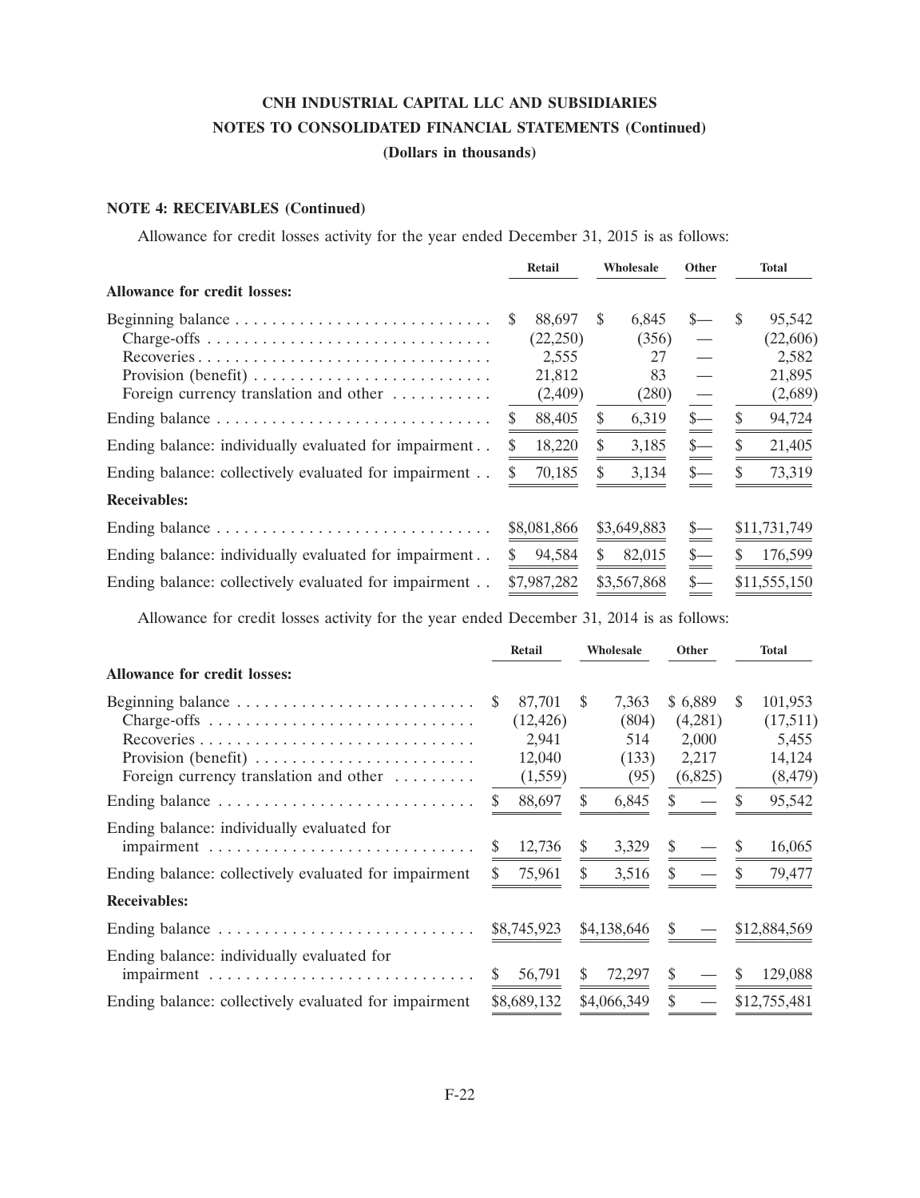# CNH INDUSTRIAL CAPITAL LLC AND SUBSIDIARIES
## NOTES TO CONSOLIDATED FINANCIAL STATEMENTS (Continued)
### (Dollars in thousands)

**NOTE 4: RECEIVABLES (Continued)**

Allowance for credit losses activity for the year ended December 31, 2015 is as follows:

| | Retail | Wholesale | Other | Total |
|---|---|---|---|---|
| **Allowance for credit losses:** | | | | |
| Beginning balance | $ 88,697 | $ 6,845 | $— | $ 95,542 |
| Charge-offs | (22,250) | (356) | — | (22,606) |
| Recoveries | 2,555 | 27 | — | 2,582 |
| Provision (benefit) | 21,812 | 83 | — | 21,895 |
| Foreign currency translation and other | (2,409) | (280) | — | (2,689) |
| Ending balance | $ 88,405 | $ 6,319 | $— | $ 94,724 |
| Ending balance: individually evaluated for impairment | $ 18,220 | $ 3,185 | $— | $ 21,405 |
| Ending balance: collectively evaluated for impairment | $ 70,185 | $ 3,134 | $— | $ 73,319 |
| **Receivables:** | | | | |
| Ending balance | $8,081,866 | $3,649,883 | $— | $11,731,749 |
| Ending balance: individually evaluated for impairment | $ 94,584 | $ 82,015 | $— | $ 176,599 |
| Ending balance: collectively evaluated for impairment | $7,987,282 | $3,567,868 | $— | $11,555,150 |

Allowance for credit losses activity for the year ended December 31, 2014 is as follows:

| | Retail | Wholesale | Other | Total |
|---|---|---|---|---|
| **Allowance for credit losses:** | | | | |
| Beginning balance | $ 87,701 | $ 7,363 | $ 6,889 | $ 101,953 |
| Charge-offs | (12,426) | (804) | (4,281) | (17,511) |
| Recoveries | 2,941 | 514 | 2,000 | 5,455 |
| Provision (benefit) | 12,040 | (133) | 2,217 | 14,124 |
| Foreign currency translation and other | (1,559) | (95) | (6,825) | (8,479) |
| Ending balance | $ 88,697 | $ 6,845 | $ — | $ 95,542 |
| Ending balance: individually evaluated for impairment | $ 12,736 | $ 3,329 | $ — | $ 16,065 |
| Ending balance: collectively evaluated for impairment | $ 75,961 | $ 3,516 | $ — | $ 79,477 |
| **Receivables:** | | | | |
| Ending balance | $8,745,923 | $4,138,646 | $ — | $12,884,569 |
| Ending balance: individually evaluated for impairment | $ 56,791 | $ 72,297 | $ — | $ 129,088 |
| Ending balance: collectively evaluated for impairment | $8,689,132 | $4,066,349 | $ — | $12,755,481 |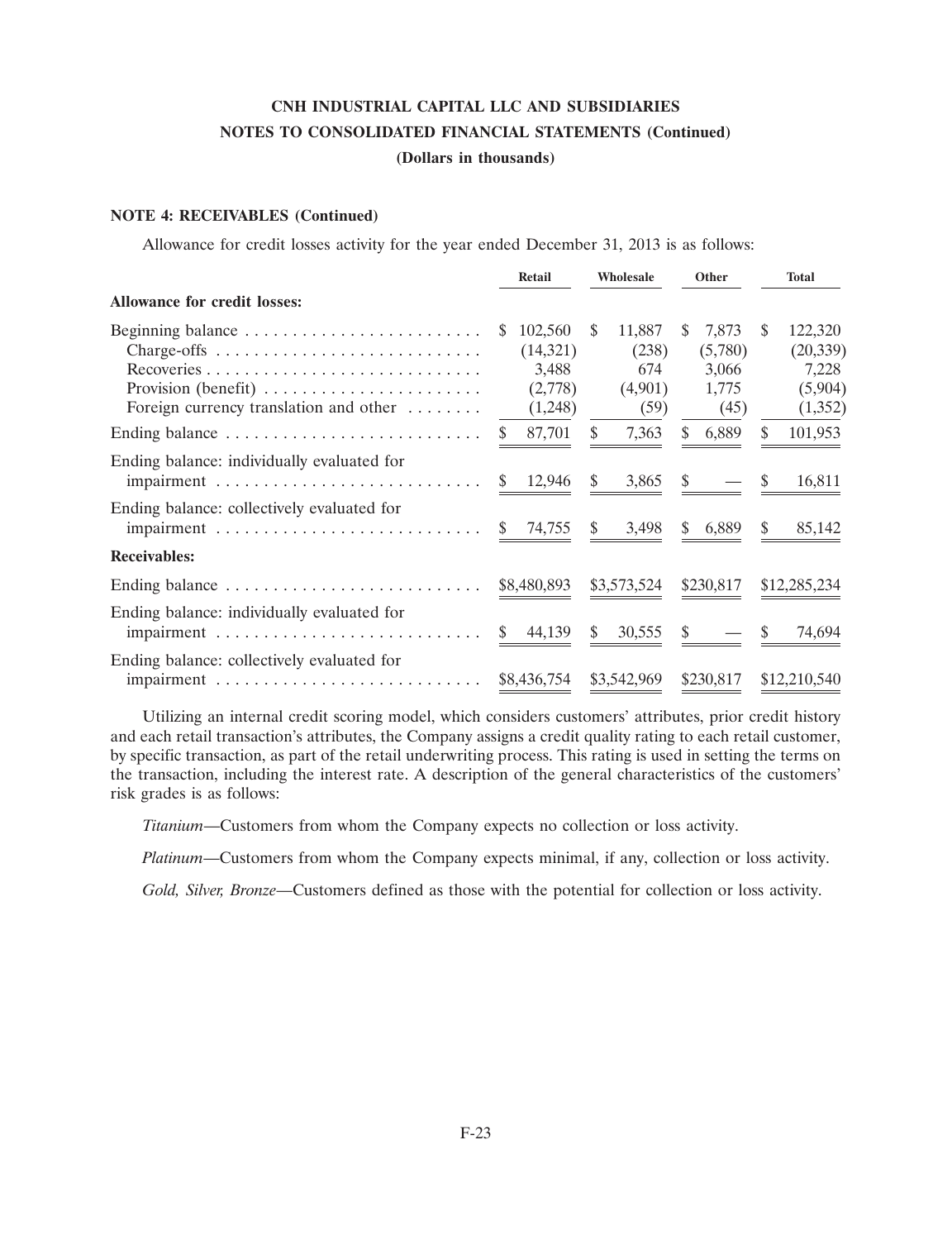**CNH INDUSTRIAL CAPITAL LLC AND SUBSIDIARIES**
**NOTES TO CONSOLIDATED FINANCIAL STATEMENTS (Continued)**
**(Dollars in thousands)**

**NOTE 4: RECEIVABLES (Continued)**

Allowance for credit losses activity for the year ended December 31, 2013 is as follows:

| | Retail | Wholesale | Other | Total |
|---|---|---|---|---|
| **Allowance for credit losses:** | | | | |
| Beginning balance | $ 102,560 | $ 11,887 | $ 7,873 | $ 122,320 |
| Charge-offs | (14,321) | (238) | (5,780) | (20,339) |
| Recoveries | 3,488 | 674 | 3,066 | 7,228 |
| Provision (benefit) | (2,778) | (4,901) | 1,775 | (5,904) |
| Foreign currency translation and other | (1,248) | (59) | (45) | (1,352) |
| Ending balance | $ 87,701 | $ 7,363 | $ 6,889 | $ 101,953 |
| Ending balance: individually evaluated for impairment | $ 12,946 | $ 3,865 | $ — | $ 16,811 |
| Ending balance: collectively evaluated for impairment | $ 74,755 | $ 3,498 | $ 6,889 | $ 85,142 |
| **Receivables:** | | | | |
| Ending balance | $8,480,893 | $3,573,524 | $230,817 | $12,285,234 |
| Ending balance: individually evaluated for impairment | $ 44,139 | $ 30,555 | $ — | $ 74,694 |
| Ending balance: collectively evaluated for impairment | $8,436,754 | $3,542,969 | $230,817 | $12,210,540 |

Utilizing an internal credit scoring model, which considers customers' attributes, prior credit history and each retail transaction's attributes, the Company assigns a credit quality rating to each retail customer, by specific transaction, as part of the retail underwriting process. This rating is used in setting the terms on the transaction, including the interest rate. A description of the general characteristics of the customers' risk grades is as follows:

*Titanium*—Customers from whom the Company expects no collection or loss activity.

*Platinum*—Customers from whom the Company expects minimal, if any, collection or loss activity.

*Gold, Silver, Bronze*—Customers defined as those with the potential for collection or loss activity.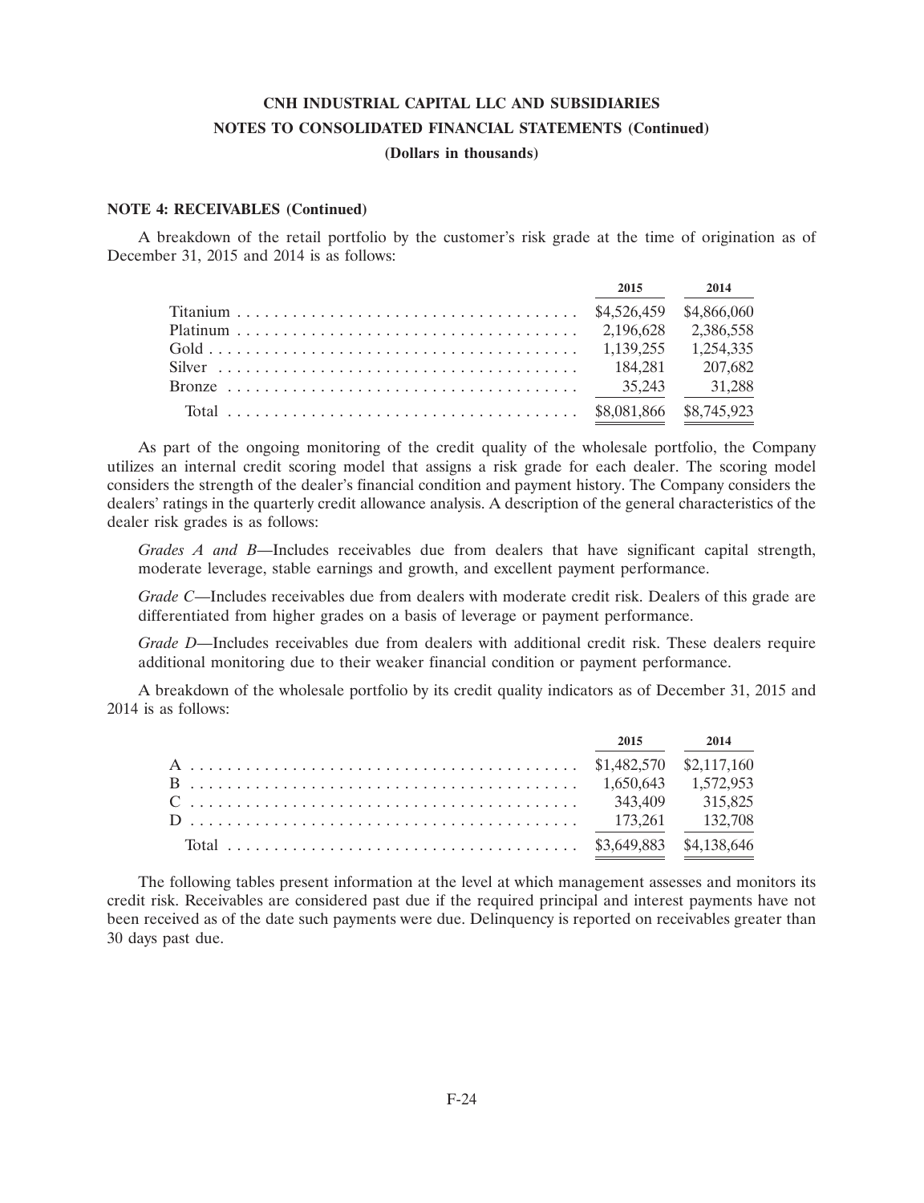**CNH INDUSTRIAL CAPITAL LLC AND SUBSIDIARIES**
**NOTES TO CONSOLIDATED FINANCIAL STATEMENTS (Continued)**
**(Dollars in thousands)**

**NOTE 4: RECEIVABLES (Continued)**

A breakdown of the retail portfolio by the customer's risk grade at the time of origination as of December 31, 2015 and 2014 is as follows:

| | 2015 | 2014 |
|---|---|---|
| Titanium | $4,526,459 | $4,866,060 |
| Platinum | 2,196,628 | 2,386,558 |
| Gold | 1,139,255 | 1,254,335 |
| Silver | 184,281 | 207,682 |
| Bronze | 35,243 | 31,288 |
| Total | $8,081,866 | $8,745,923 |

As part of the ongoing monitoring of the credit quality of the wholesale portfolio, the Company utilizes an internal credit scoring model that assigns a risk grade for each dealer. The scoring model considers the strength of the dealer's financial condition and payment history. The Company considers the dealers' ratings in the quarterly credit allowance analysis. A description of the general characteristics of the dealer risk grades is as follows:

*Grades A and B*—Includes receivables due from dealers that have significant capital strength, moderate leverage, stable earnings and growth, and excellent payment performance.

*Grade C*—Includes receivables due from dealers with moderate credit risk. Dealers of this grade are differentiated from higher grades on a basis of leverage or payment performance.

*Grade D*—Includes receivables due from dealers with additional credit risk. These dealers require additional monitoring due to their weaker financial condition or payment performance.

A breakdown of the wholesale portfolio by its credit quality indicators as of December 31, 2015 and 2014 is as follows:

| | 2015 | 2014 |
|---|---|---|
| A | $1,482,570 | $2,117,160 |
| B | 1,650,643 | 1,572,953 |
| C | 343,409 | 315,825 |
| D | 173,261 | 132,708 |
| Total | $3,649,883 | $4,138,646 |

The following tables present information at the level at which management assesses and monitors its credit risk. Receivables are considered past due if the required principal and interest payments have not been received as of the date such payments were due. Delinquency is reported on receivables greater than 30 days past due.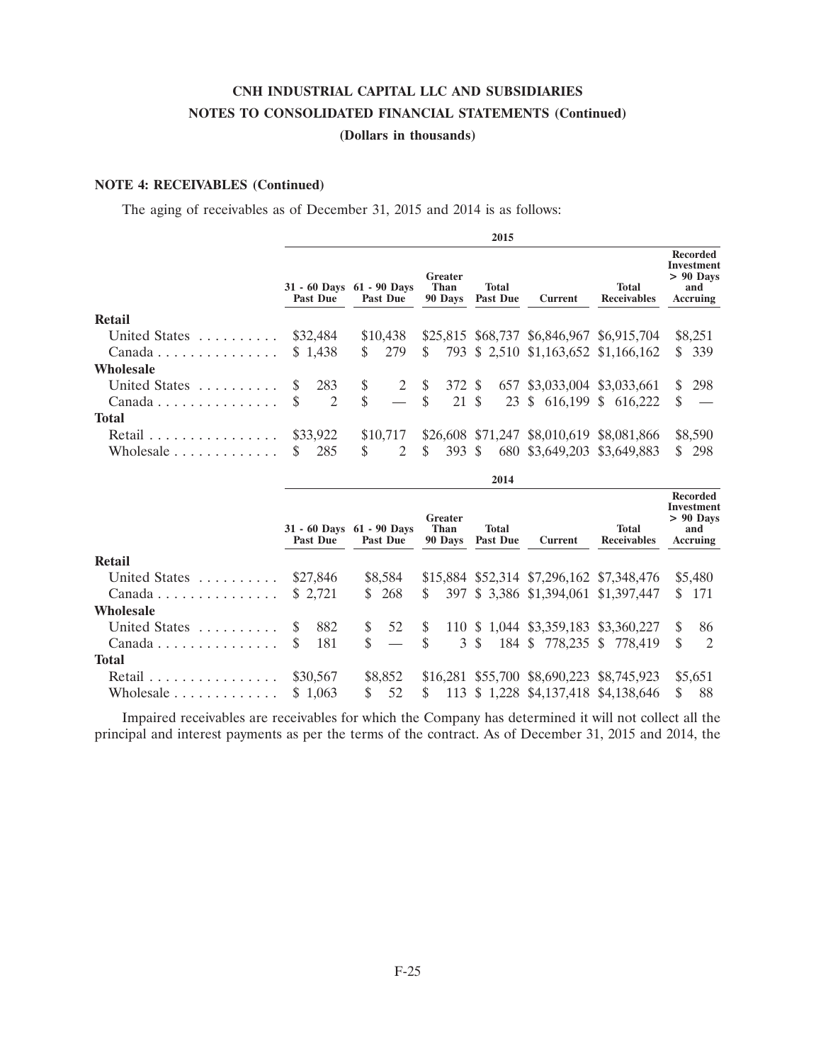**CNH INDUSTRIAL CAPITAL LLC AND SUBSIDIARIES**
**NOTES TO CONSOLIDATED FINANCIAL STATEMENTS (Continued)**
**(Dollars in thousands)**

**NOTE 4: RECEIVABLES (Continued)**

The aging of receivables as of December 31, 2015 and 2014 is as follows:

| | 2015 | | | | | | |
|---|---|---|---|---|---|---|---|
| | 31 - 60 Days Past Due | 61 - 90 Days Past Due | Greater Than 90 Days | Total Past Due | Current | Total Receivables | Recorded Investment > 90 Days and Accruing |
| **Retail** | | | | | | | |
| United States | $32,484 | $10,438 | $25,815 | $68,737 | $6,846,967 | $6,915,704 | $8,251 |
| Canada | $ 1,438 | $ 279 | $ 793 | $ 2,510 | $1,163,652 | $1,166,162 | $ 339 |
| **Wholesale** | | | | | | | |
| United States | $ 283 | $ 2 | $ 372 | $ 657 | $3,033,004 | $3,033,661 | $ 298 |
| Canada | $ 2 | $ — | $ 21 | $ 23 | $ 616,199 | $ 616,222 | $ — |
| **Total** | | | | | | | |
| Retail | $33,922 | $10,717 | $26,608 | $71,247 | $8,010,619 | $8,081,866 | $8,590 |
| Wholesale | $ 285 | $ 2 | $ 393 | $ 680 | $3,649,203 | $3,649,883 | $ 298 |

| | 2014 | | | | | | |
|---|---|---|---|---|---|---|---|
| | 31 - 60 Days Past Due | 61 - 90 Days Past Due | Greater Than 90 Days | Total Past Due | Current | Total Receivables | Recorded Investment > 90 Days and Accruing |
| **Retail** | | | | | | | |
| United States | $27,846 | $8,584 | $15,884 | $52,314 | $7,296,162 | $7,348,476 | $5,480 |
| Canada | $ 2,721 | $ 268 | $ 397 | $ 3,386 | $1,394,061 | $1,397,447 | $ 171 |
| **Wholesale** | | | | | | | |
| United States | $ 882 | $ 52 | $ 110 | $ 1,044 | $3,359,183 | $3,360,227 | $ 86 |
| Canada | $ 181 | $ — | $ 3 | $ 184 | $ 778,235 | $ 778,419 | $ 2 |
| **Total** | | | | | | | |
| Retail | $30,567 | $8,852 | $16,281 | $55,700 | $8,690,223 | $8,745,923 | $5,651 |
| Wholesale | $ 1,063 | $ 52 | $ 113 | $ 1,228 | $4,137,418 | $4,138,646 | $ 88 |

Impaired receivables are receivables for which the Company has determined it will not collect all the principal and interest payments as per the terms of the contract. As of December 31, 2015 and 2014, the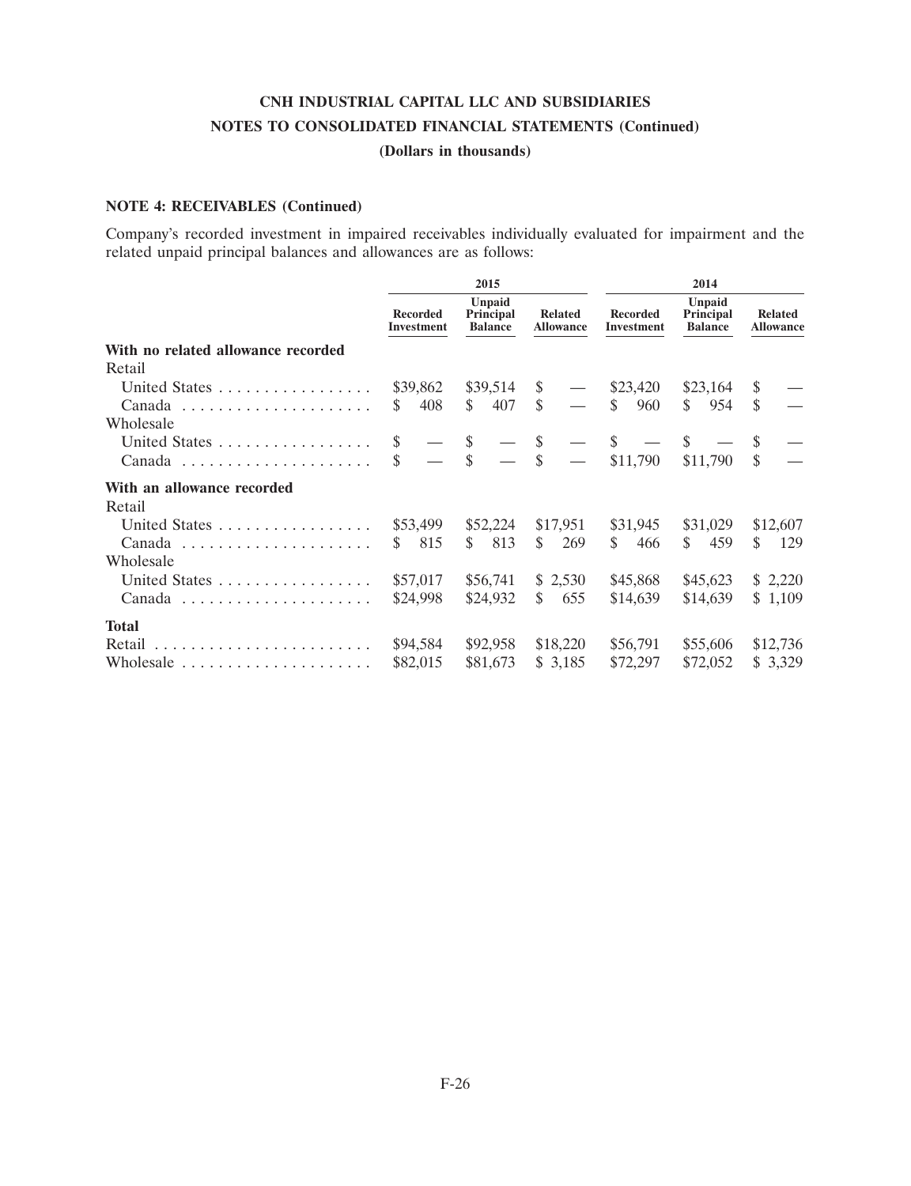**CNH INDUSTRIAL CAPITAL LLC AND SUBSIDIARIES**
**NOTES TO CONSOLIDATED FINANCIAL STATEMENTS (Continued)**
**(Dollars in thousands)**

**NOTE 4: RECEIVABLES (Continued)**

Company's recorded investment in impaired receivables individually evaluated for impairment and the related unpaid principal balances and allowances are as follows:

| | 2015 | | | 2014 | | |
|---|---|---|---|---|---|---|
| | Recorded Investment | Unpaid Principal Balance | Related Allowance | Recorded Investment | Unpaid Principal Balance | Related Allowance |
| **With no related allowance recorded** | | | | | | |
| Retail | | | | | | |
| United States | $39,862 | $39,514 | $ — | $23,420 | $23,164 | $ — |
| Canada | $ 408 | $ 407 | $ — | $ 960 | $ 954 | $ — |
| Wholesale | | | | | | |
| United States | $ — | $ — | $ — | $ — | $ — | $ — |
| Canada | $ — | $ — | $ — | $11,790 | $11,790 | $ — |
| **With an allowance recorded** | | | | | | |
| Retail | | | | | | |
| United States | $53,499 | $52,224 | $17,951 | $31,945 | $31,029 | $12,607 |
| Canada | $ 815 | $ 813 | $ 269 | $ 466 | $ 459 | $ 129 |
| Wholesale | | | | | | |
| United States | $57,017 | $56,741 | $ 2,530 | $45,868 | $45,623 | $ 2,220 |
| Canada | $24,998 | $24,932 | $ 655 | $14,639 | $14,639 | $ 1,109 |
| **Total** | | | | | | |
| Retail | $94,584 | $92,958 | $18,220 | $56,791 | $55,606 | $12,736 |
| Wholesale | $82,015 | $81,673 | $ 3,185 | $72,297 | $72,052 | $ 3,329 |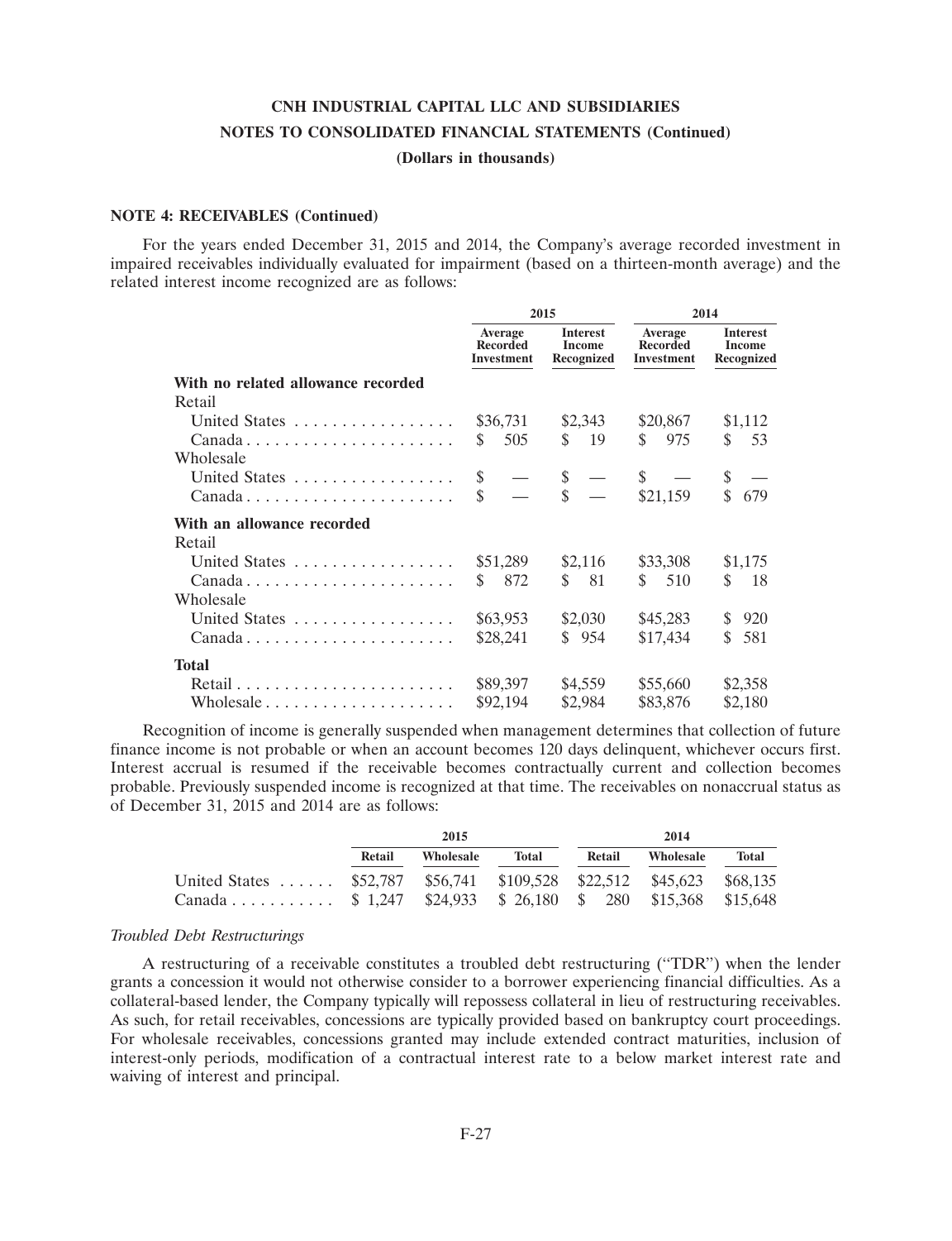**NOTE 4: RECEIVABLES (Continued)**

For the years ended December 31, 2015 and 2014, the Company's average recorded investment in impaired receivables individually evaluated for impairment (based on a thirteen-month average) and the related interest income recognized are as follows:

| | 2015 | | 2014 | |
|---|---|---|---|---|
| | Average Recorded Investment | Interest Income Recognized | Average Recorded Investment | Interest Income Recognized |
| **With no related allowance recorded** | | | | |
| Retail | | | | |
| United States | $36,731 | $2,343 | $20,867 | $1,112 |
| Canada | $ 505 | $ 19 | $ 975 | $ 53 |
| Wholesale | | | | |
| United States | $ — | $ — | $ — | $ — |
| Canada | $ — | $ — | $21,159 | $ 679 |
| **With an allowance recorded** | | | | |
| Retail | | | | |
| United States | $51,289 | $2,116 | $33,308 | $1,175 |
| Canada | $ 872 | $ 81 | $ 510 | $ 18 |
| Wholesale | | | | |
| United States | $63,953 | $2,030 | $45,283 | $ 920 |
| Canada | $28,241 | $ 954 | $17,434 | $ 581 |
| **Total** | | | | |
| Retail | $89,397 | $4,559 | $55,660 | $2,358 |
| Wholesale | $92,194 | $2,984 | $83,876 | $2,180 |

Recognition of income is generally suspended when management determines that collection of future finance income is not probable or when an account becomes 120 days delinquent, whichever occurs first. Interest accrual is resumed if the receivable becomes contractually current and collection becomes probable. Previously suspended income is recognized at that time. The receivables on nonaccrual status as of December 31, 2015 and 2014 are as follows:

| | 2015 | | | 2014 | | |
|---|---|---|---|---|---|---|
| | Retail | Wholesale | Total | Retail | Wholesale | Total |
| United States | $52,787 | $56,741 | $109,528 | $22,512 | $45,623 | $68,135 |
| Canada | $ 1,247 | $24,933 | $ 26,180 | $ 280 | $15,368 | $15,648 |

*Troubled Debt Restructurings*

A restructuring of a receivable constitutes a troubled debt restructuring ("TDR") when the lender grants a concession it would not otherwise consider to a borrower experiencing financial difficulties. As a collateral-based lender, the Company typically will repossess collateral in lieu of restructuring receivables. As such, for retail receivables, concessions are typically provided based on bankruptcy court proceedings. For wholesale receivables, concessions granted may include extended contract maturities, inclusion of interest-only periods, modification of a contractual interest rate to a below market interest rate and waiving of interest and principal.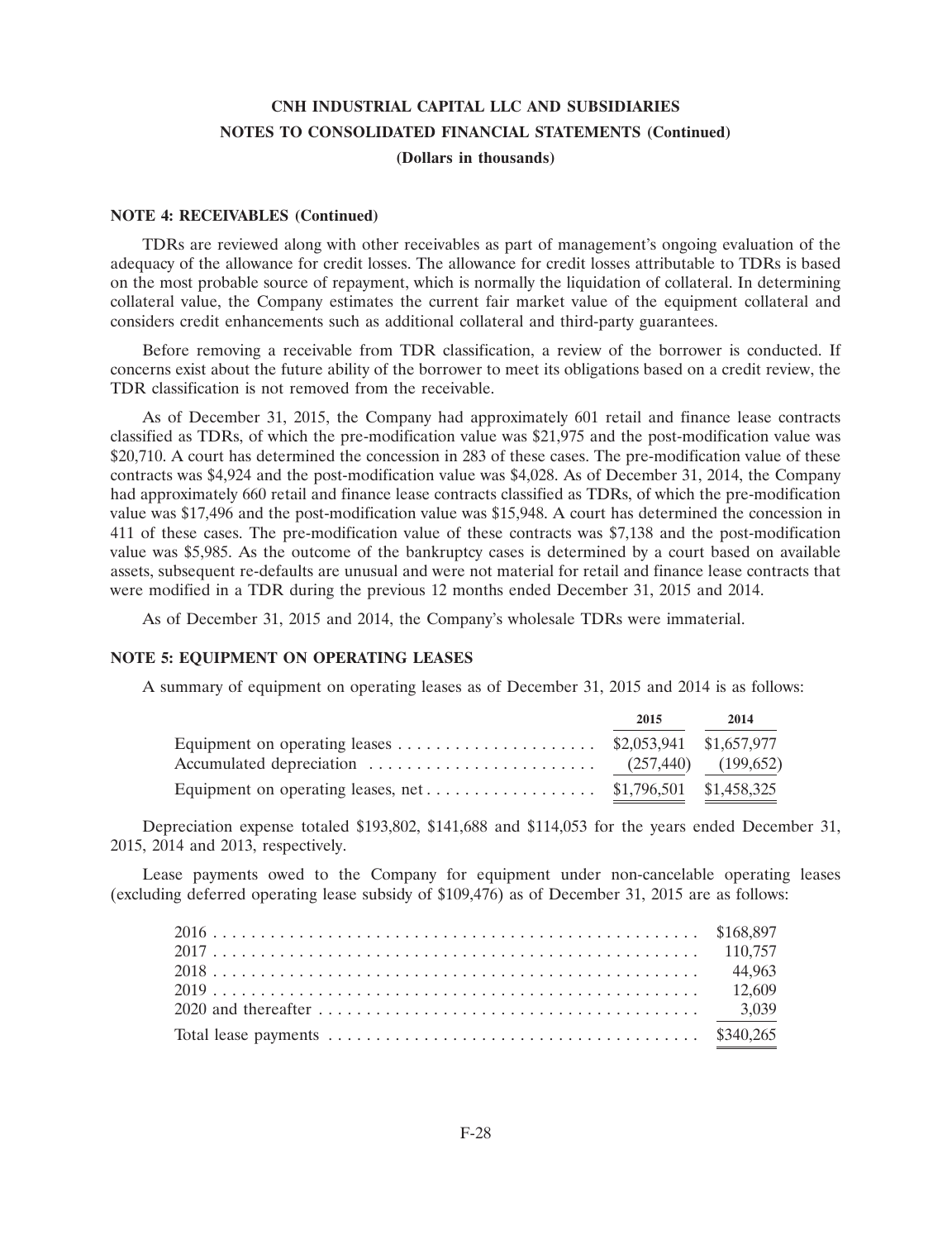**NOTE 4: RECEIVABLES (Continued)**

TDRs are reviewed along with other receivables as part of management's ongoing evaluation of the adequacy of the allowance for credit losses. The allowance for credit losses attributable to TDRs is based on the most probable source of repayment, which is normally the liquidation of collateral. In determining collateral value, the Company estimates the current fair market value of the equipment collateral and considers credit enhancements such as additional collateral and third-party guarantees.

Before removing a receivable from TDR classification, a review of the borrower is conducted. If concerns exist about the future ability of the borrower to meet its obligations based on a credit review, the TDR classification is not removed from the receivable.

As of December 31, 2015, the Company had approximately 601 retail and finance lease contracts classified as TDRs, of which the pre-modification value was $21,975 and the post-modification value was $20,710. A court has determined the concession in 283 of these cases. The pre-modification value of these contracts was $4,924 and the post-modification value was $4,028. As of December 31, 2014, the Company had approximately 660 retail and finance lease contracts classified as TDRs, of which the pre-modification value was $17,496 and the post-modification value was $15,948. A court has determined the concession in 411 of these cases. The pre-modification value of these contracts was $7,138 and the post-modification value was $5,985. As the outcome of the bankruptcy cases is determined by a court based on available assets, subsequent re-defaults are unusual and were not material for retail and finance lease contracts that were modified in a TDR during the previous 12 months ended December 31, 2015 and 2014.

As of December 31, 2015 and 2014, the Company's wholesale TDRs were immaterial.

**NOTE 5: EQUIPMENT ON OPERATING LEASES**

A summary of equipment on operating leases as of December 31, 2015 and 2014 is as follows:

| | 2015 | 2014 |
|---|---|---|
| Equipment on operating leases | $2,053,941 | $1,657,977 |
| Accumulated depreciation | (257,440) | (199,652) |
| Equipment on operating leases, net | $1,796,501 | $1,458,325 |

Depreciation expense totaled $193,802, $141,688 and $114,053 for the years ended December 31, 2015, 2014 and 2013, respectively.

Lease payments owed to the Company for equipment under non-cancelable operating leases (excluding deferred operating lease subsidy of $109,476) as of December 31, 2015 are as follows:

| | |
|---|---|
| 2016 | $168,897 |
| 2017 | 110,757 |
| 2018 | 44,963 |
| 2019 | 12,609 |
| 2020 and thereafter | 3,039 |
| Total lease payments | $340,265 |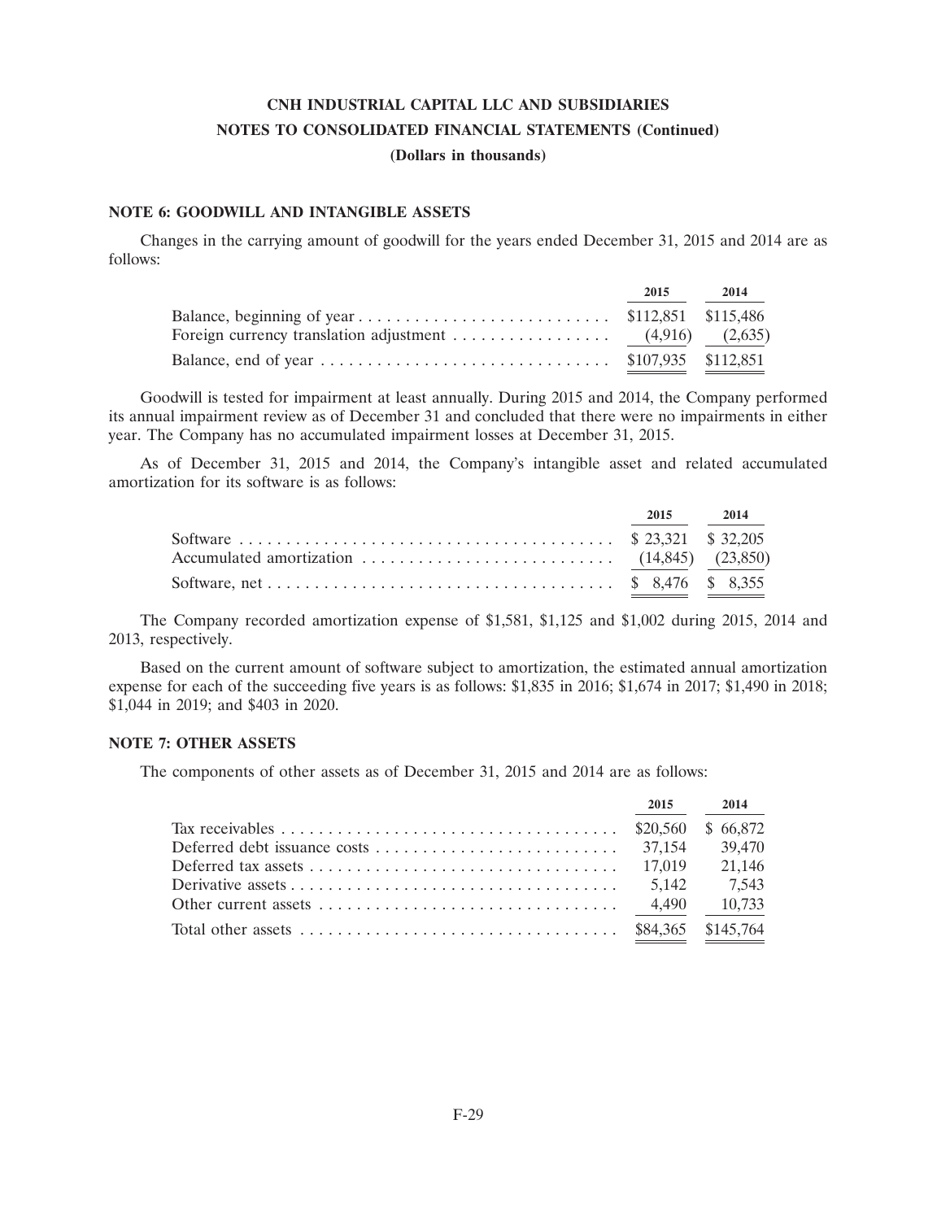**CNH INDUSTRIAL CAPITAL LLC AND SUBSIDIARIES**
**NOTES TO CONSOLIDATED FINANCIAL STATEMENTS (Continued)**
**(Dollars in thousands)**

## NOTE 6: GOODWILL AND INTANGIBLE ASSETS

Changes in the carrying amount of goodwill for the years ended December 31, 2015 and 2014 are as follows:

| | 2015 | 2014 |
|---|---|---|
| Balance, beginning of year | $112,851 | $115,486 |
| Foreign currency translation adjustment | (4,916) | (2,635) |
| Balance, end of year | $107,935 | $112,851 |

Goodwill is tested for impairment at least annually. During 2015 and 2014, the Company performed its annual impairment review as of December 31 and concluded that there were no impairments in either year. The Company has no accumulated impairment losses at December 31, 2015.

As of December 31, 2015 and 2014, the Company's intangible asset and related accumulated amortization for its software is as follows:

| | 2015 | 2014 |
|---|---|---|
| Software | $ 23,321 | $ 32,205 |
| Accumulated amortization | (14,845) | (23,850) |
| Software, net | $ 8,476 | $ 8,355 |

The Company recorded amortization expense of $1,581, $1,125 and $1,002 during 2015, 2014 and 2013, respectively.

Based on the current amount of software subject to amortization, the estimated annual amortization expense for each of the succeeding five years is as follows: $1,835 in 2016; $1,674 in 2017; $1,490 in 2018; $1,044 in 2019; and $403 in 2020.

## NOTE 7: OTHER ASSETS

The components of other assets as of December 31, 2015 and 2014 are as follows:

| | 2015 | 2014 |
|---|---|---|
| Tax receivables | $20,560 | $ 66,872 |
| Deferred debt issuance costs | 37,154 | 39,470 |
| Deferred tax assets | 17,019 | 21,146 |
| Derivative assets | 5,142 | 7,543 |
| Other current assets | 4,490 | 10,733 |
| Total other assets | $84,365 | $145,764 |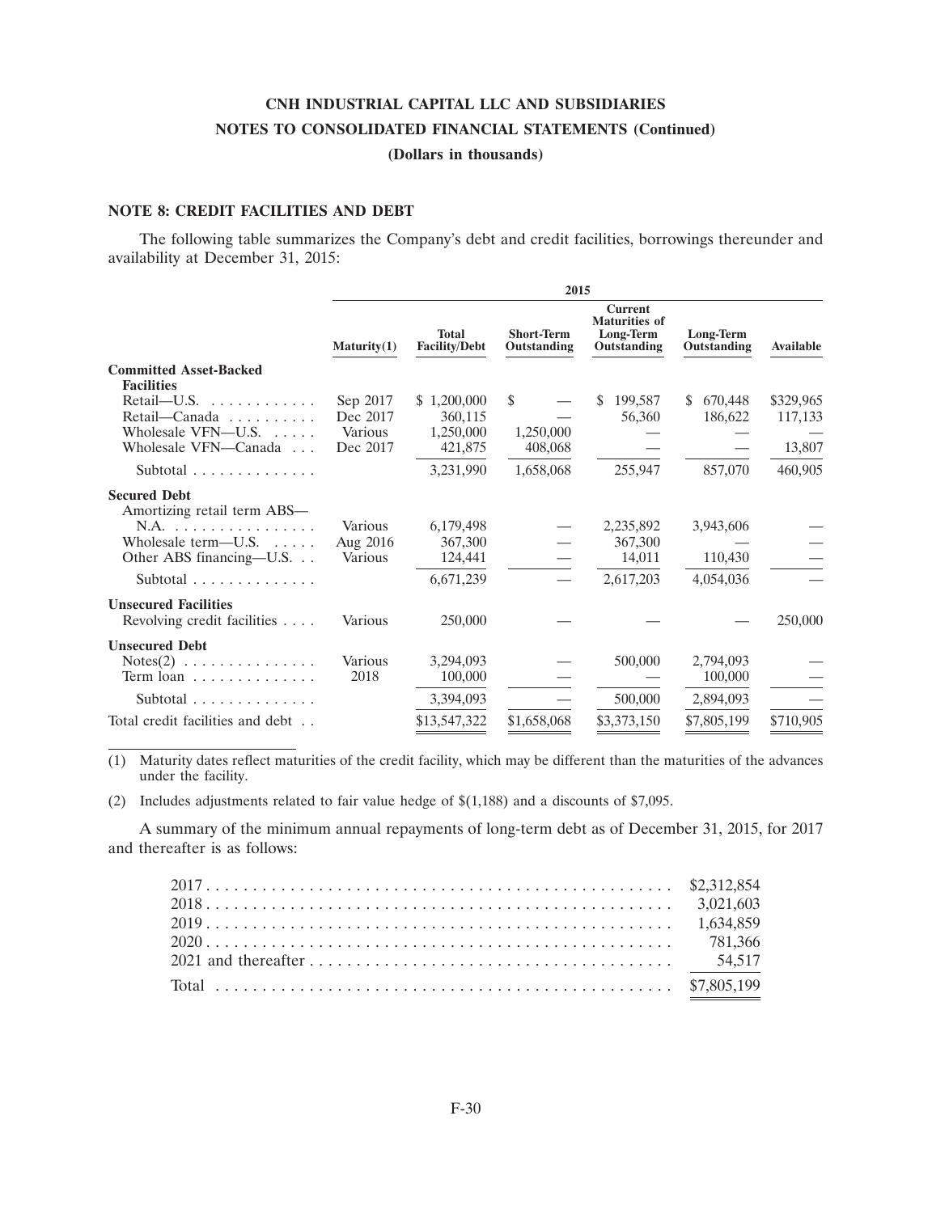**CNH INDUSTRIAL CAPITAL LLC AND SUBSIDIARIES**
**NOTES TO CONSOLIDATED FINANCIAL STATEMENTS (Continued)**
**(Dollars in thousands)**

### NOTE 8: CREDIT FACILITIES AND DEBT

The following table summarizes the Company's debt and credit facilities, borrowings thereunder and availability at December 31, 2015:

| | 2015 | | | | | |
|---|---|---|---|---|---|---|
| | Maturity(1) | Total Facility/Debt | Short-Term Outstanding | Current Maturities of Long-Term Outstanding | Long-Term Outstanding | Available |
| **Committed Asset-Backed Facilities** | | | | | | |
| Retail—U.S. | Sep 2017 | $ 1,200,000 | $ — | $ 199,587 | $ 670,448 | $329,965 |
| Retail—Canada | Dec 2017 | 360,115 | — | 56,360 | 186,622 | 117,133 |
| Wholesale VFN—U.S. | Various | 1,250,000 | 1,250,000 | — | — | — |
| Wholesale VFN—Canada | Dec 2017 | 421,875 | 408,068 | — | — | 13,807 |
| Subtotal | | 3,231,990 | 1,658,068 | 255,947 | 857,070 | 460,905 |
| **Secured Debt** | | | | | | |
| Amortizing retail term ABS—N.A. | Various | 6,179,498 | — | 2,235,892 | 3,943,606 | — |
| Wholesale term—U.S. | Aug 2016 | 367,300 | — | 367,300 | — | — |
| Other ABS financing—U.S. | Various | 124,441 | — | 14,011 | 110,430 | — |
| Subtotal | | 6,671,239 | — | 2,617,203 | 4,054,036 | — |
| **Unsecured Facilities** | | | | | | |
| Revolving credit facilities | Various | 250,000 | — | — | — | 250,000 |
| **Unsecured Debt** | | | | | | |
| Notes(2) | Various | 3,294,093 | — | 500,000 | 2,794,093 | — |
| Term loan | 2018 | 100,000 | — | — | 100,000 | — |
| Subtotal | | 3,394,093 | — | 500,000 | 2,894,093 | — |
| Total credit facilities and debt | | $13,547,322 | $1,658,068 | $3,373,150 | $7,805,199 | $710,905 |

(1) Maturity dates reflect maturities of the credit facility, which may be different than the maturities of the advances under the facility.

(2) Includes adjustments related to fair value hedge of $(1,188) and a discounts of $7,095.

A summary of the minimum annual repayments of long-term debt as of December 31, 2015, for 2017 and thereafter is as follows:

| | |
|---|---|
| 2017 | $2,312,854 |
| 2018 | 3,021,603 |
| 2019 | 1,634,859 |
| 2020 | 781,366 |
| 2021 and thereafter | 54,517 |
| Total | $7,805,199 |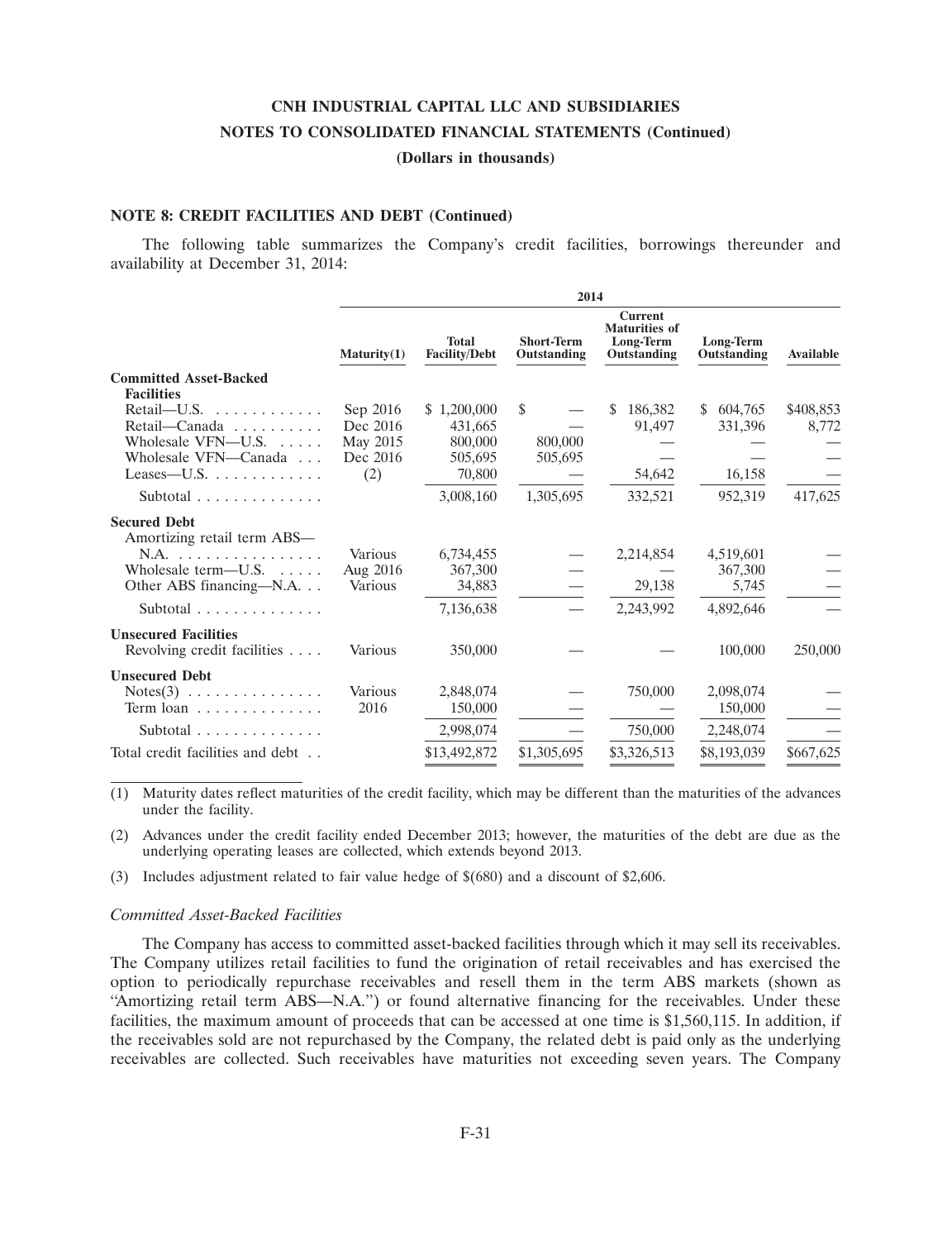# CNH INDUSTRIAL CAPITAL LLC AND SUBSIDIARIES

## NOTES TO CONSOLIDATED FINANCIAL STATEMENTS (Continued)

**(Dollars in thousands)**

### NOTE 8: CREDIT FACILITIES AND DEBT (Continued)

The following table summarizes the Company's credit facilities, borrowings thereunder and availability at December 31, 2014:

| | 2014 | | | | | |
|---|---|---|---|---|---|---|
| | Maturity(1) | Total Facility/Debt | Short-Term Outstanding | Current Maturities of Long-Term Outstanding | Long-Term Outstanding | Available |
| **Committed Asset-Backed Facilities** | | | | | | |
| Retail—U.S. | Sep 2016 | $ 1,200,000 | $ — | $ 186,382 | $ 604,765 | $408,853 |
| Retail—Canada | Dec 2016 | 431,665 | — | 91,497 | 331,396 | 8,772 |
| Wholesale VFN—U.S. | May 2015 | 800,000 | 800,000 | — | — | — |
| Wholesale VFN—Canada | Dec 2016 | 505,695 | 505,695 | — | — | — |
| Leases—U.S. | (2) | 70,800 | — | 54,642 | 16,158 | — |
| Subtotal | | 3,008,160 | 1,305,695 | 332,521 | 952,319 | 417,625 |
| **Secured Debt** | | | | | | |
| Amortizing retail term ABS—N.A. | Various | 6,734,455 | — | 2,214,854 | 4,519,601 | — |
| Wholesale term—U.S. | Aug 2016 | 367,300 | — | — | 367,300 | — |
| Other ABS financing—N.A. | Various | 34,883 | — | 29,138 | 5,745 | — |
| Subtotal | | 7,136,638 | — | 2,243,992 | 4,892,646 | — |
| **Unsecured Facilities** | | | | | | |
| Revolving credit facilities | Various | 350,000 | — | — | 100,000 | 250,000 |
| **Unsecured Debt** | | | | | | |
| Notes(3) | Various | 2,848,074 | — | 750,000 | 2,098,074 | — |
| Term loan | 2016 | 150,000 | — | — | 150,000 | — |
| Subtotal | | 2,998,074 | — | 750,000 | 2,248,074 | — |
| Total credit facilities and debt | | $13,492,872 | $1,305,695 | $3,326,513 | $8,193,039 | $667,625 |

(1) Maturity dates reflect maturities of the credit facility, which may be different than the maturities of the advances under the facility.

(2) Advances under the credit facility ended December 2013; however, the maturities of the debt are due as the underlying operating leases are collected, which extends beyond 2013.

(3) Includes adjustment related to fair value hedge of $(680) and a discount of $2,606.

*Committed Asset-Backed Facilities*

The Company has access to committed asset-backed facilities through which it may sell its receivables. The Company utilizes retail facilities to fund the origination of retail receivables and has exercised the option to periodically repurchase receivables and resell them in the term ABS markets (shown as "Amortizing retail term ABS—N.A.") or found alternative financing for the receivables. Under these facilities, the maximum amount of proceeds that can be accessed at one time is $1,560,115. In addition, if the receivables sold are not repurchased by the Company, the related debt is paid only as the underlying receivables are collected. Such receivables have maturities not exceeding seven years. The Company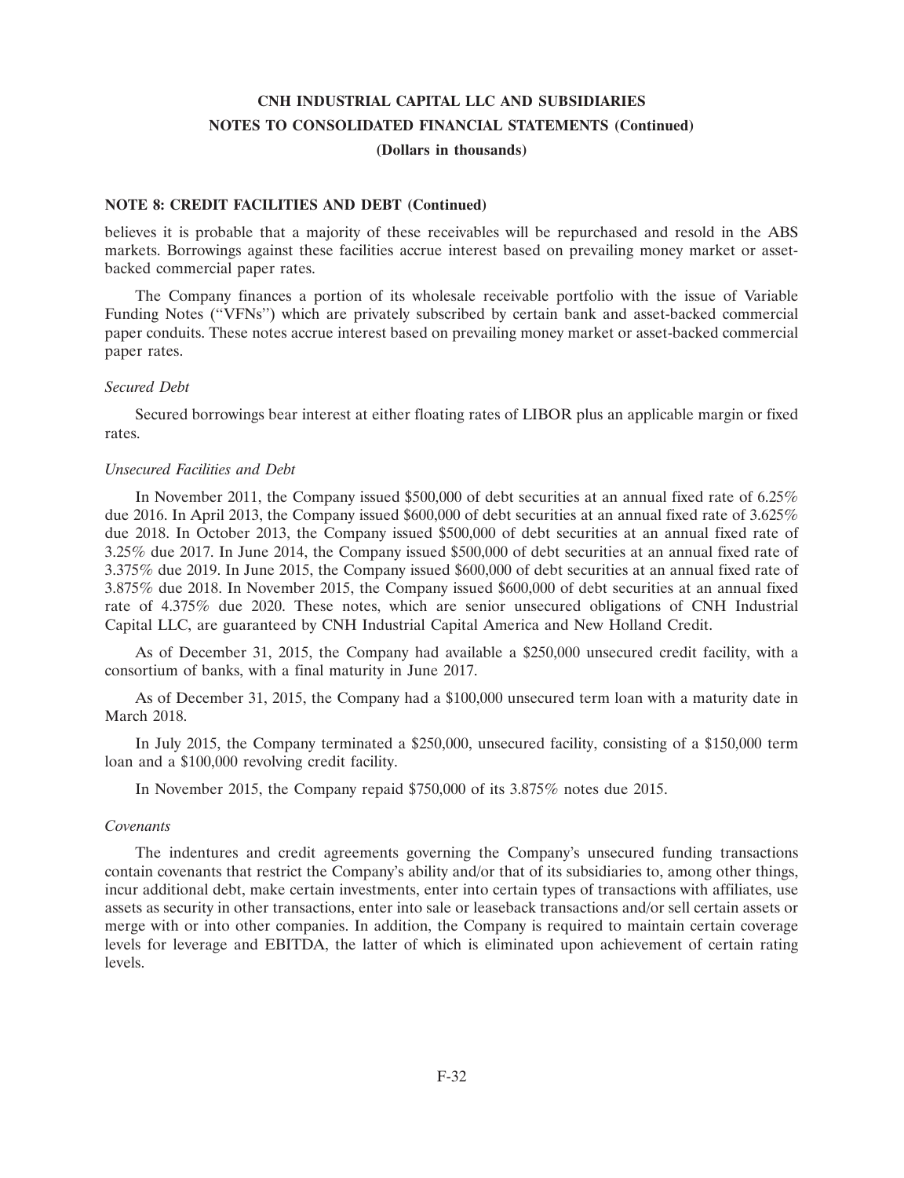**NOTE 8: CREDIT FACILITIES AND DEBT (Continued)**

believes it is probable that a majority of these receivables will be repurchased and resold in the ABS markets. Borrowings against these facilities accrue interest based on prevailing money market or asset-backed commercial paper rates.

The Company finances a portion of its wholesale receivable portfolio with the issue of Variable Funding Notes (''VFNs'') which are privately subscribed by certain bank and asset-backed commercial paper conduits. These notes accrue interest based on prevailing money market or asset-backed commercial paper rates.

*Secured Debt*

Secured borrowings bear interest at either floating rates of LIBOR plus an applicable margin or fixed rates.

*Unsecured Facilities and Debt*

In November 2011, the Company issued $500,000 of debt securities at an annual fixed rate of 6.25% due 2016. In April 2013, the Company issued $600,000 of debt securities at an annual fixed rate of 3.625% due 2018. In October 2013, the Company issued $500,000 of debt securities at an annual fixed rate of 3.25% due 2017. In June 2014, the Company issued $500,000 of debt securities at an annual fixed rate of 3.375% due 2019. In June 2015, the Company issued $600,000 of debt securities at an annual fixed rate of 3.875% due 2018. In November 2015, the Company issued $600,000 of debt securities at an annual fixed rate of 4.375% due 2020. These notes, which are senior unsecured obligations of CNH Industrial Capital LLC, are guaranteed by CNH Industrial Capital America and New Holland Credit.

As of December 31, 2015, the Company had available a $250,000 unsecured credit facility, with a consortium of banks, with a final maturity in June 2017.

As of December 31, 2015, the Company had a $100,000 unsecured term loan with a maturity date in March 2018.

In July 2015, the Company terminated a $250,000, unsecured facility, consisting of a $150,000 term loan and a $100,000 revolving credit facility.

In November 2015, the Company repaid $750,000 of its 3.875% notes due 2015.

*Covenants*

The indentures and credit agreements governing the Company's unsecured funding transactions contain covenants that restrict the Company's ability and/or that of its subsidiaries to, among other things, incur additional debt, make certain investments, enter into certain types of transactions with affiliates, use assets as security in other transactions, enter into sale or leaseback transactions and/or sell certain assets or merge with or into other companies. In addition, the Company is required to maintain certain coverage levels for leverage and EBITDA, the latter of which is eliminated upon achievement of certain rating levels.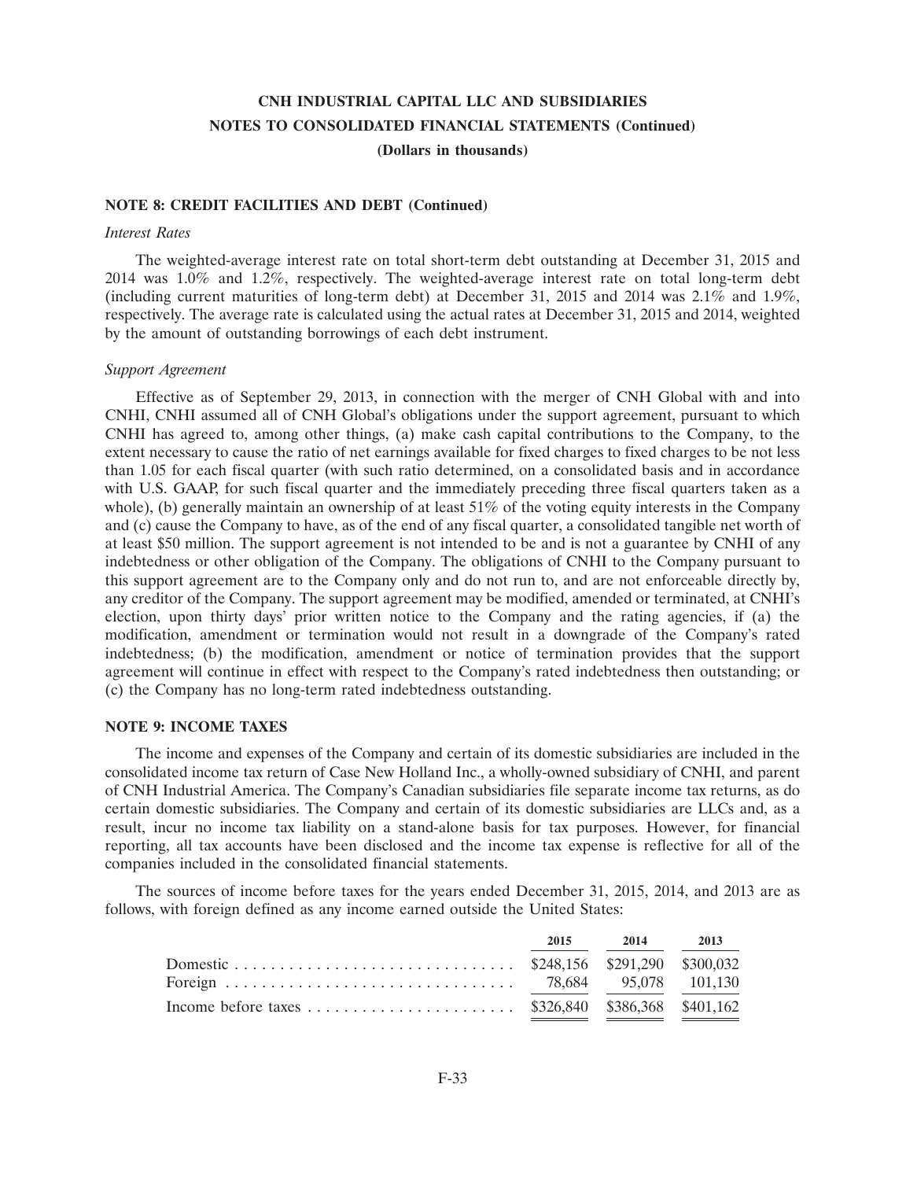### NOTE 8: CREDIT FACILITIES AND DEBT (Continued)

*Interest Rates*

The weighted-average interest rate on total short-term debt outstanding at December 31, 2015 and 2014 was 1.0% and 1.2%, respectively. The weighted-average interest rate on total long-term debt (including current maturities of long-term debt) at December 31, 2015 and 2014 was 2.1% and 1.9%, respectively. The average rate is calculated using the actual rates at December 31, 2015 and 2014, weighted by the amount of outstanding borrowings of each debt instrument.

*Support Agreement*

Effective as of September 29, 2013, in connection with the merger of CNH Global with and into CNHI, CNHI assumed all of CNH Global's obligations under the support agreement, pursuant to which CNHI has agreed to, among other things, (a) make cash capital contributions to the Company, to the extent necessary to cause the ratio of net earnings available for fixed charges to fixed charges to be not less than 1.05 for each fiscal quarter (with such ratio determined, on a consolidated basis and in accordance with U.S. GAAP, for such fiscal quarter and the immediately preceding three fiscal quarters taken as a whole), (b) generally maintain an ownership of at least 51% of the voting equity interests in the Company and (c) cause the Company to have, as of the end of any fiscal quarter, a consolidated tangible net worth of at least $50 million. The support agreement is not intended to be and is not a guarantee by CNHI of any indebtedness or other obligation of the Company. The obligations of CNHI to the Company pursuant to this support agreement are to the Company only and do not run to, and are not enforceable directly by, any creditor of the Company. The support agreement may be modified, amended or terminated, at CNHI's election, upon thirty days' prior written notice to the Company and the rating agencies, if (a) the modification, amendment or termination would not result in a downgrade of the Company's rated indebtedness; (b) the modification, amendment or notice of termination provides that the support agreement will continue in effect with respect to the Company's rated indebtedness then outstanding; or (c) the Company has no long-term rated indebtedness outstanding.

### NOTE 9: INCOME TAXES

The income and expenses of the Company and certain of its domestic subsidiaries are included in the consolidated income tax return of Case New Holland Inc., a wholly-owned subsidiary of CNHI, and parent of CNH Industrial America. The Company's Canadian subsidiaries file separate income tax returns, as do certain domestic subsidiaries. The Company and certain of its domestic subsidiaries are LLCs and, as a result, incur no income tax liability on a stand-alone basis for tax purposes. However, for financial reporting, all tax accounts have been disclosed and the income tax expense is reflective for all of the companies included in the consolidated financial statements.

The sources of income before taxes for the years ended December 31, 2015, 2014, and 2013 are as follows, with foreign defined as any income earned outside the United States:

| | 2015 | 2014 | 2013 |
|---|---|---|---|
| Domestic | $248,156 | $291,290 | $300,032 |
| Foreign | 78,684 | 95,078 | 101,130 |
| Income before taxes | $326,840 | $386,368 | $401,162 |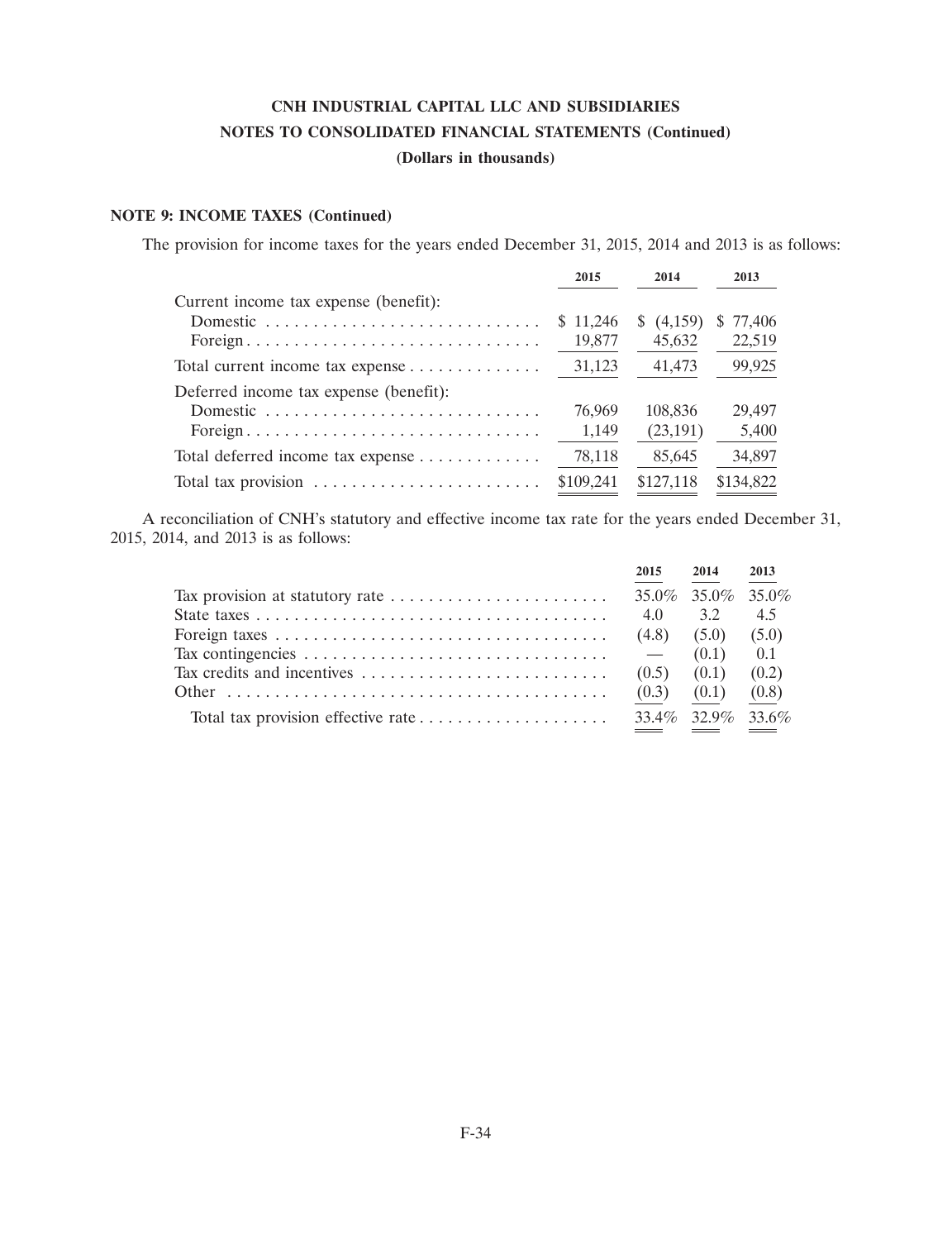**CNH INDUSTRIAL CAPITAL LLC AND SUBSIDIARIES**

**NOTES TO CONSOLIDATED FINANCIAL STATEMENTS (Continued)**

**(Dollars in thousands)**

**NOTE 9: INCOME TAXES (Continued)**

The provision for income taxes for the years ended December 31, 2015, 2014 and 2013 is as follows:

| | 2015 | 2014 | 2013 |
|---|---|---|---|
| Current income tax expense (benefit): | | | |
| Domestic | $ 11,246 | $ (4,159) | $ 77,406 |
| Foreign | 19,877 | 45,632 | 22,519 |
| Total current income tax expense | 31,123 | 41,473 | 99,925 |
| Deferred income tax expense (benefit): | | | |
| Domestic | 76,969 | 108,836 | 29,497 |
| Foreign | 1,149 | (23,191) | 5,400 |
| Total deferred income tax expense | 78,118 | 85,645 | 34,897 |
| Total tax provision | $109,241 | $127,118 | $134,822 |

A reconciliation of CNH's statutory and effective income tax rate for the years ended December 31, 2015, 2014, and 2013 is as follows:

| | 2015 | 2014 | 2013 |
|---|---|---|---|
| Tax provision at statutory rate | 35.0% | 35.0% | 35.0% |
| State taxes | 4.0 | 3.2 | 4.5 |
| Foreign taxes | (4.8) | (5.0) | (5.0) |
| Tax contingencies | — | (0.1) | 0.1 |
| Tax credits and incentives | (0.5) | (0.1) | (0.2) |
| Other | (0.3) | (0.1) | (0.8) |
| Total tax provision effective rate | 33.4% | 32.9% | 33.6% |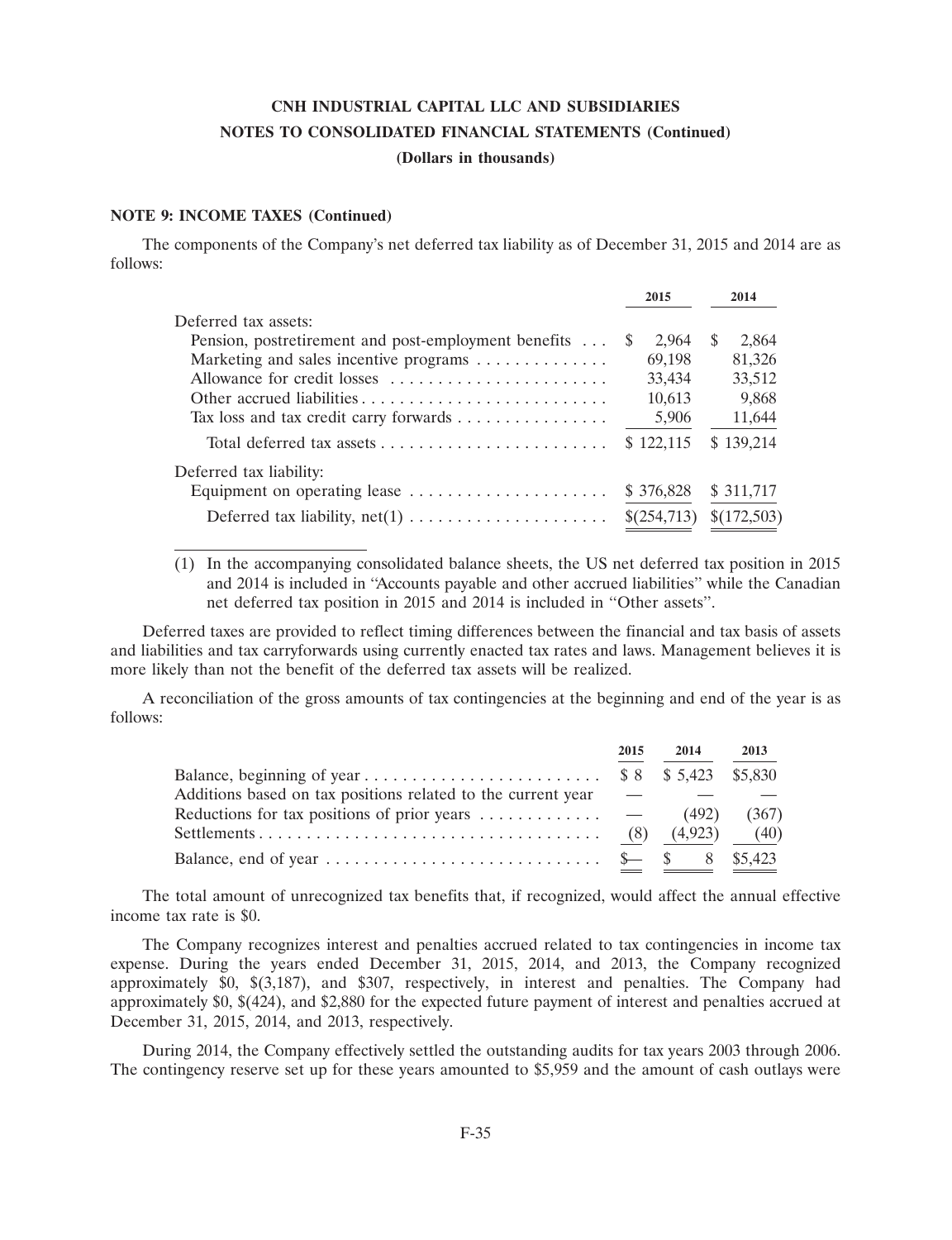**CNH INDUSTRIAL CAPITAL LLC AND SUBSIDIARIES**
**NOTES TO CONSOLIDATED FINANCIAL STATEMENTS (Continued)**
**(Dollars in thousands)**

**NOTE 9: INCOME TAXES (Continued)**

The components of the Company's net deferred tax liability as of December 31, 2015 and 2014 are as follows:

| | 2015 | 2014 |
|---|---|---|
| Deferred tax assets: | | |
| Pension, postretirement and post-employment benefits | $ 2,964 | $ 2,864 |
| Marketing and sales incentive programs | 69,198 | 81,326 |
| Allowance for credit losses | 33,434 | 33,512 |
| Other accrued liabilities | 10,613 | 9,868 |
| Tax loss and tax credit carry forwards | 5,906 | 11,644 |
| Total deferred tax assets | $ 122,115 | $ 139,214 |
| Deferred tax liability: | | |
| Equipment on operating lease | $ 376,828 | $ 311,717 |
| Deferred tax liability, net(1) | $(254,713) | $(172,503) |

(1) In the accompanying consolidated balance sheets, the US net deferred tax position in 2015 and 2014 is included in "Accounts payable and other accrued liabilities" while the Canadian net deferred tax position in 2015 and 2014 is included in "Other assets".

Deferred taxes are provided to reflect timing differences between the financial and tax basis of assets and liabilities and tax carryforwards using currently enacted tax rates and laws. Management believes it is more likely than not the benefit of the deferred tax assets will be realized.

A reconciliation of the gross amounts of tax contingencies at the beginning and end of the year is as follows:

| | 2015 | 2014 | 2013 |
|---|---|---|---|
| Balance, beginning of year | $ 8 | $ 5,423 | $5,830 |
| Additions based on tax positions related to the current year | — | — | — |
| Reductions for tax positions of prior years | — | (492) | (367) |
| Settlements | (8) | (4,923) | (40) |
| Balance, end of year | $— | $ 8 | $5,423 |

The total amount of unrecognized tax benefits that, if recognized, would affect the annual effective income tax rate is $0.

The Company recognizes interest and penalties accrued related to tax contingencies in income tax expense. During the years ended December 31, 2015, 2014, and 2013, the Company recognized approximately $0, $(3,187), and $307, respectively, in interest and penalties. The Company had approximately $0, $(424), and $2,880 for the expected future payment of interest and penalties accrued at December 31, 2015, 2014, and 2013, respectively.

During 2014, the Company effectively settled the outstanding audits for tax years 2003 through 2006. The contingency reserve set up for these years amounted to $5,959 and the amount of cash outlays were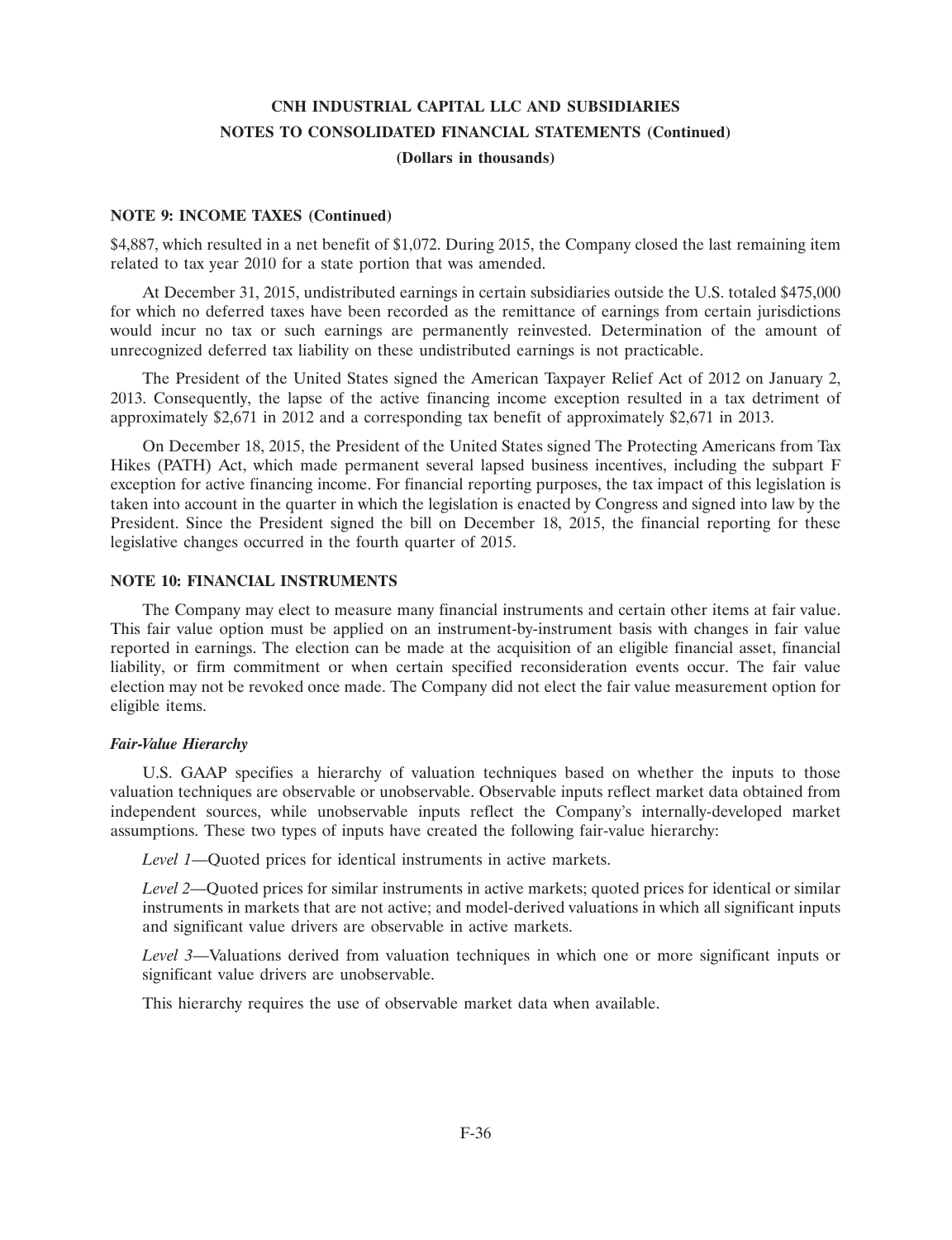**NOTE 9: INCOME TAXES (Continued)**

$4,887, which resulted in a net benefit of $1,072. During 2015, the Company closed the last remaining item related to tax year 2010 for a state portion that was amended.

At December 31, 2015, undistributed earnings in certain subsidiaries outside the U.S. totaled $475,000 for which no deferred taxes have been recorded as the remittance of earnings from certain jurisdictions would incur no tax or such earnings are permanently reinvested. Determination of the amount of unrecognized deferred tax liability on these undistributed earnings is not practicable.

The President of the United States signed the American Taxpayer Relief Act of 2012 on January 2, 2013. Consequently, the lapse of the active financing income exception resulted in a tax detriment of approximately $2,671 in 2012 and a corresponding tax benefit of approximately $2,671 in 2013.

On December 18, 2015, the President of the United States signed The Protecting Americans from Tax Hikes (PATH) Act, which made permanent several lapsed business incentives, including the subpart F exception for active financing income. For financial reporting purposes, the tax impact of this legislation is taken into account in the quarter in which the legislation is enacted by Congress and signed into law by the President. Since the President signed the bill on December 18, 2015, the financial reporting for these legislative changes occurred in the fourth quarter of 2015.

**NOTE 10: FINANCIAL INSTRUMENTS**

The Company may elect to measure many financial instruments and certain other items at fair value. This fair value option must be applied on an instrument-by-instrument basis with changes in fair value reported in earnings. The election can be made at the acquisition of an eligible financial asset, financial liability, or firm commitment or when certain specified reconsideration events occur. The fair value election may not be revoked once made. The Company did not elect the fair value measurement option for eligible items.

***Fair-Value Hierarchy***

U.S. GAAP specifies a hierarchy of valuation techniques based on whether the inputs to those valuation techniques are observable or unobservable. Observable inputs reflect market data obtained from independent sources, while unobservable inputs reflect the Company's internally-developed market assumptions. These two types of inputs have created the following fair-value hierarchy:

*Level 1*—Quoted prices for identical instruments in active markets.

*Level 2*—Quoted prices for similar instruments in active markets; quoted prices for identical or similar instruments in markets that are not active; and model-derived valuations in which all significant inputs and significant value drivers are observable in active markets.

*Level 3*—Valuations derived from valuation techniques in which one or more significant inputs or significant value drivers are unobservable.

This hierarchy requires the use of observable market data when available.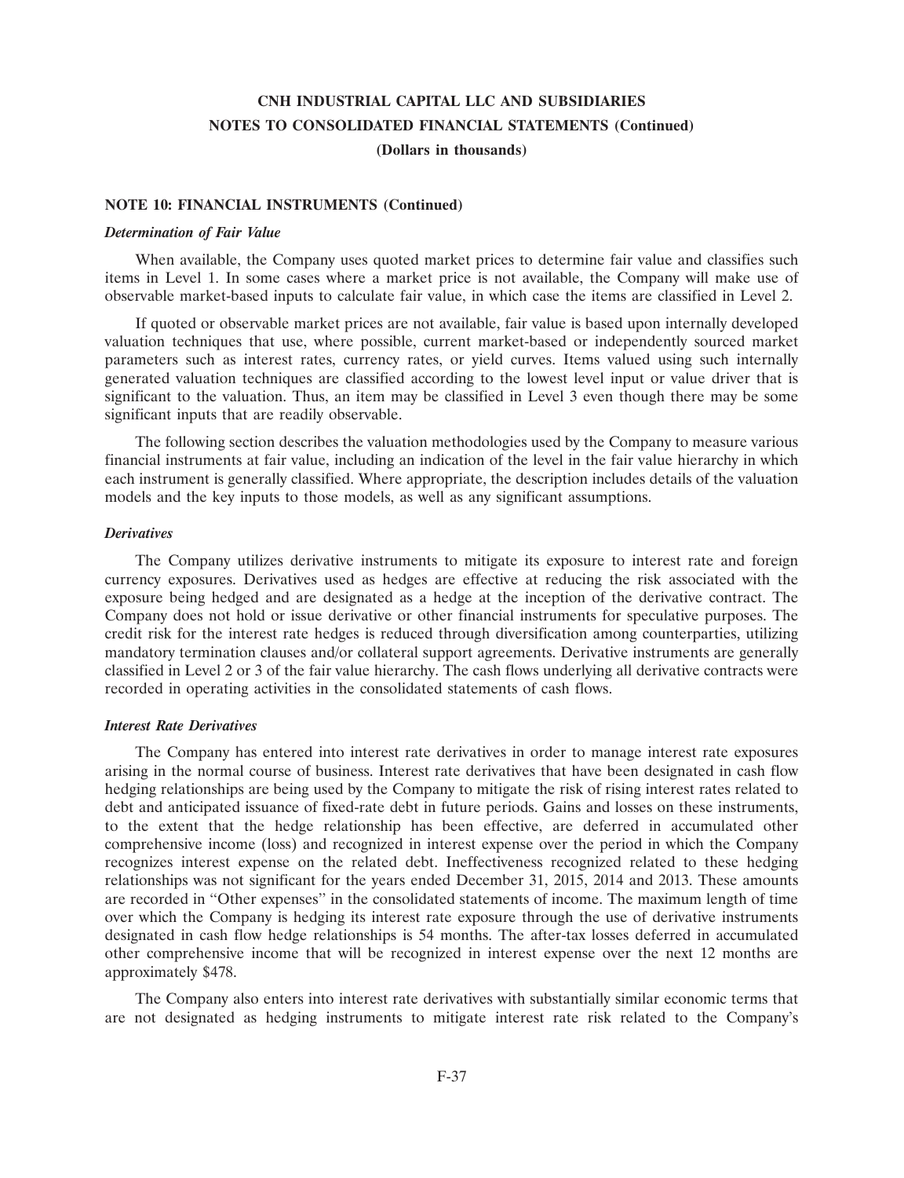**NOTE 10: FINANCIAL INSTRUMENTS (Continued)**

***Determination of Fair Value***

When available, the Company uses quoted market prices to determine fair value and classifies such items in Level 1. In some cases where a market price is not available, the Company will make use of observable market-based inputs to calculate fair value, in which case the items are classified in Level 2.

If quoted or observable market prices are not available, fair value is based upon internally developed valuation techniques that use, where possible, current market-based or independently sourced market parameters such as interest rates, currency rates, or yield curves. Items valued using such internally generated valuation techniques are classified according to the lowest level input or value driver that is significant to the valuation. Thus, an item may be classified in Level 3 even though there may be some significant inputs that are readily observable.

The following section describes the valuation methodologies used by the Company to measure various financial instruments at fair value, including an indication of the level in the fair value hierarchy in which each instrument is generally classified. Where appropriate, the description includes details of the valuation models and the key inputs to those models, as well as any significant assumptions.

***Derivatives***

The Company utilizes derivative instruments to mitigate its exposure to interest rate and foreign currency exposures. Derivatives used as hedges are effective at reducing the risk associated with the exposure being hedged and are designated as a hedge at the inception of the derivative contract. The Company does not hold or issue derivative or other financial instruments for speculative purposes. The credit risk for the interest rate hedges is reduced through diversification among counterparties, utilizing mandatory termination clauses and/or collateral support agreements. Derivative instruments are generally classified in Level 2 or 3 of the fair value hierarchy. The cash flows underlying all derivative contracts were recorded in operating activities in the consolidated statements of cash flows.

***Interest Rate Derivatives***

The Company has entered into interest rate derivatives in order to manage interest rate exposures arising in the normal course of business. Interest rate derivatives that have been designated in cash flow hedging relationships are being used by the Company to mitigate the risk of rising interest rates related to debt and anticipated issuance of fixed-rate debt in future periods. Gains and losses on these instruments, to the extent that the hedge relationship has been effective, are deferred in accumulated other comprehensive income (loss) and recognized in interest expense over the period in which the Company recognizes interest expense on the related debt. Ineffectiveness recognized related to these hedging relationships was not significant for the years ended December 31, 2015, 2014 and 2013. These amounts are recorded in "Other expenses" in the consolidated statements of income. The maximum length of time over which the Company is hedging its interest rate exposure through the use of derivative instruments designated in cash flow hedge relationships is 54 months. The after-tax losses deferred in accumulated other comprehensive income that will be recognized in interest expense over the next 12 months are approximately $478.

The Company also enters into interest rate derivatives with substantially similar economic terms that are not designated as hedging instruments to mitigate interest rate risk related to the Company's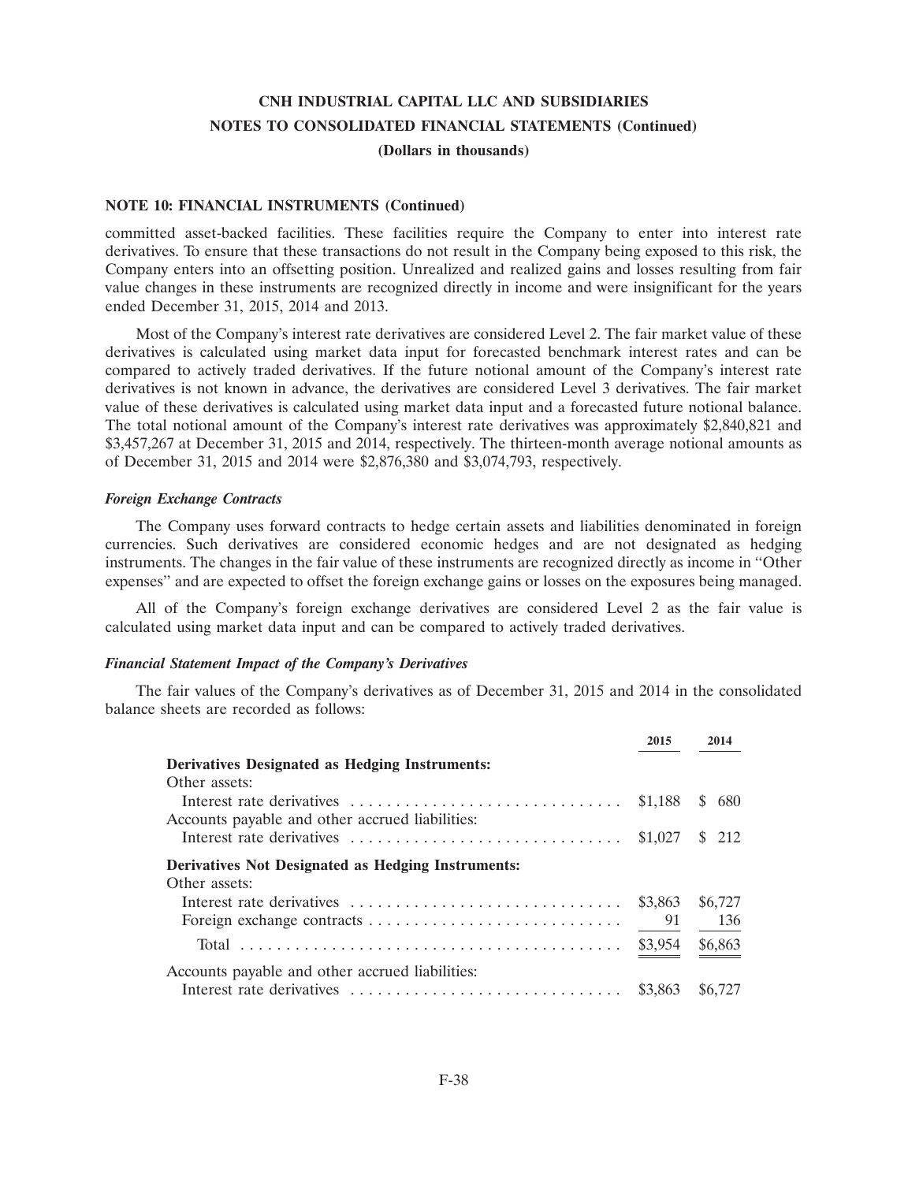### NOTE 10: FINANCIAL INSTRUMENTS (Continued)

committed asset-backed facilities. These facilities require the Company to enter into interest rate derivatives. To ensure that these transactions do not result in the Company being exposed to this risk, the Company enters into an offsetting position. Unrealized and realized gains and losses resulting from fair value changes in these instruments are recognized directly in income and were insignificant for the years ended December 31, 2015, 2014 and 2013.

Most of the Company's interest rate derivatives are considered Level 2. The fair market value of these derivatives is calculated using market data input for forecasted benchmark interest rates and can be compared to actively traded derivatives. If the future notional amount of the Company's interest rate derivatives is not known in advance, the derivatives are considered Level 3 derivatives. The fair market value of these derivatives is calculated using market data input and a forecasted future notional balance. The total notional amount of the Company's interest rate derivatives was approximately $2,840,821 and $3,457,267 at December 31, 2015 and 2014, respectively. The thirteen-month average notional amounts as of December 31, 2015 and 2014 were $2,876,380 and $3,074,793, respectively.

***Foreign Exchange Contracts***

The Company uses forward contracts to hedge certain assets and liabilities denominated in foreign currencies. Such derivatives are considered economic hedges and are not designated as hedging instruments. The changes in the fair value of these instruments are recognized directly as income in "Other expenses" and are expected to offset the foreign exchange gains or losses on the exposures being managed.

All of the Company's foreign exchange derivatives are considered Level 2 as the fair value is calculated using market data input and can be compared to actively traded derivatives.

***Financial Statement Impact of the Company's Derivatives***

The fair values of the Company's derivatives as of December 31, 2015 and 2014 in the consolidated balance sheets are recorded as follows:

| | 2015 | 2014 |
|---|---|---|
| **Derivatives Designated as Hedging Instruments:** | | |
| Other assets: | | |
| Interest rate derivatives | $1,188 | $ 680 |
| Accounts payable and other accrued liabilities: | | |
| Interest rate derivatives | $1,027 | $ 212 |
| **Derivatives Not Designated as Hedging Instruments:** | | |
| Other assets: | | |
| Interest rate derivatives | $3,863 | $6,727 |
| Foreign exchange contracts | 91 | 136 |
| Total | $3,954 | $6,863 |
| Accounts payable and other accrued liabilities: | | |
| Interest rate derivatives | $3,863 | $6,727 |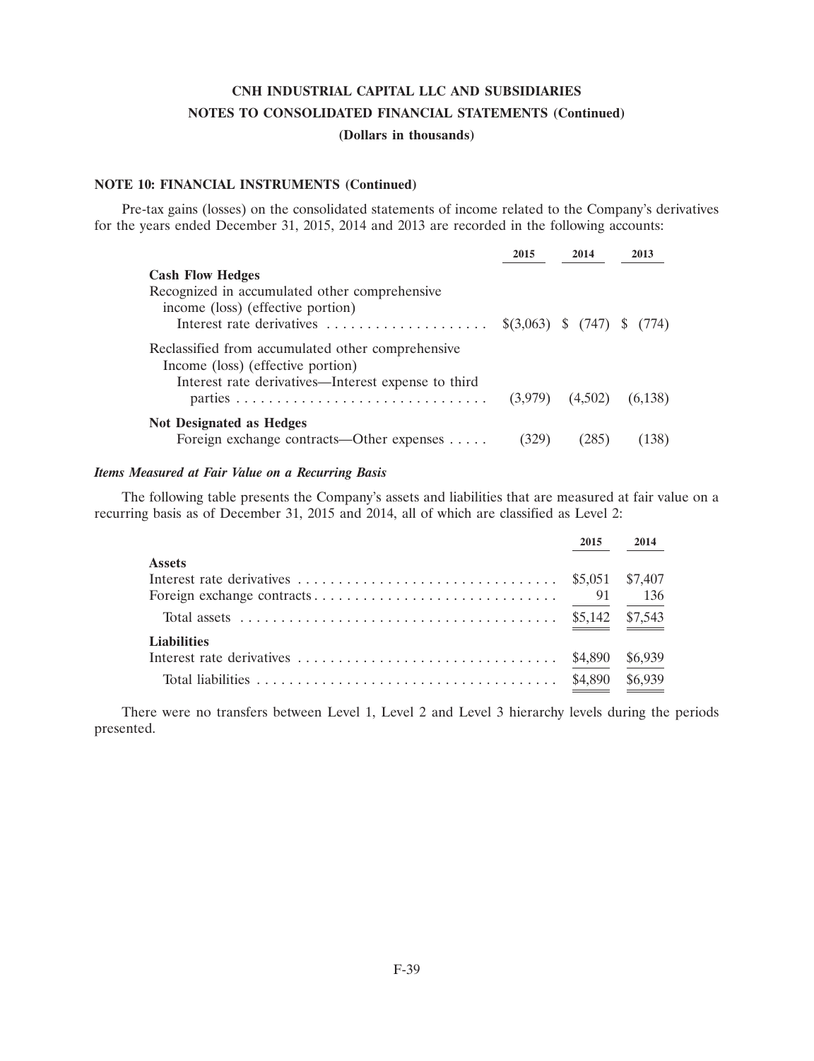**CNH INDUSTRIAL CAPITAL LLC AND SUBSIDIARIES**

**NOTES TO CONSOLIDATED FINANCIAL STATEMENTS (Continued)**

**(Dollars in thousands)**

**NOTE 10: FINANCIAL INSTRUMENTS (Continued)**

Pre-tax gains (losses) on the consolidated statements of income related to the Company's derivatives for the years ended December 31, 2015, 2014 and 2013 are recorded in the following accounts:

| | 2015 | 2014 | 2013 |
|---|---|---|---|
| **Cash Flow Hedges** | | | |
| Recognized in accumulated other comprehensive income (loss) (effective portion) | | | |
| Interest rate derivatives | $(3,063) | $ (747) | $ (774) |
| Reclassified from accumulated other comprehensive Income (loss) (effective portion) | | | |
| Interest rate derivatives—Interest expense to third parties | (3,979) | (4,502) | (6,138) |
| **Not Designated as Hedges** | | | |
| Foreign exchange contracts—Other expenses | (329) | (285) | (138) |

***Items Measured at Fair Value on a Recurring Basis***

The following table presents the Company's assets and liabilities that are measured at fair value on a recurring basis as of December 31, 2015 and 2014, all of which are classified as Level 2:

| | 2015 | 2014 |
|---|---|---|
| **Assets** | | |
| Interest rate derivatives | $5,051 | $7,407 |
| Foreign exchange contracts | 91 | 136 |
| Total assets | $5,142 | $7,543 |
| **Liabilities** | | |
| Interest rate derivatives | $4,890 | $6,939 |
| Total liabilities | $4,890 | $6,939 |

There were no transfers between Level 1, Level 2 and Level 3 hierarchy levels during the periods presented.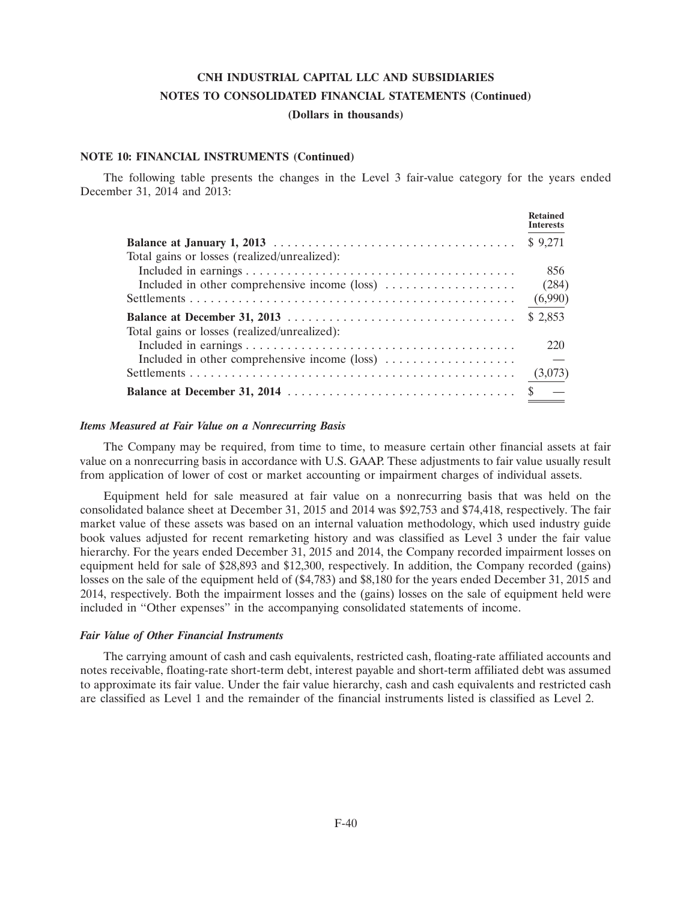# CNH INDUSTRIAL CAPITAL LLC AND SUBSIDIARIES
## NOTES TO CONSOLIDATED FINANCIAL STATEMENTS (Continued)
### (Dollars in thousands)

**NOTE 10: FINANCIAL INSTRUMENTS (Continued)**

The following table presents the changes in the Level 3 fair-value category for the years ended December 31, 2014 and 2013:

| | Retained Interests |
|---|---|
| **Balance at January 1, 2013** | $ 9,271 |
| Total gains or losses (realized/unrealized): | |
| Included in earnings | 856 |
| Included in other comprehensive income (loss) | (284) |
| Settlements | (6,990) |
| **Balance at December 31, 2013** | $ 2,853 |
| Total gains or losses (realized/unrealized): | |
| Included in earnings | 220 |
| Included in other comprehensive income (loss) | — |
| Settlements | (3,073) |
| **Balance at December 31, 2014** | $ — |

***Items Measured at Fair Value on a Nonrecurring Basis***

The Company may be required, from time to time, to measure certain other financial assets at fair value on a nonrecurring basis in accordance with U.S. GAAP. These adjustments to fair value usually result from application of lower of cost or market accounting or impairment charges of individual assets.

Equipment held for sale measured at fair value on a nonrecurring basis that was held on the consolidated balance sheet at December 31, 2015 and 2014 was $92,753 and $74,418, respectively. The fair market value of these assets was based on an internal valuation methodology, which used industry guide book values adjusted for recent remarketing history and was classified as Level 3 under the fair value hierarchy. For the years ended December 31, 2015 and 2014, the Company recorded impairment losses on equipment held for sale of $28,893 and $12,300, respectively. In addition, the Company recorded (gains) losses on the sale of the equipment held of ($4,783) and $8,180 for the years ended December 31, 2015 and 2014, respectively. Both the impairment losses and the (gains) losses on the sale of equipment held were included in "Other expenses" in the accompanying consolidated statements of income.

***Fair Value of Other Financial Instruments***

The carrying amount of cash and cash equivalents, restricted cash, floating-rate affiliated accounts and notes receivable, floating-rate short-term debt, interest payable and short-term affiliated debt was assumed to approximate its fair value. Under the fair value hierarchy, cash and cash equivalents and restricted cash are classified as Level 1 and the remainder of the financial instruments listed is classified as Level 2.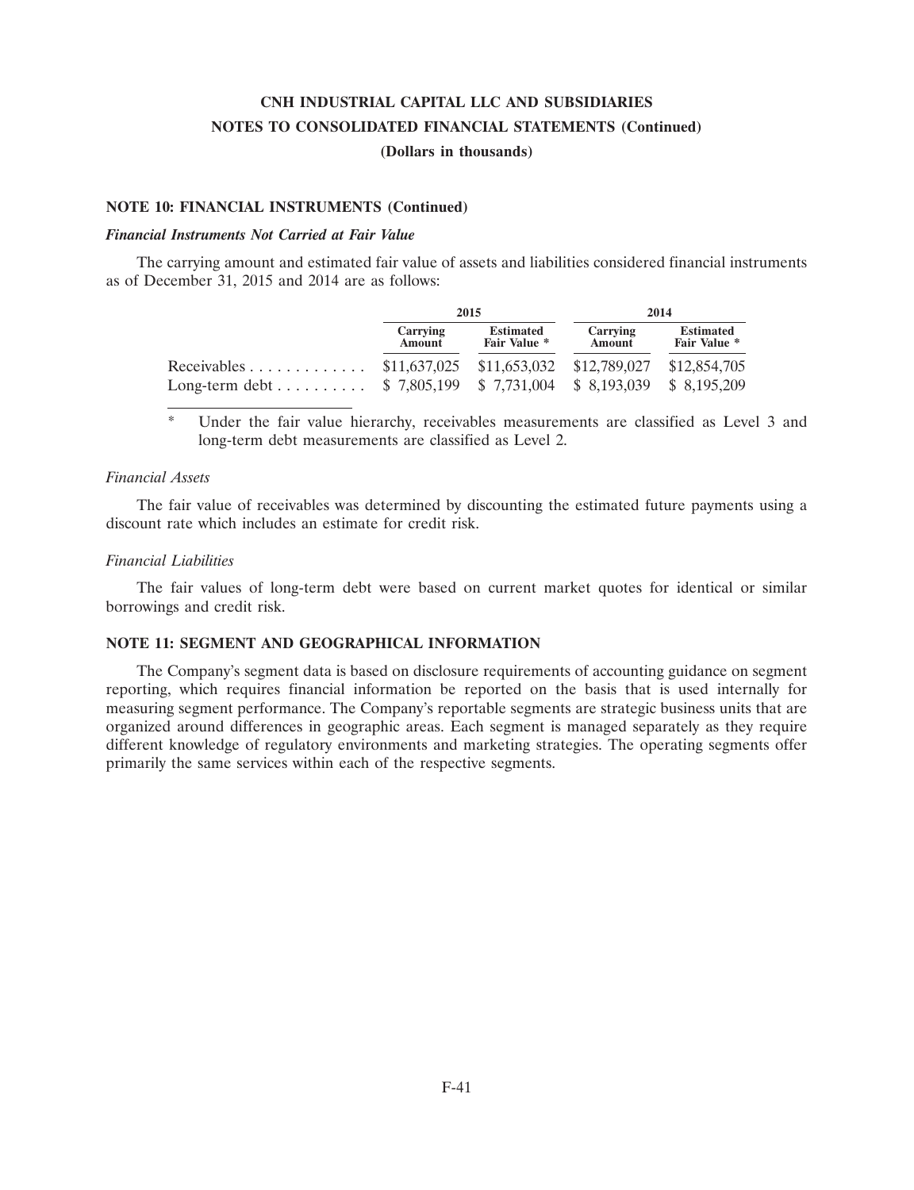**CNH INDUSTRIAL CAPITAL LLC AND SUBSIDIARIES**
**NOTES TO CONSOLIDATED FINANCIAL STATEMENTS (Continued)**
**(Dollars in thousands)**

### NOTE 10: FINANCIAL INSTRUMENTS (Continued)

***Financial Instruments Not Carried at Fair Value***

The carrying amount and estimated fair value of assets and liabilities considered financial instruments as of December 31, 2015 and 2014 are as follows:

| | 2015 | | 2014 | |
|---|---|---|---|---|
| | Carrying Amount | Estimated Fair Value * | Carrying Amount | Estimated Fair Value * |
| Receivables | $11,637,025 | $11,653,032 | $12,789,027 | $12,854,705 |
| Long-term debt | $ 7,805,199 | $ 7,731,004 | $ 8,193,039 | $ 8,195,209 |

\* Under the fair value hierarchy, receivables measurements are classified as Level 3 and long-term debt measurements are classified as Level 2.

*Financial Assets*

The fair value of receivables was determined by discounting the estimated future payments using a discount rate which includes an estimate for credit risk.

*Financial Liabilities*

The fair values of long-term debt were based on current market quotes for identical or similar borrowings and credit risk.

### NOTE 11: SEGMENT AND GEOGRAPHICAL INFORMATION

The Company's segment data is based on disclosure requirements of accounting guidance on segment reporting, which requires financial information be reported on the basis that is used internally for measuring segment performance. The Company's reportable segments are strategic business units that are organized around differences in geographic areas. Each segment is managed separately as they require different knowledge of regulatory environments and marketing strategies. The operating segments offer primarily the same services within each of the respective segments.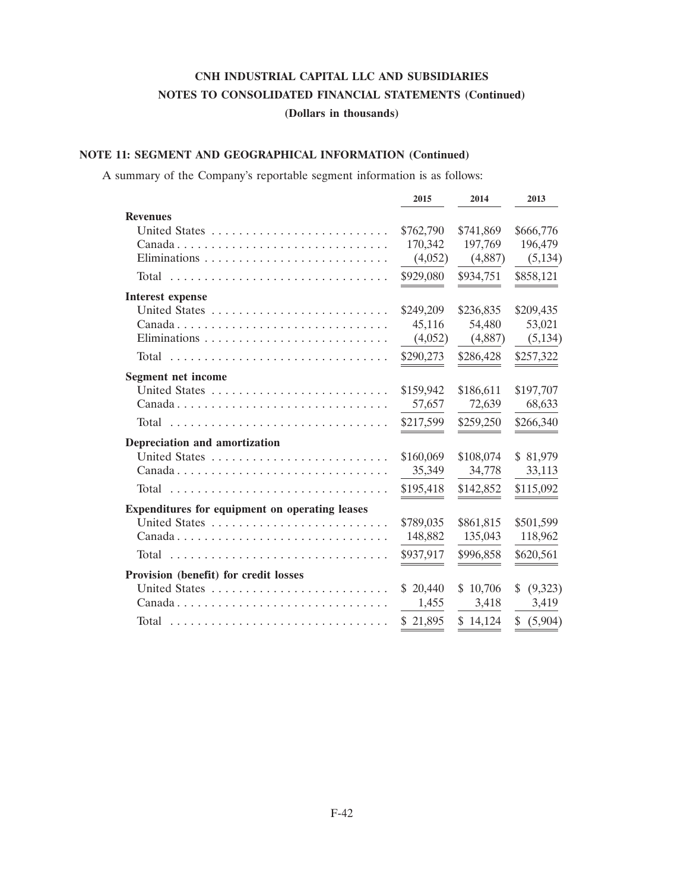**CNH INDUSTRIAL CAPITAL LLC AND SUBSIDIARIES**

**NOTES TO CONSOLIDATED FINANCIAL STATEMENTS (Continued)**

**(Dollars in thousands)**

## NOTE 11: SEGMENT AND GEOGRAPHICAL INFORMATION (Continued)

A summary of the Company's reportable segment information is as follows:

| | 2015 | 2014 | 2013 |
|---|---|---|---|
| **Revenues** | | | |
| United States | $762,790 | $741,869 | $666,776 |
| Canada | 170,342 | 197,769 | 196,479 |
| Eliminations | (4,052) | (4,887) | (5,134) |
| Total | $929,080 | $934,751 | $858,121 |
| **Interest expense** | | | |
| United States | $249,209 | $236,835 | $209,435 |
| Canada | 45,116 | 54,480 | 53,021 |
| Eliminations | (4,052) | (4,887) | (5,134) |
| Total | $290,273 | $286,428 | $257,322 |
| **Segment net income** | | | |
| United States | $159,942 | $186,611 | $197,707 |
| Canada | 57,657 | 72,639 | 68,633 |
| Total | $217,599 | $259,250 | $266,340 |
| **Depreciation and amortization** | | | |
| United States | $160,069 | $108,074 | $ 81,979 |
| Canada | 35,349 | 34,778 | 33,113 |
| Total | $195,418 | $142,852 | $115,092 |
| **Expenditures for equipment on operating leases** | | | |
| United States | $789,035 | $861,815 | $501,599 |
| Canada | 148,882 | 135,043 | 118,962 |
| Total | $937,917 | $996,858 | $620,561 |
| **Provision (benefit) for credit losses** | | | |
| United States | $ 20,440 | $ 10,706 | $ (9,323) |
| Canada | 1,455 | 3,418 | 3,419 |
| Total | $ 21,895 | $ 14,124 | $ (5,904) |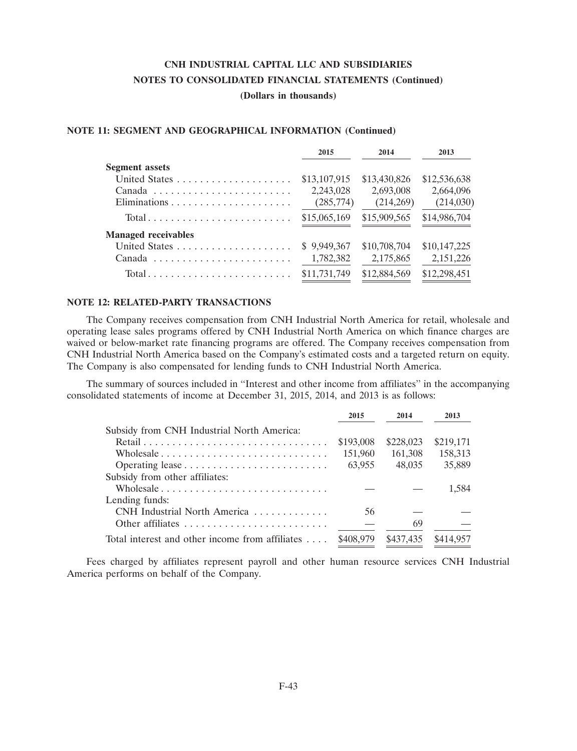CNH INDUSTRIAL CAPITAL LLC AND SUBSIDIARIES

NOTES TO CONSOLIDATED FINANCIAL STATEMENTS (Continued)

(Dollars in thousands)

### NOTE 11: SEGMENT AND GEOGRAPHICAL INFORMATION (Continued)

| | 2015 | 2014 | 2013 |
|---|---|---|---|
| **Segment assets** | | | |
| United States | $13,107,915 | $13,430,826 | $12,536,638 |
| Canada | 2,243,028 | 2,693,008 | 2,664,096 |
| Eliminations | (285,774) | (214,269) | (214,030) |
| Total | $15,065,169 | $15,909,565 | $14,986,704 |
| **Managed receivables** | | | |
| United States | $ 9,949,367 | $10,708,704 | $10,147,225 |
| Canada | 1,782,382 | 2,175,865 | 2,151,226 |
| Total | $11,731,749 | $12,884,569 | $12,298,451 |

### NOTE 12: RELATED-PARTY TRANSACTIONS

The Company receives compensation from CNH Industrial North America for retail, wholesale and operating lease sales programs offered by CNH Industrial North America on which finance charges are waived or below-market rate financing programs are offered. The Company receives compensation from CNH Industrial North America based on the Company's estimated costs and a targeted return on equity. The Company is also compensated for lending funds to CNH Industrial North America.

The summary of sources included in "Interest and other income from affiliates" in the accompanying consolidated statements of income at December 31, 2015, 2014, and 2013 is as follows:

| | 2015 | 2014 | 2013 |
|---|---|---|---|
| Subsidy from CNH Industrial North America: | | | |
| Retail | $193,008 | $228,023 | $219,171 |
| Wholesale | 151,960 | 161,308 | 158,313 |
| Operating lease | 63,955 | 48,035 | 35,889 |
| Subsidy from other affiliates: | | | |
| Wholesale | — | — | 1,584 |
| Lending funds: | | | |
| CNH Industrial North America | 56 | — | — |
| Other affiliates | — | 69 | — |
| Total interest and other income from affiliates | $408,979 | $437,435 | $414,957 |

Fees charged by affiliates represent payroll and other human resource services CNH Industrial America performs on behalf of the Company.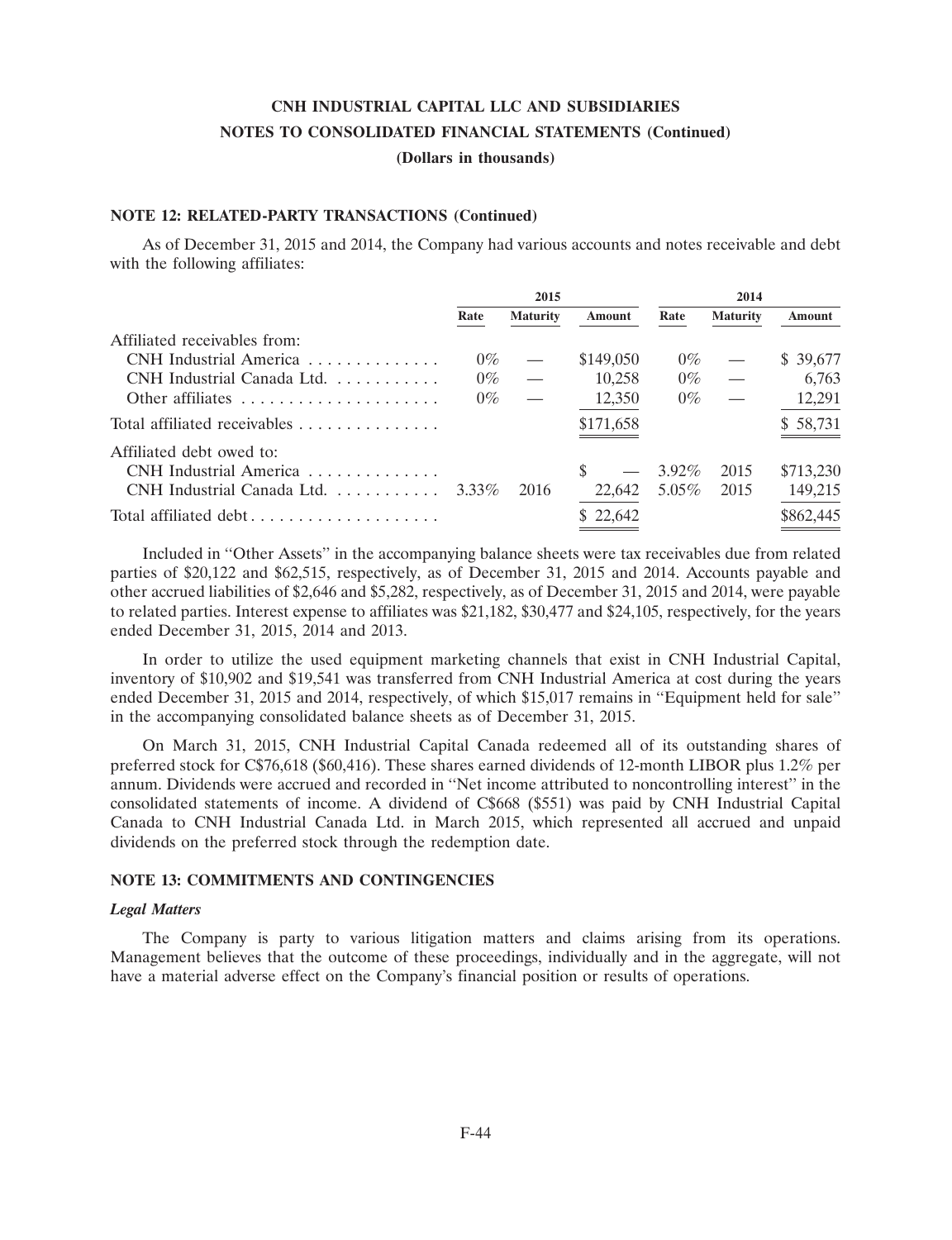**NOTE 12: RELATED-PARTY TRANSACTIONS (Continued)**

As of December 31, 2015 and 2014, the Company had various accounts and notes receivable and debt with the following affiliates:

| | 2015 | | | 2014 | | |
|---|---|---|---|---|---|---|
| | Rate | Maturity | Amount | Rate | Maturity | Amount |
| Affiliated receivables from: | | | | | | |
| CNH Industrial America | 0% | — | $149,050 | 0% | — | $ 39,677 |
| CNH Industrial Canada Ltd. | 0% | — | 10,258 | 0% | — | 6,763 |
| Other affiliates | 0% | — | 12,350 | 0% | — | 12,291 |
| Total affiliated receivables | | | $171,658 | | | $ 58,731 |
| Affiliated debt owed to: | | | | | | |
| CNH Industrial America | | | $ — | 3.92% | 2015 | $713,230 |
| CNH Industrial Canada Ltd. | 3.33% | 2016 | 22,642 | 5.05% | 2015 | 149,215 |
| Total affiliated debt | | | $ 22,642 | | | $862,445 |

Included in "Other Assets" in the accompanying balance sheets were tax receivables due from related parties of $20,122 and $62,515, respectively, as of December 31, 2015 and 2014. Accounts payable and other accrued liabilities of $2,646 and $5,282, respectively, as of December 31, 2015 and 2014, were payable to related parties. Interest expense to affiliates was $21,182, $30,477 and $24,105, respectively, for the years ended December 31, 2015, 2014 and 2013.

In order to utilize the used equipment marketing channels that exist in CNH Industrial Capital, inventory of $10,902 and $19,541 was transferred from CNH Industrial America at cost during the years ended December 31, 2015 and 2014, respectively, of which $15,017 remains in "Equipment held for sale" in the accompanying consolidated balance sheets as of December 31, 2015.

On March 31, 2015, CNH Industrial Capital Canada redeemed all of its outstanding shares of preferred stock for C$76,618 ($60,416). These shares earned dividends of 12-month LIBOR plus 1.2% per annum. Dividends were accrued and recorded in "Net income attributed to noncontrolling interest" in the consolidated statements of income. A dividend of C$668 ($551) was paid by CNH Industrial Capital Canada to CNH Industrial Canada Ltd. in March 2015, which represented all accrued and unpaid dividends on the preferred stock through the redemption date.

**NOTE 13: COMMITMENTS AND CONTINGENCIES**

***Legal Matters***

The Company is party to various litigation matters and claims arising from its operations. Management believes that the outcome of these proceedings, individually and in the aggregate, will not have a material adverse effect on the Company's financial position or results of operations.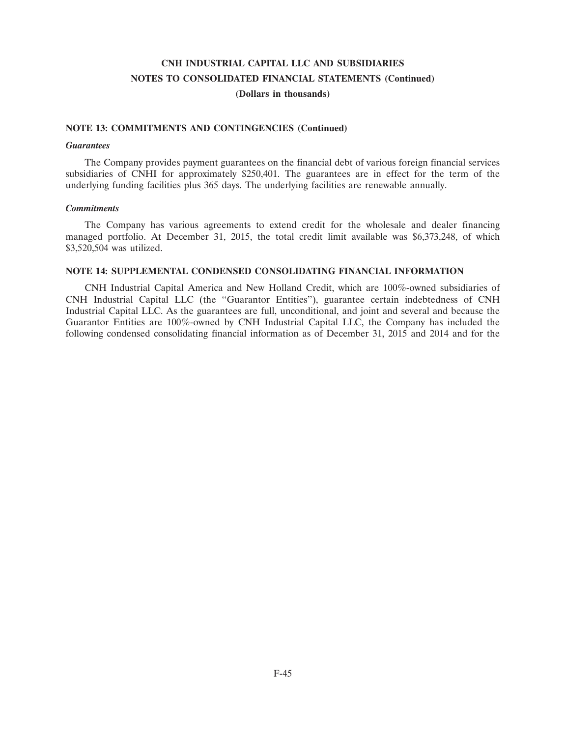# CNH INDUSTRIAL CAPITAL LLC AND SUBSIDIARIES
## NOTES TO CONSOLIDATED FINANCIAL STATEMENTS (Continued)
### (Dollars in thousands)

### NOTE 13: COMMITMENTS AND CONTINGENCIES (Continued)

***Guarantees***

The Company provides payment guarantees on the financial debt of various foreign financial services subsidiaries of CNHI for approximately $250,401. The guarantees are in effect for the term of the underlying funding facilities plus 365 days. The underlying facilities are renewable annually.

***Commitments***

The Company has various agreements to extend credit for the wholesale and dealer financing managed portfolio. At December 31, 2015, the total credit limit available was $6,373,248, of which $3,520,504 was utilized.

### NOTE 14: SUPPLEMENTAL CONDENSED CONSOLIDATING FINANCIAL INFORMATION

CNH Industrial Capital America and New Holland Credit, which are 100%-owned subsidiaries of CNH Industrial Capital LLC (the ''Guarantor Entities''), guarantee certain indebtedness of CNH Industrial Capital LLC. As the guarantees are full, unconditional, and joint and several and because the Guarantor Entities are 100%-owned by CNH Industrial Capital LLC, the Company has included the following condensed consolidating financial information as of December 31, 2015 and 2014 and for the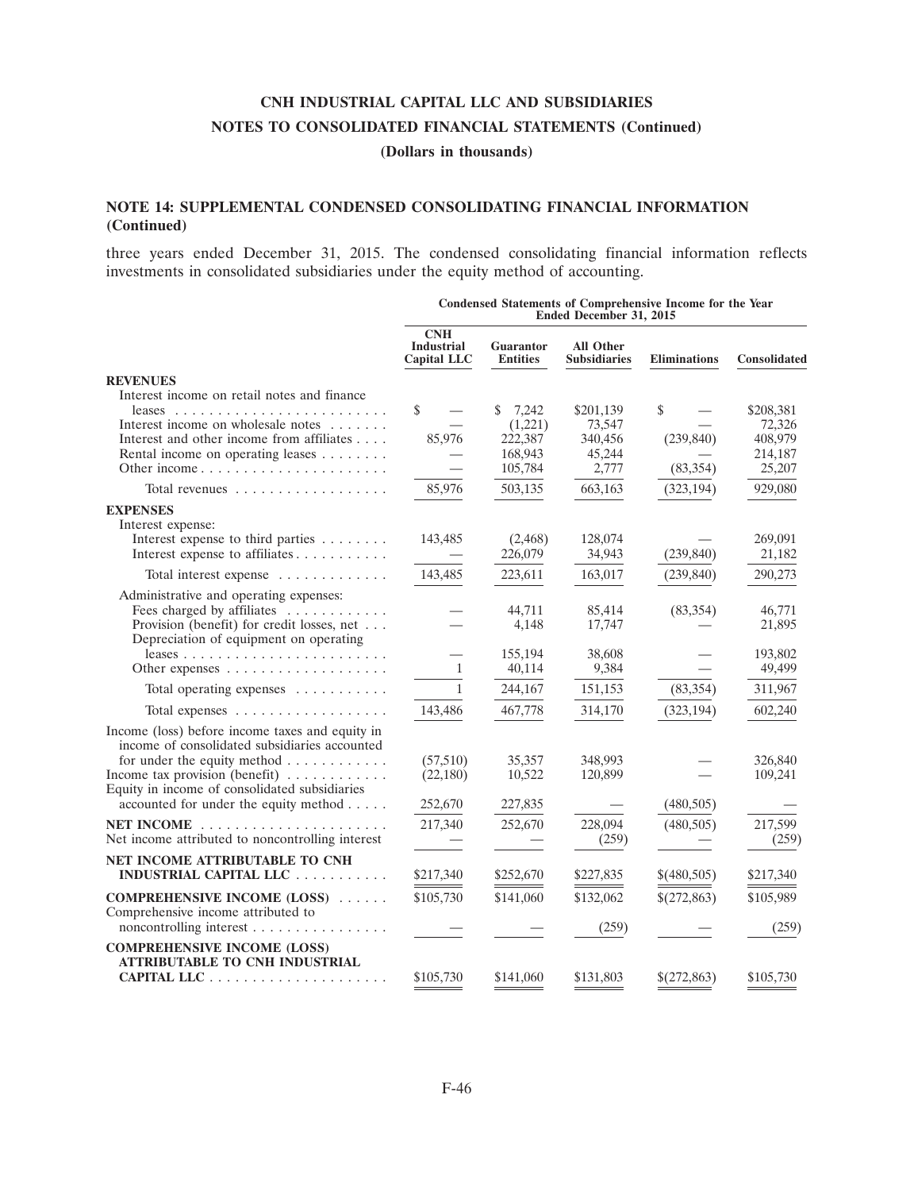### NOTE 14: SUPPLEMENTAL CONDENSED CONSOLIDATING FINANCIAL INFORMATION (Continued)

three years ended December 31, 2015. The condensed consolidating financial information reflects investments in consolidated subsidiaries under the equity method of accounting.

| | Condensed Statements of Comprehensive Income for the Year Ended December 31, 2015 | | | | |
|---|---|---|---|---|---|
| | CNH Industrial Capital LLC | Guarantor Entities | All Other Subsidiaries | Eliminations | Consolidated |
| **REVENUES** | | | | | |
| Interest income on retail notes and finance leases | $ — | $ 7,242 | $201,139 | $ — | $208,381 |
| Interest income on wholesale notes | — | (1,221) | 73,547 | — | 72,326 |
| Interest and other income from affiliates | 85,976 | 222,387 | 340,456 | (239,840) | 408,979 |
| Rental income on operating leases | — | 168,943 | 45,244 | — | 214,187 |
| Other income | — | 105,784 | 2,777 | (83,354) | 25,207 |
| Total revenues | 85,976 | 503,135 | 663,163 | (323,194) | 929,080 |
| **EXPENSES** | | | | | |
| Interest expense: | | | | | |
| Interest expense to third parties | 143,485 | (2,468) | 128,074 | — | 269,091 |
| Interest expense to affiliates | — | 226,079 | 34,943 | (239,840) | 21,182 |
| Total interest expense | 143,485 | 223,611 | 163,017 | (239,840) | 290,273 |
| Administrative and operating expenses: | | | | | |
| Fees charged by affiliates | — | 44,711 | 85,414 | (83,354) | 46,771 |
| Provision (benefit) for credit losses, net | — | 4,148 | 17,747 | — | 21,895 |
| Depreciation of equipment on operating leases | — | 155,194 | 38,608 | — | 193,802 |
| Other expenses | 1 | 40,114 | 9,384 | — | 49,499 |
| Total operating expenses | 1 | 244,167 | 151,153 | (83,354) | 311,967 |
| Total expenses | 143,486 | 467,778 | 314,170 | (323,194) | 602,240 |
| Income (loss) before income taxes and equity in income of consolidated subsidiaries accounted for under the equity method | (57,510) | 35,357 | 348,993 | — | 326,840 |
| Income tax provision (benefit) | (22,180) | 10,522 | 120,899 | — | 109,241 |
| Equity in income of consolidated subsidiaries accounted for under the equity method | 252,670 | 227,835 | — | (480,505) | — |
| **NET INCOME** | 217,340 | 252,670 | 228,094 | (480,505) | 217,599 |
| Net income attributed to noncontrolling interest | — | — | (259) | — | (259) |
| **NET INCOME ATTRIBUTABLE TO CNH INDUSTRIAL CAPITAL LLC** | $217,340 | $252,670 | $227,835 | $(480,505) | $217,340 |
| **COMPREHENSIVE INCOME (LOSS)** | $105,730 | $141,060 | $132,062 | $(272,863) | $105,989 |
| Comprehensive income attributed to noncontrolling interest | — | — | (259) | — | (259) |
| **COMPREHENSIVE INCOME (LOSS) ATTRIBUTABLE TO CNH INDUSTRIAL CAPITAL LLC** | $105,730 | $141,060 | $131,803 | $(272,863) | $105,730 |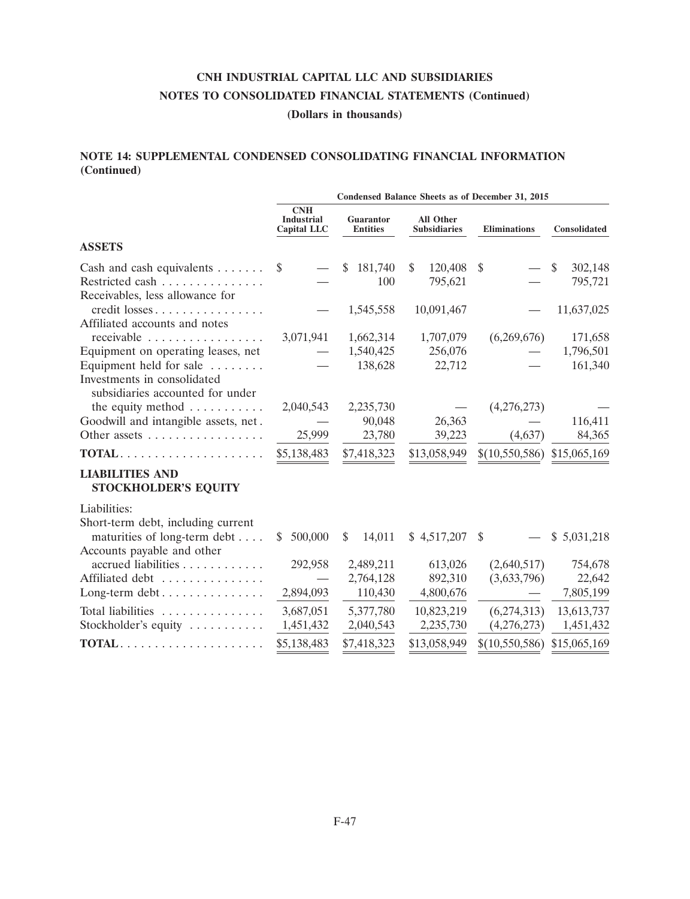# CNH INDUSTRIAL CAPITAL LLC AND SUBSIDIARIES

## NOTES TO CONSOLIDATED FINANCIAL STATEMENTS (Continued)

### (Dollars in thousands)

### NOTE 14: SUPPLEMENTAL CONDENSED CONSOLIDATING FINANCIAL INFORMATION (Continued)

| | Condensed Balance Sheets as of December 31, 2015 | | | | |
|---|---|---|---|---|---|
| | CNH Industrial Capital LLC | Guarantor Entities | All Other Subsidiaries | Eliminations | Consolidated |
| **ASSETS** | | | | | |
| Cash and cash equivalents | $ — | $ 181,740 | $ 120,408 | $ — | $ 302,148 |
| Restricted cash | — | 100 | 795,621 | — | 795,721 |
| Receivables, less allowance for credit losses | — | 1,545,558 | 10,091,467 | — | 11,637,025 |
| Affiliated accounts and notes receivable | 3,071,941 | 1,662,314 | 1,707,079 | (6,269,676) | 171,658 |
| Equipment on operating leases, net | — | 1,540,425 | 256,076 | — | 1,796,501 |
| Equipment held for sale | — | 138,628 | 22,712 | — | 161,340 |
| Investments in consolidated subsidiaries accounted for under the equity method | 2,040,543 | 2,235,730 | — | (4,276,273) | — |
| Goodwill and intangible assets, net | — | 90,048 | 26,363 | — | 116,411 |
| Other assets | 25,999 | 23,780 | 39,223 | (4,637) | 84,365 |
| **TOTAL** | $5,138,483 | $7,418,323 | $13,058,949 | $(10,550,586) | $15,065,169 |
| **LIABILITIES AND STOCKHOLDER'S EQUITY** | | | | | |
| Liabilities: | | | | | |
| Short-term debt, including current maturities of long-term debt | $ 500,000 | $ 14,011 | $ 4,517,207 | $ — | $ 5,031,218 |
| Accounts payable and other accrued liabilities | 292,958 | 2,489,211 | 613,026 | (2,640,517) | 754,678 |
| Affiliated debt | — | 2,764,128 | 892,310 | (3,633,796) | 22,642 |
| Long-term debt | 2,894,093 | 110,430 | 4,800,676 | — | 7,805,199 |
| Total liabilities | 3,687,051 | 5,377,780 | 10,823,219 | (6,274,313) | 13,613,737 |
| Stockholder's equity | 1,451,432 | 2,040,543 | 2,235,730 | (4,276,273) | 1,451,432 |
| **TOTAL** | $5,138,483 | $7,418,323 | $13,058,949 | $(10,550,586) | $15,065,169 |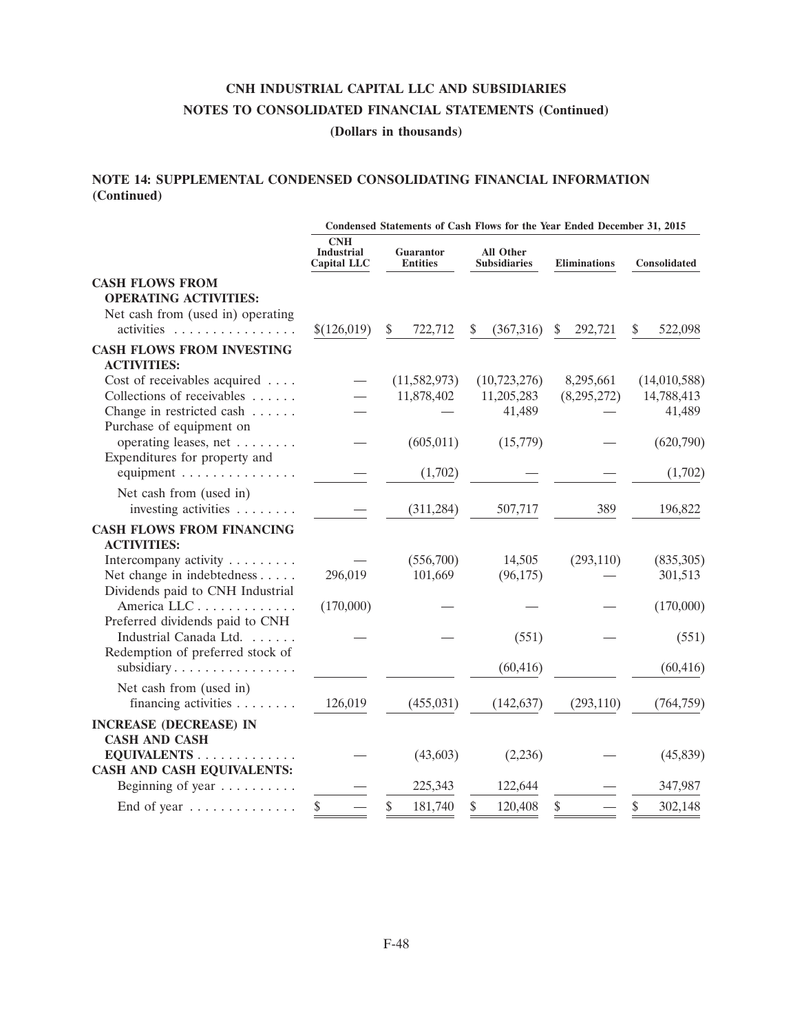# CNH INDUSTRIAL CAPITAL LLC AND SUBSIDIARIES

## NOTES TO CONSOLIDATED FINANCIAL STATEMENTS (Continued)

### (Dollars in thousands)

## NOTE 14: SUPPLEMENTAL CONDENSED CONSOLIDATING FINANCIAL INFORMATION (Continued)

| | Condensed Statements of Cash Flows for the Year Ended December 31, 2015 | | | | |
|---|---|---|---|---|---|
| | CNH Industrial Capital LLC | Guarantor Entities | All Other Subsidiaries | Eliminations | Consolidated |
| **CASH FLOWS FROM OPERATING ACTIVITIES:** | | | | | |
| Net cash from (used in) operating activities | $(126,019) | $ 722,712 | $ (367,316) | $ 292,721 | $ 522,098 |
| **CASH FLOWS FROM INVESTING ACTIVITIES:** | | | | | |
| Cost of receivables acquired | — | (11,582,973) | (10,723,276) | 8,295,661 | (14,010,588) |
| Collections of receivables | — | 11,878,402 | 11,205,283 | (8,295,272) | 14,788,413 |
| Change in restricted cash | — | — | 41,489 | — | 41,489 |
| Purchase of equipment on operating leases, net | — | (605,011) | (15,779) | — | (620,790) |
| Expenditures for property and equipment | — | (1,702) | — | — | (1,702) |
| Net cash from (used in) investing activities | — | (311,284) | 507,717 | 389 | 196,822 |
| **CASH FLOWS FROM FINANCING ACTIVITIES:** | | | | | |
| Intercompany activity | — | (556,700) | 14,505 | (293,110) | (835,305) |
| Net change in indebtedness | 296,019 | 101,669 | (96,175) | — | 301,513 |
| Dividends paid to CNH Industrial America LLC | (170,000) | — | — | — | (170,000) |
| Preferred dividends paid to CNH Industrial Canada Ltd. | — | — | (551) | — | (551) |
| Redemption of preferred stock of subsidiary | | | (60,416) | | (60,416) |
| Net cash from (used in) financing activities | 126,019 | (455,031) | (142,637) | (293,110) | (764,759) |
| **INCREASE (DECREASE) IN CASH AND CASH EQUIVALENTS** | — | (43,603) | (2,236) | — | (45,839) |
| **CASH AND CASH EQUIVALENTS:** | | | | | |
| Beginning of year | — | 225,343 | 122,644 | — | 347,987 |
| End of year | $ — | $ 181,740 | $ 120,408 | $ — | $ 302,148 |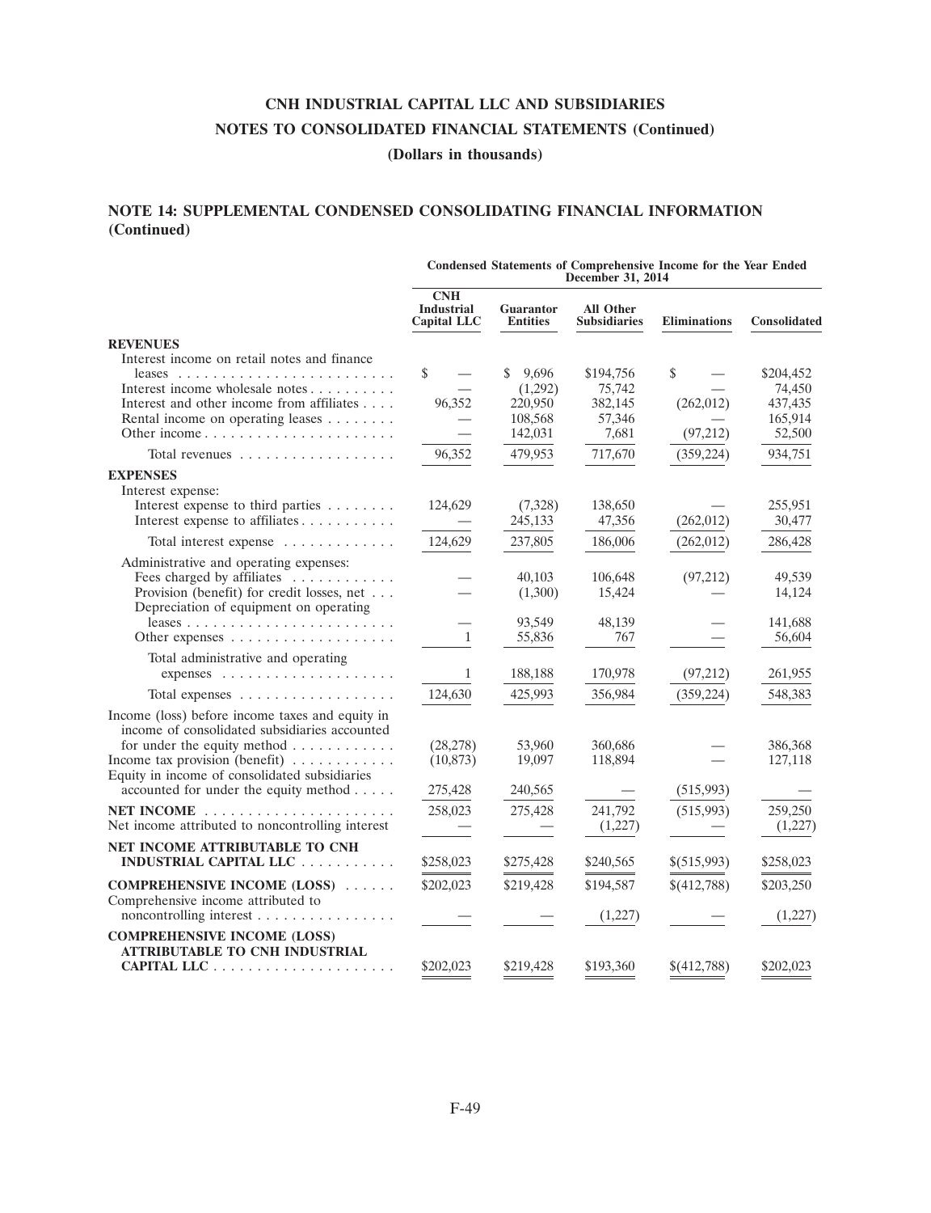# CNH INDUSTRIAL CAPITAL LLC AND SUBSIDIARIES

## NOTES TO CONSOLIDATED FINANCIAL STATEMENTS (Continued)

### (Dollars in thousands)

## NOTE 14: SUPPLEMENTAL CONDENSED CONSOLIDATING FINANCIAL INFORMATION (Continued)

| | Condensed Statements of Comprehensive Income for the Year Ended December 31, 2014 | | | | |
|---|---|---|---|---|---|
| | CNH Industrial Capital LLC | Guarantor Entities | All Other Subsidiaries | Eliminations | Consolidated |
| **REVENUES** | | | | | |
| Interest income on retail notes and finance leases | $ — | $ 9,696 | $194,756 | $ — | $204,452 |
| Interest income wholesale notes | — | (1,292) | 75,742 | — | 74,450 |
| Interest and other income from affiliates | 96,352 | 220,950 | 382,145 | (262,012) | 437,435 |
| Rental income on operating leases | — | 108,568 | 57,346 | — | 165,914 |
| Other income | — | 142,031 | 7,681 | (97,212) | 52,500 |
| Total revenues | 96,352 | 479,953 | 717,670 | (359,224) | 934,751 |
| **EXPENSES** | | | | | |
| Interest expense: | | | | | |
| Interest expense to third parties | 124,629 | (7,328) | 138,650 | — | 255,951 |
| Interest expense to affiliates | — | 245,133 | 47,356 | (262,012) | 30,477 |
| Total interest expense | 124,629 | 237,805 | 186,006 | (262,012) | 286,428 |
| Administrative and operating expenses: | | | | | |
| Fees charged by affiliates | — | 40,103 | 106,648 | (97,212) | 49,539 |
| Provision (benefit) for credit losses, net | — | (1,300) | 15,424 | — | 14,124 |
| Depreciation of equipment on operating leases | — | 93,549 | 48,139 | — | 141,688 |
| Other expenses | 1 | 55,836 | 767 | — | 56,604 |
| Total administrative and operating expenses | 1 | 188,188 | 170,978 | (97,212) | 261,955 |
| Total expenses | 124,630 | 425,993 | 356,984 | (359,224) | 548,383 |
| Income (loss) before income taxes and equity in income of consolidated subsidiaries accounted for under the equity method | (28,278) | 53,960 | 360,686 | — | 386,368 |
| Income tax provision (benefit) | (10,873) | 19,097 | 118,894 | — | 127,118 |
| Equity in income of consolidated subsidiaries accounted for under the equity method | 275,428 | 240,565 | — | (515,993) | — |
| **NET INCOME** | 258,023 | 275,428 | 241,792 | (515,993) | 259,250 |
| Net income attributed to noncontrolling interest | — | — | (1,227) | — | (1,227) |
| **NET INCOME ATTRIBUTABLE TO CNH INDUSTRIAL CAPITAL LLC** | $258,023 | $275,428 | $240,565 | $(515,993) | $258,023 |
| **COMPREHENSIVE INCOME (LOSS)** | $202,023 | $219,428 | $194,587 | $(412,788) | $203,250 |
| Comprehensive income attributed to noncontrolling interest | — | — | (1,227) | — | (1,227) |
| **COMPREHENSIVE INCOME (LOSS) ATTRIBUTABLE TO CNH INDUSTRIAL CAPITAL LLC** | $202,023 | $219,428 | $193,360 | $(412,788) | $202,023 |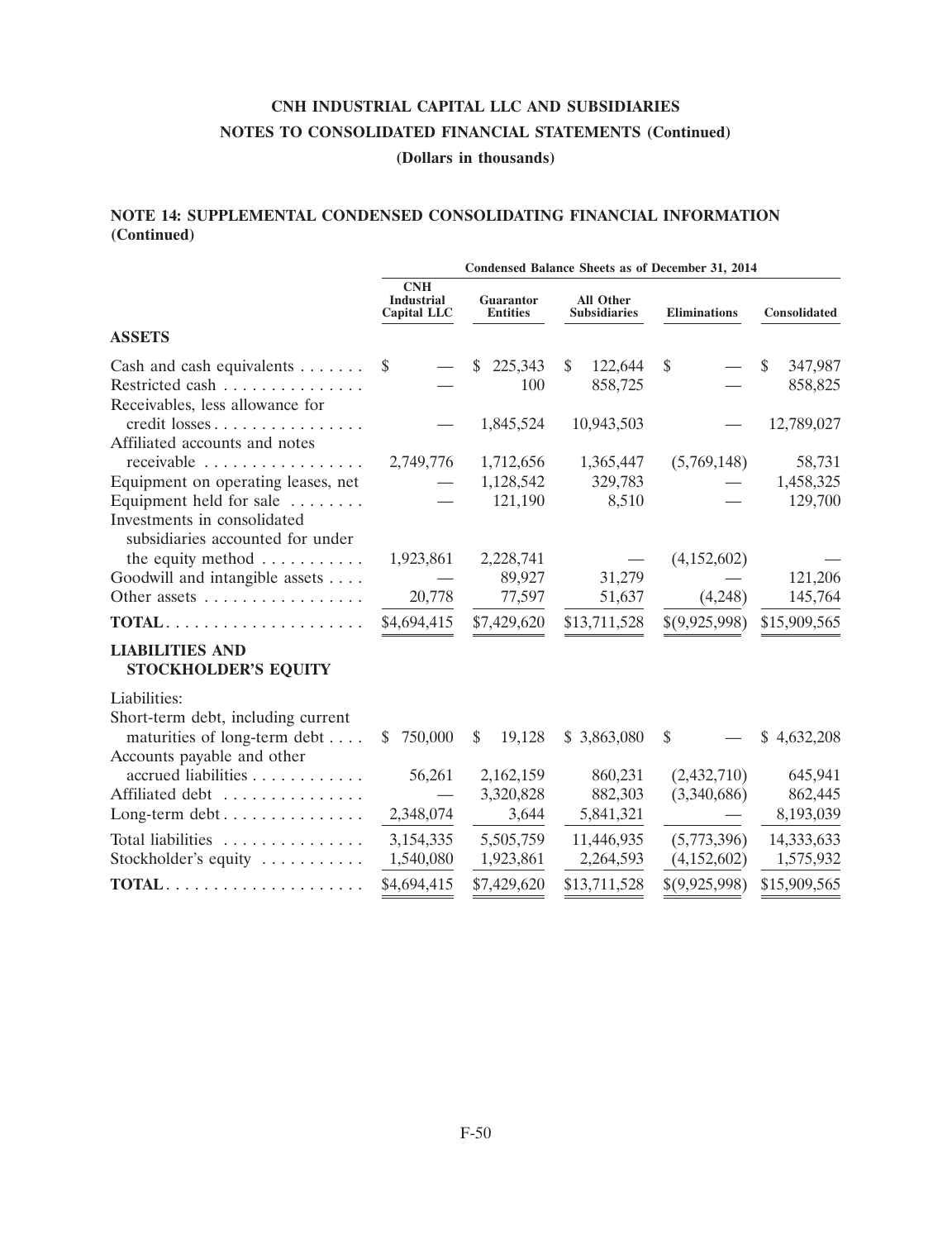# CNH INDUSTRIAL CAPITAL LLC AND SUBSIDIARIES

## NOTES TO CONSOLIDATED FINANCIAL STATEMENTS (Continued)

**(Dollars in thousands)**

### NOTE 14: SUPPLEMENTAL CONDENSED CONSOLIDATING FINANCIAL INFORMATION (Continued)

| | Condensed Balance Sheets as of December 31, 2014 | | | | |
|---|---|---|---|---|---|
| | CNH Industrial Capital LLC | Guarantor Entities | All Other Subsidiaries | Eliminations | Consolidated |
| **ASSETS** | | | | | |
| Cash and cash equivalents | $ — | $ 225,343 | $ 122,644 | $ — | $ 347,987 |
| Restricted cash | — | 100 | 858,725 | — | 858,825 |
| Receivables, less allowance for credit losses | — | 1,845,524 | 10,943,503 | — | 12,789,027 |
| Affiliated accounts and notes receivable | 2,749,776 | 1,712,656 | 1,365,447 | (5,769,148) | 58,731 |
| Equipment on operating leases, net | — | 1,128,542 | 329,783 | — | 1,458,325 |
| Equipment held for sale | — | 121,190 | 8,510 | — | 129,700 |
| Investments in consolidated subsidiaries accounted for under the equity method | 1,923,861 | 2,228,741 | — | (4,152,602) | — |
| Goodwill and intangible assets | — | 89,927 | 31,279 | — | 121,206 |
| Other assets | 20,778 | 77,597 | 51,637 | (4,248) | 145,764 |
| **TOTAL** | $4,694,415 | $7,429,620 | $13,711,528 | $(9,925,998) | $15,909,565 |
| **LIABILITIES AND STOCKHOLDER'S EQUITY** | | | | | |
| Liabilities: | | | | | |
| Short-term debt, including current maturities of long-term debt | $ 750,000 | $ 19,128 | $ 3,863,080 | $ — | $ 4,632,208 |
| Accounts payable and other accrued liabilities | 56,261 | 2,162,159 | 860,231 | (2,432,710) | 645,941 |
| Affiliated debt | — | 3,320,828 | 882,303 | (3,340,686) | 862,445 |
| Long-term debt | 2,348,074 | 3,644 | 5,841,321 | — | 8,193,039 |
| Total liabilities | 3,154,335 | 5,505,759 | 11,446,935 | (5,773,396) | 14,333,633 |
| Stockholder's equity | 1,540,080 | 1,923,861 | 2,264,593 | (4,152,602) | 1,575,932 |
| **TOTAL** | $4,694,415 | $7,429,620 | $13,711,528 | $(9,925,998) | $15,909,565 |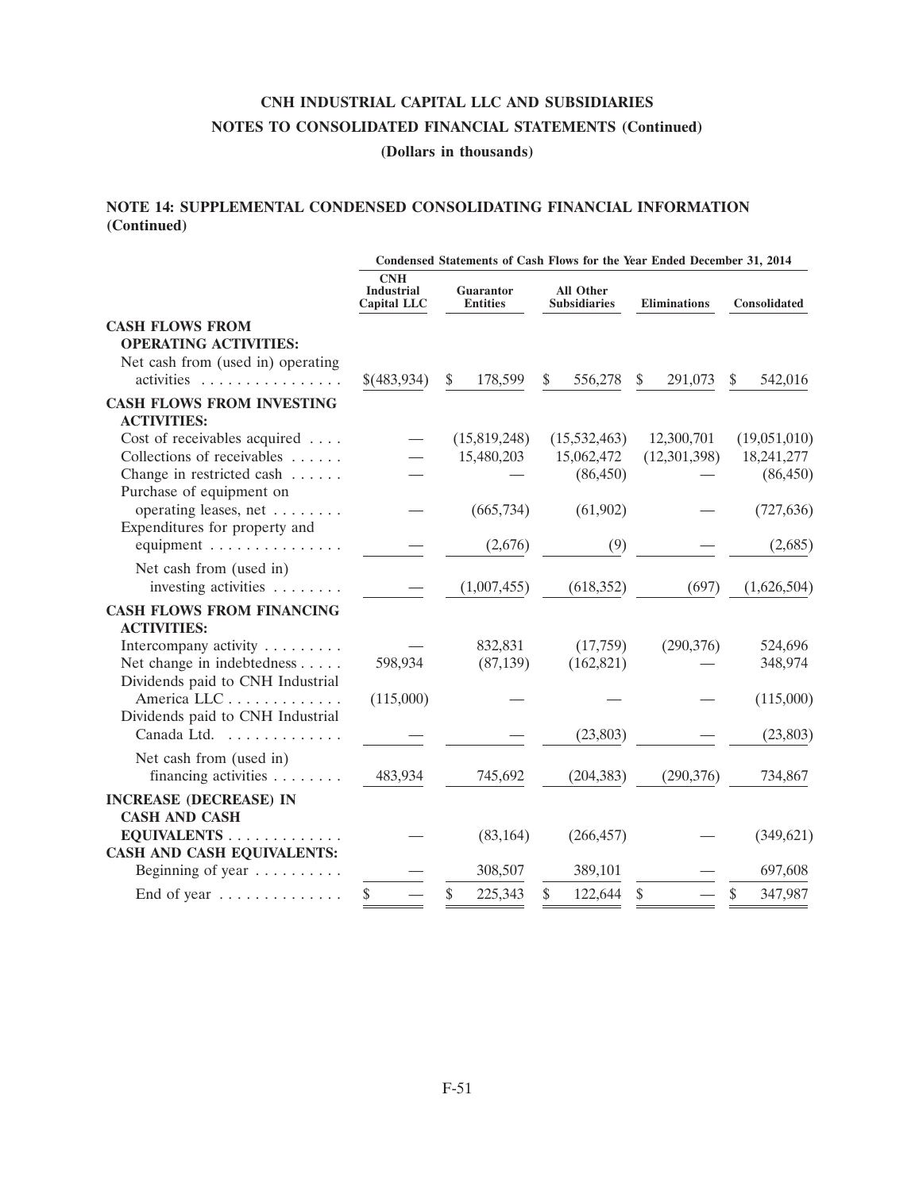# CNH INDUSTRIAL CAPITAL LLC AND SUBSIDIARIES
## NOTES TO CONSOLIDATED FINANCIAL STATEMENTS (Continued)
### (Dollars in thousands)

## NOTE 14: SUPPLEMENTAL CONDENSED CONSOLIDATING FINANCIAL INFORMATION (Continued)

| | Condensed Statements of Cash Flows for the Year Ended December 31, 2014 | | | | |
|---|---|---|---|---|---|
| | CNH Industrial Capital LLC | Guarantor Entities | All Other Subsidiaries | Eliminations | Consolidated |
| **CASH FLOWS FROM OPERATING ACTIVITIES:** | | | | | |
| Net cash from (used in) operating activities | $(483,934) | $ 178,599 | $ 556,278 | $ 291,073 | $ 542,016 |
| **CASH FLOWS FROM INVESTING ACTIVITIES:** | | | | | |
| Cost of receivables acquired | — | (15,819,248) | (15,532,463) | 12,300,701 | (19,051,010) |
| Collections of receivables | — | 15,480,203 | 15,062,472 | (12,301,398) | 18,241,277 |
| Change in restricted cash | — | — | (86,450) | — | (86,450) |
| Purchase of equipment on operating leases, net | — | (665,734) | (61,902) | — | (727,636) |
| Expenditures for property and equipment | — | (2,676) | (9) | — | (2,685) |
| Net cash from (used in) investing activities | — | (1,007,455) | (618,352) | (697) | (1,626,504) |
| **CASH FLOWS FROM FINANCING ACTIVITIES:** | | | | | |
| Intercompany activity | — | 832,831 | (17,759) | (290,376) | 524,696 |
| Net change in indebtedness | 598,934 | (87,139) | (162,821) | — | 348,974 |
| Dividends paid to CNH Industrial America LLC | (115,000) | — | — | — | (115,000) |
| Dividends paid to CNH Industrial Canada Ltd. | — | — | (23,803) | — | (23,803) |
| Net cash from (used in) financing activities | 483,934 | 745,692 | (204,383) | (290,376) | 734,867 |
| **INCREASE (DECREASE) IN CASH AND CASH EQUIVALENTS** | — | (83,164) | (266,457) | — | (349,621) |
| **CASH AND CASH EQUIVALENTS:** | | | | | |
| Beginning of year | — | 308,507 | 389,101 | — | 697,608 |
| End of year | $ — | $ 225,343 | $ 122,644 | $ — | $ 347,987 |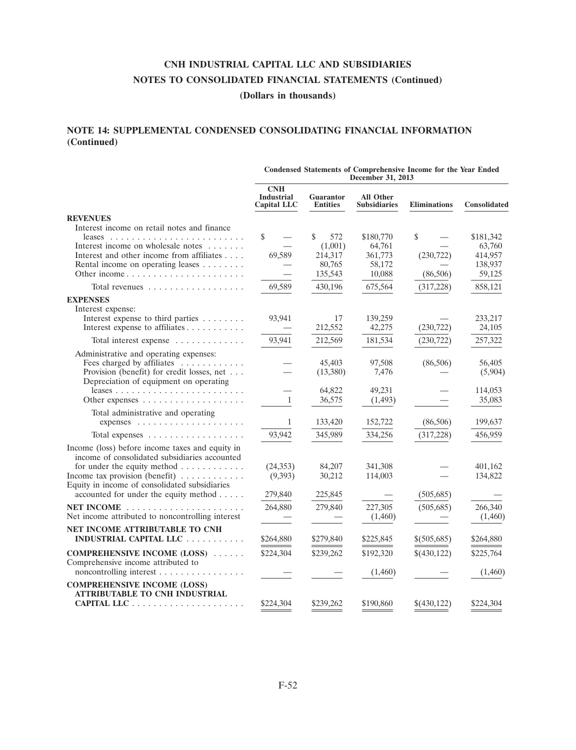# CNH INDUSTRIAL CAPITAL LLC AND SUBSIDIARIES

## NOTES TO CONSOLIDATED FINANCIAL STATEMENTS (Continued)

### (Dollars in thousands)

## NOTE 14: SUPPLEMENTAL CONDENSED CONSOLIDATING FINANCIAL INFORMATION (Continued)

| | Condensed Statements of Comprehensive Income for the Year Ended December 31, 2013 | | | | |
|---|---|---|---|---|---|
| | CNH Industrial Capital LLC | Guarantor Entities | All Other Subsidiaries | Eliminations | Consolidated |
| **REVENUES** | | | | | |
| Interest income on retail notes and finance leases | $ — | $ 572 | $180,770 | $ — | $181,342 |
| Interest income on wholesale notes | — | (1,001) | 64,761 | — | 63,760 |
| Interest and other income from affiliates | 69,589 | 214,317 | 361,773 | (230,722) | 414,957 |
| Rental income on operating leases | — | 80,765 | 58,172 | — | 138,937 |
| Other income | — | 135,543 | 10,088 | (86,506) | 59,125 |
| Total revenues | 69,589 | 430,196 | 675,564 | (317,228) | 858,121 |
| **EXPENSES** | | | | | |
| Interest expense: | | | | | |
| Interest expense to third parties | 93,941 | 17 | 139,259 | — | 233,217 |
| Interest expense to affiliates | — | 212,552 | 42,275 | (230,722) | 24,105 |
| Total interest expense | 93,941 | 212,569 | 181,534 | (230,722) | 257,322 |
| Administrative and operating expenses: | | | | | |
| Fees charged by affiliates | — | 45,403 | 97,508 | (86,506) | 56,405 |
| Provision (benefit) for credit losses, net | — | (13,380) | 7,476 | — | (5,904) |
| Depreciation of equipment on operating leases | — | 64,822 | 49,231 | — | 114,053 |
| Other expenses | 1 | 36,575 | (1,493) | — | 35,083 |
| Total administrative and operating expenses | 1 | 133,420 | 152,722 | (86,506) | 199,637 |
| Total expenses | 93,942 | 345,989 | 334,256 | (317,228) | 456,959 |
| Income (loss) before income taxes and equity in income of consolidated subsidiaries accounted for under the equity method | (24,353) | 84,207 | 341,308 | — | 401,162 |
| Income tax provision (benefit) | (9,393) | 30,212 | 114,003 | — | 134,822 |
| Equity in income of consolidated subsidiaries accounted for under the equity method | 279,840 | 225,845 | — | (505,685) | — |
| **NET INCOME** | 264,880 | 279,840 | 227,305 | (505,685) | 266,340 |
| Net income attributed to noncontrolling interest | — | — | (1,460) | — | (1,460) |
| **NET INCOME ATTRIBUTABLE TO CNH INDUSTRIAL CAPITAL LLC** | $264,880 | $279,840 | $225,845 | $(505,685) | $264,880 |
| **COMPREHENSIVE INCOME (LOSS)** | $224,304 | $239,262 | $192,320 | $(430,122) | $225,764 |
| Comprehensive income attributed to noncontrolling interest | — | — | (1,460) | — | (1,460) |
| **COMPREHENSIVE INCOME (LOSS) ATTRIBUTABLE TO CNH INDUSTRIAL CAPITAL LLC** | $224,304 | $239,262 | $190,860 | $(430,122) | $224,304 |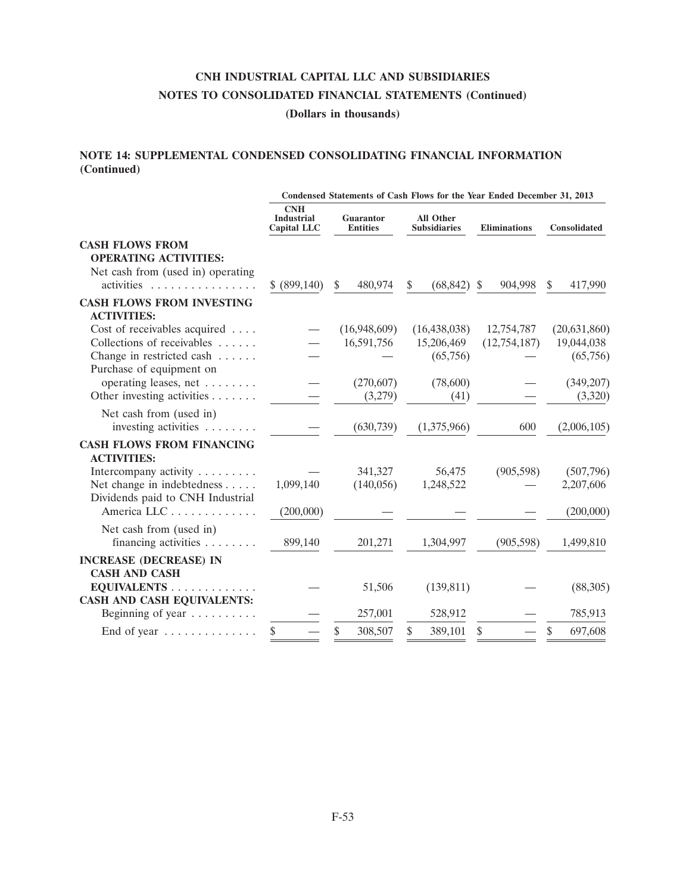# CNH INDUSTRIAL CAPITAL LLC AND SUBSIDIARIES

## NOTES TO CONSOLIDATED FINANCIAL STATEMENTS (Continued)

### (Dollars in thousands)

### NOTE 14: SUPPLEMENTAL CONDENSED CONSOLIDATING FINANCIAL INFORMATION (Continued)

| | Condensed Statements of Cash Flows for the Year Ended December 31, 2013 | | | | |
|---|---|---|---|---|---|
| | CNH Industrial Capital LLC | Guarantor Entities | All Other Subsidiaries | Eliminations | Consolidated |
| **CASH FLOWS FROM OPERATING ACTIVITIES:** | | | | | |
| Net cash from (used in) operating activities | $ (899,140) | $ 480,974 | $ (68,842) | $ 904,998 | $ 417,990 |
| **CASH FLOWS FROM INVESTING ACTIVITIES:** | | | | | |
| Cost of receivables acquired | — | (16,948,609) | (16,438,038) | 12,754,787 | (20,631,860) |
| Collections of receivables | — | 16,591,756 | 15,206,469 | (12,754,187) | 19,044,038 |
| Change in restricted cash | — | — | (65,756) | — | (65,756) |
| Purchase of equipment on operating leases, net | — | (270,607) | (78,600) | — | (349,207) |
| Other investing activities | — | (3,279) | (41) | — | (3,320) |
| Net cash from (used in) investing activities | — | (630,739) | (1,375,966) | 600 | (2,006,105) |
| **CASH FLOWS FROM FINANCING ACTIVITIES:** | | | | | |
| Intercompany activity | — | 341,327 | 56,475 | (905,598) | (507,796) |
| Net change in indebtedness | 1,099,140 | (140,056) | 1,248,522 | — | 2,207,606 |
| Dividends paid to CNH Industrial America LLC | (200,000) | — | — | — | (200,000) |
| Net cash from (used in) financing activities | 899,140 | 201,271 | 1,304,997 | (905,598) | 1,499,810 |
| **INCREASE (DECREASE) IN CASH AND CASH EQUIVALENTS** | — | 51,506 | (139,811) | — | (88,305) |
| **CASH AND CASH EQUIVALENTS:** | | | | | |
| Beginning of year | — | 257,001 | 528,912 | — | 785,913 |
| End of year | $ — | $ 308,507 | $ 389,101 | $ — | $ 697,608 |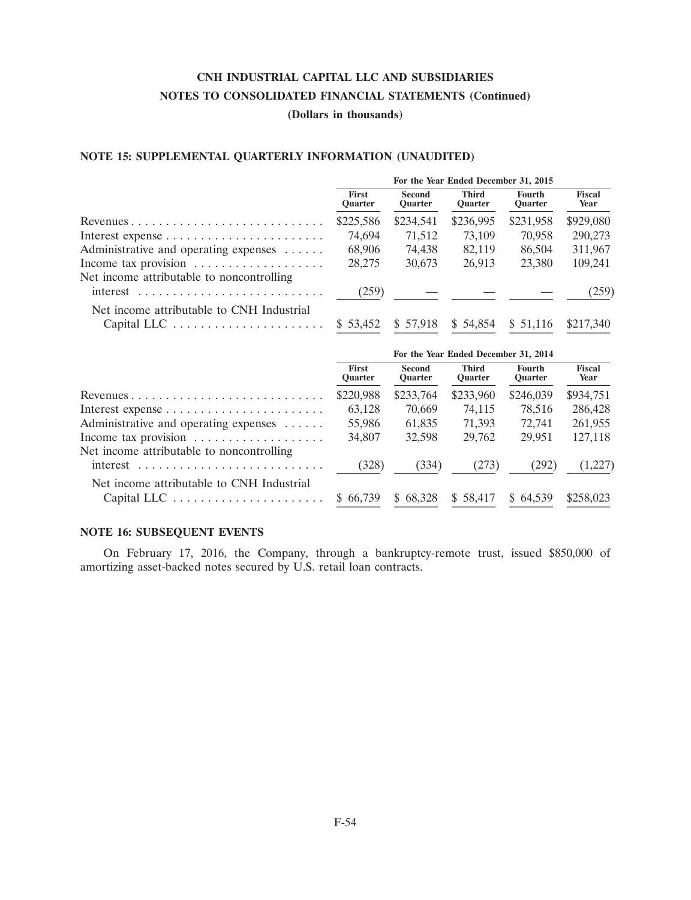# CNH INDUSTRIAL CAPITAL LLC AND SUBSIDIARIES

## NOTES TO CONSOLIDATED FINANCIAL STATEMENTS (Continued)

### (Dollars in thousands)

#### NOTE 15: SUPPLEMENTAL QUARTERLY INFORMATION (UNAUDITED)

| | For the Year Ended December 31, 2015 | | | | |
|---|---|---|---|---|---|
| | First Quarter | Second Quarter | Third Quarter | Fourth Quarter | Fiscal Year |
| Revenues | $225,586 | $234,541 | $236,995 | $231,958 | $929,080 |
| Interest expense | 74,694 | 71,512 | 73,109 | 70,958 | 290,273 |
| Administrative and operating expenses | 68,906 | 74,438 | 82,119 | 86,504 | 311,967 |
| Income tax provision | 28,275 | 30,673 | 26,913 | 23,380 | 109,241 |
| Net income attributable to noncontrolling interest | (259) | — | — | — | (259) |
| Net income attributable to CNH Industrial Capital LLC | $ 53,452 | $ 57,918 | $ 54,854 | $ 51,116 | $217,340 |

| | For the Year Ended December 31, 2014 | | | | |
|---|---|---|---|---|---|
| | First Quarter | Second Quarter | Third Quarter | Fourth Quarter | Fiscal Year |
| Revenues | $220,988 | $233,764 | $233,960 | $246,039 | $934,751 |
| Interest expense | 63,128 | 70,669 | 74,115 | 78,516 | 286,428 |
| Administrative and operating expenses | 55,986 | 61,835 | 71,393 | 72,741 | 261,955 |
| Income tax provision | 34,807 | 32,598 | 29,762 | 29,951 | 127,118 |
| Net income attributable to noncontrolling interest | (328) | (334) | (273) | (292) | (1,227) |
| Net income attributable to CNH Industrial Capital LLC | $ 66,739 | $ 68,328 | $ 58,417 | $ 64,539 | $258,023 |

#### NOTE 16: SUBSEQUENT EVENTS

On February 17, 2016, the Company, through a bankruptcy-remote trust, issued $850,000 of amortizing asset-backed notes secured by U.S. retail loan contracts.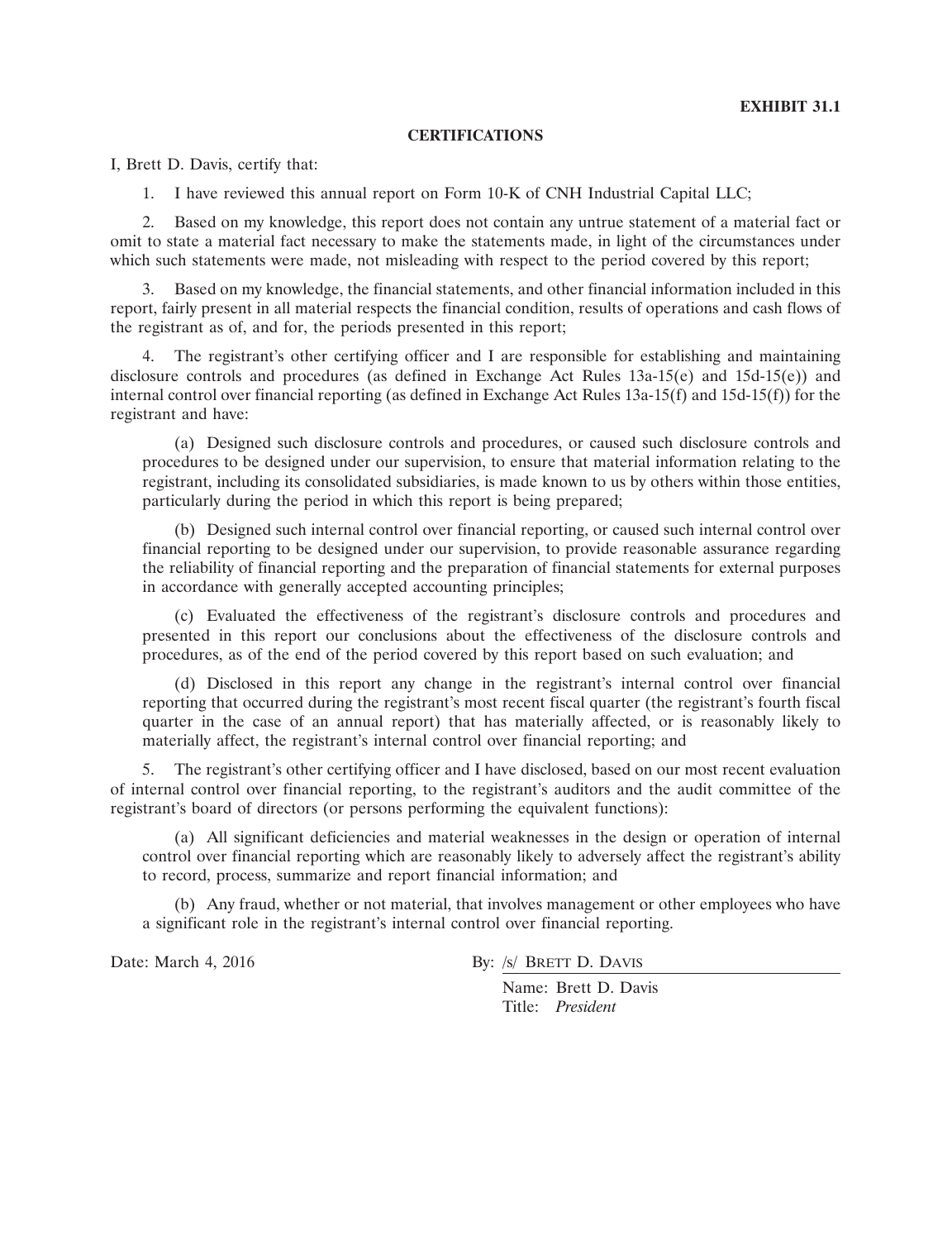**EXHIBIT 31.1**

**CERTIFICATIONS**

I, Brett D. Davis, certify that:

1. I have reviewed this annual report on Form 10-K of CNH Industrial Capital LLC;

2. Based on my knowledge, this report does not contain any untrue statement of a material fact or omit to state a material fact necessary to make the statements made, in light of the circumstances under which such statements were made, not misleading with respect to the period covered by this report;

3. Based on my knowledge, the financial statements, and other financial information included in this report, fairly present in all material respects the financial condition, results of operations and cash flows of the registrant as of, and for, the periods presented in this report;

4. The registrant's other certifying officer and I are responsible for establishing and maintaining disclosure controls and procedures (as defined in Exchange Act Rules 13a-15(e) and 15d-15(e)) and internal control over financial reporting (as defined in Exchange Act Rules 13a-15(f) and 15d-15(f)) for the registrant and have:

(a) Designed such disclosure controls and procedures, or caused such disclosure controls and procedures to be designed under our supervision, to ensure that material information relating to the registrant, including its consolidated subsidiaries, is made known to us by others within those entities, particularly during the period in which this report is being prepared;

(b) Designed such internal control over financial reporting, or caused such internal control over financial reporting to be designed under our supervision, to provide reasonable assurance regarding the reliability of financial reporting and the preparation of financial statements for external purposes in accordance with generally accepted accounting principles;

(c) Evaluated the effectiveness of the registrant's disclosure controls and procedures and presented in this report our conclusions about the effectiveness of the disclosure controls and procedures, as of the end of the period covered by this report based on such evaluation; and

(d) Disclosed in this report any change in the registrant's internal control over financial reporting that occurred during the registrant's most recent fiscal quarter (the registrant's fourth fiscal quarter in the case of an annual report) that has materially affected, or is reasonably likely to materially affect, the registrant's internal control over financial reporting; and

5. The registrant's other certifying officer and I have disclosed, based on our most recent evaluation of internal control over financial reporting, to the registrant's auditors and the audit committee of the registrant's board of directors (or persons performing the equivalent functions):

(a) All significant deficiencies and material weaknesses in the design or operation of internal control over financial reporting which are reasonably likely to adversely affect the registrant's ability to record, process, summarize and report financial information; and

(b) Any fraud, whether or not material, that involves management or other employees who have a significant role in the registrant's internal control over financial reporting.

Date: March 4, 2016

By: /s/ BRETT D. DAVIS

Name: Brett D. Davis
Title: *President*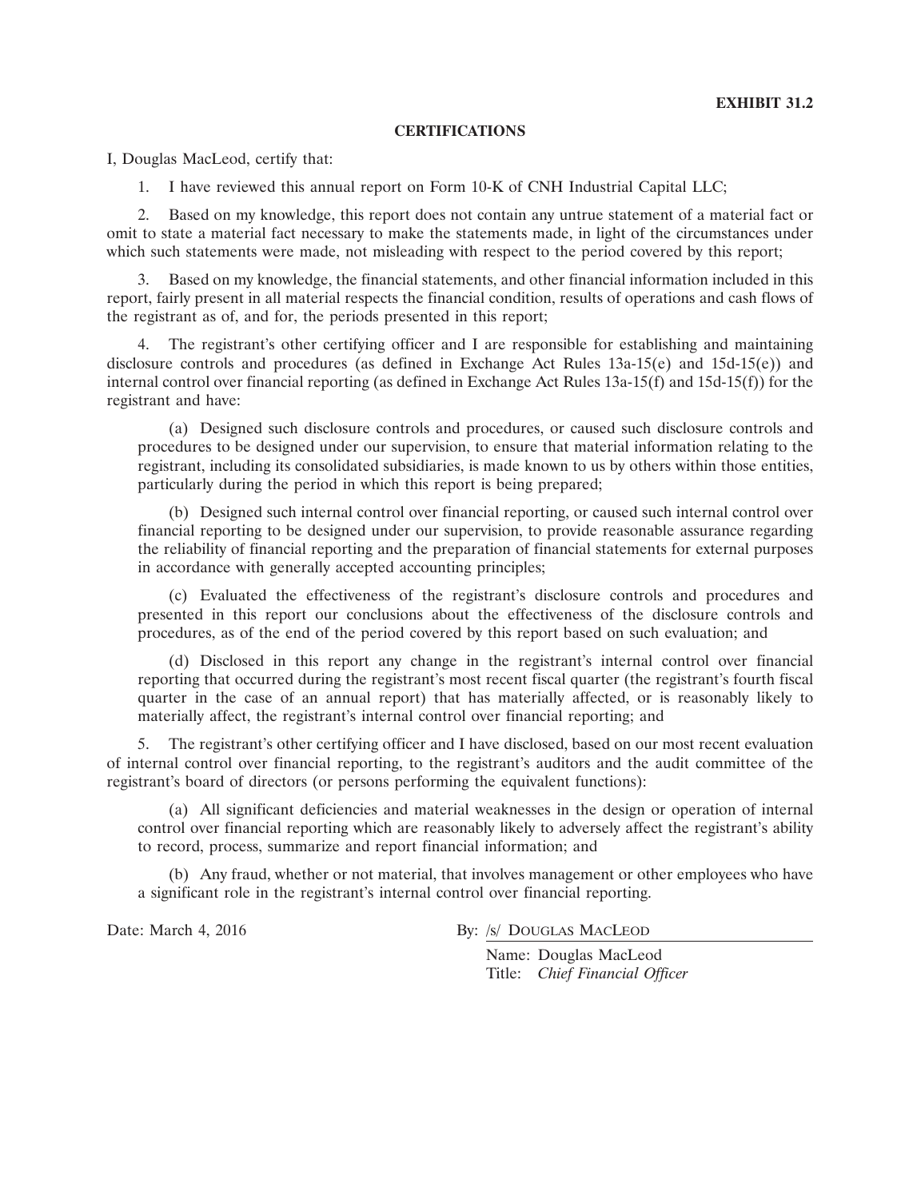**EXHIBIT 31.2**

**CERTIFICATIONS**

I, Douglas MacLeod, certify that:

1. I have reviewed this annual report on Form 10-K of CNH Industrial Capital LLC;

2. Based on my knowledge, this report does not contain any untrue statement of a material fact or omit to state a material fact necessary to make the statements made, in light of the circumstances under which such statements were made, not misleading with respect to the period covered by this report;

3. Based on my knowledge, the financial statements, and other financial information included in this report, fairly present in all material respects the financial condition, results of operations and cash flows of the registrant as of, and for, the periods presented in this report;

4. The registrant's other certifying officer and I are responsible for establishing and maintaining disclosure controls and procedures (as defined in Exchange Act Rules 13a-15(e) and 15d-15(e)) and internal control over financial reporting (as defined in Exchange Act Rules 13a-15(f) and 15d-15(f)) for the registrant and have:

   (a) Designed such disclosure controls and procedures, or caused such disclosure controls and procedures to be designed under our supervision, to ensure that material information relating to the registrant, including its consolidated subsidiaries, is made known to us by others within those entities, particularly during the period in which this report is being prepared;

   (b) Designed such internal control over financial reporting, or caused such internal control over financial reporting to be designed under our supervision, to provide reasonable assurance regarding the reliability of financial reporting and the preparation of financial statements for external purposes in accordance with generally accepted accounting principles;

   (c) Evaluated the effectiveness of the registrant's disclosure controls and procedures and presented in this report our conclusions about the effectiveness of the disclosure controls and procedures, as of the end of the period covered by this report based on such evaluation; and

   (d) Disclosed in this report any change in the registrant's internal control over financial reporting that occurred during the registrant's most recent fiscal quarter (the registrant's fourth fiscal quarter in the case of an annual report) that has materially affected, or is reasonably likely to materially affect, the registrant's internal control over financial reporting; and

5. The registrant's other certifying officer and I have disclosed, based on our most recent evaluation of internal control over financial reporting, to the registrant's auditors and the audit committee of the registrant's board of directors (or persons performing the equivalent functions):

   (a) All significant deficiencies and material weaknesses in the design or operation of internal control over financial reporting which are reasonably likely to adversely affect the registrant's ability to record, process, summarize and report financial information; and

   (b) Any fraud, whether or not material, that involves management or other employees who have a significant role in the registrant's internal control over financial reporting.

Date: March 4, 2016

By: /s/ DOUGLAS MACLEOD

Name: Douglas MacLeod
Title: *Chief Financial Officer*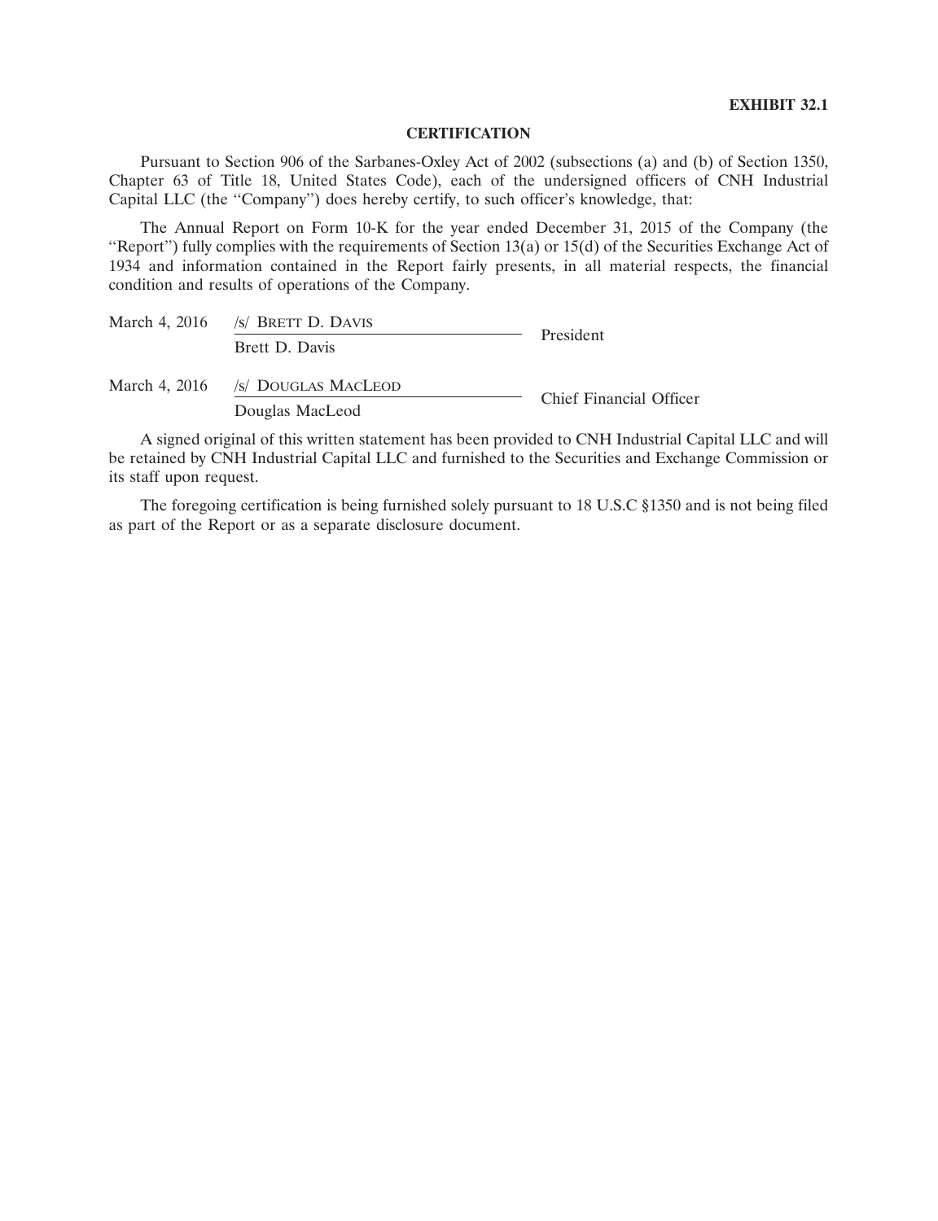**EXHIBIT 32.1**

## CERTIFICATION

Pursuant to Section 906 of the Sarbanes-Oxley Act of 2002 (subsections (a) and (b) of Section 1350, Chapter 63 of Title 18, United States Code), each of the undersigned officers of CNH Industrial Capital LLC (the ''Company'') does hereby certify, to such officer's knowledge, that:

The Annual Report on Form 10-K for the year ended December 31, 2015 of the Company (the ''Report'') fully complies with the requirements of Section 13(a) or 15(d) of the Securities Exchange Act of 1934 and information contained in the Report fairly presents, in all material respects, the financial condition and results of operations of the Company.

| | | |
|---|---|---|
| March 4, 2016 | /s/ BRETT D. DAVIS<br>Brett D. Davis | President |
| March 4, 2016 | /s/ DOUGLAS MACLEOD<br>Douglas MacLeod | Chief Financial Officer |

A signed original of this written statement has been provided to CNH Industrial Capital LLC and will be retained by CNH Industrial Capital LLC and furnished to the Securities and Exchange Commission or its staff upon request.

The foregoing certification is being furnished solely pursuant to 18 U.S.C §1350 and is not being filed as part of the Report or as a separate disclosure document.